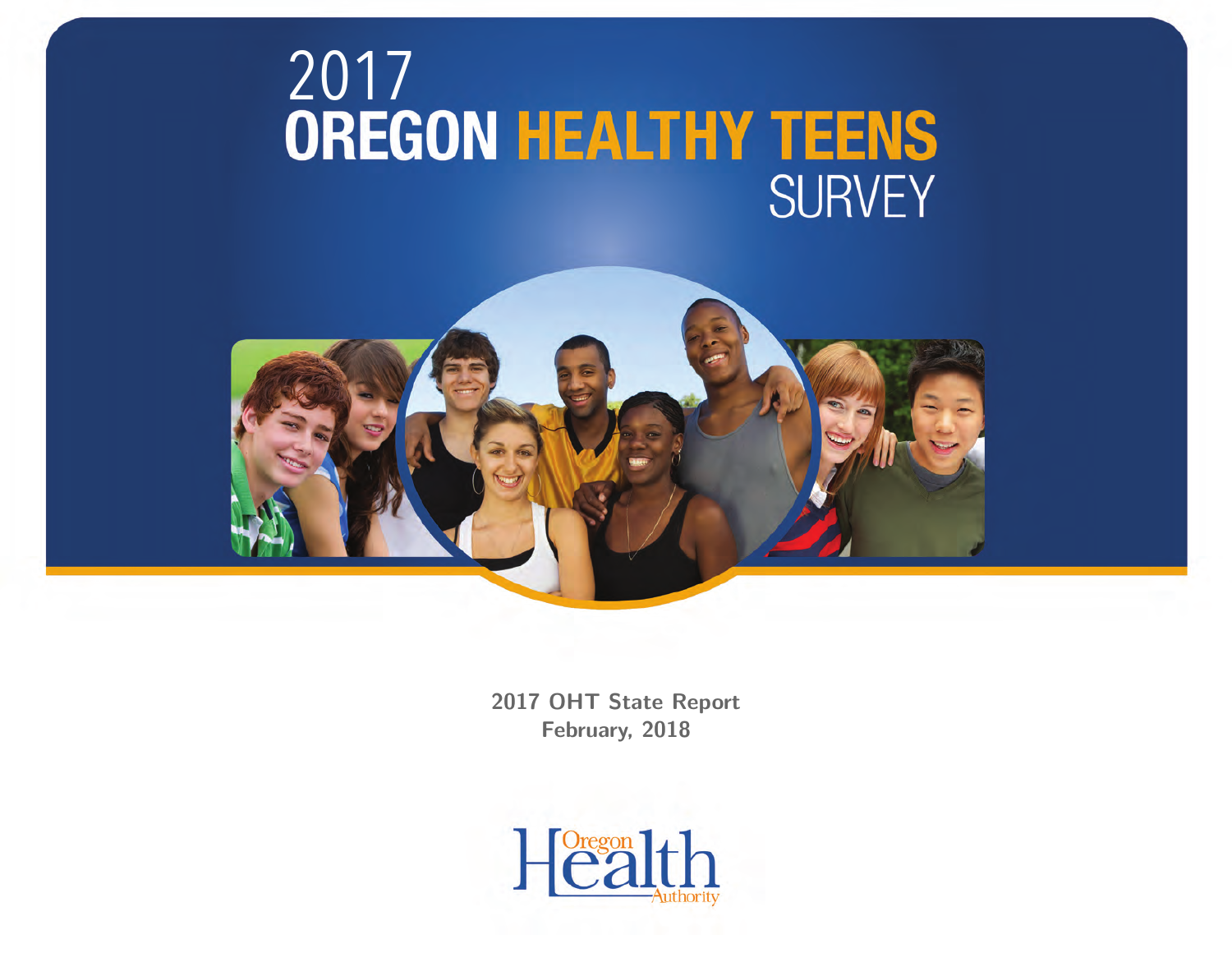# 2017 OREGON HEALTHY TEENS SURVEY

**2017 OHT State Report**
**February, 2018**

Oregon Health Authority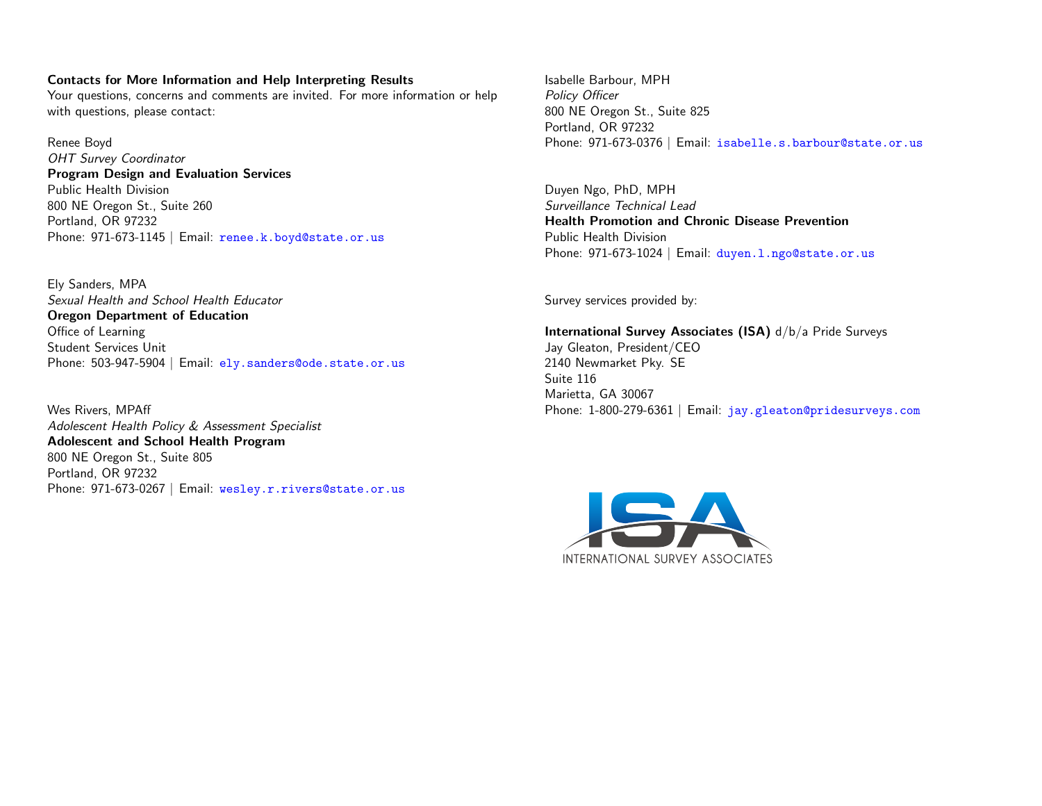**Contacts for More Information and Help Interpreting Results**

Your questions, concerns and comments are invited. For more information or help with questions, please contact:

Renee Boyd
*OHT Survey Coordinator*
**Program Design and Evaluation Services**
Public Health Division
800 NE Oregon St., Suite 260
Portland, OR 97232
Phone: 971-673-1145 | Email: renee.k.boyd@state.or.us

Ely Sanders, MPA
*Sexual Health and School Health Educator*
**Oregon Department of Education**
Office of Learning
Student Services Unit
Phone: 503-947-5904 | Email: ely.sanders@ode.state.or.us

Wes Rivers, MPAff
*Adolescent Health Policy & Assessment Specialist*
**Adolescent and School Health Program**
800 NE Oregon St., Suite 805
Portland, OR 97232
Phone: 971-673-0267 | Email: wesley.r.rivers@state.or.us

Isabelle Barbour, MPH
*Policy Officer*
800 NE Oregon St., Suite 825
Portland, OR 97232
Phone: 971-673-0376 | Email: isabelle.s.barbour@state.or.us

Duyen Ngo, PhD, MPH
*Surveillance Technical Lead*
**Health Promotion and Chronic Disease Prevention**
Public Health Division
Phone: 971-673-1024 | Email: duyen.l.ngo@state.or.us

Survey services provided by:

**International Survey Associates (ISA)** d/b/a Pride Surveys
Jay Gleaton, President/CEO
2140 Newmarket Pky. SE
Suite 116
Marietta, GA 30067
Phone: 1-800-279-6361 | Email: jay.gleaton@pridesurveys.com

ISA
INTERNATIONAL SURVEY ASSOCIATES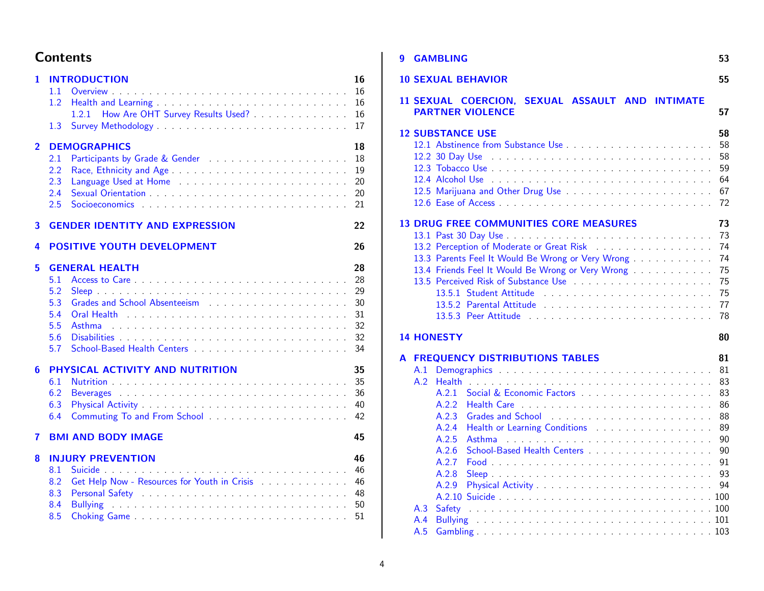# Contents

**1 INTRODUCTION** — 16
- 1.1 Overview — 16
- 1.2 Health and Learning — 16
  - 1.2.1 How Are OHT Survey Results Used? — 16
- 1.3 Survey Methodology — 17

**2 DEMOGRAPHICS** — 18
- 2.1 Participants by Grade & Gender — 18
- 2.2 Race, Ethnicity and Age — 19
- 2.3 Language Used at Home — 20
- 2.4 Sexual Orientation — 20
- 2.5 Socioeconomics — 21

**3 GENDER IDENTITY AND EXPRESSION** — 22

**4 POSITIVE YOUTH DEVELOPMENT** — 26

**5 GENERAL HEALTH** — 28
- 5.1 Access to Care — 28
- 5.2 Sleep — 29
- 5.3 Grades and School Absenteeism — 30
- 5.4 Oral Health — 31
- 5.5 Asthma — 32
- 5.6 Disabilities — 32
- 5.7 School-Based Health Centers — 34

**6 PHYSICAL ACTIVITY AND NUTRITION** — 35
- 6.1 Nutrition — 35
- 6.2 Beverages — 36
- 6.3 Physical Activity — 40
- 6.4 Commuting To and From School — 42

**7 BMI AND BODY IMAGE** — 45

**8 INJURY PREVENTION** — 46
- 8.1 Suicide — 46
- 8.2 Get Help Now - Resources for Youth in Crisis — 46
- 8.3 Personal Safety — 48
- 8.4 Bullying — 50
- 8.5 Choking Game — 51

**9 GAMBLING** — 53

**10 SEXUAL BEHAVIOR** — 55

**11 SEXUAL COERCION, SEXUAL ASSAULT AND INTIMATE PARTNER VIOLENCE** — 57

**12 SUBSTANCE USE** — 58
- 12.1 Abstinence from Substance Use — 58
- 12.2 30 Day Use — 58
- 12.3 Tobacco Use — 59
- 12.4 Alcohol Use — 64
- 12.5 Marijuana and Other Drug Use — 67
- 12.6 Ease of Access — 72

**13 DRUG FREE COMMUNITIES CORE MEASURES** — 73
- 13.1 Past 30 Day Use — 73
- 13.2 Perception of Moderate or Great Risk — 74
- 13.3 Parents Feel It Would Be Wrong or Very Wrong — 74
- 13.4 Friends Feel It Would Be Wrong or Very Wrong — 75
- 13.5 Perceived Risk of Substance Use — 75
  - 13.5.1 Student Attitude — 75
  - 13.5.2 Parental Attitude — 77
  - 13.5.3 Peer Attitude — 78

**14 HONESTY** — 80

**A FREQUENCY DISTRIBUTIONS TABLES** — 81
- A.1 Demographics — 81
- A.2 Health — 83
  - A.2.1 Social & Economic Factors — 83
  - A.2.2 Health Care — 86
  - A.2.3 Grades and School — 88
  - A.2.4 Health or Learning Conditions — 89
  - A.2.5 Asthma — 90
  - A.2.6 School-Based Health Centers — 90
  - A.2.7 Food — 91
  - A.2.8 Sleep — 93
  - A.2.9 Physical Activity — 94
  - A.2.10 Suicide — 100
- A.3 Safety — 100
- A.4 Bullying — 101
- A.5 Gambling — 103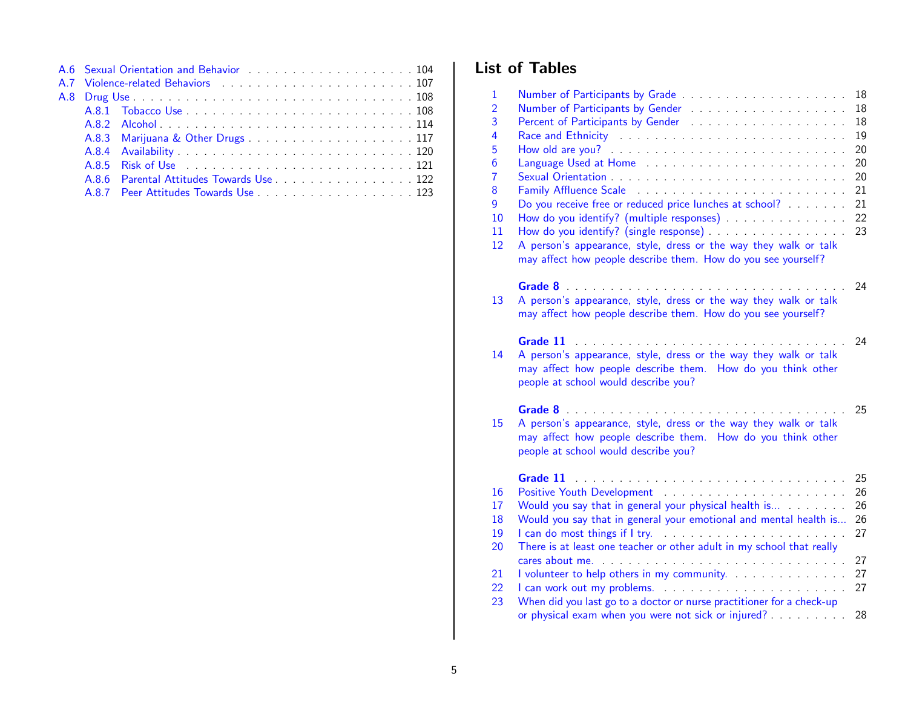- A.6 Sexual Orientation and Behavior . . . 104
- A.7 Violence-related Behaviors . . . 107
- A.8 Drug Use . . . 108
  - A.8.1 Tobacco Use . . . 108
  - A.8.2 Alcohol . . . 114
  - A.8.3 Marijuana & Other Drugs . . . 117
  - A.8.4 Availability . . . 120
  - A.8.5 Risk of Use . . . 121
  - A.8.6 Parental Attitudes Towards Use . . . 122
  - A.8.7 Peer Attitudes Towards Use . . . 123

## List of Tables

1. Number of Participants by Grade . . . 18
2. Number of Participants by Gender . . . 18
3. Percent of Participants by Gender . . . 18
4. Race and Ethnicity . . . 19
5. How old are you? . . . 20
6. Language Used at Home . . . 20
7. Sexual Orientation . . . 20
8. Family Affluence Scale . . . 21
9. Do you receive free or reduced price lunches at school? . . . 21
10. How do you identify? (multiple responses) . . . 22
11. How do you identify? (single response) . . . 23
12. A person's appearance, style, dress or the way they walk or talk may affect how people describe them. How do you see yourself? **Grade 8** . . . 24
13. A person's appearance, style, dress or the way they walk or talk may affect how people describe them. How do you see yourself? **Grade 11** . . . 24
14. A person's appearance, style, dress or the way they walk or talk may affect how people describe them. How do you think other people at school would describe you? **Grade 8** . . . 25
15. A person's appearance, style, dress or the way they walk or talk may affect how people describe them. How do you think other people at school would describe you? **Grade 11** . . . 25
16. Positive Youth Development . . . 26
17. Would you say that in general your physical health is... . . . 26
18. Would you say that in general your emotional and mental health is... 26
19. I can do most things if I try. . . . 27
20. There is at least one teacher or other adult in my school that really cares about me. . . . 27
21. I volunteer to help others in my community. . . . 27
22. I can work out my problems. . . . 27
23. When did you last go to a doctor or nurse practitioner for a check-up or physical exam when you were not sick or injured? . . . 28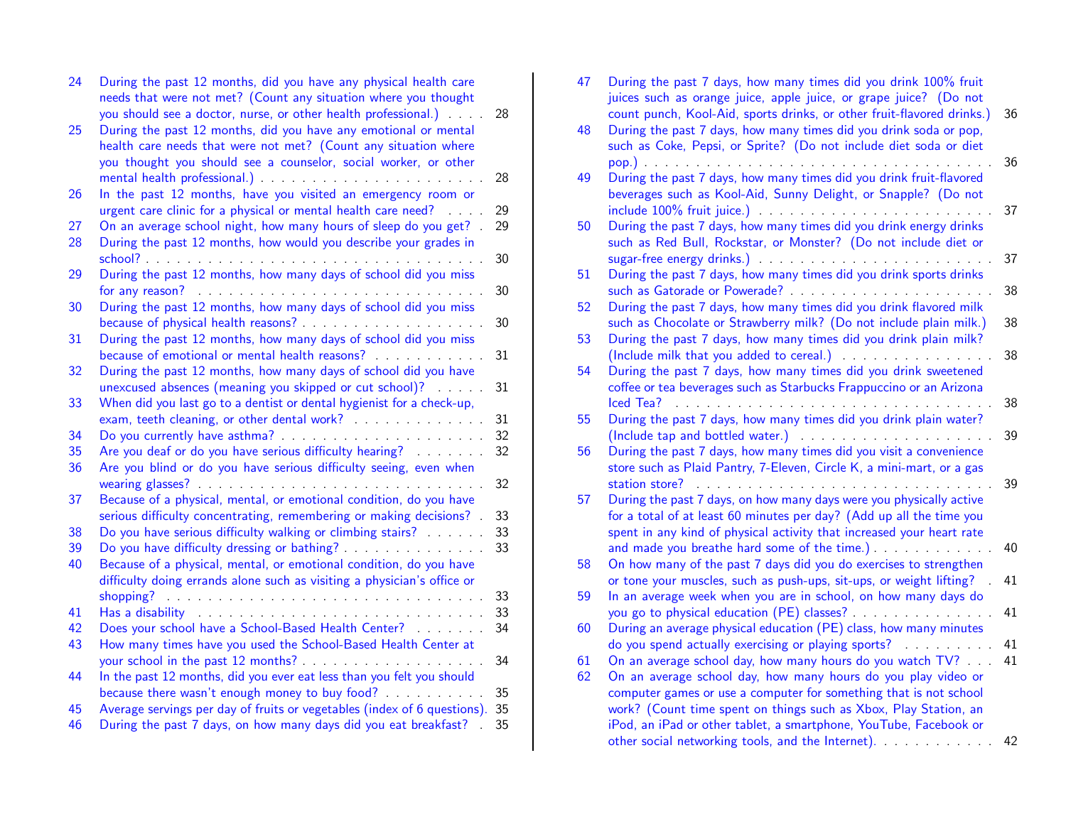| | | |
|---|---|---|
| 24 | During the past 12 months, did you have any physical health care needs that were not met? (Count any situation where you thought you should see a doctor, nurse, or other health professional.) | 28 |
| 25 | During the past 12 months, did you have any emotional or mental health care needs that were not met? (Count any situation where you thought you should see a counselor, social worker, or other mental health professional.) | 28 |
| 26 | In the past 12 months, have you visited an emergency room or urgent care clinic for a physical or mental health care need? | 29 |
| 27 | On an average school night, how many hours of sleep do you get? | 29 |
| 28 | During the past 12 months, how would you describe your grades in school? | 30 |
| 29 | During the past 12 months, how many days of school did you miss for any reason? | 30 |
| 30 | During the past 12 months, how many days of school did you miss because of physical health reasons? | 30 |
| 31 | During the past 12 months, how many days of school did you miss because of emotional or mental health reasons? | 31 |
| 32 | During the past 12 months, how many days of school did you have unexcused absences (meaning you skipped or cut school)? | 31 |
| 33 | When did you last go to a dentist or dental hygienist for a check-up, exam, teeth cleaning, or other dental work? | 31 |
| 34 | Do you currently have asthma? | 32 |
| 35 | Are you deaf or do you have serious difficulty hearing? | 32 |
| 36 | Are you blind or do you have serious difficulty seeing, even when wearing glasses? | 32 |
| 37 | Because of a physical, mental, or emotional condition, do you have serious difficulty concentrating, remembering or making decisions? | 33 |
| 38 | Do you have serious difficulty walking or climbing stairs? | 33 |
| 39 | Do you have difficulty dressing or bathing? | 33 |
| 40 | Because of a physical, mental, or emotional condition, do you have difficulty doing errands alone such as visiting a physician's office or shopping? | 33 |
| 41 | Has a disability | 33 |
| 42 | Does your school have a School-Based Health Center? | 34 |
| 43 | How many times have you used the School-Based Health Center at your school in the past 12 months? | 34 |
| 44 | In the past 12 months, did you ever eat less than you felt you should because there wasn't enough money to buy food? | 35 |
| 45 | Average servings per day of fruits or vegetables (index of 6 questions). | 35 |
| 46 | During the past 7 days, on how many days did you eat breakfast? | 35 |
| 47 | During the past 7 days, how many times did you drink 100% fruit juices such as orange juice, apple juice, or grape juice? (Do not count punch, Kool-Aid, sports drinks, or other fruit-flavored drinks.) | 36 |
| 48 | During the past 7 days, how many times did you drink soda or pop, such as Coke, Pepsi, or Sprite? (Do not include diet soda or diet pop.) | 36 |
| 49 | During the past 7 days, how many times did you drink fruit-flavored beverages such as Kool-Aid, Sunny Delight, or Snapple? (Do not include 100% fruit juice.) | 37 |
| 50 | During the past 7 days, how many times did you drink energy drinks such as Red Bull, Rockstar, or Monster? (Do not include diet or sugar-free energy drinks.) | 37 |
| 51 | During the past 7 days, how many times did you drink sports drinks such as Gatorade or Powerade? | 38 |
| 52 | During the past 7 days, how many times did you drink flavored milk such as Chocolate or Strawberry milk? (Do not include plain milk.) | 38 |
| 53 | During the past 7 days, how many times did you drink plain milk? (Include milk that you added to cereal.) | 38 |
| 54 | During the past 7 days, how many times did you drink sweetened coffee or tea beverages such as Starbucks Frappuccino or an Arizona Iced Tea? | 38 |
| 55 | During the past 7 days, how many times did you drink plain water? (Include tap and bottled water.) | 39 |
| 56 | During the past 7 days, how many times did you visit a convenience store such as Plaid Pantry, 7-Eleven, Circle K, a mini-mart, or a gas station store? | 39 |
| 57 | During the past 7 days, on how many days were you physically active for a total of at least 60 minutes per day? (Add up all the time you spent in any kind of physical activity that increased your heart rate and made you breathe hard some of the time.) | 40 |
| 58 | On how many of the past 7 days did you do exercises to strengthen or tone your muscles, such as push-ups, sit-ups, or weight lifting? | 41 |
| 59 | In an average week when you are in school, on how many days do you go to physical education (PE) classes? | 41 |
| 60 | During an average physical education (PE) class, how many minutes do you spend actually exercising or playing sports? | 41 |
| 61 | On an average school day, how many hours do you watch TV? | 41 |
| 62 | On an average school day, how many hours do you play video or computer games or use a computer for something that is not school work? (Count time spent on things such as Xbox, Play Station, an iPod, an iPad or other tablet, a smartphone, YouTube, Facebook or other social networking tools, and the Internet). | 42 |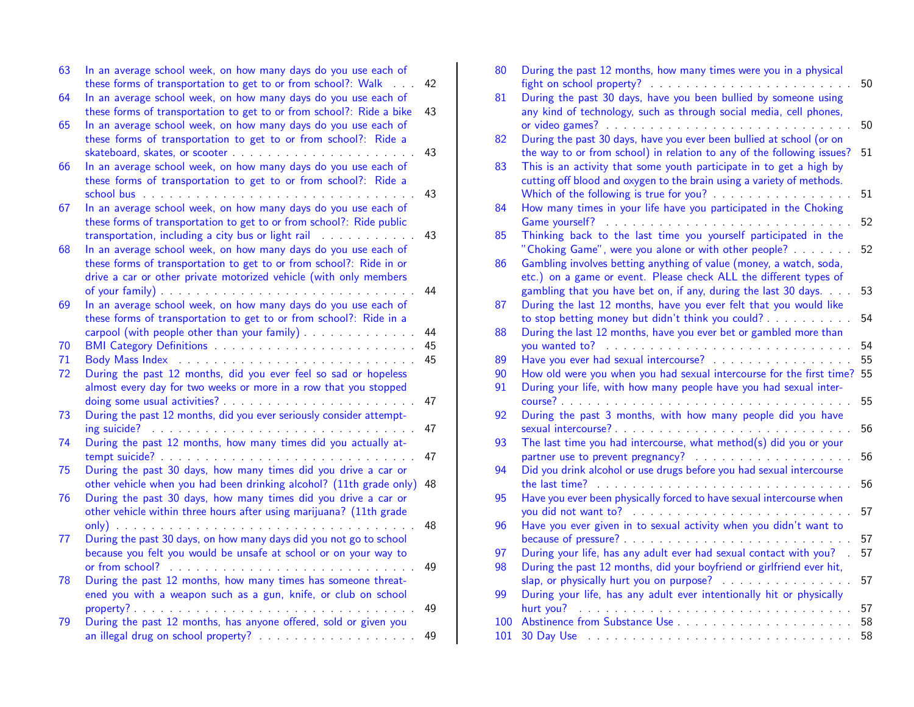| | | |
|---|---|---|
| 63 | In an average school week, on how many days do you use each of these forms of transportation to get to or from school?: Walk | 42 |
| 64 | In an average school week, on how many days do you use each of these forms of transportation to get to or from school?: Ride a bike | 43 |
| 65 | In an average school week, on how many days do you use each of these forms of transportation to get to or from school?: Ride a skateboard, skates, or scooter | 43 |
| 66 | In an average school week, on how many days do you use each of these forms of transportation to get to or from school?: Ride a school bus | 43 |
| 67 | In an average school week, on how many days do you use each of these forms of transportation to get to or from school?: Ride public transportation, including a city bus or light rail | 43 |
| 68 | In an average school week, on how many days do you use each of these forms of transportation to get to or from school?: Ride in or drive a car or other private motorized vehicle (with only members of your family) | 44 |
| 69 | In an average school week, on how many days do you use each of these forms of transportation to get to or from school?: Ride in a carpool (with people other than your family) | 44 |
| 70 | BMI Category Definitions | 45 |
| 71 | Body Mass Index | 45 |
| 72 | During the past 12 months, did you ever feel so sad or hopeless almost every day for two weeks or more in a row that you stopped doing some usual activities? | 47 |
| 73 | During the past 12 months, did you ever seriously consider attempting suicide? | 47 |
| 74 | During the past 12 months, how many times did you actually attempt suicide? | 47 |
| 75 | During the past 30 days, how many times did you drive a car or other vehicle when you had been drinking alcohol? (11th grade only) | 48 |
| 76 | During the past 30 days, how many times did you drive a car or other vehicle within three hours after using marijuana? (11th grade only) | 48 |
| 77 | During the past 30 days, on how many days did you not go to school because you felt you would be unsafe at school or on your way to or from school? | 49 |
| 78 | During the past 12 months, how many times has someone threatened you with a weapon such as a gun, knife, or club on school property? | 49 |
| 79 | During the past 12 months, has anyone offered, sold or given you an illegal drug on school property? | 49 |
| 80 | During the past 12 months, how many times were you in a physical fight on school property? | 50 |
| 81 | During the past 30 days, have you been bullied by someone using any kind of technology, such as through social media, cell phones, or video games? | 50 |
| 82 | During the past 30 days, have you ever been bullied at school (or on the way to or from school) in relation to any of the following issues? | 51 |
| 83 | This is an activity that some youth participate in to get a high by cutting off blood and oxygen to the brain using a variety of methods. Which of the following is true for you? | 51 |
| 84 | How many times in your life have you participated in the Choking Game yourself? | 52 |
| 85 | Thinking back to the last time you yourself participated in the "Choking Game", were you alone or with other people? | 52 |
| 86 | Gambling involves betting anything of value (money, a watch, soda, etc.) on a game or event. Please check ALL the different types of gambling that you have bet on, if any, during the last 30 days. | 53 |
| 87 | During the last 12 months, have you ever felt that you would like to stop betting money but didn't think you could? | 54 |
| 88 | During the last 12 months, have you ever bet or gambled more than you wanted to? | 54 |
| 89 | Have you ever had sexual intercourse? | 55 |
| 90 | How old were you when you had sexual intercourse for the first time? | 55 |
| 91 | During your life, with how many people have you had sexual intercourse? | 55 |
| 92 | During the past 3 months, with how many people did you have sexual intercourse? | 56 |
| 93 | The last time you had intercourse, what method(s) did you or your partner use to prevent pregnancy? | 56 |
| 94 | Did you drink alcohol or use drugs before you had sexual intercourse the last time? | 56 |
| 95 | Have you ever been physically forced to have sexual intercourse when you did not want to? | 57 |
| 96 | Have you ever given in to sexual activity when you didn't want to because of pressure? | 57 |
| 97 | During your life, has any adult ever had sexual contact with you? | 57 |
| 98 | During the past 12 months, did your boyfriend or girlfriend ever hit, slap, or physically hurt you on purpose? | 57 |
| 99 | During your life, has any adult ever intentionally hit or physically hurt you? | 57 |
| 100 | Abstinence from Substance Use | 58 |
| 101 | 30 Day Use | 58 |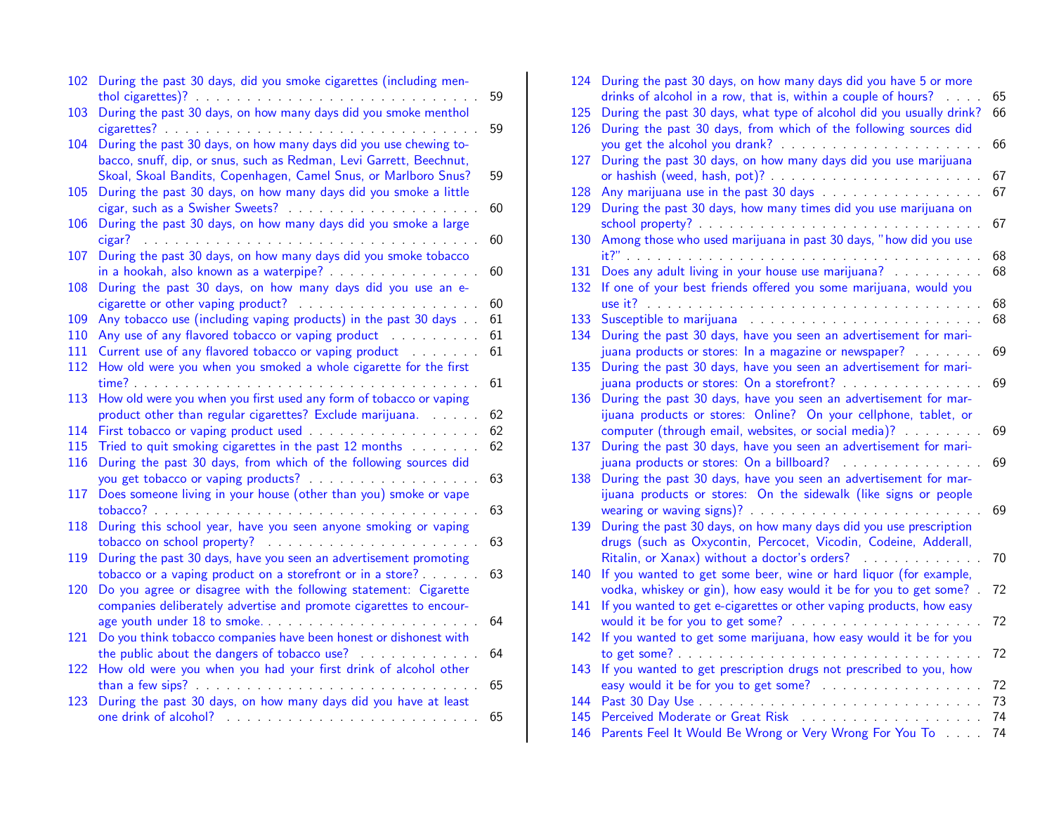102 During the past 30 days, did you smoke cigarettes (including menthol cigarettes)? . . . 59
103 During the past 30 days, on how many days did you smoke menthol cigarettes? . . . 59
104 During the past 30 days, on how many days did you use chewing tobacco, snuff, dip, or snus, such as Redman, Levi Garrett, Beechnut, Skoal, Skoal Bandits, Copenhagen, Camel Snus, or Marlboro Snus? 59
105 During the past 30 days, on how many days did you smoke a little cigar, such as a Swisher Sweets? . . . 60
106 During the past 30 days, on how many days did you smoke a large cigar? . . . 60
107 During the past 30 days, on how many days did you smoke tobacco in a hookah, also known as a waterpipe? . . . 60
108 During the past 30 days, on how many days did you use an e-cigarette or other vaping product? . . . 60
109 Any tobacco use (including vaping products) in the past 30 days . . 61
110 Any use of any flavored tobacco or vaping product . . . 61
111 Current use of any flavored tobacco or vaping product . . . 61
112 How old were you when you smoked a whole cigarette for the first time? . . . 61
113 How old were you when you first used any form of tobacco or vaping product other than regular cigarettes? Exclude marijuana. . . . 62
114 First tobacco or vaping product used . . . 62
115 Tried to quit smoking cigarettes in the past 12 months . . . 62
116 During the past 30 days, from which of the following sources did you get tobacco or vaping products? . . . 63
117 Does someone living in your house (other than you) smoke or vape tobacco? . . . 63
118 During this school year, have you seen anyone smoking or vaping tobacco on school property? . . . 63
119 During the past 30 days, have you seen an advertisement promoting tobacco or a vaping product on a storefront or in a store? . . . 63
120 Do you agree or disagree with the following statement: Cigarette companies deliberately advertise and promote cigarettes to encourage youth under 18 to smoke. . . . 64
121 Do you think tobacco companies have been honest or dishonest with the public about the dangers of tobacco use? . . . 64
122 How old were you when you had your first drink of alcohol other than a few sips? . . . 65
123 During the past 30 days, on how many days did you have at least one drink of alcohol? . . . 65
124 During the past 30 days, on how many days did you have 5 or more drinks of alcohol in a row, that is, within a couple of hours? . . . 65
125 During the past 30 days, what type of alcohol did you usually drink? 66
126 During the past 30 days, from which of the following sources did you get the alcohol you drank? . . . 66
127 During the past 30 days, on how many days did you use marijuana or hashish (weed, hash, pot)? . . . 67
128 Any marijuana use in the past 30 days . . . 67
129 During the past 30 days, how many times did you use marijuana on school property? . . . 67
130 Among those who used marijuana in past 30 days, "how did you use it?" . . . 68
131 Does any adult living in your house use marijuana? . . . 68
132 If one of your best friends offered you some marijuana, would you use it? . . . 68
133 Susceptible to marijuana . . . 68
134 During the past 30 days, have you seen an advertisement for marijuana products or stores: In a magazine or newspaper? . . . 69
135 During the past 30 days, have you seen an advertisement for marijuana products or stores: On a storefront? . . . 69
136 During the past 30 days, have you seen an advertisement for marijuana products or stores: Online? On your cellphone, tablet, or computer (through email, websites, or social media)? . . . 69
137 During the past 30 days, have you seen an advertisement for marijuana products or stores: On a billboard? . . . 69
138 During the past 30 days, have you seen an advertisement for marijuana products or stores: On the sidewalk (like signs or people wearing or waving signs)? . . . 69
139 During the past 30 days, on how many days did you use prescription drugs (such as Oxycontin, Percocet, Vicodin, Codeine, Adderall, Ritalin, or Xanax) without a doctor's orders? . . . 70
140 If you wanted to get some beer, wine or hard liquor (for example, vodka, whiskey or gin), how easy would it be for you to get some? . 72
141 If you wanted to get e-cigarettes or other vaping products, how easy would it be for you to get some? . . . 72
142 If you wanted to get some marijuana, how easy would it be for you to get some? . . . 72
143 If you wanted to get prescription drugs not prescribed to you, how easy would it be for you to get some? . . . 72
144 Past 30 Day Use . . . 73
145 Perceived Moderate or Great Risk . . . 74
146 Parents Feel It Would Be Wrong or Very Wrong For You To . . . 74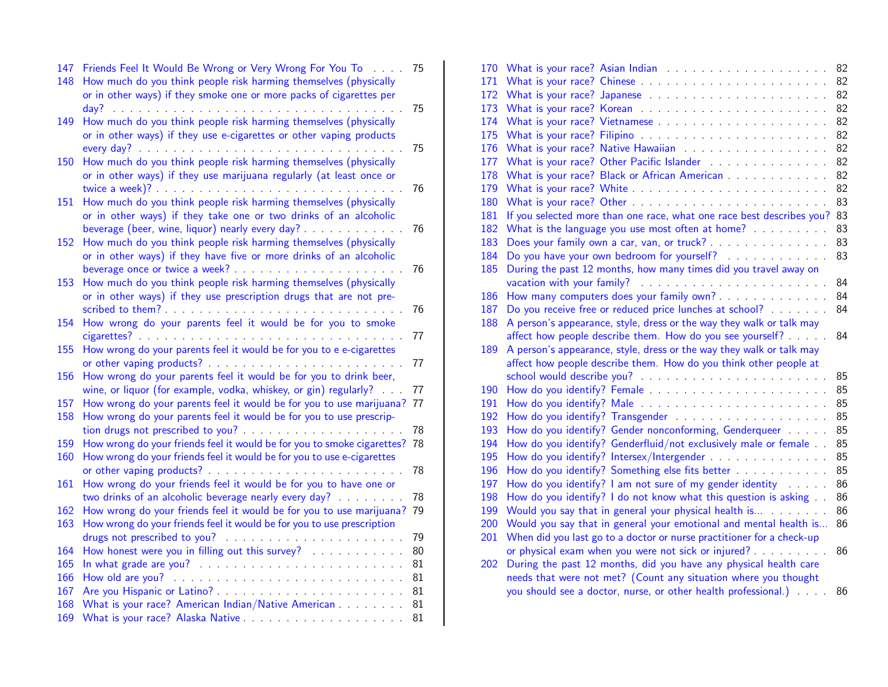147 Friends Feel It Would Be Wrong or Very Wrong For You To . . . . 75
148 How much do you think people risk harming themselves (physically or in other ways) if they smoke one or more packs of cigarettes per day? . . . . . 75
149 How much do you think people risk harming themselves (physically or in other ways) if they use e-cigarettes or other vaping products every day? . . . . . 75
150 How much do you think people risk harming themselves (physically or in other ways) if they use marijuana regularly (at least once or twice a week)? . . . . . 76
151 How much do you think people risk harming themselves (physically or in other ways) if they take one or two drinks of an alcoholic beverage (beer, wine, liquor) nearly every day? . . . . . 76
152 How much do you think people risk harming themselves (physically or in other ways) if they have five or more drinks of an alcoholic beverage once or twice a week? . . . . . 76
153 How much do you think people risk harming themselves (physically or in other ways) if they use prescription drugs that are not prescribed to them? . . . . . 76
154 How wrong do your parents feel it would be for you to smoke cigarettes? . . . . . 77
155 How wrong do your parents feel it would be for you to e e-cigarettes or other vaping products? . . . . . 77
156 How wrong do your parents feel it would be for you to drink beer, wine, or liquor (for example, vodka, whiskey, or gin) regularly? . . . 77
157 How wrong do your parents feel it would be for you to use marijuana? 77
158 How wrong do your parents feel it would be for you to use prescription drugs not prescribed to you? . . . . . 78
159 How wrong do your friends feel it would be for you to smoke cigarettes? 78
160 How wrong do your friends feel it would be for you to use e-cigarettes or other vaping products? . . . . . 78
161 How wrong do your friends feel it would be for you to have one or two drinks of an alcoholic beverage nearly every day? . . . . . 78
162 How wrong do your friends feel it would be for you to use marijuana? 79
163 How wrong do your friends feel it would be for you to use prescription drugs not prescribed to you? . . . . . 79
164 How honest were you in filling out this survey? . . . . . 80
165 In what grade are you? . . . . . 81
166 How old are you? . . . . . 81
167 Are you Hispanic or Latino? . . . . . 81
168 What is your race? American Indian/Native American . . . . . 81
169 What is your race? Alaska Native . . . . . 81
170 What is your race? Asian Indian . . . . . 82
171 What is your race? Chinese . . . . . 82
172 What is your race? Japanese . . . . . 82
173 What is your race? Korean . . . . . 82
174 What is your race? Vietnamese . . . . . 82
175 What is your race? Filipino . . . . . 82
176 What is your race? Native Hawaiian . . . . . 82
177 What is your race? Other Pacific Islander . . . . . 82
178 What is your race? Black or African American . . . . . 82
179 What is your race? White . . . . . 82
180 What is your race? Other . . . . . 83
181 If you selected more than one race, what one race best describes you? 83
182 What is the language you use most often at home? . . . . . 83
183 Does your family own a car, van, or truck? . . . . . 83
184 Do you have your own bedroom for yourself? . . . . . 83
185 During the past 12 months, how many times did you travel away on vacation with your family? . . . . . 84
186 How many computers does your family own? . . . . . 84
187 Do you receive free or reduced price lunches at school? . . . . . 84
188 A person's appearance, style, dress or the way they walk or talk may affect how people describe them. How do you see yourself? . . . . . 84
189 A person's appearance, style, dress or the way they walk or talk may affect how people describe them. How do you think other people at school would describe you? . . . . . 85
190 How do you identify? Female . . . . . 85
191 How do you identify? Male . . . . . 85
192 How do you identify? Transgender . . . . . 85
193 How do you identify? Gender nonconforming, Genderqueer . . . . . 85
194 How do you identify? Genderfluid/not exclusively male or female . . 85
195 How do you identify? Intersex/Intergender . . . . . 85
196 How do you identify? Something else fits better . . . . . 85
197 How do you identify? I am not sure of my gender identity . . . . . 86
198 How do you identify? I do not know what this question is asking . . 86
199 Would you say that in general your physical health is... . . . . . 86
200 Would you say that in general your emotional and mental health is... 86
201 When did you last go to a doctor or nurse practitioner for a check-up or physical exam when you were not sick or injured? . . . . . 86
202 During the past 12 months, did you have any physical health care needs that were not met? (Count any situation where you thought you should see a doctor, nurse, or other health professional.) . . . . 86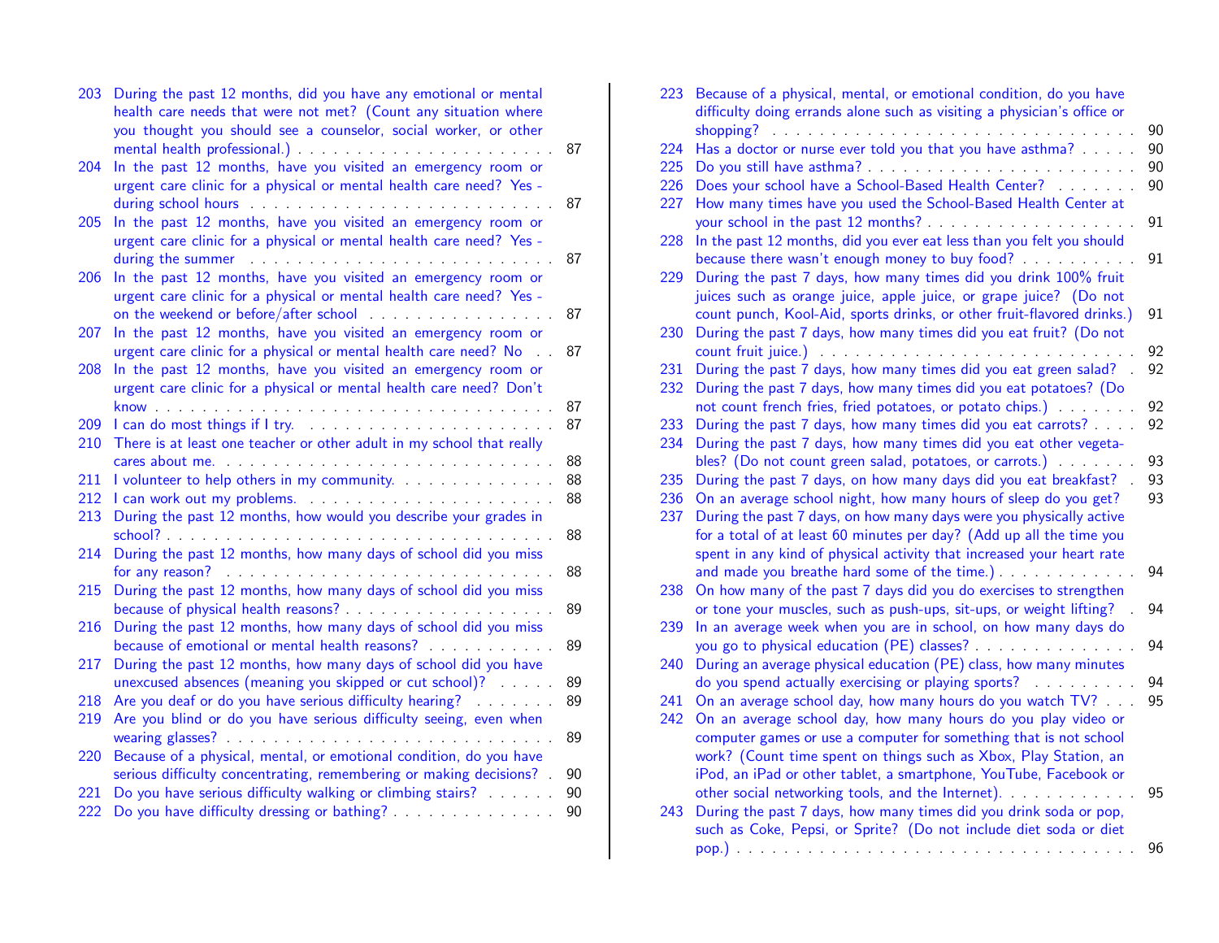203 During the past 12 months, did you have any emotional or mental health care needs that were not met? (Count any situation where you thought you should see a counselor, social worker, or other mental health professional.) . . . 87
204 In the past 12 months, have you visited an emergency room or urgent care clinic for a physical or mental health care need? Yes - during school hours . . . 87
205 In the past 12 months, have you visited an emergency room or urgent care clinic for a physical or mental health care need? Yes - during the summer . . . 87
206 In the past 12 months, have you visited an emergency room or urgent care clinic for a physical or mental health care need? Yes - on the weekend or before/after school . . . 87
207 In the past 12 months, have you visited an emergency room or urgent care clinic for a physical or mental health care need? No . . . 87
208 In the past 12 months, have you visited an emergency room or urgent care clinic for a physical or mental health care need? Don't know . . . 87
209 I can do most things if I try. . . . 87
210 There is at least one teacher or other adult in my school that really cares about me. . . . 88
211 I volunteer to help others in my community. . . . 88
212 I can work out my problems. . . . 88
213 During the past 12 months, how would you describe your grades in school? . . . 88
214 During the past 12 months, how many days of school did you miss for any reason? . . . 88
215 During the past 12 months, how many days of school did you miss because of physical health reasons? . . . 89
216 During the past 12 months, how many days of school did you miss because of emotional or mental health reasons? . . . 89
217 During the past 12 months, how many days of school did you have unexcused absences (meaning you skipped or cut school)? . . . 89
218 Are you deaf or do you have serious difficulty hearing? . . . 89
219 Are you blind or do you have serious difficulty seeing, even when wearing glasses? . . . 89
220 Because of a physical, mental, or emotional condition, do you have serious difficulty concentrating, remembering or making decisions? . . . 90
221 Do you have serious difficulty walking or climbing stairs? . . . 90
222 Do you have difficulty dressing or bathing? . . . 90
223 Because of a physical, mental, or emotional condition, do you have difficulty doing errands alone such as visiting a physician's office or shopping? . . . 90
224 Has a doctor or nurse ever told you that you have asthma? . . . 90
225 Do you still have asthma? . . . 90
226 Does your school have a School-Based Health Center? . . . 90
227 How many times have you used the School-Based Health Center at your school in the past 12 months? . . . 91
228 In the past 12 months, did you ever eat less than you felt you should because there wasn't enough money to buy food? . . . 91
229 During the past 7 days, how many times did you drink 100% fruit juices such as orange juice, apple juice, or grape juice? (Do not count punch, Kool-Aid, sports drinks, or other fruit-flavored drinks.) 91
230 During the past 7 days, how many times did you eat fruit? (Do not count fruit juice.) . . . 92
231 During the past 7 days, how many times did you eat green salad? . 92
232 During the past 7 days, how many times did you eat potatoes? (Do not count french fries, fried potatoes, or potato chips.) . . . 92
233 During the past 7 days, how many times did you eat carrots? . . . 92
234 During the past 7 days, how many times did you eat other vegetables? (Do not count green salad, potatoes, or carrots.) . . . 93
235 During the past 7 days, on how many days did you eat breakfast? . 93
236 On an average school night, how many hours of sleep do you get? 93
237 During the past 7 days, on how many days were you physically active for a total of at least 60 minutes per day? (Add up all the time you spent in any kind of physical activity that increased your heart rate and made you breathe hard some of the time.) . . . 94
238 On how many of the past 7 days did you do exercises to strengthen or tone your muscles, such as push-ups, sit-ups, or weight lifting? . 94
239 In an average week when you are in school, on how many days do you go to physical education (PE) classes? . . . 94
240 During an average physical education (PE) class, how many minutes do you spend actually exercising or playing sports? . . . 94
241 On an average school day, how many hours do you watch TV? . . . 95
242 On an average school day, how many hours do you play video or computer games or use a computer for something that is not school work? (Count time spent on things such as Xbox, Play Station, an iPod, an iPad or other tablet, a smartphone, YouTube, Facebook or other social networking tools, and the Internet). . . . 95
243 During the past 7 days, how many times did you drink soda or pop, such as Coke, Pepsi, or Sprite? (Do not include diet soda or diet pop.) . . . 96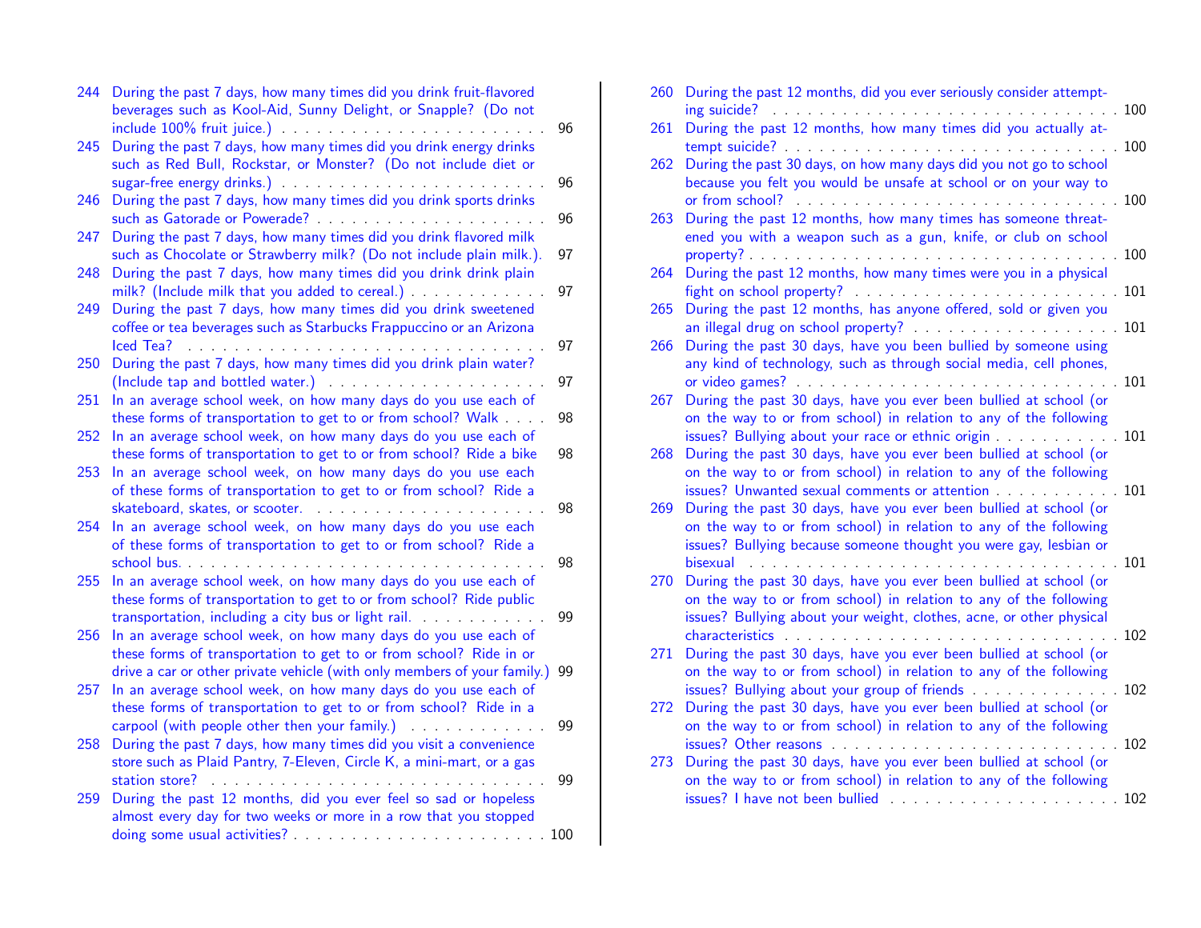244 During the past 7 days, how many times did you drink fruit-flavored beverages such as Kool-Aid, Sunny Delight, or Snapple? (Do not include 100% fruit juice.) . . . . . . . . . . . . . . . . . . . . . . . 96

245 During the past 7 days, how many times did you drink energy drinks such as Red Bull, Rockstar, or Monster? (Do not include diet or sugar-free energy drinks.) . . . . . . . . . . . . . . . . . . . . . . . 96

246 During the past 7 days, how many times did you drink sports drinks such as Gatorade or Powerade? . . . . . . . . . . . . . . . . . . . . 96

247 During the past 7 days, how many times did you drink flavored milk such as Chocolate or Strawberry milk? (Do not include plain milk.). 97

248 During the past 7 days, how many times did you drink drink plain milk? (Include milk that you added to cereal.) . . . . . . . . . . . . 97

249 During the past 7 days, how many times did you drink sweetened coffee or tea beverages such as Starbucks Frappuccino or an Arizona Iced Tea? . . . . . . . . . . . . . . . . . . . . . . . . . . . . . . . 97

250 During the past 7 days, how many times did you drink plain water? (Include tap and bottled water.) . . . . . . . . . . . . . . . . . . . . 97

251 In an average school week, on how many days do you use each of these forms of transportation to get to or from school? Walk . . . . 98

252 In an average school week, on how many days do you use each of these forms of transportation to get to or from school? Ride a bike 98

253 In an average school week, on how many days do you use each of these forms of transportation to get to or from school? Ride a skateboard, skates, or scooter. . . . . . . . . . . . . . . . . . . . . 98

254 In an average school week, on how many days do you use each of these forms of transportation to get to or from school? Ride a school bus. . . . . . . . . . . . . . . . . . . . . . . . . . . . . . . 98

255 In an average school week, on how many days do you use each of these forms of transportation to get to or from school? Ride public transportation, including a city bus or light rail. . . . . . . . . . . . 99

256 In an average school week, on how many days do you use each of these forms of transportation to get to or from school? Ride in or drive a car or other private vehicle (with only members of your family.) 99

257 In an average school week, on how many days do you use each of these forms of transportation to get to or from school? Ride in a carpool (with people other then your family.) . . . . . . . . . . . . 99

258 During the past 7 days, how many times did you visit a convenience store such as Plaid Pantry, 7-Eleven, Circle K, a mini-mart, or a gas station store? . . . . . . . . . . . . . . . . . . . . . . . . . . . . 99

259 During the past 12 months, did you ever feel so sad or hopeless almost every day for two weeks or more in a row that you stopped doing some usual activities? . . . . . . . . . . . . . . . . . . . . . . 100

260 During the past 12 months, did you ever seriously consider attempting suicide? . . . . . . . . . . . . . . . . . . . . . . . . . . . . . . 100

261 During the past 12 months, how many times did you actually attempt suicide? . . . . . . . . . . . . . . . . . . . . . . . . . . . . . 100

262 During the past 30 days, on how many days did you not go to school because you felt you would be unsafe at school or on your way to or from school? . . . . . . . . . . . . . . . . . . . . . . . . . . . 100

263 During the past 12 months, how many times has someone threatened you with a weapon such as a gun, knife, or club on school property? . . . . . . . . . . . . . . . . . . . . . . . . . . . . . . . 100

264 During the past 12 months, how many times were you in a physical fight on school property? . . . . . . . . . . . . . . . . . . . . . . . 101

265 During the past 12 months, has anyone offered, sold or given you an illegal drug on school property? . . . . . . . . . . . . . . . . . . 101

266 During the past 30 days, have you been bullied by someone using any kind of technology, such as through social media, cell phones, or video games? . . . . . . . . . . . . . . . . . . . . . . . . . . . . 101

267 During the past 30 days, have you ever been bullied at school (or on the way to or from school) in relation to any of the following issues? Bullying about your race or ethnic origin . . . . . . . . . . . 101

268 During the past 30 days, have you ever been bullied at school (or on the way to or from school) in relation to any of the following issues? Unwanted sexual comments or attention . . . . . . . . . . . 101

269 During the past 30 days, have you ever been bullied at school (or on the way to or from school) in relation to any of the following issues? Bullying because someone thought you were gay, lesbian or bisexual . . . . . . . . . . . . . . . . . . . . . . . . . . . . . . . 101

270 During the past 30 days, have you ever been bullied at school (or on the way to or from school) in relation to any of the following issues? Bullying about your weight, clothes, acne, or other physical characteristics . . . . . . . . . . . . . . . . . . . . . . . . . . . . 102

271 During the past 30 days, have you ever been bullied at school (or on the way to or from school) in relation to any of the following issues? Bullying about your group of friends . . . . . . . . . . . . . 102

272 During the past 30 days, have you ever been bullied at school (or on the way to or from school) in relation to any of the following issues? Other reasons . . . . . . . . . . . . . . . . . . . . . . . . . 102

273 During the past 30 days, have you ever been bullied at school (or on the way to or from school) in relation to any of the following issues? I have not been bullied . . . . . . . . . . . . . . . . . . . . 102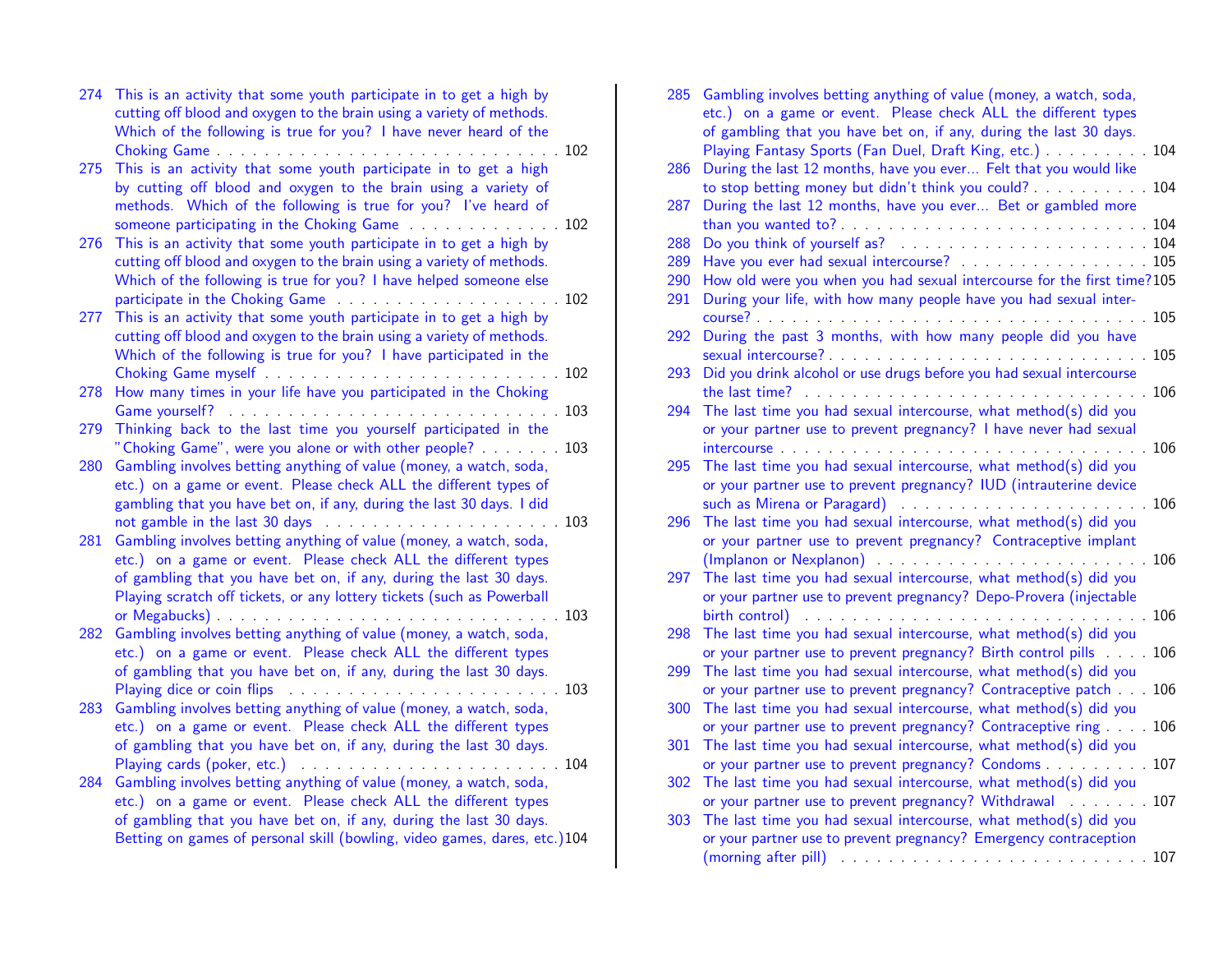274 This is an activity that some youth participate in to get a high by cutting off blood and oxygen to the brain using a variety of methods. Which of the following is true for you? I have never heard of the Choking Game . . . . . . . . . . . . . . . . . . . . . . . . . . . . 102
275 This is an activity that some youth participate in to get a high by cutting off blood and oxygen to the brain using a variety of methods. Which of the following is true for you? I've heard of someone participating in the Choking Game . . . . . . . . . . . . . 102
276 This is an activity that some youth participate in to get a high by cutting off blood and oxygen to the brain using a variety of methods. Which of the following is true for you? I have helped someone else participate in the Choking Game . . . . . . . . . . . . . . . . . . . 102
277 This is an activity that some youth participate in to get a high by cutting off blood and oxygen to the brain using a variety of methods. Which of the following is true for you? I have participated in the Choking Game myself . . . . . . . . . . . . . . . . . . . . . . . . 102
278 How many times in your life have you participated in the Choking Game yourself? . . . . . . . . . . . . . . . . . . . . . . . . . . . 103
279 Thinking back to the last time you yourself participated in the "Choking Game", were you alone or with other people? . . . . . . . 103
280 Gambling involves betting anything of value (money, a watch, soda, etc.) on a game or event. Please check ALL the different types of gambling that you have bet on, if any, during the last 30 days. I did not gamble in the last 30 days . . . . . . . . . . . . . . . . . . . . 103
281 Gambling involves betting anything of value (money, a watch, soda, etc.) on a game or event. Please check ALL the different types of gambling that you have bet on, if any, during the last 30 days. Playing scratch off tickets, or any lottery tickets (such as Powerball or Megabucks) . . . . . . . . . . . . . . . . . . . . . . . . . . . . 103
282 Gambling involves betting anything of value (money, a watch, soda, etc.) on a game or event. Please check ALL the different types of gambling that you have bet on, if any, during the last 30 days. Playing dice or coin flips . . . . . . . . . . . . . . . . . . . . . . . 103
283 Gambling involves betting anything of value (money, a watch, soda, etc.) on a game or event. Please check ALL the different types of gambling that you have bet on, if any, during the last 30 days. Playing cards (poker, etc.) . . . . . . . . . . . . . . . . . . . . . . 104
284 Gambling involves betting anything of value (money, a watch, soda, etc.) on a game or event. Please check ALL the different types of gambling that you have bet on, if any, during the last 30 days. Betting on games of personal skill (bowling, video games, dares, etc.) 104
285 Gambling involves betting anything of value (money, a watch, soda, etc.) on a game or event. Please check ALL the different types of gambling that you have bet on, if any, during the last 30 days. Playing Fantasy Sports (Fan Duel, Draft King, etc.) . . . . . . . . . 104
286 During the last 12 months, have you ever... Felt that you would like to stop betting money but didn't think you could? . . . . . . . . . . 104
287 During the last 12 months, have you ever... Bet or gambled more than you wanted to? . . . . . . . . . . . . . . . . . . . . . . . . . 104
288 Do you think of yourself as? . . . . . . . . . . . . . . . . . . . . . 104
289 Have you ever had sexual intercourse? . . . . . . . . . . . . . . . . 105
290 How old were you when you had sexual intercourse for the first time? 105
291 During your life, with how many people have you had sexual intercourse? . . . . . . . . . . . . . . . . . . . . . . . . . . . . . . . . 105
292 During the past 3 months, with how many people did you have sexual intercourse? . . . . . . . . . . . . . . . . . . . . . . . . . 105
293 Did you drink alcohol or use drugs before you had sexual intercourse the last time? . . . . . . . . . . . . . . . . . . . . . . . . . . . . 106
294 The last time you had sexual intercourse, what method(s) did you or your partner use to prevent pregnancy? I have never had sexual intercourse . . . . . . . . . . . . . . . . . . . . . . . . . . . . . . 106
295 The last time you had sexual intercourse, what method(s) did you or your partner use to prevent pregnancy? IUD (intrauterine device such as Mirena or Paragard) . . . . . . . . . . . . . . . . . . . . 106
296 The last time you had sexual intercourse, what method(s) did you or your partner use to prevent pregnancy? Contraceptive implant (Implanon or Nexplanon) . . . . . . . . . . . . . . . . . . . . . . 106
297 The last time you had sexual intercourse, what method(s) did you or your partner use to prevent pregnancy? Depo-Provera (injectable birth control) . . . . . . . . . . . . . . . . . . . . . . . . . . . . 106
298 The last time you had sexual intercourse, what method(s) did you or your partner use to prevent pregnancy? Birth control pills . . . . 106
299 The last time you had sexual intercourse, what method(s) did you or your partner use to prevent pregnancy? Contraceptive patch . . . 106
300 The last time you had sexual intercourse, what method(s) did you or your partner use to prevent pregnancy? Contraceptive ring . . . . 106
301 The last time you had sexual intercourse, what method(s) did you or your partner use to prevent pregnancy? Condoms . . . . . . . . . 107
302 The last time you had sexual intercourse, what method(s) did you or your partner use to prevent pregnancy? Withdrawal . . . . . . . 107
303 The last time you had sexual intercourse, what method(s) did you or your partner use to prevent pregnancy? Emergency contraception (morning after pill) . . . . . . . . . . . . . . . . . . . . . . . . . 107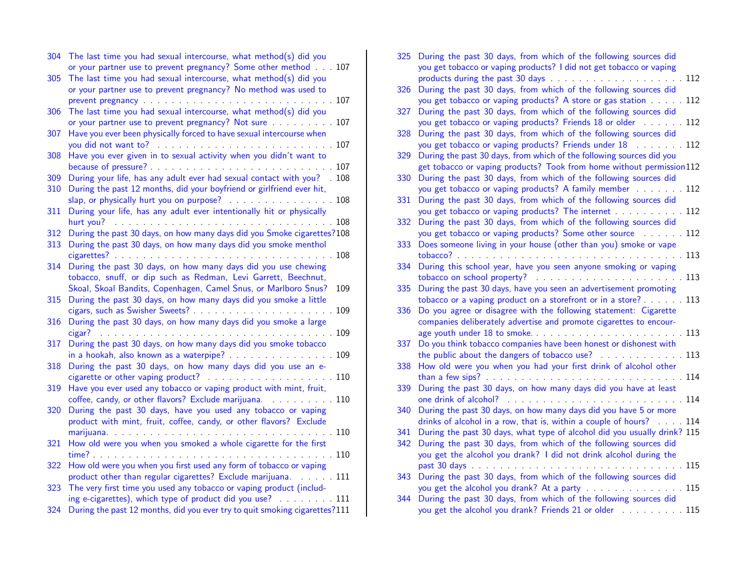304 The last time you had sexual intercourse, what method(s) did you or your partner use to prevent pregnancy? Some other method . . . 107
305 The last time you had sexual intercourse, what method(s) did you or your partner use to prevent pregnancy? No method was used to prevent pregnancy . . . . . . . . . . . . . . . . . . . . . . . . . . 107
306 The last time you had sexual intercourse, what method(s) did you or your partner use to prevent pregnancy? Not sure . . . . . . . . . 107
307 Have you ever been physically forced to have sexual intercourse when you did not want to? . . . . . . . . . . . . . . . . . . . . . . . . 107
308 Have you ever given in to sexual activity when you didn't want to because of pressure? . . . . . . . . . . . . . . . . . . . . . . . . . 107
309 During your life, has any adult ever had sexual contact with you? . 108
310 During the past 12 months, did your boyfriend or girlfriend ever hit, slap, or physically hurt you on purpose? . . . . . . . . . . . . . . . 108
311 During your life, has any adult ever intentionally hit or physically hurt you? . . . . . . . . . . . . . . . . . . . . . . . . . . . . . 108
312 During the past 30 days, on how many days did you Smoke cigarettes?108
313 During the past 30 days, on how many days did you smoke menthol cigarettes? . . . . . . . . . . . . . . . . . . . . . . . . . . . . . . 108
314 During the past 30 days, on how many days did you use chewing tobacco, snuff, or dip such as Redman, Levi Garrett, Beechnut, Skoal, Skoal Bandits, Copenhagen, Camel Snus, or Marlboro Snus? 109
315 During the past 30 days, on how many days did you smoke a little cigars, such as Swisher Sweets? . . . . . . . . . . . . . . . . . . . 109
316 During the past 30 days, on how many days did you smoke a large cigar? . . . . . . . . . . . . . . . . . . . . . . . . . . . . . . . . 109
317 During the past 30 days, on how many days did you smoke tobacco in a hookah, also known as a waterpipe? . . . . . . . . . . . . . . . 109
318 During the past 30 days, on how many days did you use an e-cigarette or other vaping product? . . . . . . . . . . . . . . . . . . 110
319 Have you ever used any tobacco or vaping product with mint, fruit, coffee, candy, or other flavors? Exclude marijuana. . . . . . . . . . 110
320 During the past 30 days, have you used any tobacco or vaping product with mint, fruit, coffee, candy, or other flavors? Exclude marijuana. . . . . . . . . . . . . . . . . . . . . . . . . . . . . . . 110
321 How old were you when you smoked a whole cigarette for the first time? . . . . . . . . . . . . . . . . . . . . . . . . . . . . . . . . . 110
322 How old were you when you first used any form of tobacco or vaping product other than regular cigarettes? Exclude marijuana. . . . . . 111
323 The very first time you used any tobacco or vaping product (including e-cigarettes), which type of product did you use? . . . . . . . . 111
324 During the past 12 months, did you ever try to quit smoking cigarettes?111
325 During the past 30 days, from which of the following sources did you get tobacco or vaping products? I did not get tobacco or vaping products during the past 30 days . . . . . . . . . . . . . . . . . . . 112
326 During the past 30 days, from which of the following sources did you get tobacco or vaping products? A store or gas station . . . . . 112
327 During the past 30 days, from which of the following sources did you get tobacco or vaping products? Friends 18 or older . . . . . . 112
328 During the past 30 days, from which of the following sources did you get tobacco or vaping products? Friends under 18 . . . . . . . 112
329 During the past 30 days, from which of the following sources did you get tobacco or vaping products? Took from home without permission112
330 During the past 30 days, from which of the following sources did you get tobacco or vaping products? A family member . . . . . . . 112
331 During the past 30 days, from which of the following sources did you get tobacco or vaping products? The internet . . . . . . . . . . 112
332 During the past 30 days, from which of the following sources did you get tobacco or vaping products? Some other source . . . . . . 112
333 Does someone living in your house (other than you) smoke or vape tobacco? . . . . . . . . . . . . . . . . . . . . . . . . . . . . . . . 113
334 During this school year, have you seen anyone smoking or vaping tobacco on school property? . . . . . . . . . . . . . . . . . . . . . 113
335 During the past 30 days, have you seen an advertisement promoting tobacco or a vaping product on a storefront or in a store? . . . . . . 113
336 Do you agree or disagree with the following statement: Cigarette companies deliberately advertise and promote cigarettes to encourage youth under 18 to smoke. . . . . . . . . . . . . . . . . . . . . . 113
337 Do you think tobacco companies have been honest or dishonest with the public about the dangers of tobacco use? . . . . . . . . . . . . 113
338 How old were you when you had your first drink of alcohol other than a few sips? . . . . . . . . . . . . . . . . . . . . . . . . . . . 114
339 During the past 30 days, on how many days did you have at least one drink of alcohol? . . . . . . . . . . . . . . . . . . . . . . . . . 114
340 During the past 30 days, on how many days did you have 5 or more drinks of alcohol in a row, that is, within a couple of hours? . . . . 114
341 During the past 30 days, what type of alcohol did you usually drink? 115
342 During the past 30 days, from which of the following sources did you get the alcohol you drank? I did not drink alcohol during the past 30 days . . . . . . . . . . . . . . . . . . . . . . . . . . . . . 115
343 During the past 30 days, from which of the following sources did you get the alcohol you drank? At a party . . . . . . . . . . . . . . 115
344 During the past 30 days, from which of the following sources did you get the alcohol you drank? Friends 21 or older . . . . . . . . . 115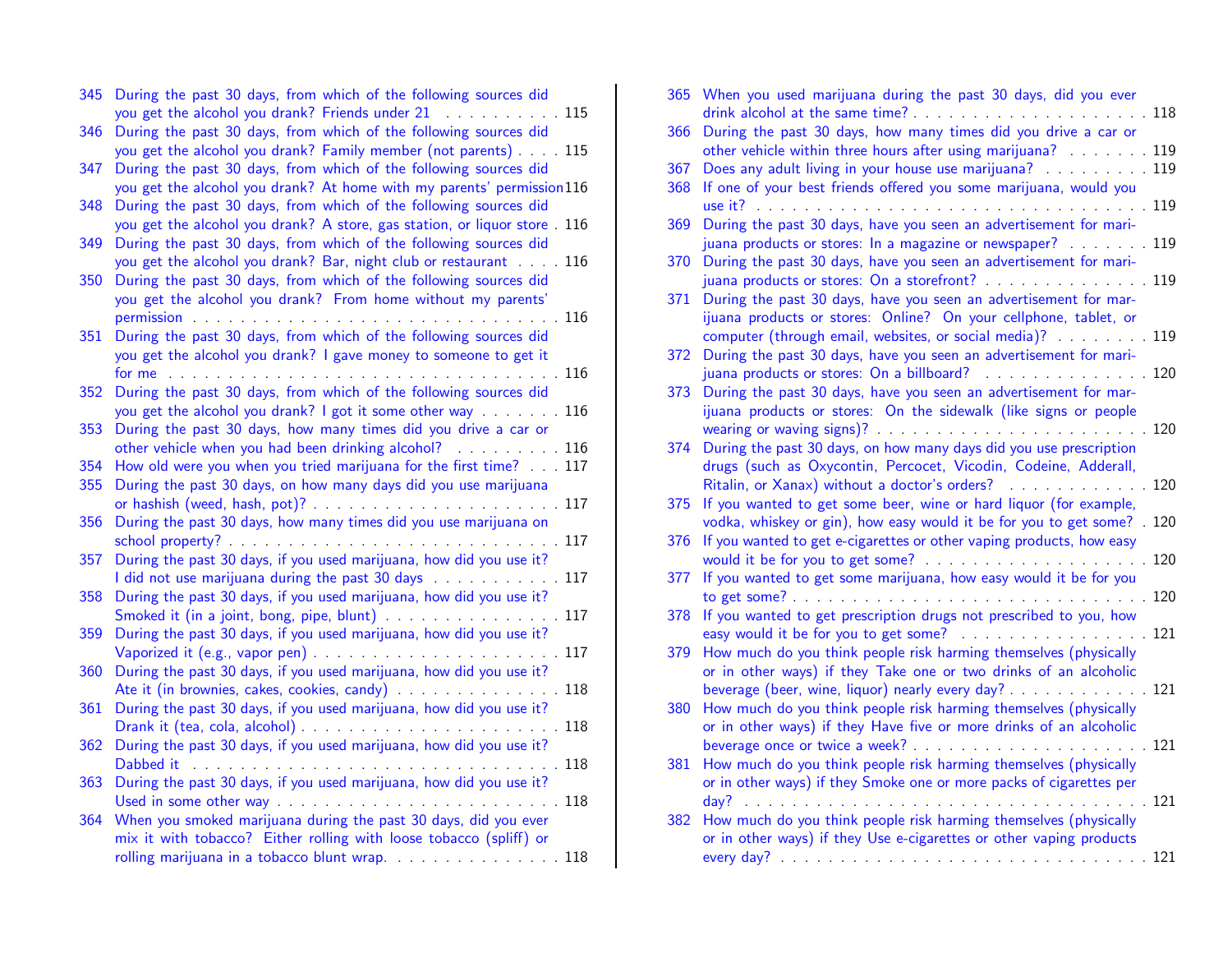345 During the past 30 days, from which of the following sources did you get the alcohol you drank? Friends under 21 . . . . . . . . . . 115
346 During the past 30 days, from which of the following sources did you get the alcohol you drank? Family member (not parents) . . . . 115
347 During the past 30 days, from which of the following sources did you get the alcohol you drank? At home with my parents' permission 116
348 During the past 30 days, from which of the following sources did you get the alcohol you drank? A store, gas station, or liquor store . 116
349 During the past 30 days, from which of the following sources did you get the alcohol you drank? Bar, night club or restaurant . . . . 116
350 During the past 30 days, from which of the following sources did you get the alcohol you drank? From home without my parents' permission . . . . . . . . . . . . . . . . . . . . . . . . . . . . . 116
351 During the past 30 days, from which of the following sources did you get the alcohol you drank? I gave money to someone to get it for me . . . . . . . . . . . . . . . . . . . . . . . . . . . . . . . 116
352 During the past 30 days, from which of the following sources did you get the alcohol you drank? I got it some other way . . . . . . . 116
353 During the past 30 days, how many times did you drive a car or other vehicle when you had been drinking alcohol? . . . . . . . . . 116
354 How old were you when you tried marijuana for the first time? . . . 117
355 During the past 30 days, on how many days did you use marijuana or hashish (weed, hash, pot)? . . . . . . . . . . . . . . . . . . . . 117
356 During the past 30 days, how many times did you use marijuana on school property? . . . . . . . . . . . . . . . . . . . . . . . . . . 117
357 During the past 30 days, if you used marijuana, how did you use it? I did not use marijuana during the past 30 days . . . . . . . . . . 117
358 During the past 30 days, if you used marijuana, how did you use it? Smoked it (in a joint, bong, pipe, blunt) . . . . . . . . . . . . . . . 117
359 During the past 30 days, if you used marijuana, how did you use it? Vaporized it (e.g., vapor pen) . . . . . . . . . . . . . . . . . . . . 117
360 During the past 30 days, if you used marijuana, how did you use it? Ate it (in brownies, cakes, cookies, candy) . . . . . . . . . . . . . 118
361 During the past 30 days, if you used marijuana, how did you use it? Drank it (tea, cola, alcohol) . . . . . . . . . . . . . . . . . . . . . 118
362 During the past 30 days, if you used marijuana, how did you use it? Dabbed it . . . . . . . . . . . . . . . . . . . . . . . . . . . . . 118
363 During the past 30 days, if you used marijuana, how did you use it? Used in some other way . . . . . . . . . . . . . . . . . . . . . . . 118
364 When you smoked marijuana during the past 30 days, did you ever mix it with tobacco? Either rolling with loose tobacco (spliff) or rolling marijuana in a tobacco blunt wrap. . . . . . . . . . . . . . . 118
365 When you used marijuana during the past 30 days, did you ever drink alcohol at the same time? . . . . . . . . . . . . . . . . . . . . 118
366 During the past 30 days, how many times did you drive a car or other vehicle within three hours after using marijuana? . . . . . . . 119
367 Does any adult living in your house use marijuana? . . . . . . . . . 119
368 If one of your best friends offered you some marijuana, would you use it? . . . . . . . . . . . . . . . . . . . . . . . . . . . . . . . . 119
369 During the past 30 days, have you seen an advertisement for marijuana products or stores: In a magazine or newspaper? . . . . . . . 119
370 During the past 30 days, have you seen an advertisement for marijuana products or stores: On a storefront? . . . . . . . . . . . . . . 119
371 During the past 30 days, have you seen an advertisement for marijuana products or stores: Online? On your cellphone, tablet, or computer (through email, websites, or social media)? . . . . . . . . 119
372 During the past 30 days, have you seen an advertisement for marijuana products or stores: On a billboard? . . . . . . . . . . . . . . 120
373 During the past 30 days, have you seen an advertisement for marijuana products or stores: On the sidewalk (like signs or people wearing or waving signs)? . . . . . . . . . . . . . . . . . . . . . . . 120
374 During the past 30 days, on how many days did you use prescription drugs (such as Oxycontin, Percocet, Vicodin, Codeine, Adderall, Ritalin, or Xanax) without a doctor's orders? . . . . . . . . . . . . 120
375 If you wanted to get some beer, wine or hard liquor (for example, vodka, whiskey or gin), how easy would it be for you to get some? . 120
376 If you wanted to get e-cigarettes or other vaping products, how easy would it be for you to get some? . . . . . . . . . . . . . . . . . . . 120
377 If you wanted to get some marijuana, how easy would it be for you to get some? . . . . . . . . . . . . . . . . . . . . . . . . . . . . . 120
378 If you wanted to get prescription drugs not prescribed to you, how easy would it be for you to get some? . . . . . . . . . . . . . . . . . 121
379 How much do you think people risk harming themselves (physically or in other ways) if they Take one or two drinks of an alcoholic beverage (beer, wine, liquor) nearly every day? . . . . . . . . . . . . 121
380 How much do you think people risk harming themselves (physically or in other ways) if they Have five or more drinks of an alcoholic beverage once or twice a week? . . . . . . . . . . . . . . . . . . . . 121
381 How much do you think people risk harming themselves (physically or in other ways) if they Smoke one or more packs of cigarettes per day? . . . . . . . . . . . . . . . . . . . . . . . . . . . . . . . . . 121
382 How much do you think people risk harming themselves (physically or in other ways) if they Use e-cigarettes or other vaping products every day? . . . . . . . . . . . . . . . . . . . . . . . . . . . . . . 121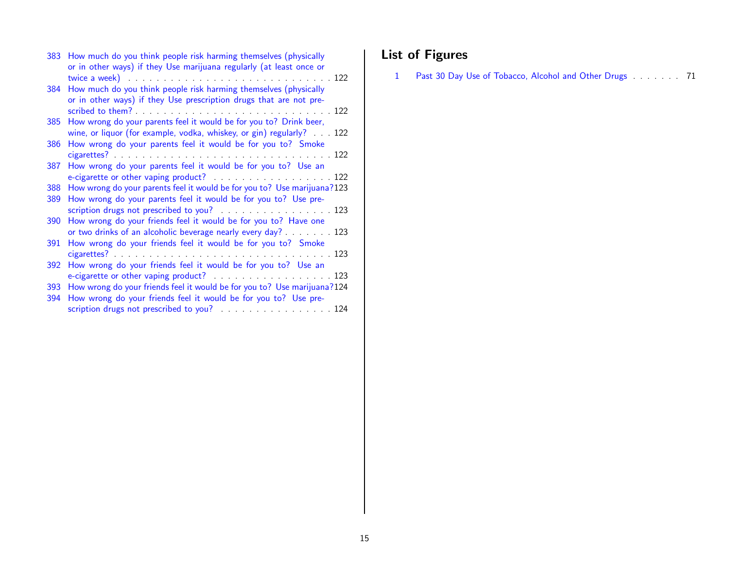383 How much do you think people risk harming themselves (physically or in other ways) if they Use marijuana regularly (at least once or twice a week) . . . . . 122
384 How much do you think people risk harming themselves (physically or in other ways) if they Use prescription drugs that are not prescribed to them? . . . . . 122
385 How wrong do your parents feel it would be for you to? Drink beer, wine, or liquor (for example, vodka, whiskey, or gin) regularly? . . . 122
386 How wrong do your parents feel it would be for you to? Smoke cigarettes? . . . . . 122
387 How wrong do your parents feel it would be for you to? Use an e-cigarette or other vaping product? . . . . . 122
388 How wrong do your parents feel it would be for you to? Use marijuana? 123
389 How wrong do your parents feel it would be for you to? Use prescription drugs not prescribed to you? . . . . . 123
390 How wrong do your friends feel it would be for you to? Have one or two drinks of an alcoholic beverage nearly every day? . . . . . 123
391 How wrong do your friends feel it would be for you to? Smoke cigarettes? . . . . . 123
392 How wrong do your friends feel it would be for you to? Use an e-cigarette or other vaping product? . . . . . 123
393 How wrong do your friends feel it would be for you to? Use marijuana? 124
394 How wrong do your friends feel it would be for you to? Use prescription drugs not prescribed to you? . . . . . 124

## List of Figures

1 Past 30 Day Use of Tobacco, Alcohol and Other Drugs . . . . . 71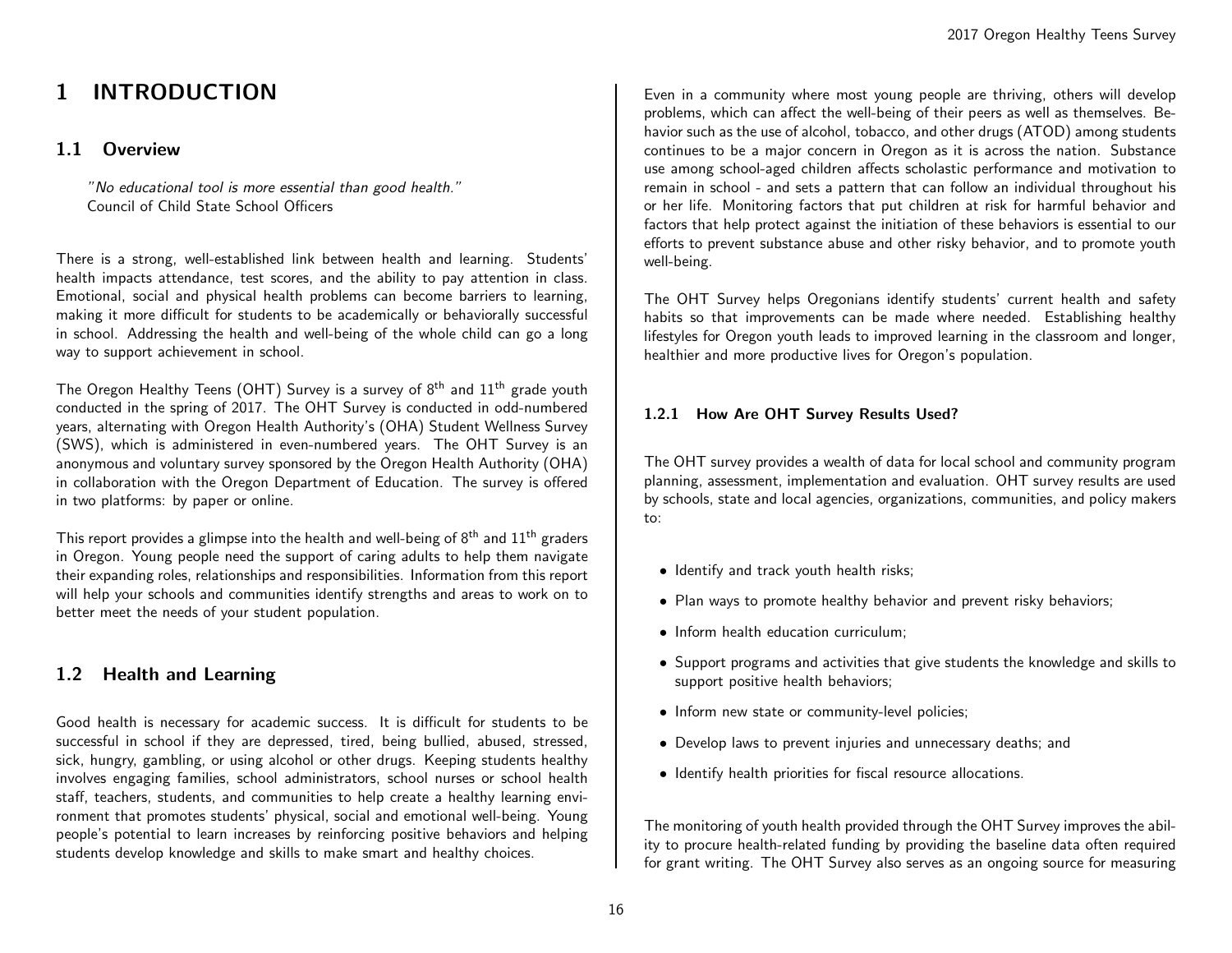# 1 INTRODUCTION

## 1.1 Overview

*"No educational tool is more essential than good health."*
Council of Child State School Officers

There is a strong, well-established link between health and learning. Students' health impacts attendance, test scores, and the ability to pay attention in class. Emotional, social and physical health problems can become barriers to learning, making it more difficult for students to be academically or behaviorally successful in school. Addressing the health and well-being of the whole child can go a long way to support achievement in school.

The Oregon Healthy Teens (OHT) Survey is a survey of 8th and 11th grade youth conducted in the spring of 2017. The OHT Survey is conducted in odd-numbered years, alternating with Oregon Health Authority's (OHA) Student Wellness Survey (SWS), which is administered in even-numbered years. The OHT Survey is an anonymous and voluntary survey sponsored by the Oregon Health Authority (OHA) in collaboration with the Oregon Department of Education. The survey is offered in two platforms: by paper or online.

This report provides a glimpse into the health and well-being of 8th and 11th graders in Oregon. Young people need the support of caring adults to help them navigate their expanding roles, relationships and responsibilities. Information from this report will help your schools and communities identify strengths and areas to work on to better meet the needs of your student population.

## 1.2 Health and Learning

Good health is necessary for academic success. It is difficult for students to be successful in school if they are depressed, tired, being bullied, abused, stressed, sick, hungry, gambling, or using alcohol or other drugs. Keeping students healthy involves engaging families, school administrators, school nurses or school health staff, teachers, students, and communities to help create a healthy learning environment that promotes students' physical, social and emotional well-being. Young people's potential to learn increases by reinforcing positive behaviors and helping students develop knowledge and skills to make smart and healthy choices.

Even in a community where most young people are thriving, others will develop problems, which can affect the well-being of their peers as well as themselves. Behavior such as the use of alcohol, tobacco, and other drugs (ATOD) among students continues to be a major concern in Oregon as it is across the nation. Substance use among school-aged children affects scholastic performance and motivation to remain in school - and sets a pattern that can follow an individual throughout his or her life. Monitoring factors that put children at risk for harmful behavior and factors that help protect against the initiation of these behaviors is essential to our efforts to prevent substance abuse and other risky behavior, and to promote youth well-being.

The OHT Survey helps Oregonians identify students' current health and safety habits so that improvements can be made where needed. Establishing healthy lifestyles for Oregon youth leads to improved learning in the classroom and longer, healthier and more productive lives for Oregon's population.

### 1.2.1 How Are OHT Survey Results Used?

The OHT survey provides a wealth of data for local school and community program planning, assessment, implementation and evaluation. OHT survey results are used by schools, state and local agencies, organizations, communities, and policy makers to:

- Identify and track youth health risks;
- Plan ways to promote healthy behavior and prevent risky behaviors;
- Inform health education curriculum;
- Support programs and activities that give students the knowledge and skills to support positive health behaviors;
- Inform new state or community-level policies;
- Develop laws to prevent injuries and unnecessary deaths; and
- Identify health priorities for fiscal resource allocations.

The monitoring of youth health provided through the OHT Survey improves the ability to procure health-related funding by providing the baseline data often required for grant writing. The OHT Survey also serves as an ongoing source for measuring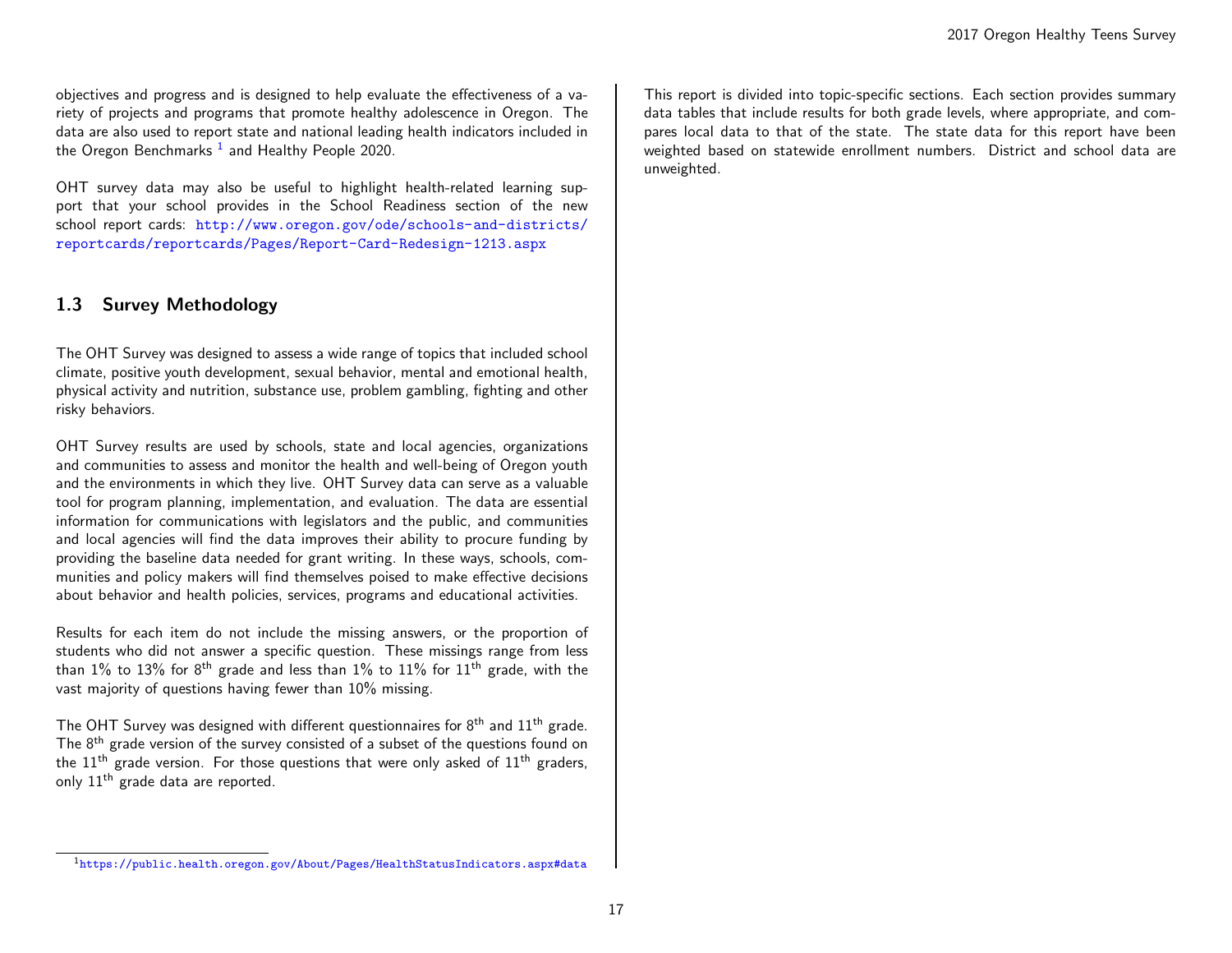objectives and progress and is designed to help evaluate the effectiveness of a variety of projects and programs that promote healthy adolescence in Oregon. The data are also used to report state and national leading health indicators included in the Oregon Benchmarks [1] and Healthy People 2020.

OHT survey data may also be useful to highlight health-related learning support that your school provides in the School Readiness section of the new school report cards: http://www.oregon.gov/ode/schools-and-districts/reportcards/reportcards/Pages/Report-Card-Redesign-1213.aspx

## 1.3 Survey Methodology

The OHT Survey was designed to assess a wide range of topics that included school climate, positive youth development, sexual behavior, mental and emotional health, physical activity and nutrition, substance use, problem gambling, fighting and other risky behaviors.

OHT Survey results are used by schools, state and local agencies, organizations and communities to assess and monitor the health and well-being of Oregon youth and the environments in which they live. OHT Survey data can serve as a valuable tool for program planning, implementation, and evaluation. The data are essential information for communications with legislators and the public, and communities and local agencies will find the data improves their ability to procure funding by providing the baseline data needed for grant writing. In these ways, schools, communities and policy makers will find themselves poised to make effective decisions about behavior and health policies, services, programs and educational activities.

Results for each item do not include the missing answers, or the proportion of students who did not answer a specific question. These missings range from less than 1% to 13% for 8$^{th}$ grade and less than 1% to 11% for 11$^{th}$ grade, with the vast majority of questions having fewer than 10% missing.

The OHT Survey was designed with different questionnaires for 8$^{th}$ and 11$^{th}$ grade. The 8$^{th}$ grade version of the survey consisted of a subset of the questions found on the 11$^{th}$ grade version. For those questions that were only asked of 11$^{th}$ graders, only 11$^{th}$ grade data are reported.

This report is divided into topic-specific sections. Each section provides summary data tables that include results for both grade levels, where appropriate, and compares local data to that of the state. The state data for this report have been weighted based on statewide enrollment numbers. District and school data are unweighted.

[1] https://public.health.oregon.gov/About/Pages/HealthStatusIndicators.aspx#data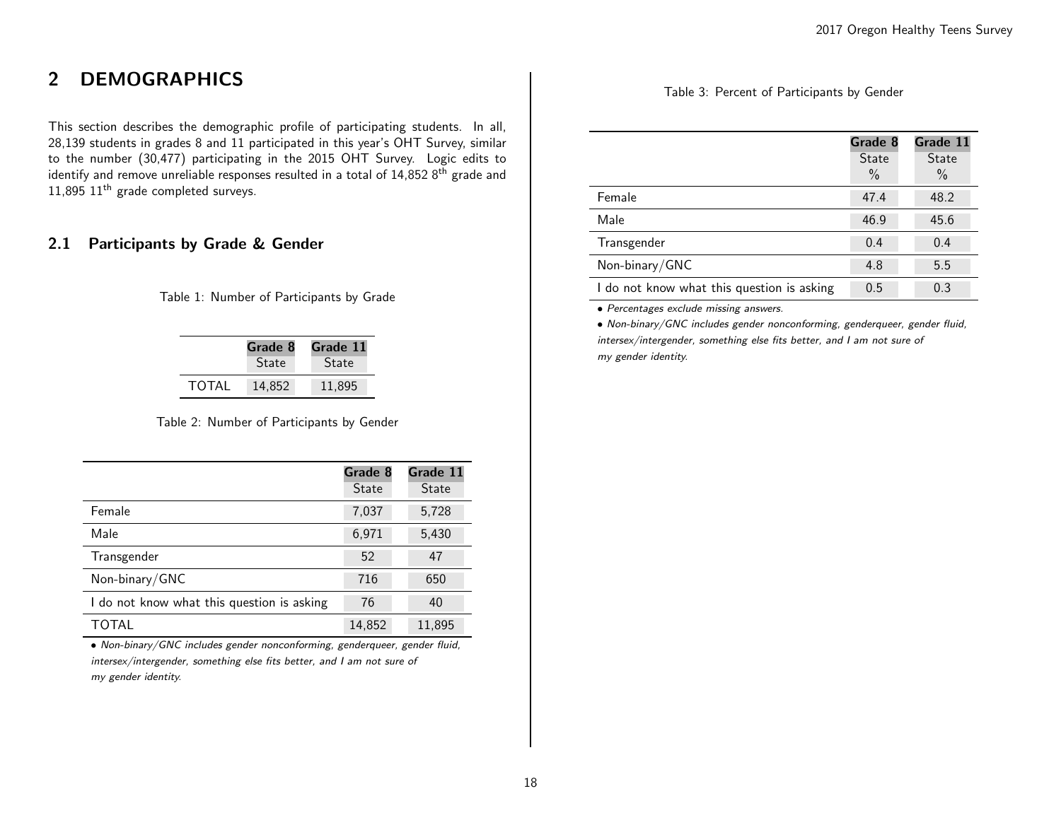# 2 DEMOGRAPHICS

This section describes the demographic profile of participating students. In all, 28,139 students in grades 8 and 11 participated in this year's OHT Survey, similar to the number (30,477) participating in the 2015 OHT Survey. Logic edits to identify and remove unreliable responses resulted in a total of 14,852 8$^{th}$ grade and 11,895 11$^{th}$ grade completed surveys.

## 2.1 Participants by Grade & Gender

Table 1: Number of Participants by Grade

| | Grade 8 State | Grade 11 State |
|---|---|---|
| TOTAL | 14,852 | 11,895 |

Table 2: Number of Participants by Gender

| | Grade 8 State | Grade 11 State |
|---|---|---|
| Female | 7,037 | 5,728 |
| Male | 6,971 | 5,430 |
| Transgender | 52 | 47 |
| Non-binary/GNC | 716 | 650 |
| I do not know what this question is asking | 76 | 40 |
| TOTAL | 14,852 | 11,895 |

*• Non-binary/GNC includes gender nonconforming, genderqueer, gender fluid, intersex/intergender, something else fits better, and I am not sure of my gender identity.*

Table 3: Percent of Participants by Gender

| | Grade 8 State % | Grade 11 State % |
|---|---|---|
| Female | 47.4 | 48.2 |
| Male | 46.9 | 45.6 |
| Transgender | 0.4 | 0.4 |
| Non-binary/GNC | 4.8 | 5.5 |
| I do not know what this question is asking | 0.5 | 0.3 |

*• Percentages exclude missing answers.*

*• Non-binary/GNC includes gender nonconforming, genderqueer, gender fluid, intersex/intergender, something else fits better, and I am not sure of my gender identity.*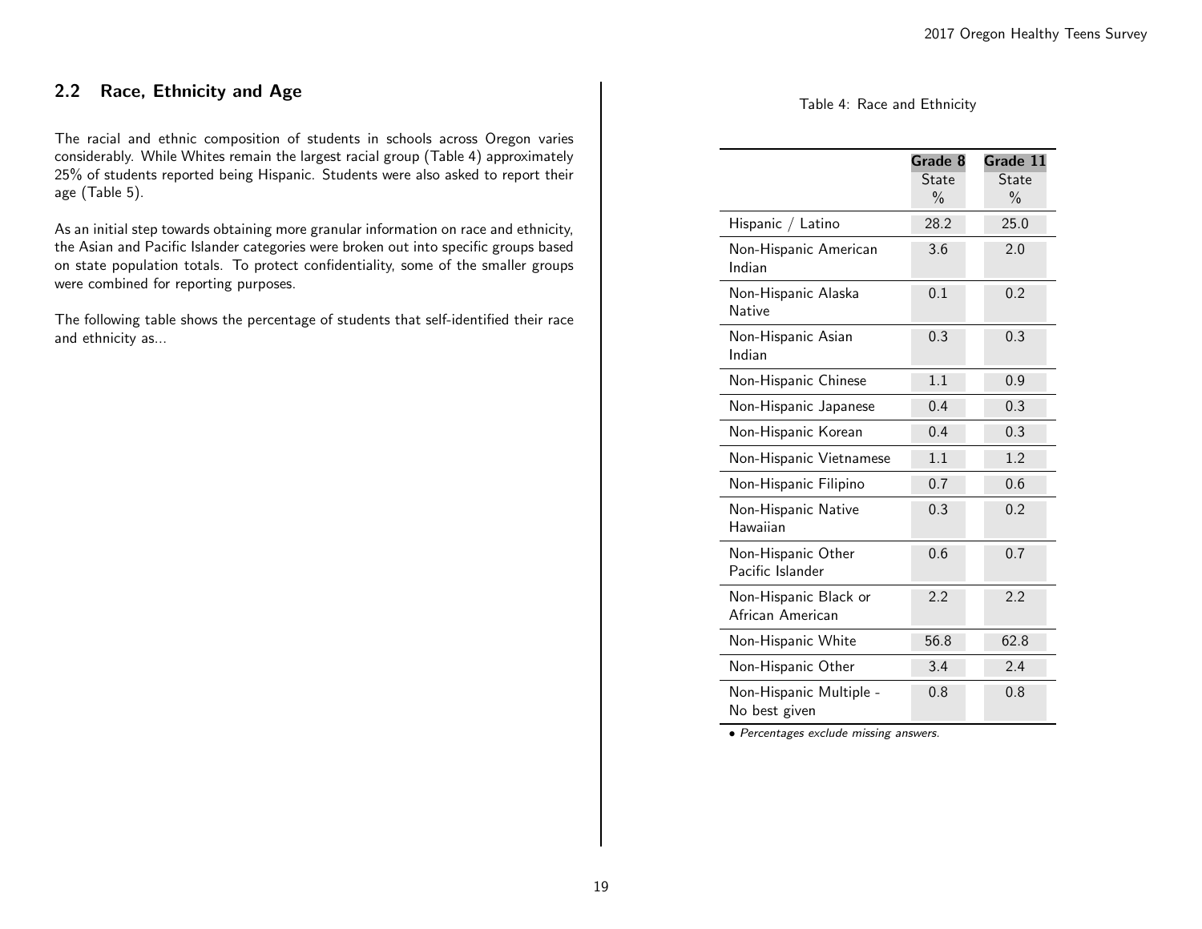## 2.2 Race, Ethnicity and Age

The racial and ethnic composition of students in schools across Oregon varies considerably. While Whites remain the largest racial group (Table 4) approximately 25% of students reported being Hispanic. Students were also asked to report their age (Table 5).

As an initial step towards obtaining more granular information on race and ethnicity, the Asian and Pacific Islander categories were broken out into specific groups based on state population totals. To protect confidentiality, some of the smaller groups were combined for reporting purposes.

The following table shows the percentage of students that self-identified their race and ethnicity as...

Table 4: Race and Ethnicity

| | Grade 8 State % | Grade 11 State % |
|---|---|---|
| Hispanic / Latino | 28.2 | 25.0 |
| Non-Hispanic American Indian | 3.6 | 2.0 |
| Non-Hispanic Alaska Native | 0.1 | 0.2 |
| Non-Hispanic Asian Indian | 0.3 | 0.3 |
| Non-Hispanic Chinese | 1.1 | 0.9 |
| Non-Hispanic Japanese | 0.4 | 0.3 |
| Non-Hispanic Korean | 0.4 | 0.3 |
| Non-Hispanic Vietnamese | 1.1 | 1.2 |
| Non-Hispanic Filipino | 0.7 | 0.6 |
| Non-Hispanic Native Hawaiian | 0.3 | 0.2 |
| Non-Hispanic Other Pacific Islander | 0.6 | 0.7 |
| Non-Hispanic Black or African American | 2.2 | 2.2 |
| Non-Hispanic White | 56.8 | 62.8 |
| Non-Hispanic Other | 3.4 | 2.4 |
| Non-Hispanic Multiple - No best given | 0.8 | 0.8 |

• *Percentages exclude missing answers.*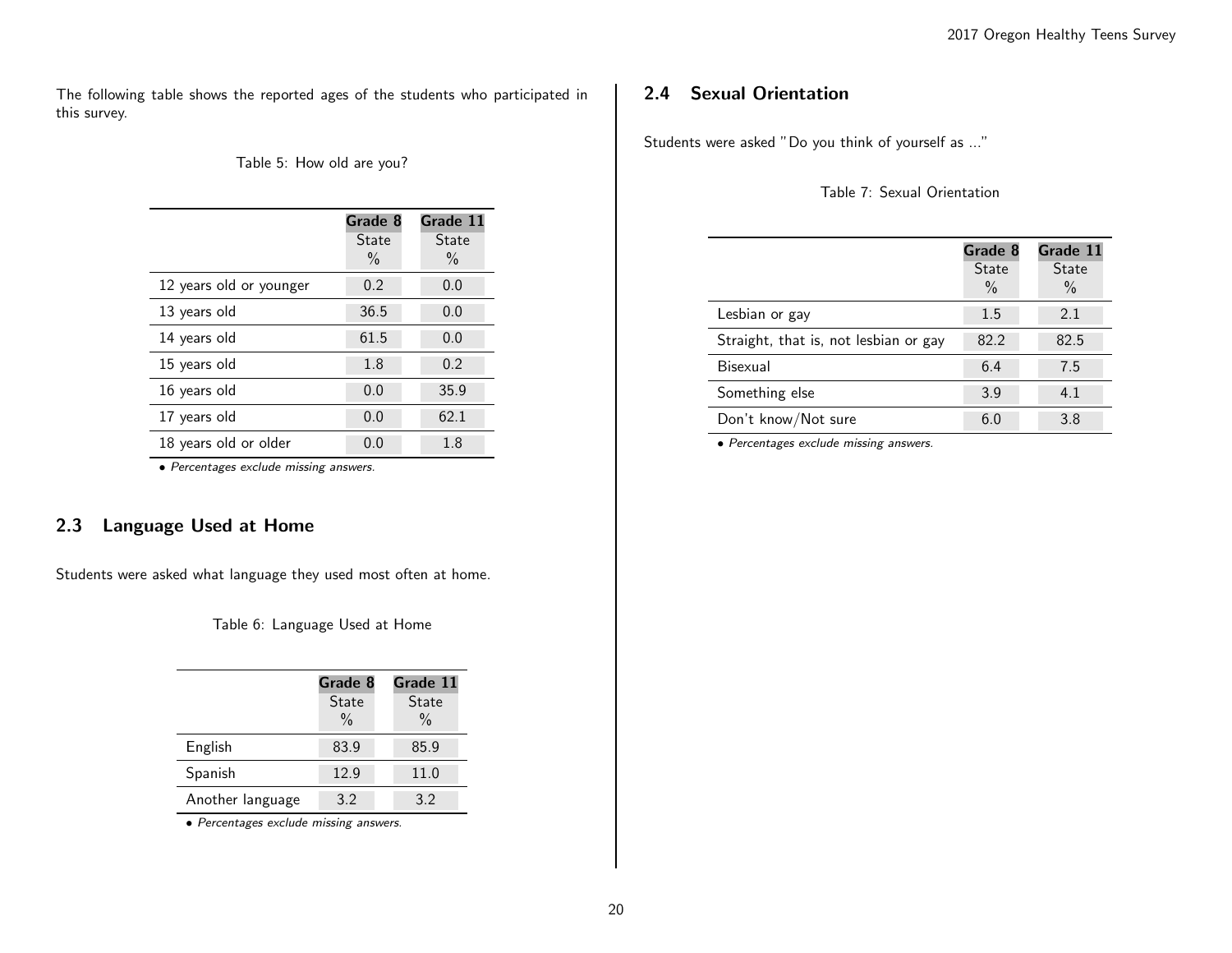The following table shows the reported ages of the students who participated in this survey.

Table 5: How old are you?

| | Grade 8 State % | Grade 11 State % |
|---|---|---|
| 12 years old or younger | 0.2 | 0.0 |
| 13 years old | 36.5 | 0.0 |
| 14 years old | 61.5 | 0.0 |
| 15 years old | 1.8 | 0.2 |
| 16 years old | 0.0 | 35.9 |
| 17 years old | 0.0 | 62.1 |
| 18 years old or older | 0.0 | 1.8 |

- *Percentages exclude missing answers.*

## 2.3 Language Used at Home

Students were asked what language they used most often at home.

Table 6: Language Used at Home

| | Grade 8 State % | Grade 11 State % |
|---|---|---|
| English | 83.9 | 85.9 |
| Spanish | 12.9 | 11.0 |
| Another language | 3.2 | 3.2 |

- *Percentages exclude missing answers.*

## 2.4 Sexual Orientation

Students were asked "Do you think of yourself as ..."

Table 7: Sexual Orientation

| | Grade 8 State % | Grade 11 State % |
|---|---|---|
| Lesbian or gay | 1.5 | 2.1 |
| Straight, that is, not lesbian or gay | 82.2 | 82.5 |
| Bisexual | 6.4 | 7.5 |
| Something else | 3.9 | 4.1 |
| Don't know/Not sure | 6.0 | 3.8 |

- *Percentages exclude missing answers.*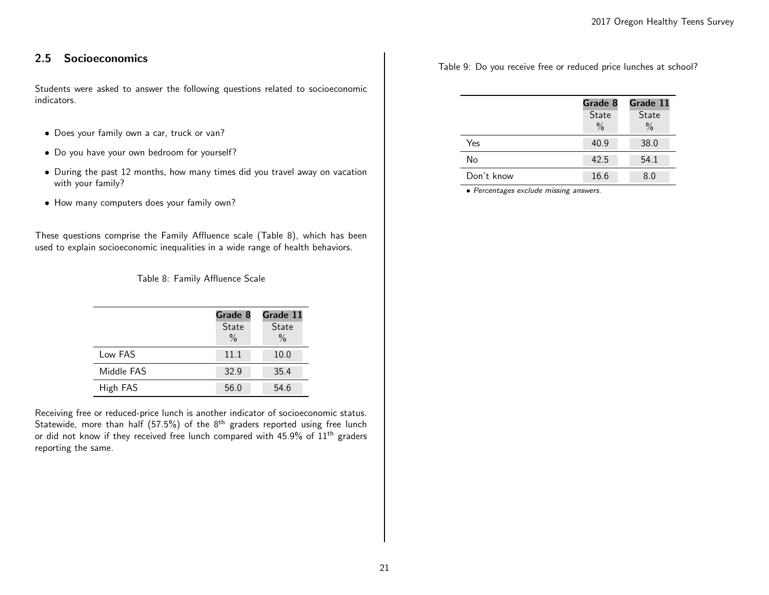## 2.5 Socioeconomics

Students were asked to answer the following questions related to socioeconomic indicators.

- Does your family own a car, truck or van?
- Do you have your own bedroom for yourself?
- During the past 12 months, how many times did you travel away on vacation with your family?
- How many computers does your family own?

These questions comprise the Family Affluence scale (Table 8), which has been used to explain socioeconomic inequalities in a wide range of health behaviors.

Table 8: Family Affluence Scale

| | Grade 8 State % | Grade 11 State % |
|---|---|---|
| Low FAS | 11.1 | 10.0 |
| Middle FAS | 32.9 | 35.4 |
| High FAS | 56.0 | 54.6 |

Receiving free or reduced-price lunch is another indicator of socioeconomic status. Statewide, more than half (57.5%) of the 8th graders reported using free lunch or did not know if they received free lunch compared with 45.9% of 11th graders reporting the same.

Table 9: Do you receive free or reduced price lunches at school?

| | Grade 8 State % | Grade 11 State % |
|---|---|---|
| Yes | 40.9 | 38.0 |
| No | 42.5 | 54.1 |
| Don't know | 16.6 | 8.0 |

- *Percentages exclude missing answers.*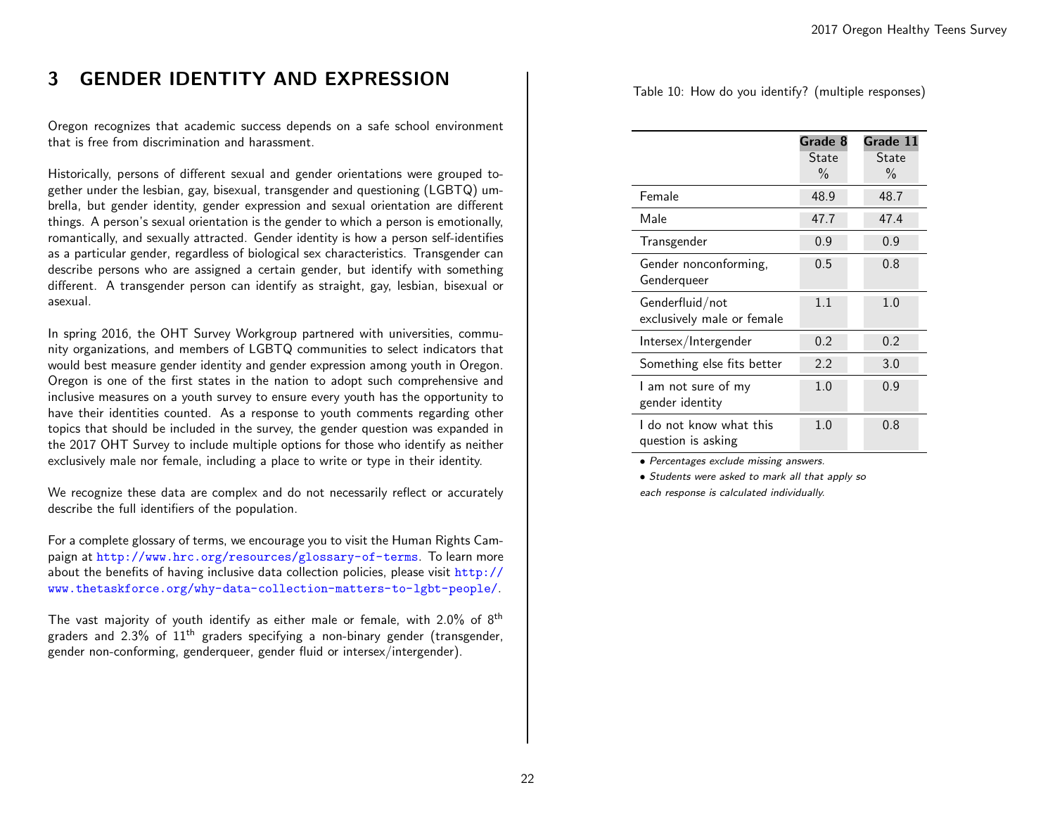# 3 GENDER IDENTITY AND EXPRESSION

Oregon recognizes that academic success depends on a safe school environment that is free from discrimination and harassment.

Historically, persons of different sexual and gender orientations were grouped together under the lesbian, gay, bisexual, transgender and questioning (LGBTQ) umbrella, but gender identity, gender expression and sexual orientation are different things. A person's sexual orientation is the gender to which a person is emotionally, romantically, and sexually attracted. Gender identity is how a person self-identifies as a particular gender, regardless of biological sex characteristics. Transgender can describe persons who are assigned a certain gender, but identify with something different. A transgender person can identify as straight, gay, lesbian, bisexual or asexual.

In spring 2016, the OHT Survey Workgroup partnered with universities, community organizations, and members of LGBTQ communities to select indicators that would best measure gender identity and gender expression among youth in Oregon. Oregon is one of the first states in the nation to adopt such comprehensive and inclusive measures on a youth survey to ensure every youth has the opportunity to have their identities counted. As a response to youth comments regarding other topics that should be included in the survey, the gender question was expanded in the 2017 OHT Survey to include multiple options for those who identify as neither exclusively male nor female, including a place to write or type in their identity.

We recognize these data are complex and do not necessarily reflect or accurately describe the full identifiers of the population.

For a complete glossary of terms, we encourage you to visit the Human Rights Campaign at http://www.hrc.org/resources/glossary-of-terms. To learn more about the benefits of having inclusive data collection policies, please visit http://www.thetaskforce.org/why-data-collection-matters-to-lgbt-people/.

The vast majority of youth identify as either male or female, with 2.0% of 8th graders and 2.3% of 11th graders specifying a non-binary gender (transgender, gender non-conforming, genderqueer, gender fluid or intersex/intergender).

Table 10: How do you identify? (multiple responses)

| | Grade 8 State % | Grade 11 State % |
|---|---|---|
| Female | 48.9 | 48.7 |
| Male | 47.7 | 47.4 |
| Transgender | 0.9 | 0.9 |
| Gender nonconforming, Genderqueer | 0.5 | 0.8 |
| Genderfluid/not exclusively male or female | 1.1 | 1.0 |
| Intersex/Intergender | 0.2 | 0.2 |
| Something else fits better | 2.2 | 3.0 |
| I am not sure of my gender identity | 1.0 | 0.9 |
| I do not know what this question is asking | 1.0 | 0.8 |

- *Percentages exclude missing answers.*
- *Students were asked to mark all that apply so each response is calculated individually.*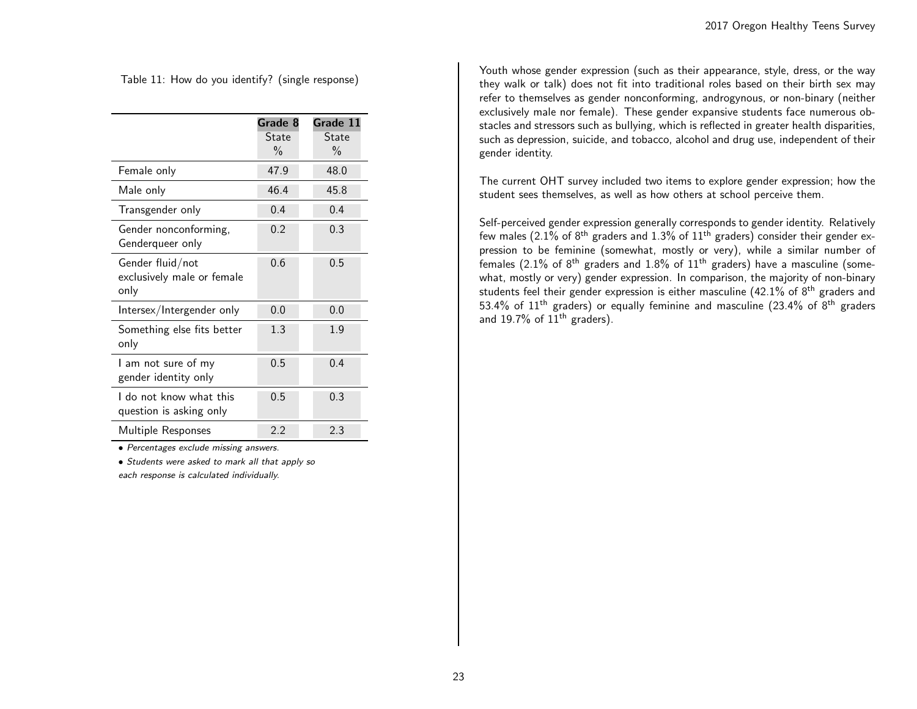Table 11: How do you identify? (single response)

| | Grade 8 State % | Grade 11 State % |
|---|---|---|
| Female only | 47.9 | 48.0 |
| Male only | 46.4 | 45.8 |
| Transgender only | 0.4 | 0.4 |
| Gender nonconforming, Genderqueer only | 0.2 | 0.3 |
| Gender fluid/not exclusively male or female only | 0.6 | 0.5 |
| Intersex/Intergender only | 0.0 | 0.0 |
| Something else fits better only | 1.3 | 1.9 |
| I am not sure of my gender identity only | 0.5 | 0.4 |
| I do not know what this question is asking only | 0.5 | 0.3 |
| Multiple Responses | 2.2 | 2.3 |

- *Percentages exclude missing answers.*
- *Students were asked to mark all that apply so each response is calculated individually.*

Youth whose gender expression (such as their appearance, style, dress, or the way they walk or talk) does not fit into traditional roles based on their birth sex may refer to themselves as gender nonconforming, androgynous, or non-binary (neither exclusively male nor female). These gender expansive students face numerous obstacles and stressors such as bullying, which is reflected in greater health disparities, such as depression, suicide, and tobacco, alcohol and drug use, independent of their gender identity.

The current OHT survey included two items to explore gender expression; how the student sees themselves, as well as how others at school perceive them.

Self-perceived gender expression generally corresponds to gender identity. Relatively few males (2.1% of 8th graders and 1.3% of 11th graders) consider their gender expression to be feminine (somewhat, mostly or very), while a similar number of females (2.1% of 8th graders and 1.8% of 11th graders) have a masculine (somewhat, mostly or very) gender expression. In comparison, the majority of non-binary students feel their gender expression is either masculine (42.1% of 8th graders and 53.4% of 11th graders) or equally feminine and masculine (23.4% of 8th graders and 19.7% of 11th graders).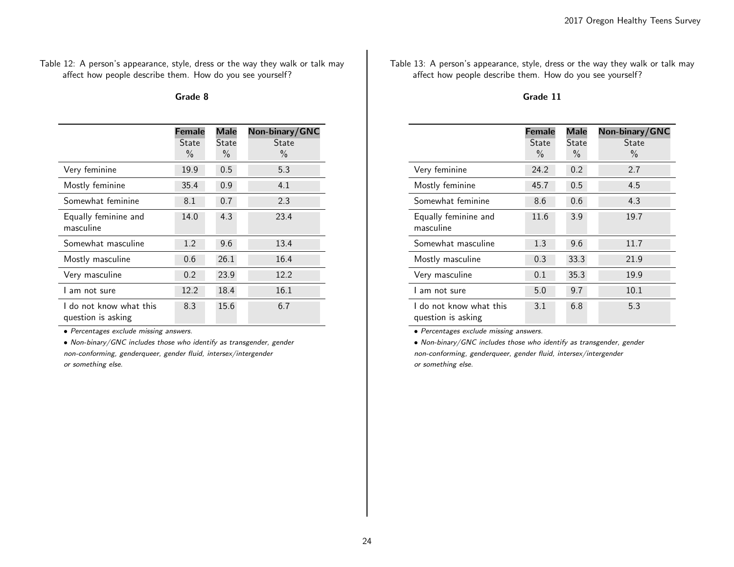Table 12: A person's appearance, style, dress or the way they walk or talk may affect how people describe them. How do you see yourself?

**Grade 8**

| | Female State % | Male State % | Non-binary/GNC State % |
|---|---|---|---|
| Very feminine | 19.9 | 0.5 | 5.3 |
| Mostly feminine | 35.4 | 0.9 | 4.1 |
| Somewhat feminine | 8.1 | 0.7 | 2.3 |
| Equally feminine and masculine | 14.0 | 4.3 | 23.4 |
| Somewhat masculine | 1.2 | 9.6 | 13.4 |
| Mostly masculine | 0.6 | 26.1 | 16.4 |
| Very masculine | 0.2 | 23.9 | 12.2 |
| I am not sure | 12.2 | 18.4 | 16.1 |
| I do not know what this question is asking | 8.3 | 15.6 | 6.7 |

- *Percentages exclude missing answers.*
- *Non-binary/GNC includes those who identify as transgender, gender non-conforming, genderqueer, gender fluid, intersex/intergender or something else.*

Table 13: A person's appearance, style, dress or the way they walk or talk may affect how people describe them. How do you see yourself?

**Grade 11**

| | Female State % | Male State % | Non-binary/GNC State % |
|---|---|---|---|
| Very feminine | 24.2 | 0.2 | 2.7 |
| Mostly feminine | 45.7 | 0.5 | 4.5 |
| Somewhat feminine | 8.6 | 0.6 | 4.3 |
| Equally feminine and masculine | 11.6 | 3.9 | 19.7 |
| Somewhat masculine | 1.3 | 9.6 | 11.7 |
| Mostly masculine | 0.3 | 33.3 | 21.9 |
| Very masculine | 0.1 | 35.3 | 19.9 |
| I am not sure | 5.0 | 9.7 | 10.1 |
| I do not know what this question is asking | 3.1 | 6.8 | 5.3 |

- *Percentages exclude missing answers.*
- *Non-binary/GNC includes those who identify as transgender, gender non-conforming, genderqueer, gender fluid, intersex/intergender or something else.*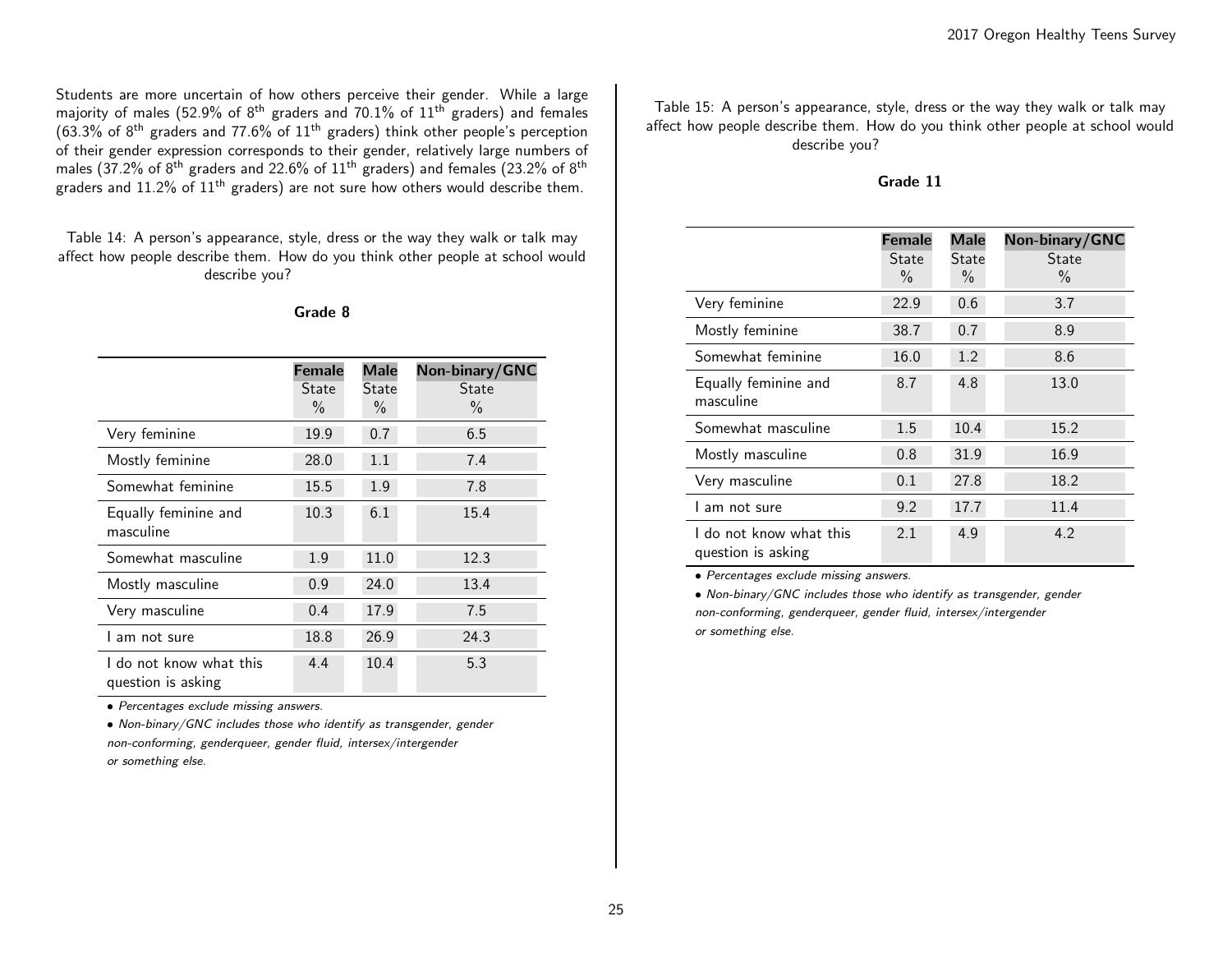Students are more uncertain of how others perceive their gender. While a large majority of males (52.9% of 8th graders and 70.1% of 11th graders) and females (63.3% of 8th graders and 77.6% of 11th graders) think other people's perception of their gender expression corresponds to their gender, relatively large numbers of males (37.2% of 8th graders and 22.6% of 11th graders) and females (23.2% of 8th graders and 11.2% of 11th graders) are not sure how others would describe them.

Table 14: A person's appearance, style, dress or the way they walk or talk may affect how people describe them. How do you think other people at school would describe you?

**Grade 8**

| | **Female** State % | **Male** State % | **Non-binary/GNC** State % |
|---|---|---|---|
| Very feminine | 19.9 | 0.7 | 6.5 |
| Mostly feminine | 28.0 | 1.1 | 7.4 |
| Somewhat feminine | 15.5 | 1.9 | 7.8 |
| Equally feminine and masculine | 10.3 | 6.1 | 15.4 |
| Somewhat masculine | 1.9 | 11.0 | 12.3 |
| Mostly masculine | 0.9 | 24.0 | 13.4 |
| Very masculine | 0.4 | 17.9 | 7.5 |
| I am not sure | 18.8 | 26.9 | 24.3 |
| I do not know what this question is asking | 4.4 | 10.4 | 5.3 |

- *Percentages exclude missing answers.*
- *Non-binary/GNC includes those who identify as transgender, gender non-conforming, genderqueer, gender fluid, intersex/intergender or something else.*

Table 15: A person's appearance, style, dress or the way they walk or talk may affect how people describe them. How do you think other people at school would describe you?

**Grade 11**

| | **Female** State % | **Male** State % | **Non-binary/GNC** State % |
|---|---|---|---|
| Very feminine | 22.9 | 0.6 | 3.7 |
| Mostly feminine | 38.7 | 0.7 | 8.9 |
| Somewhat feminine | 16.0 | 1.2 | 8.6 |
| Equally feminine and masculine | 8.7 | 4.8 | 13.0 |
| Somewhat masculine | 1.5 | 10.4 | 15.2 |
| Mostly masculine | 0.8 | 31.9 | 16.9 |
| Very masculine | 0.1 | 27.8 | 18.2 |
| I am not sure | 9.2 | 17.7 | 11.4 |
| I do not know what this question is asking | 2.1 | 4.9 | 4.2 |

- *Percentages exclude missing answers.*
- *Non-binary/GNC includes those who identify as transgender, gender non-conforming, genderqueer, gender fluid, intersex/intergender or something else.*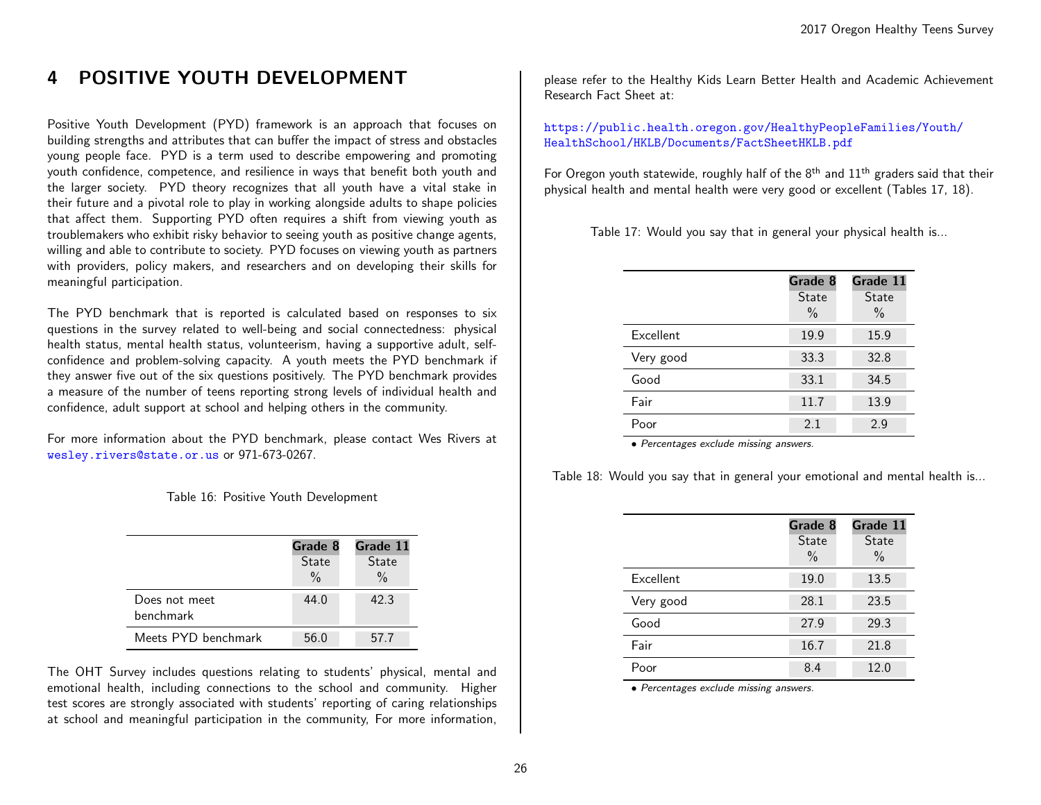# 4 POSITIVE YOUTH DEVELOPMENT

Positive Youth Development (PYD) framework is an approach that focuses on building strengths and attributes that can buffer the impact of stress and obstacles young people face. PYD is a term used to describe empowering and promoting youth confidence, competence, and resilience in ways that benefit both youth and the larger society. PYD theory recognizes that all youth have a vital stake in their future and a pivotal role to play in working alongside adults to shape policies that affect them. Supporting PYD often requires a shift from viewing youth as troublemakers who exhibit risky behavior to seeing youth as positive change agents, willing and able to contribute to society. PYD focuses on viewing youth as partners with providers, policy makers, and researchers and on developing their skills for meaningful participation.

The PYD benchmark that is reported is calculated based on responses to six questions in the survey related to well-being and social connectedness: physical health status, mental health status, volunteerism, having a supportive adult, self-confidence and problem-solving capacity. A youth meets the PYD benchmark if they answer five out of the six questions positively. The PYD benchmark provides a measure of the number of teens reporting strong levels of individual health and confidence, adult support at school and helping others in the community.

For more information about the PYD benchmark, please contact Wes Rivers at wesley.rivers@state.or.us or 971-673-0267.

Table 16: Positive Youth Development

| | Grade 8 State % | Grade 11 State % |
|---|---|---|
| Does not meet benchmark | 44.0 | 42.3 |
| Meets PYD benchmark | 56.0 | 57.7 |

The OHT Survey includes questions relating to students' physical, mental and emotional health, including connections to the school and community. Higher test scores are strongly associated with students' reporting of caring relationships at school and meaningful participation in the community, For more information, please refer to the Healthy Kids Learn Better Health and Academic Achievement Research Fact Sheet at:

https://public.health.oregon.gov/HealthyPeopleFamilies/Youth/HealthSchool/HKLB/Documents/FactSheetHKLB.pdf

For Oregon youth statewide, roughly half of the 8th and 11th graders said that their physical health and mental health were very good or excellent (Tables 17, 18).

Table 17: Would you say that in general your physical health is...

| | Grade 8 State % | Grade 11 State % |
|---|---|---|
| Excellent | 19.9 | 15.9 |
| Very good | 33.3 | 32.8 |
| Good | 33.1 | 34.5 |
| Fair | 11.7 | 13.9 |
| Poor | 2.1 | 2.9 |

- *Percentages exclude missing answers.*

Table 18: Would you say that in general your emotional and mental health is...

| | Grade 8 State % | Grade 11 State % |
|---|---|---|
| Excellent | 19.0 | 13.5 |
| Very good | 28.1 | 23.5 |
| Good | 27.9 | 29.3 |
| Fair | 16.7 | 21.8 |
| Poor | 8.4 | 12.0 |

- *Percentages exclude missing answers.*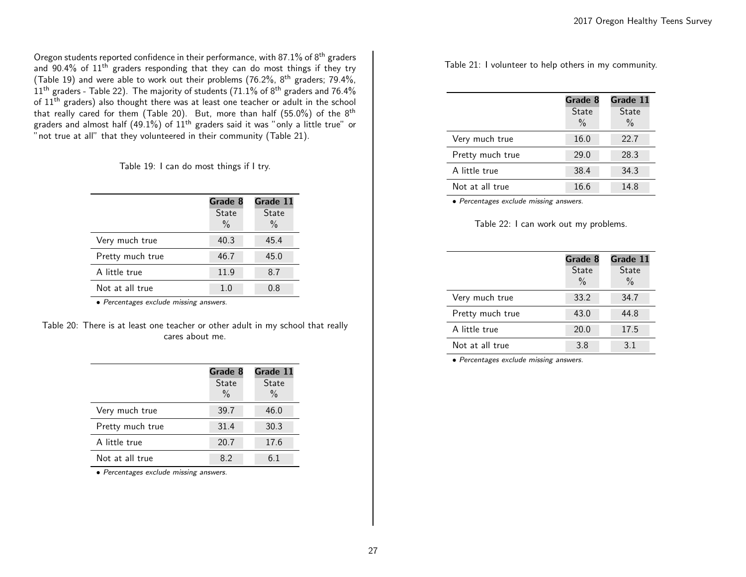Oregon students reported confidence in their performance, with 87.1% of 8th graders and 90.4% of 11th graders responding that they can do most things if they try (Table 19) and were able to work out their problems (76.2%, 8th graders; 79.4%, 11th graders - Table 22). The majority of students (71.1% of 8th graders and 76.4% of 11th graders) also thought there was at least one teacher or adult in the school that really cared for them (Table 20). But, more than half (55.0%) of the 8th graders and almost half (49.1%) of 11th graders said it was "only a little true" or "not true at all" that they volunteered in their community (Table 21).

Table 19: I can do most things if I try.

| | **Grade 8** State % | **Grade 11** State % |
|---|---|---|
| Very much true | 40.3 | 45.4 |
| Pretty much true | 46.7 | 45.0 |
| A little true | 11.9 | 8.7 |
| Not at all true | 1.0 | 0.8 |

• *Percentages exclude missing answers.*

Table 20: There is at least one teacher or other adult in my school that really cares about me.

| | **Grade 8** State % | **Grade 11** State % |
|---|---|---|
| Very much true | 39.7 | 46.0 |
| Pretty much true | 31.4 | 30.3 |
| A little true | 20.7 | 17.6 |
| Not at all true | 8.2 | 6.1 |

• *Percentages exclude missing answers.*

Table 21: I volunteer to help others in my community.

| | **Grade 8** State % | **Grade 11** State % |
|---|---|---|
| Very much true | 16.0 | 22.7 |
| Pretty much true | 29.0 | 28.3 |
| A little true | 38.4 | 34.3 |
| Not at all true | 16.6 | 14.8 |

• *Percentages exclude missing answers.*

Table 22: I can work out my problems.

| | **Grade 8** State % | **Grade 11** State % |
|---|---|---|
| Very much true | 33.2 | 34.7 |
| Pretty much true | 43.0 | 44.8 |
| A little true | 20.0 | 17.5 |
| Not at all true | 3.8 | 3.1 |

• *Percentages exclude missing answers.*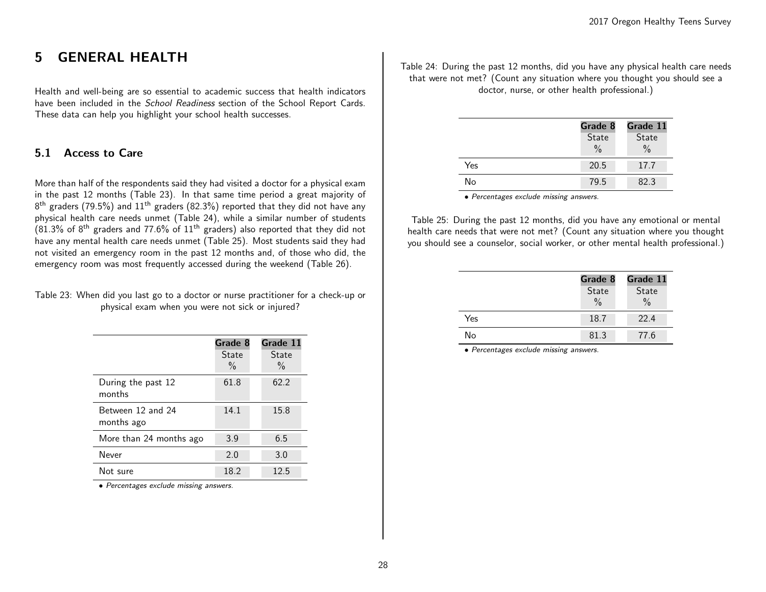# 5 GENERAL HEALTH

Health and well-being are so essential to academic success that health indicators have been included in the *School Readiness* section of the School Report Cards. These data can help you highlight your school health successes.

## 5.1 Access to Care

More than half of the respondents said they had visited a doctor for a physical exam in the past 12 months (Table 23). In that same time period a great majority of 8th graders (79.5%) and 11th graders (82.3%) reported that they did not have any physical health care needs unmet (Table 24), while a similar number of students (81.3% of 8th graders and 77.6% of 11th graders) also reported that they did not have any mental health care needs unmet (Table 25). Most students said they had not visited an emergency room in the past 12 months and, of those who did, the emergency room was most frequently accessed during the weekend (Table 26).

Table 23: When did you last go to a doctor or nurse practitioner for a check-up or physical exam when you were not sick or injured?

| | Grade 8 State % | Grade 11 State % |
|---|---|---|
| During the past 12 months | 61.8 | 62.2 |
| Between 12 and 24 months ago | 14.1 | 15.8 |
| More than 24 months ago | 3.9 | 6.5 |
| Never | 2.0 | 3.0 |
| Not sure | 18.2 | 12.5 |

• *Percentages exclude missing answers.*

Table 24: During the past 12 months, did you have any physical health care needs that were not met? (Count any situation where you thought you should see a doctor, nurse, or other health professional.)

| | Grade 8 State % | Grade 11 State % |
|---|---|---|
| Yes | 20.5 | 17.7 |
| No | 79.5 | 82.3 |

• *Percentages exclude missing answers.*

Table 25: During the past 12 months, did you have any emotional or mental health care needs that were not met? (Count any situation where you thought you should see a counselor, social worker, or other mental health professional.)

| | Grade 8 State % | Grade 11 State % |
|---|---|---|
| Yes | 18.7 | 22.4 |
| No | 81.3 | 77.6 |

• *Percentages exclude missing answers.*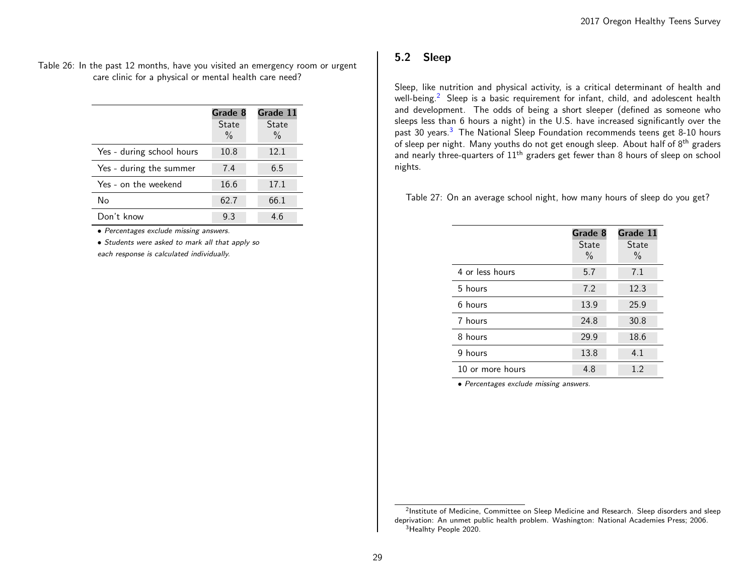Table 26: In the past 12 months, have you visited an emergency room or urgent care clinic for a physical or mental health care need?

| | Grade 8 State % | Grade 11 State % |
|---|---|---|
| Yes - during school hours | 10.8 | 12.1 |
| Yes - during the summer | 7.4 | 6.5 |
| Yes - on the weekend | 16.6 | 17.1 |
| No | 62.7 | 66.1 |
| Don't know | 9.3 | 4.6 |

- *Percentages exclude missing answers.*
- *Students were asked to mark all that apply so each response is calculated individually.*

## 5.2 Sleep

Sleep, like nutrition and physical activity, is a critical determinant of health and well-being.[2] Sleep is a basic requirement for infant, child, and adolescent health and development. The odds of being a short sleeper (defined as someone who sleeps less than 6 hours a night) in the U.S. have increased significantly over the past 30 years.[3] The National Sleep Foundation recommends teens get 8-10 hours of sleep per night. Many youths do not get enough sleep. About half of 8th graders and nearly three-quarters of 11th graders get fewer than 8 hours of sleep on school nights.

Table 27: On an average school night, how many hours of sleep do you get?

| | Grade 8 State % | Grade 11 State % |
|---|---|---|
| 4 or less hours | 5.7 | 7.1 |
| 5 hours | 7.2 | 12.3 |
| 6 hours | 13.9 | 25.9 |
| 7 hours | 24.8 | 30.8 |
| 8 hours | 29.9 | 18.6 |
| 9 hours | 13.8 | 4.1 |
| 10 or more hours | 4.8 | 1.2 |

- *Percentages exclude missing answers.*

[2] Institute of Medicine, Committee on Sleep Medicine and Research. Sleep disorders and sleep deprivation: An unmet public health problem. Washington: National Academies Press; 2006.

[3] Healhty People 2020.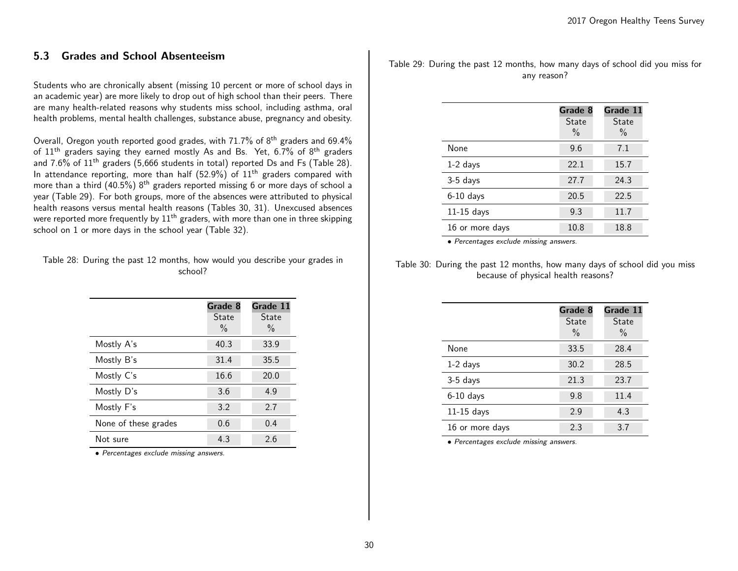## 5.3 Grades and School Absenteeism

Students who are chronically absent (missing 10 percent or more of school days in an academic year) are more likely to drop out of high school than their peers. There are many health-related reasons why students miss school, including asthma, oral health problems, mental health challenges, substance abuse, pregnancy and obesity.

Overall, Oregon youth reported good grades, with 71.7% of 8th graders and 69.4% of 11th graders saying they earned mostly As and Bs. Yet, 6.7% of 8th graders and 7.6% of 11th graders (5,666 students in total) reported Ds and Fs (Table 28). In attendance reporting, more than half (52.9%) of 11th graders compared with more than a third (40.5%) 8th graders reported missing 6 or more days of school a year (Table 29). For both groups, more of the absences were attributed to physical health reasons versus mental health reasons (Tables 30, 31). Unexcused absences were reported more frequently by 11th graders, with more than one in three skipping school on 1 or more days in the school year (Table 32).

Table 28: During the past 12 months, how would you describe your grades in school?

| | Grade 8 State % | Grade 11 State % |
|---|---|---|
| Mostly A's | 40.3 | 33.9 |
| Mostly B's | 31.4 | 35.5 |
| Mostly C's | 16.6 | 20.0 |
| Mostly D's | 3.6 | 4.9 |
| Mostly F's | 3.2 | 2.7 |
| None of these grades | 0.6 | 0.4 |
| Not sure | 4.3 | 2.6 |

- *Percentages exclude missing answers.*

Table 29: During the past 12 months, how many days of school did you miss for any reason?

| | Grade 8 State % | Grade 11 State % |
|---|---|---|
| None | 9.6 | 7.1 |
| 1-2 days | 22.1 | 15.7 |
| 3-5 days | 27.7 | 24.3 |
| 6-10 days | 20.5 | 22.5 |
| 11-15 days | 9.3 | 11.7 |
| 16 or more days | 10.8 | 18.8 |

- *Percentages exclude missing answers.*

Table 30: During the past 12 months, how many days of school did you miss because of physical health reasons?

| | Grade 8 State % | Grade 11 State % |
|---|---|---|
| None | 33.5 | 28.4 |
| 1-2 days | 30.2 | 28.5 |
| 3-5 days | 21.3 | 23.7 |
| 6-10 days | 9.8 | 11.4 |
| 11-15 days | 2.9 | 4.3 |
| 16 or more days | 2.3 | 3.7 |

- *Percentages exclude missing answers.*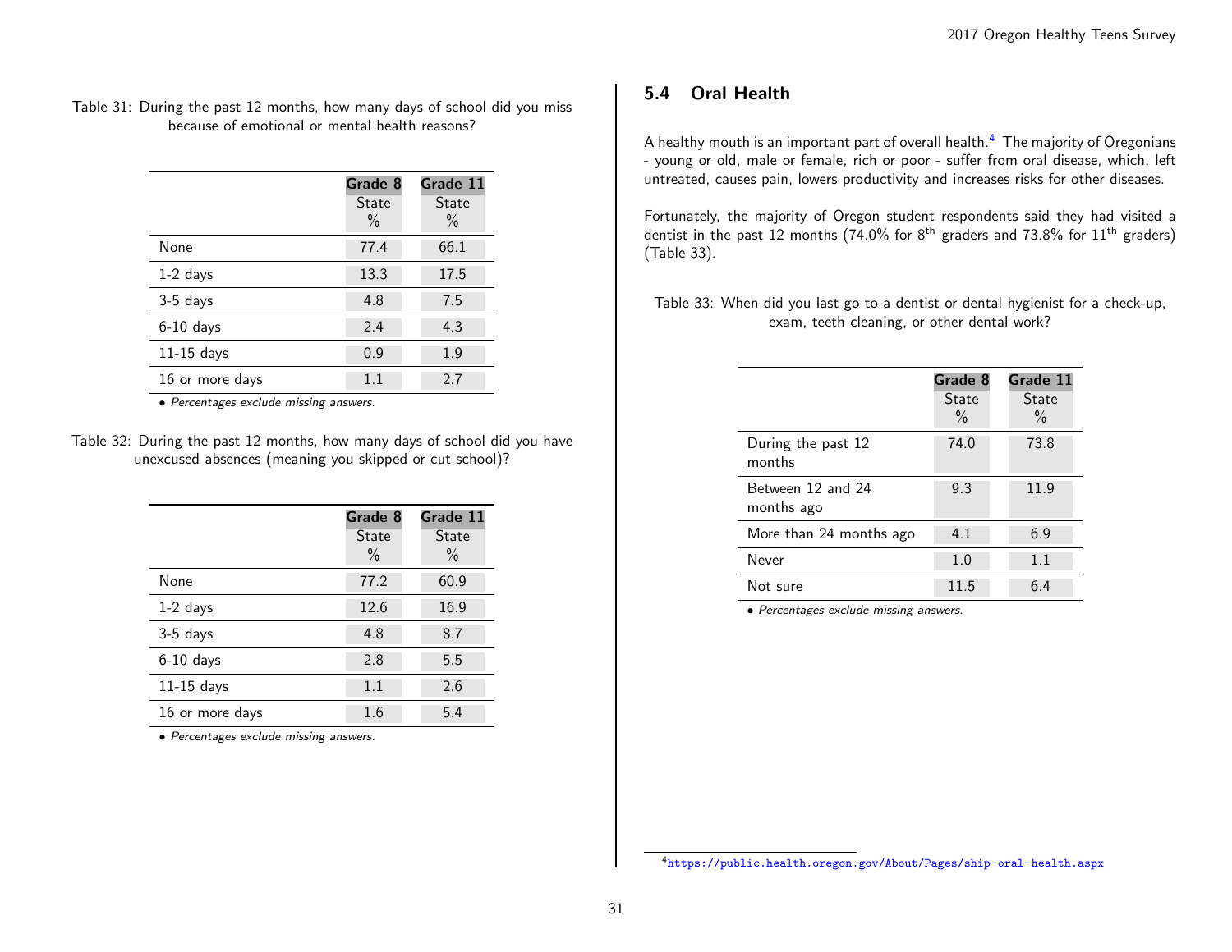Table 31: During the past 12 months, how many days of school did you miss because of emotional or mental health reasons?

| | Grade 8 State % | Grade 11 State % |
|---|---|---|
| None | 77.4 | 66.1 |
| 1-2 days | 13.3 | 17.5 |
| 3-5 days | 4.8 | 7.5 |
| 6-10 days | 2.4 | 4.3 |
| 11-15 days | 0.9 | 1.9 |
| 16 or more days | 1.1 | 2.7 |

- *Percentages exclude missing answers.*

Table 32: During the past 12 months, how many days of school did you have unexcused absences (meaning you skipped or cut school)?

| | Grade 8 State % | Grade 11 State % |
|---|---|---|
| None | 77.2 | 60.9 |
| 1-2 days | 12.6 | 16.9 |
| 3-5 days | 4.8 | 8.7 |
| 6-10 days | 2.8 | 5.5 |
| 11-15 days | 1.1 | 2.6 |
| 16 or more days | 1.6 | 5.4 |

- *Percentages exclude missing answers.*

## 5.4 Oral Health

A healthy mouth is an important part of overall health.[4] The majority of Oregonians - young or old, male or female, rich or poor - suffer from oral disease, which, left untreated, causes pain, lowers productivity and increases risks for other diseases.

Fortunately, the majority of Oregon student respondents said they had visited a dentist in the past 12 months (74.0% for 8th graders and 73.8% for 11th graders) (Table 33).

Table 33: When did you last go to a dentist or dental hygienist for a check-up, exam, teeth cleaning, or other dental work?

| | Grade 8 State % | Grade 11 State % |
|---|---|---|
| During the past 12 months | 74.0 | 73.8 |
| Between 12 and 24 months ago | 9.3 | 11.9 |
| More than 24 months ago | 4.1 | 6.9 |
| Never | 1.0 | 1.1 |
| Not sure | 11.5 | 6.4 |

- *Percentages exclude missing answers.*

[4] https://public.health.oregon.gov/About/Pages/ship-oral-health.aspx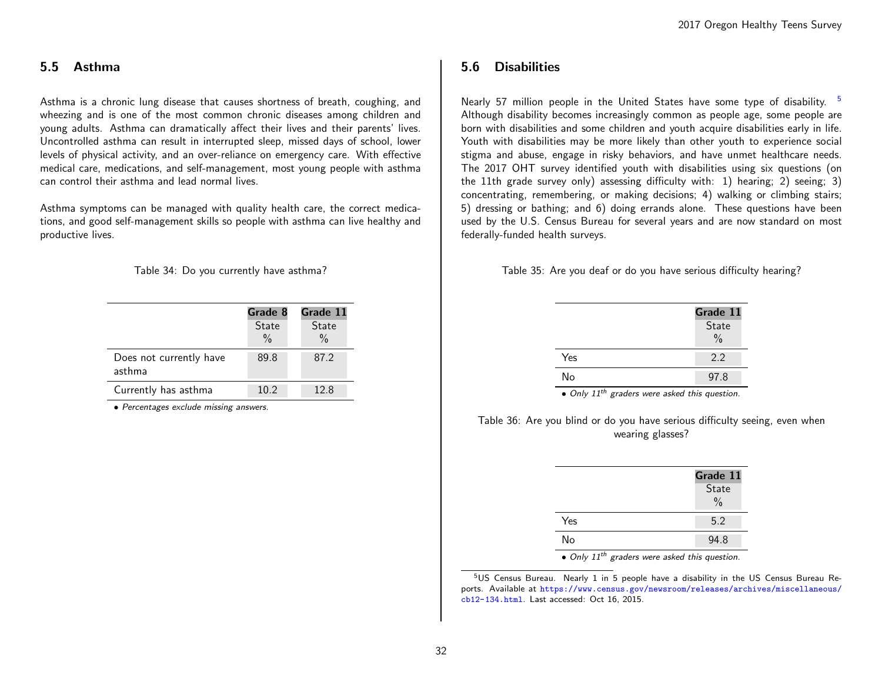## 5.5 Asthma

Asthma is a chronic lung disease that causes shortness of breath, coughing, and wheezing and is one of the most common chronic diseases among children and young adults. Asthma can dramatically affect their lives and their parents' lives. Uncontrolled asthma can result in interrupted sleep, missed days of school, lower levels of physical activity, and an over-reliance on emergency care. With effective medical care, medications, and self-management, most young people with asthma can control their asthma and lead normal lives.

Asthma symptoms can be managed with quality health care, the correct medications, and good self-management skills so people with asthma can live healthy and productive lives.

Table 34: Do you currently have asthma?

| | Grade 8 State % | Grade 11 State % |
|---|---|---|
| Does not currently have asthma | 89.8 | 87.2 |
| Currently has asthma | 10.2 | 12.8 |

- *Percentages exclude missing answers.*

## 5.6 Disabilities

Nearly 57 million people in the United States have some type of disability. [5] Although disability becomes increasingly common as people age, some people are born with disabilities and some children and youth acquire disabilities early in life. Youth with disabilities may be more likely than other youth to experience social stigma and abuse, engage in risky behaviors, and have unmet healthcare needs. The 2017 OHT survey identified youth with disabilities using six questions (on the 11th grade survey only) assessing difficulty with: 1) hearing; 2) seeing; 3) concentrating, remembering, or making decisions; 4) walking or climbing stairs; 5) dressing or bathing; and 6) doing errands alone. These questions have been used by the U.S. Census Bureau for several years and are now standard on most federally-funded health surveys.

Table 35: Are you deaf or do you have serious difficulty hearing?

| | Grade 11 State % |
|---|---|
| Yes | 2.2 |
| No | 97.8 |

- *Only 11th graders were asked this question.*

Table 36: Are you blind or do you have serious difficulty seeing, even when wearing glasses?

| | Grade 11 State % |
|---|---|
| Yes | 5.2 |
| No | 94.8 |

- *Only 11th graders were asked this question.*

[5] US Census Bureau. Nearly 1 in 5 people have a disability in the US Census Bureau Reports. Available at https://www.census.gov/newsroom/releases/archives/miscellaneous/cb12-134.html. Last accessed: Oct 16, 2015.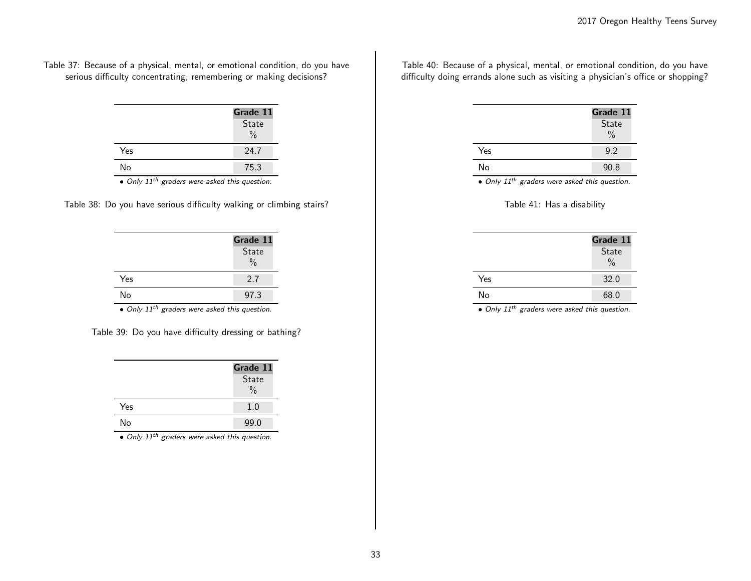Table 37: Because of a physical, mental, or emotional condition, do you have serious difficulty concentrating, remembering or making decisions?

| | Grade 11 State % |
|---|---|
| Yes | 24.7 |
| No | 75.3 |

• *Only 11th graders were asked this question.*

Table 38: Do you have serious difficulty walking or climbing stairs?

| | Grade 11 State % |
|---|---|
| Yes | 2.7 |
| No | 97.3 |

• *Only 11th graders were asked this question.*

Table 39: Do you have difficulty dressing or bathing?

| | Grade 11 State % |
|---|---|
| Yes | 1.0 |
| No | 99.0 |

• *Only 11th graders were asked this question.*

Table 40: Because of a physical, mental, or emotional condition, do you have difficulty doing errands alone such as visiting a physician's office or shopping?

| | Grade 11 State % |
|---|---|
| Yes | 9.2 |
| No | 90.8 |

• *Only 11th graders were asked this question.*

Table 41: Has a disability

| | Grade 11 State % |
|---|---|
| Yes | 32.0 |
| No | 68.0 |

• *Only 11th graders were asked this question.*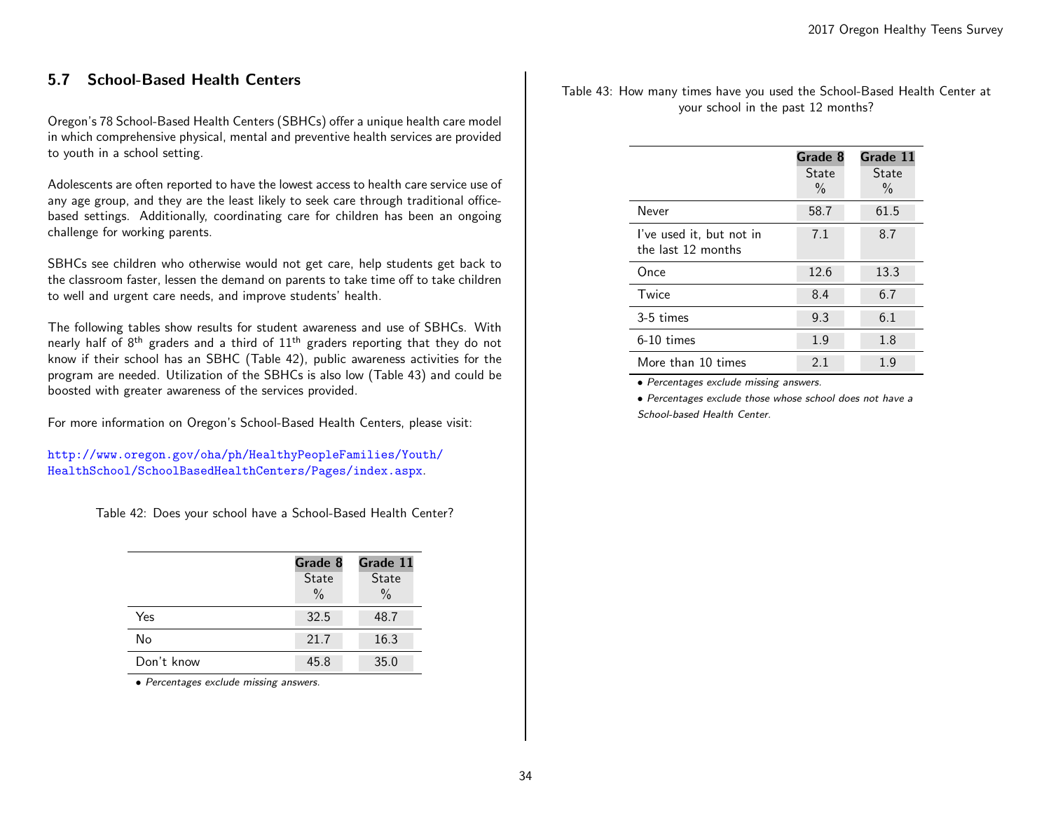## 5.7 School-Based Health Centers

Oregon's 78 School-Based Health Centers (SBHCs) offer a unique health care model in which comprehensive physical, mental and preventive health services are provided to youth in a school setting.

Adolescents are often reported to have the lowest access to health care service use of any age group, and they are the least likely to seek care through traditional office-based settings. Additionally, coordinating care for children has been an ongoing challenge for working parents.

SBHCs see children who otherwise would not get care, help students get back to the classroom faster, lessen the demand on parents to take time off to take children to well and urgent care needs, and improve students' health.

The following tables show results for student awareness and use of SBHCs. With nearly half of 8th graders and a third of 11th graders reporting that they do not know if their school has an SBHC (Table 42), public awareness activities for the program are needed. Utilization of the SBHCs is also low (Table 43) and could be boosted with greater awareness of the services provided.

For more information on Oregon's School-Based Health Centers, please visit:

http://www.oregon.gov/oha/ph/HealthyPeopleFamilies/Youth/HealthSchool/SchoolBasedHealthCenters/Pages/index.aspx.

Table 42: Does your school have a School-Based Health Center?

| | Grade 8 State % | Grade 11 State % |
|---|---|---|
| Yes | 32.5 | 48.7 |
| No | 21.7 | 16.3 |
| Don't know | 45.8 | 35.0 |

*• Percentages exclude missing answers.*

Table 43: How many times have you used the School-Based Health Center at your school in the past 12 months?

| | Grade 8 State % | Grade 11 State % |
|---|---|---|
| Never | 58.7 | 61.5 |
| I've used it, but not in the last 12 months | 7.1 | 8.7 |
| Once | 12.6 | 13.3 |
| Twice | 8.4 | 6.7 |
| 3-5 times | 9.3 | 6.1 |
| 6-10 times | 1.9 | 1.8 |
| More than 10 times | 2.1 | 1.9 |

*• Percentages exclude missing answers.*

*• Percentages exclude those whose school does not have a School-based Health Center.*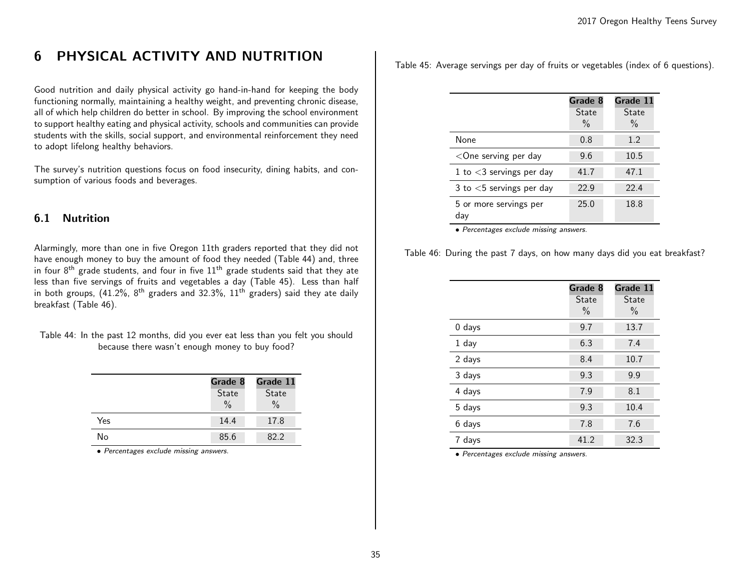# 6 PHYSICAL ACTIVITY AND NUTRITION

Good nutrition and daily physical activity go hand-in-hand for keeping the body functioning normally, maintaining a healthy weight, and preventing chronic disease, all of which help children do better in school. By improving the school environment to support healthy eating and physical activity, schools and communities can provide students with the skills, social support, and environmental reinforcement they need to adopt lifelong healthy behaviors.

The survey's nutrition questions focus on food insecurity, dining habits, and consumption of various foods and beverages.

## 6.1 Nutrition

Alarmingly, more than one in five Oregon 11th graders reported that they did not have enough money to buy the amount of food they needed (Table 44) and, three in four 8th grade students, and four in five 11th grade students said that they ate less than five servings of fruits and vegetables a day (Table 45). Less than half in both groups, (41.2%, 8th graders and 32.3%, 11th graders) said they ate daily breakfast (Table 46).

Table 44: In the past 12 months, did you ever eat less than you felt you should because there wasn't enough money to buy food?

| | Grade 8 State % | Grade 11 State % |
|---|---|---|
| Yes | 14.4 | 17.8 |
| No | 85.6 | 82.2 |

• *Percentages exclude missing answers.*

Table 45: Average servings per day of fruits or vegetables (index of 6 questions).

| | Grade 8 State % | Grade 11 State % |
|---|---|---|
| None | 0.8 | 1.2 |
| <One serving per day | 9.6 | 10.5 |
| 1 to <3 servings per day | 41.7 | 47.1 |
| 3 to <5 servings per day | 22.9 | 22.4 |
| 5 or more servings per day | 25.0 | 18.8 |

• *Percentages exclude missing answers.*

Table 46: During the past 7 days, on how many days did you eat breakfast?

| | Grade 8 State % | Grade 11 State % |
|---|---|---|
| 0 days | 9.7 | 13.7 |
| 1 day | 6.3 | 7.4 |
| 2 days | 8.4 | 10.7 |
| 3 days | 9.3 | 9.9 |
| 4 days | 7.9 | 8.1 |
| 5 days | 9.3 | 10.4 |
| 6 days | 7.8 | 7.6 |
| 7 days | 41.2 | 32.3 |

• *Percentages exclude missing answers.*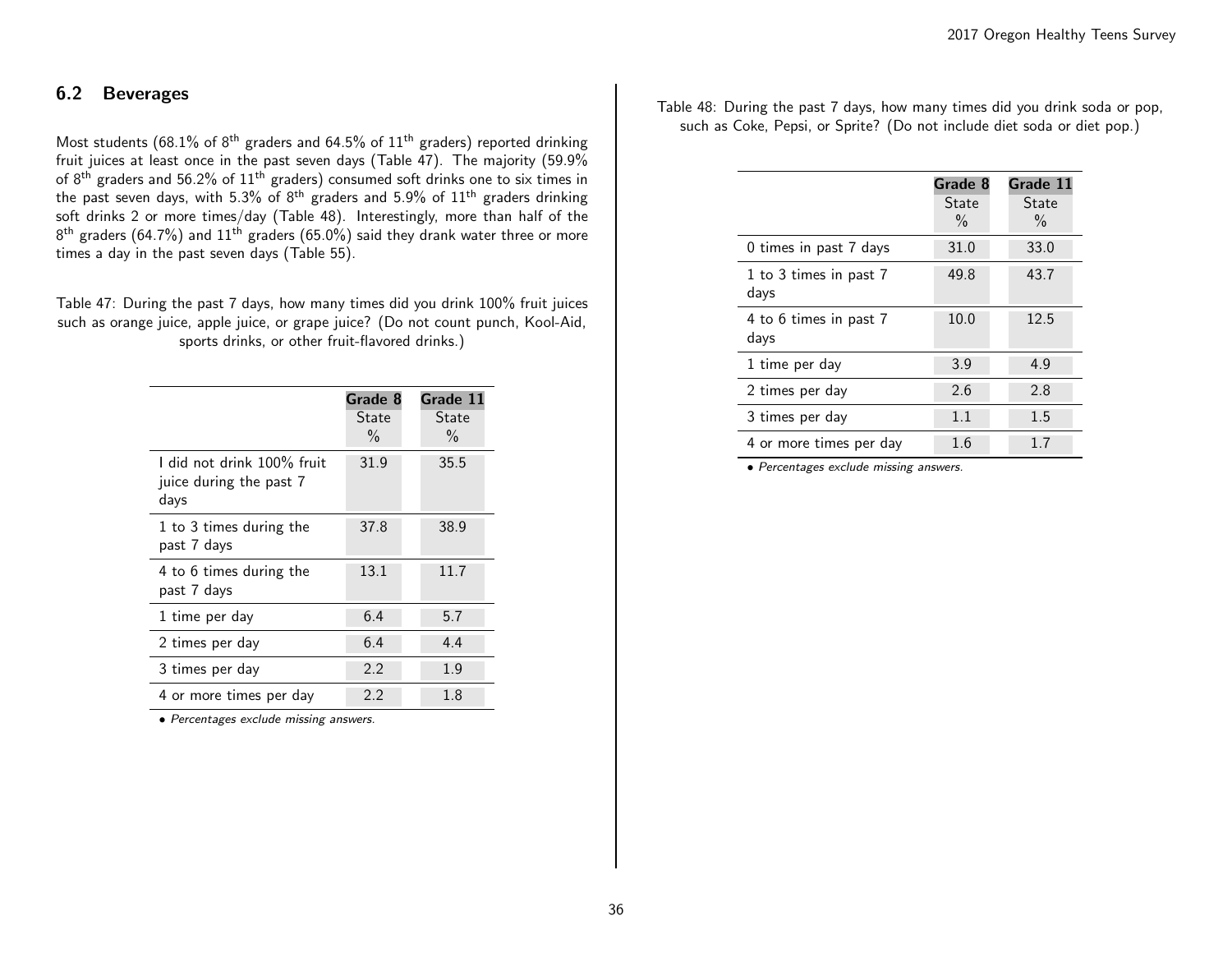## 6.2 Beverages

Most students (68.1% of 8th graders and 64.5% of 11th graders) reported drinking fruit juices at least once in the past seven days (Table 47). The majority (59.9% of 8th graders and 56.2% of 11th graders) consumed soft drinks one to six times in the past seven days, with 5.3% of 8th graders and 5.9% of 11th graders drinking soft drinks 2 or more times/day (Table 48). Interestingly, more than half of the 8th graders (64.7%) and 11th graders (65.0%) said they drank water three or more times a day in the past seven days (Table 55).

Table 47: During the past 7 days, how many times did you drink 100% fruit juices such as orange juice, apple juice, or grape juice? (Do not count punch, Kool-Aid, sports drinks, or other fruit-flavored drinks.)

| | **Grade 8** State % | **Grade 11** State % |
|---|---|---|
| I did not drink 100% fruit juice during the past 7 days | 31.9 | 35.5 |
| 1 to 3 times during the past 7 days | 37.8 | 38.9 |
| 4 to 6 times during the past 7 days | 13.1 | 11.7 |
| 1 time per day | 6.4 | 5.7 |
| 2 times per day | 6.4 | 4.4 |
| 3 times per day | 2.2 | 1.9 |
| 4 or more times per day | 2.2 | 1.8 |

*• Percentages exclude missing answers.*

Table 48: During the past 7 days, how many times did you drink soda or pop, such as Coke, Pepsi, or Sprite? (Do not include diet soda or diet pop.)

| | **Grade 8** State % | **Grade 11** State % |
|---|---|---|
| 0 times in past 7 days | 31.0 | 33.0 |
| 1 to 3 times in past 7 days | 49.8 | 43.7 |
| 4 to 6 times in past 7 days | 10.0 | 12.5 |
| 1 time per day | 3.9 | 4.9 |
| 2 times per day | 2.6 | 2.8 |
| 3 times per day | 1.1 | 1.5 |
| 4 or more times per day | 1.6 | 1.7 |

*• Percentages exclude missing answers.*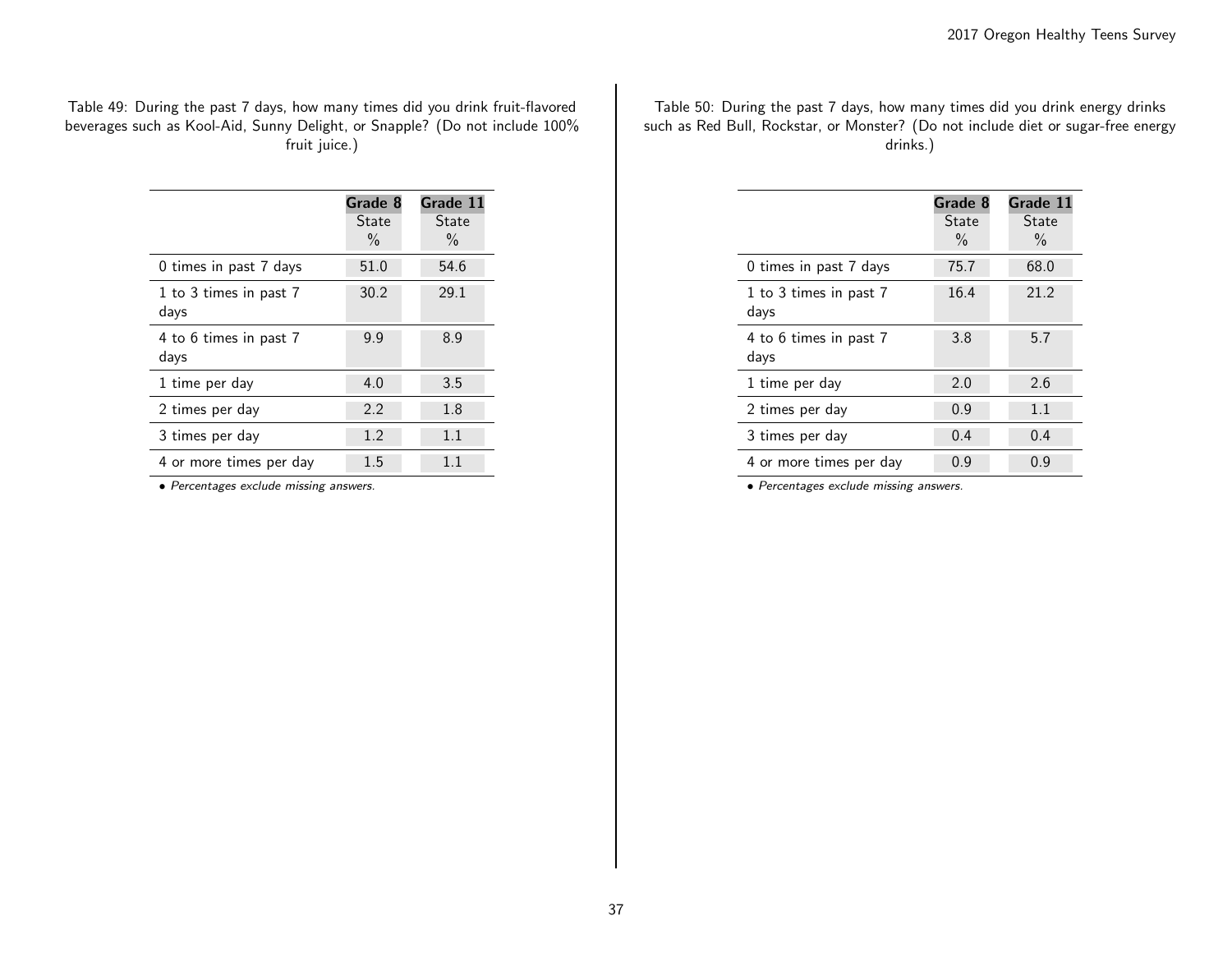Table 49: During the past 7 days, how many times did you drink fruit-flavored beverages such as Kool-Aid, Sunny Delight, or Snapple? (Do not include 100% fruit juice.)

| | Grade 8 State % | Grade 11 State % |
|---|---|---|
| 0 times in past 7 days | 51.0 | 54.6 |
| 1 to 3 times in past 7 days | 30.2 | 29.1 |
| 4 to 6 times in past 7 days | 9.9 | 8.9 |
| 1 time per day | 4.0 | 3.5 |
| 2 times per day | 2.2 | 1.8 |
| 3 times per day | 1.2 | 1.1 |
| 4 or more times per day | 1.5 | 1.1 |

• *Percentages exclude missing answers.*

Table 50: During the past 7 days, how many times did you drink energy drinks such as Red Bull, Rockstar, or Monster? (Do not include diet or sugar-free energy drinks.)

| | Grade 8 State % | Grade 11 State % |
|---|---|---|
| 0 times in past 7 days | 75.7 | 68.0 |
| 1 to 3 times in past 7 days | 16.4 | 21.2 |
| 4 to 6 times in past 7 days | 3.8 | 5.7 |
| 1 time per day | 2.0 | 2.6 |
| 2 times per day | 0.9 | 1.1 |
| 3 times per day | 0.4 | 0.4 |
| 4 or more times per day | 0.9 | 0.9 |

• *Percentages exclude missing answers.*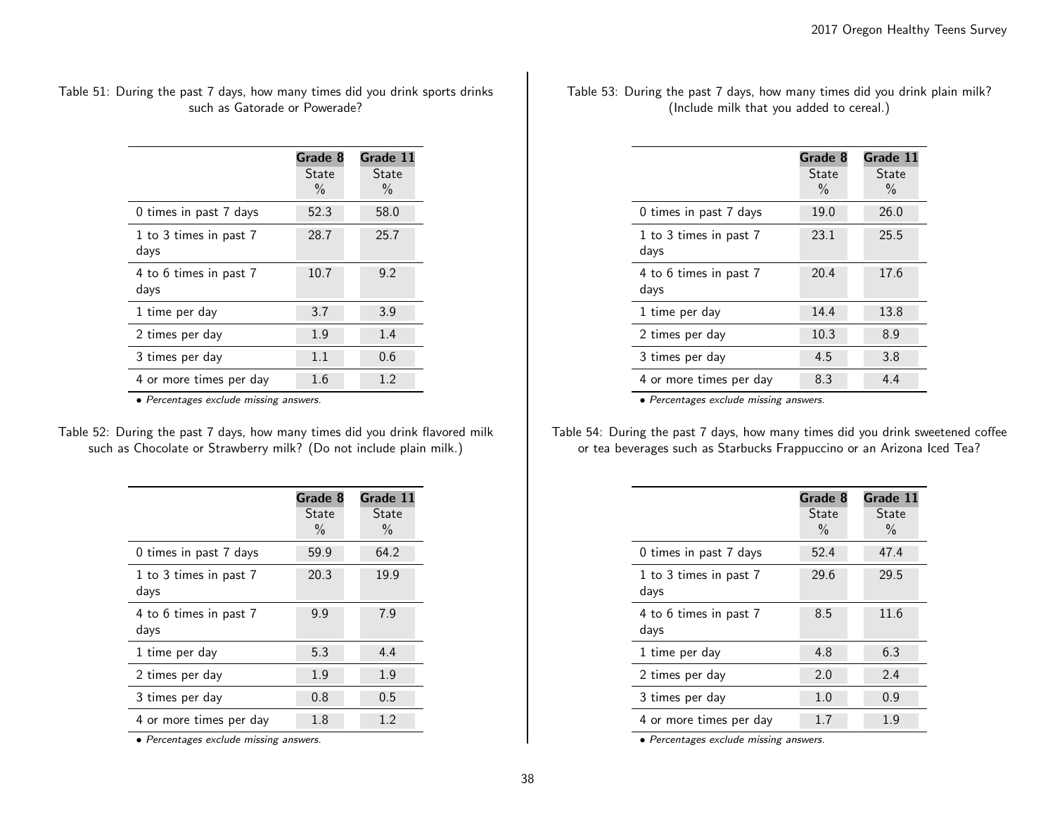Table 51: During the past 7 days, how many times did you drink sports drinks such as Gatorade or Powerade?

| | Grade 8 State % | Grade 11 State % |
|---|---|---|
| 0 times in past 7 days | 52.3 | 58.0 |
| 1 to 3 times in past 7 days | 28.7 | 25.7 |
| 4 to 6 times in past 7 days | 10.7 | 9.2 |
| 1 time per day | 3.7 | 3.9 |
| 2 times per day | 1.9 | 1.4 |
| 3 times per day | 1.1 | 0.6 |
| 4 or more times per day | 1.6 | 1.2 |

- *Percentages exclude missing answers.*

Table 52: During the past 7 days, how many times did you drink flavored milk such as Chocolate or Strawberry milk? (Do not include plain milk.)

| | Grade 8 State % | Grade 11 State % |
|---|---|---|
| 0 times in past 7 days | 59.9 | 64.2 |
| 1 to 3 times in past 7 days | 20.3 | 19.9 |
| 4 to 6 times in past 7 days | 9.9 | 7.9 |
| 1 time per day | 5.3 | 4.4 |
| 2 times per day | 1.9 | 1.9 |
| 3 times per day | 0.8 | 0.5 |
| 4 or more times per day | 1.8 | 1.2 |

- *Percentages exclude missing answers.*

Table 53: During the past 7 days, how many times did you drink plain milk? (Include milk that you added to cereal.)

| | Grade 8 State % | Grade 11 State % |
|---|---|---|
| 0 times in past 7 days | 19.0 | 26.0 |
| 1 to 3 times in past 7 days | 23.1 | 25.5 |
| 4 to 6 times in past 7 days | 20.4 | 17.6 |
| 1 time per day | 14.4 | 13.8 |
| 2 times per day | 10.3 | 8.9 |
| 3 times per day | 4.5 | 3.8 |
| 4 or more times per day | 8.3 | 4.4 |

- *Percentages exclude missing answers.*

Table 54: During the past 7 days, how many times did you drink sweetened coffee or tea beverages such as Starbucks Frappuccino or an Arizona Iced Tea?

| | Grade 8 State % | Grade 11 State % |
|---|---|---|
| 0 times in past 7 days | 52.4 | 47.4 |
| 1 to 3 times in past 7 days | 29.6 | 29.5 |
| 4 to 6 times in past 7 days | 8.5 | 11.6 |
| 1 time per day | 4.8 | 6.3 |
| 2 times per day | 2.0 | 2.4 |
| 3 times per day | 1.0 | 0.9 |
| 4 or more times per day | 1.7 | 1.9 |

- *Percentages exclude missing answers.*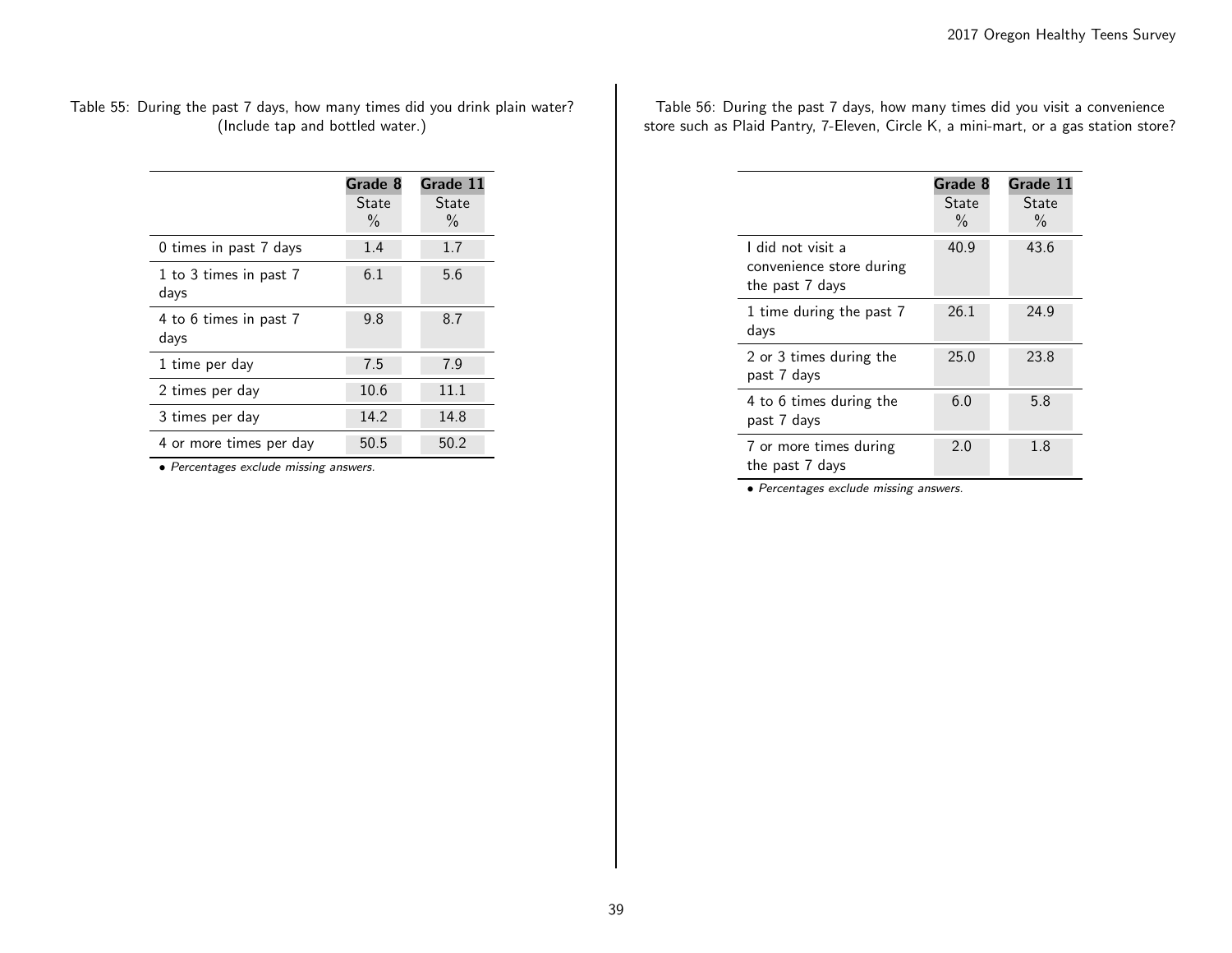Table 55: During the past 7 days, how many times did you drink plain water? (Include tap and bottled water.)

| | Grade 8 State % | Grade 11 State % |
|---|---|---|
| 0 times in past 7 days | 1.4 | 1.7 |
| 1 to 3 times in past 7 days | 6.1 | 5.6 |
| 4 to 6 times in past 7 days | 9.8 | 8.7 |
| 1 time per day | 7.5 | 7.9 |
| 2 times per day | 10.6 | 11.1 |
| 3 times per day | 14.2 | 14.8 |
| 4 or more times per day | 50.5 | 50.2 |

- *Percentages exclude missing answers.*

Table 56: During the past 7 days, how many times did you visit a convenience store such as Plaid Pantry, 7-Eleven, Circle K, a mini-mart, or a gas station store?

| | Grade 8 State % | Grade 11 State % |
|---|---|---|
| I did not visit a convenience store during the past 7 days | 40.9 | 43.6 |
| 1 time during the past 7 days | 26.1 | 24.9 |
| 2 or 3 times during the past 7 days | 25.0 | 23.8 |
| 4 to 6 times during the past 7 days | 6.0 | 5.8 |
| 7 or more times during the past 7 days | 2.0 | 1.8 |

- *Percentages exclude missing answers.*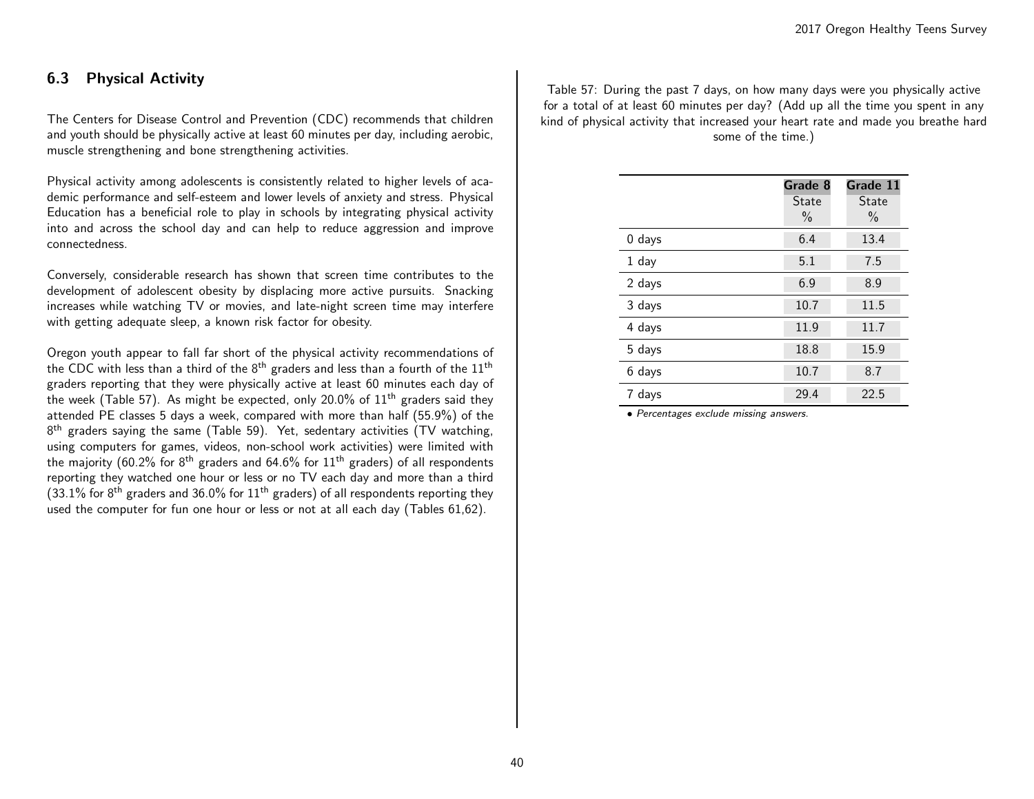## 6.3 Physical Activity

The Centers for Disease Control and Prevention (CDC) recommends that children and youth should be physically active at least 60 minutes per day, including aerobic, muscle strengthening and bone strengthening activities.

Physical activity among adolescents is consistently related to higher levels of academic performance and self-esteem and lower levels of anxiety and stress. Physical Education has a beneficial role to play in schools by integrating physical activity into and across the school day and can help to reduce aggression and improve connectedness.

Conversely, considerable research has shown that screen time contributes to the development of adolescent obesity by displacing more active pursuits. Snacking increases while watching TV or movies, and late-night screen time may interfere with getting adequate sleep, a known risk factor for obesity.

Oregon youth appear to fall far short of the physical activity recommendations of the CDC with less than a third of the 8$^{th}$ graders and less than a fourth of the 11$^{th}$ graders reporting that they were physically active at least 60 minutes each day of the week (Table 57). As might be expected, only 20.0% of 11$^{th}$ graders said they attended PE classes 5 days a week, compared with more than half (55.9%) of the 8$^{th}$ graders saying the same (Table 59). Yet, sedentary activities (TV watching, using computers for games, videos, non-school work activities) were limited with the majority (60.2% for 8$^{th}$ graders and 64.6% for 11$^{th}$ graders) of all respondents reporting they watched one hour or less or no TV each day and more than a third (33.1% for 8$^{th}$ graders and 36.0% for 11$^{th}$ graders) of all respondents reporting they used the computer for fun one hour or less or not at all each day (Tables 61,62).

Table 57: During the past 7 days, on how many days were you physically active for a total of at least 60 minutes per day? (Add up all the time you spent in any kind of physical activity that increased your heart rate and made you breathe hard some of the time.)

| | **Grade 8** State % | **Grade 11** State % |
|---|---|---|
| 0 days | 6.4 | 13.4 |
| 1 day | 5.1 | 7.5 |
| 2 days | 6.9 | 8.9 |
| 3 days | 10.7 | 11.5 |
| 4 days | 11.9 | 11.7 |
| 5 days | 18.8 | 15.9 |
| 6 days | 10.7 | 8.7 |
| 7 days | 29.4 | 22.5 |

- *Percentages exclude missing answers.*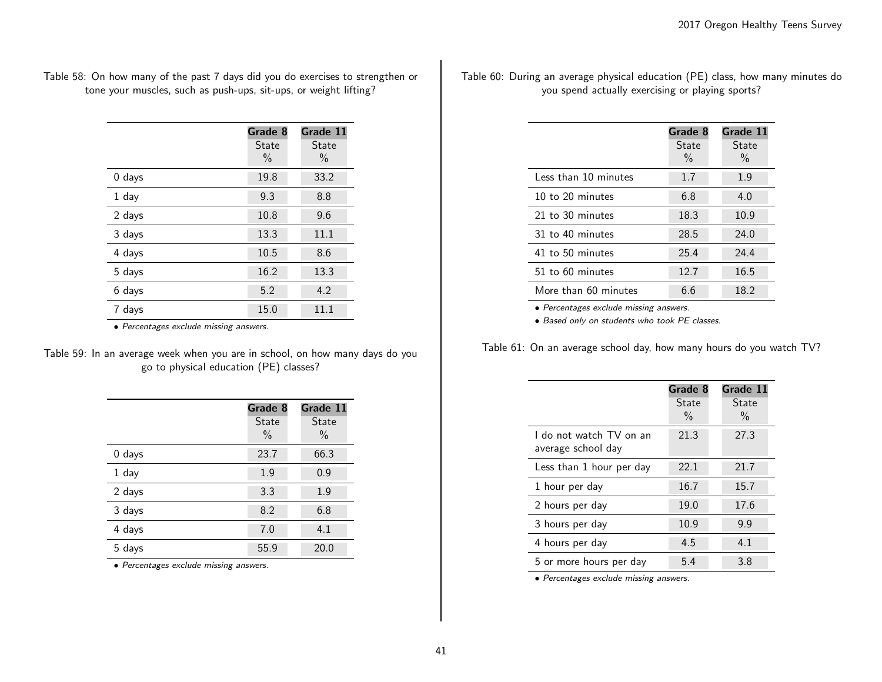Table 58: On how many of the past 7 days did you do exercises to strengthen or tone your muscles, such as push-ups, sit-ups, or weight lifting?

| | Grade 8 State % | Grade 11 State % |
|---|---|---|
| 0 days | 19.8 | 33.2 |
| 1 day | 9.3 | 8.8 |
| 2 days | 10.8 | 9.6 |
| 3 days | 13.3 | 11.1 |
| 4 days | 10.5 | 8.6 |
| 5 days | 16.2 | 13.3 |
| 6 days | 5.2 | 4.2 |
| 7 days | 15.0 | 11.1 |

- *Percentages exclude missing answers.*

Table 59: In an average week when you are in school, on how many days do you go to physical education (PE) classes?

| | Grade 8 State % | Grade 11 State % |
|---|---|---|
| 0 days | 23.7 | 66.3 |
| 1 day | 1.9 | 0.9 |
| 2 days | 3.3 | 1.9 |
| 3 days | 8.2 | 6.8 |
| 4 days | 7.0 | 4.1 |
| 5 days | 55.9 | 20.0 |

- *Percentages exclude missing answers.*

Table 60: During an average physical education (PE) class, how many minutes do you spend actually exercising or playing sports?

| | Grade 8 State % | Grade 11 State % |
|---|---|---|
| Less than 10 minutes | 1.7 | 1.9 |
| 10 to 20 minutes | 6.8 | 4.0 |
| 21 to 30 minutes | 18.3 | 10.9 |
| 31 to 40 minutes | 28.5 | 24.0 |
| 41 to 50 minutes | 25.4 | 24.4 |
| 51 to 60 minutes | 12.7 | 16.5 |
| More than 60 minutes | 6.6 | 18.2 |

- *Percentages exclude missing answers.*
- *Based only on students who took PE classes.*

Table 61: On an average school day, how many hours do you watch TV?

| | Grade 8 State % | Grade 11 State % |
|---|---|---|
| I do not watch TV on an average school day | 21.3 | 27.3 |
| Less than 1 hour per day | 22.1 | 21.7 |
| 1 hour per day | 16.7 | 15.7 |
| 2 hours per day | 19.0 | 17.6 |
| 3 hours per day | 10.9 | 9.9 |
| 4 hours per day | 4.5 | 4.1 |
| 5 or more hours per day | 5.4 | 3.8 |

- *Percentages exclude missing answers.*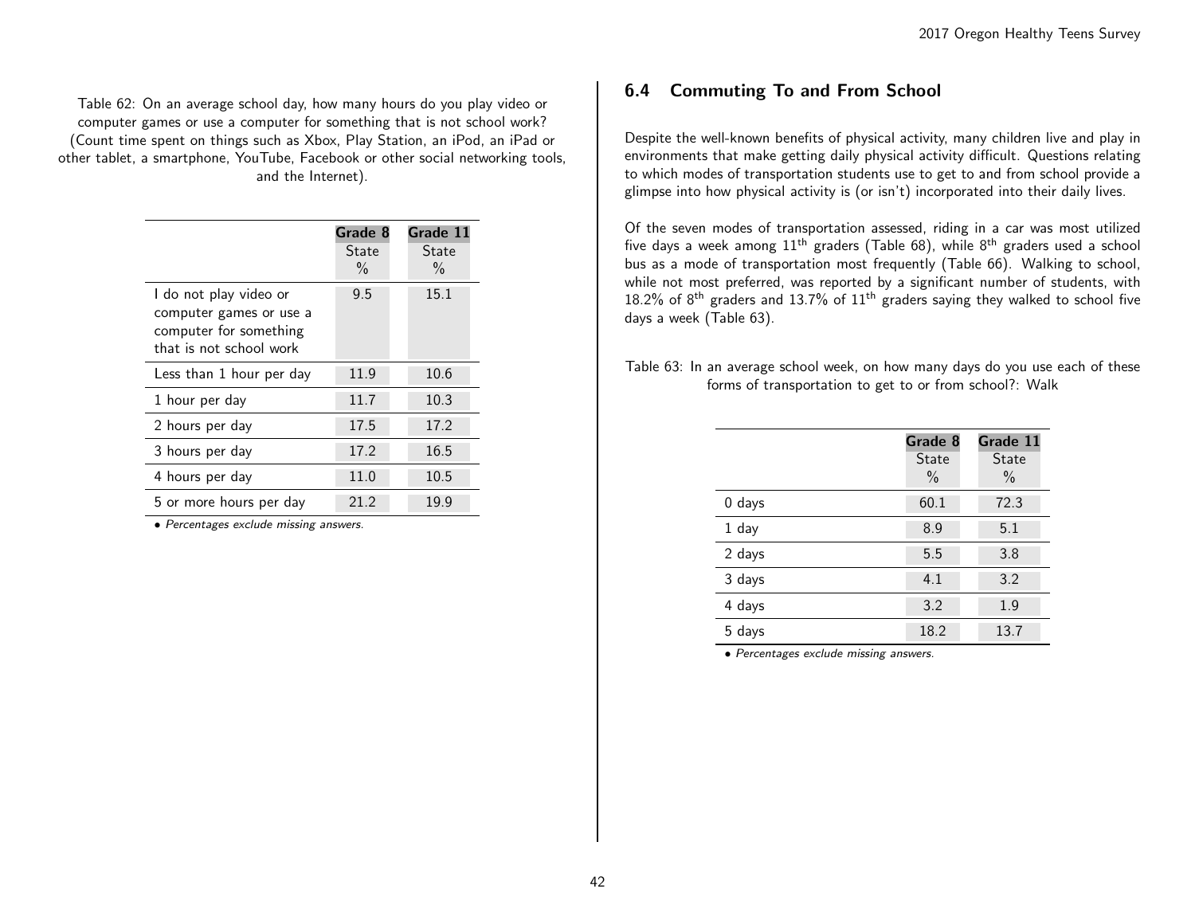Table 62: On an average school day, how many hours do you play video or computer games or use a computer for something that is not school work? (Count time spent on things such as Xbox, Play Station, an iPod, an iPad or other tablet, a smartphone, YouTube, Facebook or other social networking tools, and the Internet).

| | Grade 8 State % | Grade 11 State % |
|---|---|---|
| I do not play video or computer games or use a computer for something that is not school work | 9.5 | 15.1 |
| Less than 1 hour per day | 11.9 | 10.6 |
| 1 hour per day | 11.7 | 10.3 |
| 2 hours per day | 17.5 | 17.2 |
| 3 hours per day | 17.2 | 16.5 |
| 4 hours per day | 11.0 | 10.5 |
| 5 or more hours per day | 21.2 | 19.9 |

- *Percentages exclude missing answers.*

## 6.4 Commuting To and From School

Despite the well-known benefits of physical activity, many children live and play in environments that make getting daily physical activity difficult. Questions relating to which modes of transportation students use to get to and from school provide a glimpse into how physical activity is (or isn't) incorporated into their daily lives.

Of the seven modes of transportation assessed, riding in a car was most utilized five days a week among 11$^{th}$ graders (Table 68), while 8$^{th}$ graders used a school bus as a mode of transportation most frequently (Table 66). Walking to school, while not most preferred, was reported by a significant number of students, with 18.2% of 8$^{th}$ graders and 13.7% of 11$^{th}$ graders saying they walked to school five days a week (Table 63).

Table 63: In an average school week, on how many days do you use each of these forms of transportation to get to or from school?: Walk

| | Grade 8 State % | Grade 11 State % |
|---|---|---|
| 0 days | 60.1 | 72.3 |
| 1 day | 8.9 | 5.1 |
| 2 days | 5.5 | 3.8 |
| 3 days | 4.1 | 3.2 |
| 4 days | 3.2 | 1.9 |
| 5 days | 18.2 | 13.7 |

- *Percentages exclude missing answers.*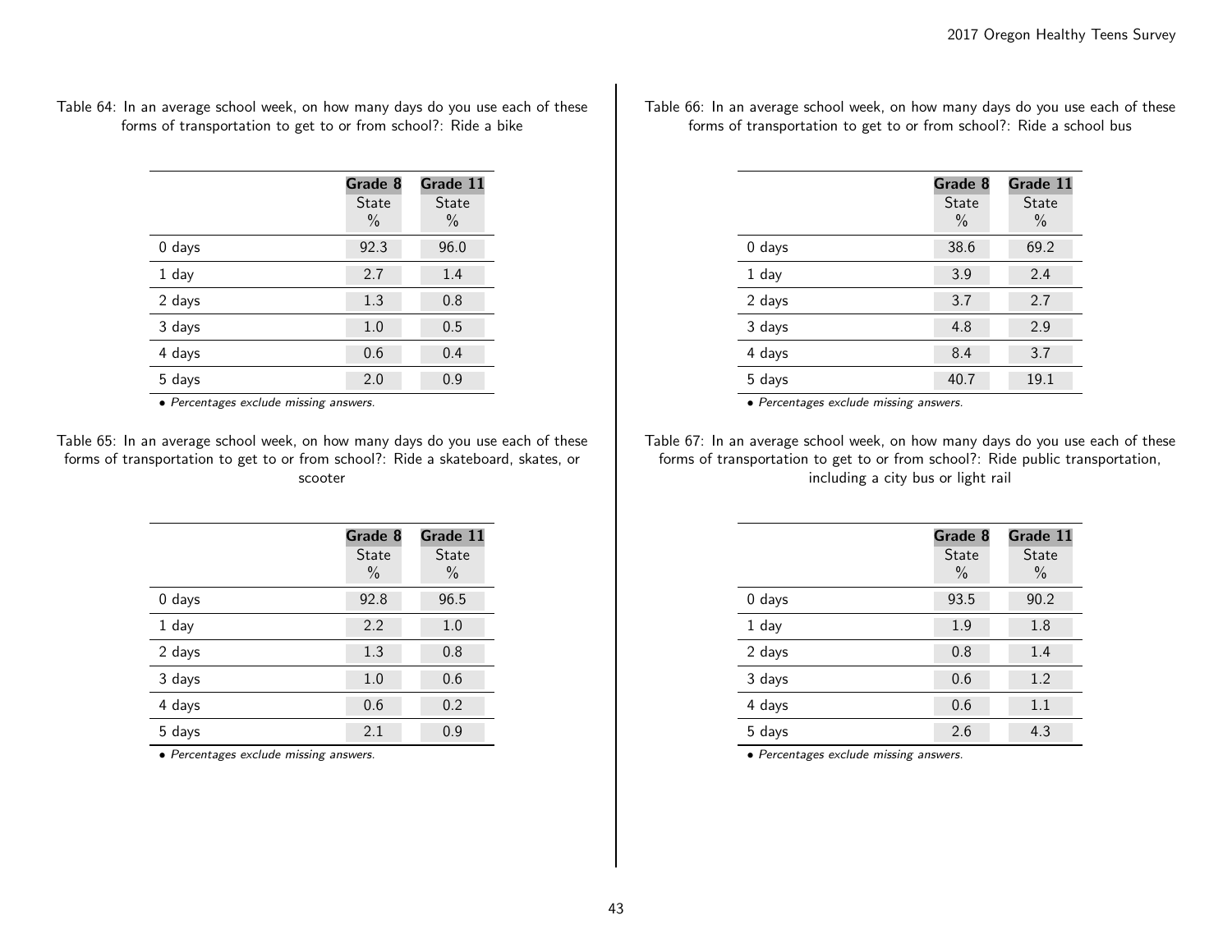Table 64: In an average school week, on how many days do you use each of these forms of transportation to get to or from school?: Ride a bike

| | Grade 8 State % | Grade 11 State % |
|---|---|---|
| 0 days | 92.3 | 96.0 |
| 1 day | 2.7 | 1.4 |
| 2 days | 1.3 | 0.8 |
| 3 days | 1.0 | 0.5 |
| 4 days | 0.6 | 0.4 |
| 5 days | 2.0 | 0.9 |

*• Percentages exclude missing answers.*

Table 65: In an average school week, on how many days do you use each of these forms of transportation to get to or from school?: Ride a skateboard, skates, or scooter

| | Grade 8 State % | Grade 11 State % |
|---|---|---|
| 0 days | 92.8 | 96.5 |
| 1 day | 2.2 | 1.0 |
| 2 days | 1.3 | 0.8 |
| 3 days | 1.0 | 0.6 |
| 4 days | 0.6 | 0.2 |
| 5 days | 2.1 | 0.9 |

*• Percentages exclude missing answers.*

Table 66: In an average school week, on how many days do you use each of these forms of transportation to get to or from school?: Ride a school bus

| | Grade 8 State % | Grade 11 State % |
|---|---|---|
| 0 days | 38.6 | 69.2 |
| 1 day | 3.9 | 2.4 |
| 2 days | 3.7 | 2.7 |
| 3 days | 4.8 | 2.9 |
| 4 days | 8.4 | 3.7 |
| 5 days | 40.7 | 19.1 |

*• Percentages exclude missing answers.*

Table 67: In an average school week, on how many days do you use each of these forms of transportation to get to or from school?: Ride public transportation, including a city bus or light rail

| | Grade 8 State % | Grade 11 State % |
|---|---|---|
| 0 days | 93.5 | 90.2 |
| 1 day | 1.9 | 1.8 |
| 2 days | 0.8 | 1.4 |
| 3 days | 0.6 | 1.2 |
| 4 days | 0.6 | 1.1 |
| 5 days | 2.6 | 4.3 |

*• Percentages exclude missing answers.*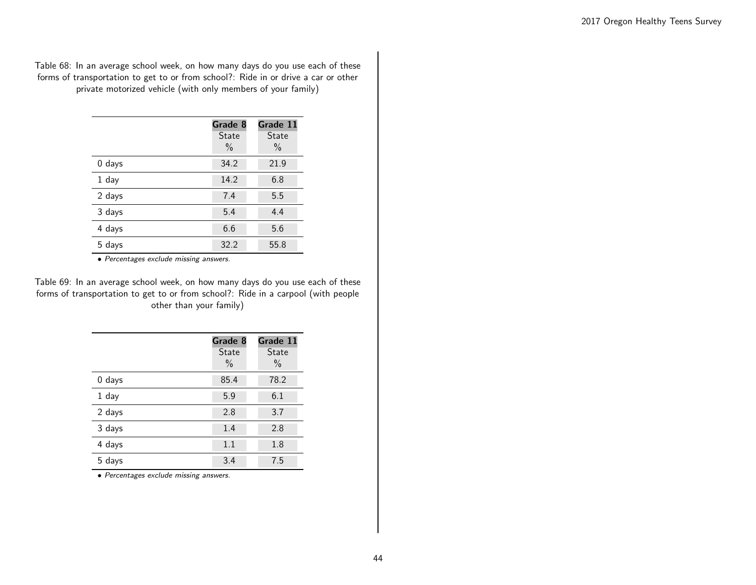Table 68: In an average school week, on how many days do you use each of these forms of transportation to get to or from school?: Ride in or drive a car or other private motorized vehicle (with only members of your family)

| | Grade 8 State % | Grade 11 State % |
|---|---|---|
| 0 days | 34.2 | 21.9 |
| 1 day | 14.2 | 6.8 |
| 2 days | 7.4 | 5.5 |
| 3 days | 5.4 | 4.4 |
| 4 days | 6.6 | 5.6 |
| 5 days | 32.2 | 55.8 |

• *Percentages exclude missing answers.*

Table 69: In an average school week, on how many days do you use each of these forms of transportation to get to or from school?: Ride in a carpool (with people other than your family)

| | Grade 8 State % | Grade 11 State % |
|---|---|---|
| 0 days | 85.4 | 78.2 |
| 1 day | 5.9 | 6.1 |
| 2 days | 2.8 | 3.7 |
| 3 days | 1.4 | 2.8 |
| 4 days | 1.1 | 1.8 |
| 5 days | 3.4 | 7.5 |

• *Percentages exclude missing answers.*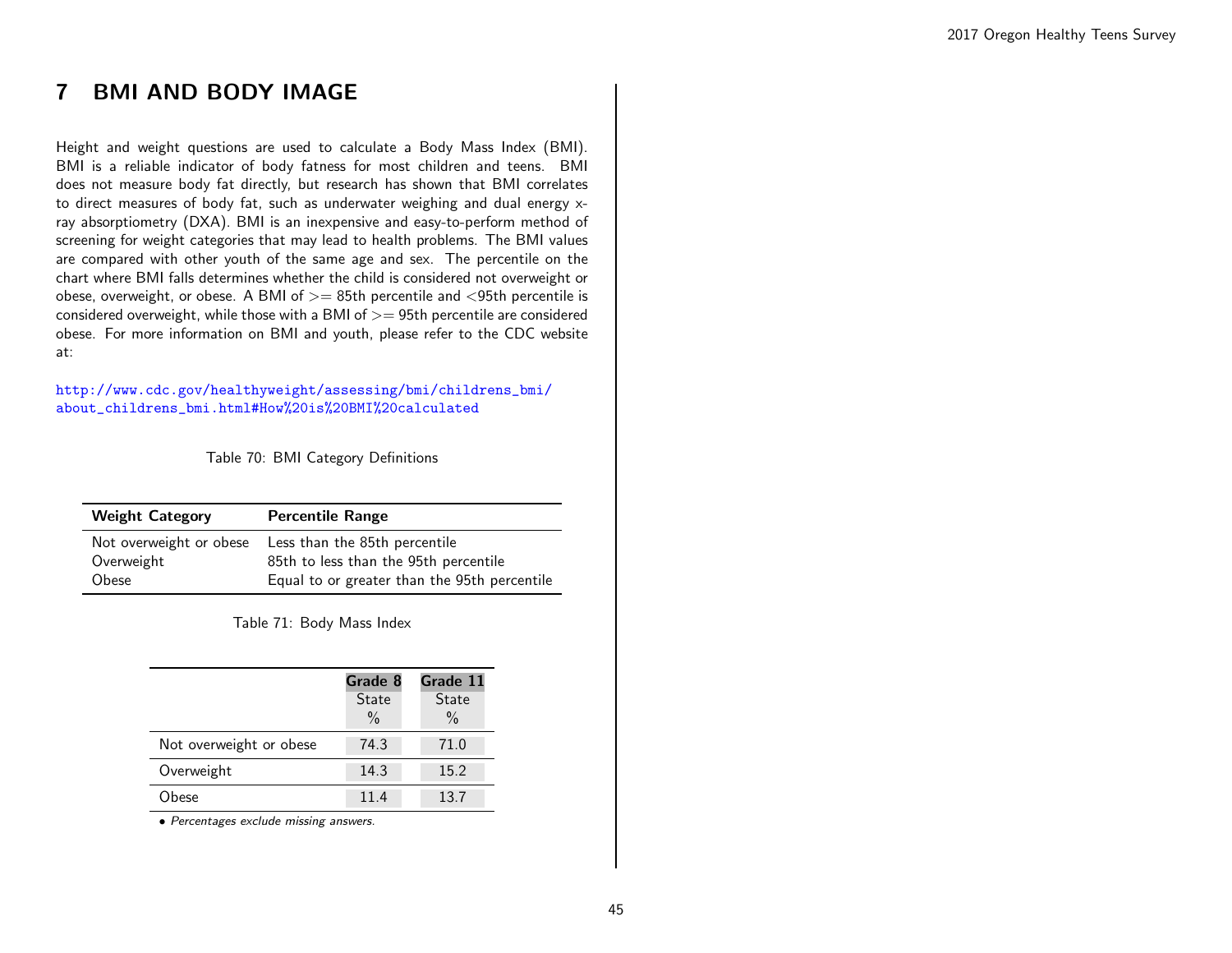# 7 BMI AND BODY IMAGE

Height and weight questions are used to calculate a Body Mass Index (BMI). BMI is a reliable indicator of body fatness for most children and teens. BMI does not measure body fat directly, but research has shown that BMI correlates to direct measures of body fat, such as underwater weighing and dual energy x-ray absorptiometry (DXA). BMI is an inexpensive and easy-to-perform method of screening for weight categories that may lead to health problems. The BMI values are compared with other youth of the same age and sex. The percentile on the chart where BMI falls determines whether the child is considered not overweight or obese, overweight, or obese. A BMI of >= 85th percentile and <95th percentile is considered overweight, while those with a BMI of >= 95th percentile are considered obese. For more information on BMI and youth, please refer to the CDC website at:

http://www.cdc.gov/healthyweight/assessing/bmi/childrens_bmi/about_childrens_bmi.html#How%20is%20BMI%20calculated

Table 70: BMI Category Definitions

| Weight Category | Percentile Range |
| --- | --- |
| Not overweight or obese | Less than the 85th percentile |
| Overweight | 85th to less than the 95th percentile |
| Obese | Equal to or greater than the 95th percentile |

Table 71: Body Mass Index

| | Grade 8 State % | Grade 11 State % |
| --- | --- | --- |
| Not overweight or obese | 74.3 | 71.0 |
| Overweight | 14.3 | 15.2 |
| Obese | 11.4 | 13.7 |

- *Percentages exclude missing answers.*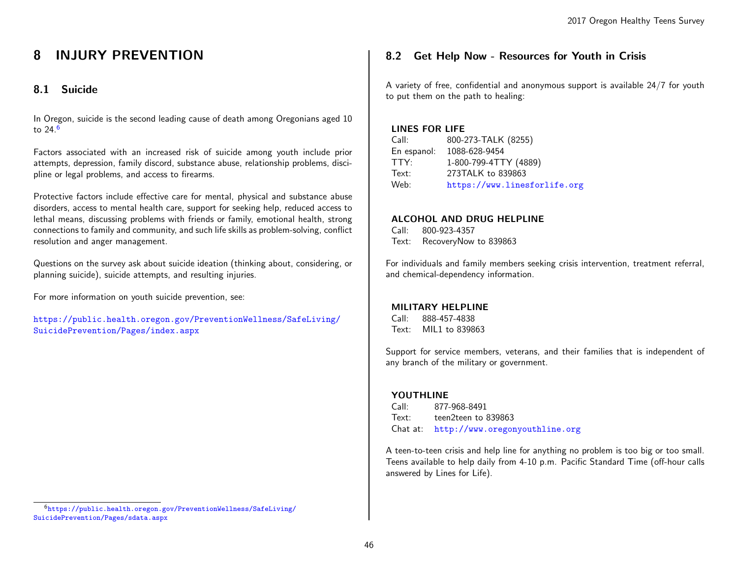# 8 INJURY PREVENTION

## 8.1 Suicide

In Oregon, suicide is the second leading cause of death among Oregonians aged 10 to 24.[6]

Factors associated with an increased risk of suicide among youth include prior attempts, depression, family discord, substance abuse, relationship problems, discipline or legal problems, and access to firearms.

Protective factors include effective care for mental, physical and substance abuse disorders, access to mental health care, support for seeking help, reduced access to lethal means, discussing problems with friends or family, emotional health, strong connections to family and community, and such life skills as problem-solving, conflict resolution and anger management.

Questions on the survey ask about suicide ideation (thinking about, considering, or planning suicide), suicide attempts, and resulting injuries.

For more information on youth suicide prevention, see:

https://public.health.oregon.gov/PreventionWellness/SafeLiving/SuicidePrevention/Pages/index.aspx

[6] https://public.health.oregon.gov/PreventionWellness/SafeLiving/SuicidePrevention/Pages/sdata.aspx

## 8.2 Get Help Now - Resources for Youth in Crisis

A variety of free, confidential and anonymous support is available 24/7 for youth to put them on the path to healing:

**LINES FOR LIFE**

| | |
|---|---|
| Call: | 800-273-TALK (8255) |
| En espanol: | 1088-628-9454 |
| TTY: | 1-800-799-4TTY (4889) |
| Text: | 273TALK to 839863 |
| Web: | https://www.linesforlife.org |

**ALCOHOL AND DRUG HELPLINE**

| | |
|---|---|
| Call: | 800-923-4357 |
| Text: | RecoveryNow to 839863 |

For individuals and family members seeking crisis intervention, treatment referral, and chemical-dependency information.

**MILITARY HELPLINE**

| | |
|---|---|
| Call: | 888-457-4838 |
| Text: | MIL1 to 839863 |

Support for service members, veterans, and their families that is independent of any branch of the military or government.

**YOUTHLINE**

| | |
|---|---|
| Call: | 877-968-8491 |
| Text: | teen2teen to 839863 |
| Chat at: | http://www.oregonyouthline.org |

A teen-to-teen crisis and help line for anything no problem is too big or too small. Teens available to help daily from 4-10 p.m. Pacific Standard Time (off-hour calls answered by Lines for Life).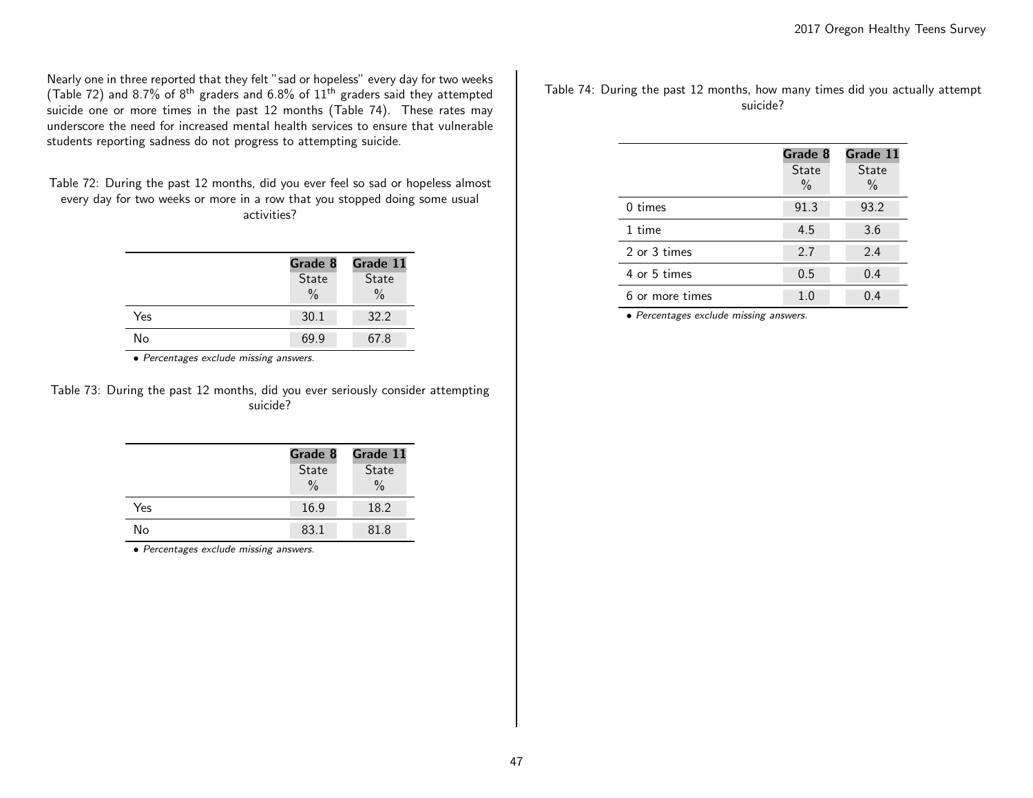Nearly one in three reported that they felt "sad or hopeless" every day for two weeks (Table 72) and 8.7% of 8th graders and 6.8% of 11th graders said they attempted suicide one or more times in the past 12 months (Table 74). These rates may underscore the need for increased mental health services to ensure that vulnerable students reporting sadness do not progress to attempting suicide.

Table 72: During the past 12 months, did you ever feel so sad or hopeless almost every day for two weeks or more in a row that you stopped doing some usual activities?

| | Grade 8<br>State<br>% | Grade 11<br>State<br>% |
|---|---|---|
| Yes | 30.1 | 32.2 |
| No | 69.9 | 67.8 |

• *Percentages exclude missing answers.*

Table 73: During the past 12 months, did you ever seriously consider attempting suicide?

| | Grade 8<br>State<br>% | Grade 11<br>State<br>% |
|---|---|---|
| Yes | 16.9 | 18.2 |
| No | 83.1 | 81.8 |

• *Percentages exclude missing answers.*

Table 74: During the past 12 months, how many times did you actually attempt suicide?

| | Grade 8<br>State<br>% | Grade 11<br>State<br>% |
|---|---|---|
| 0 times | 91.3 | 93.2 |
| 1 time | 4.5 | 3.6 |
| 2 or 3 times | 2.7 | 2.4 |
| 4 or 5 times | 0.5 | 0.4 |
| 6 or more times | 1.0 | 0.4 |

• *Percentages exclude missing answers.*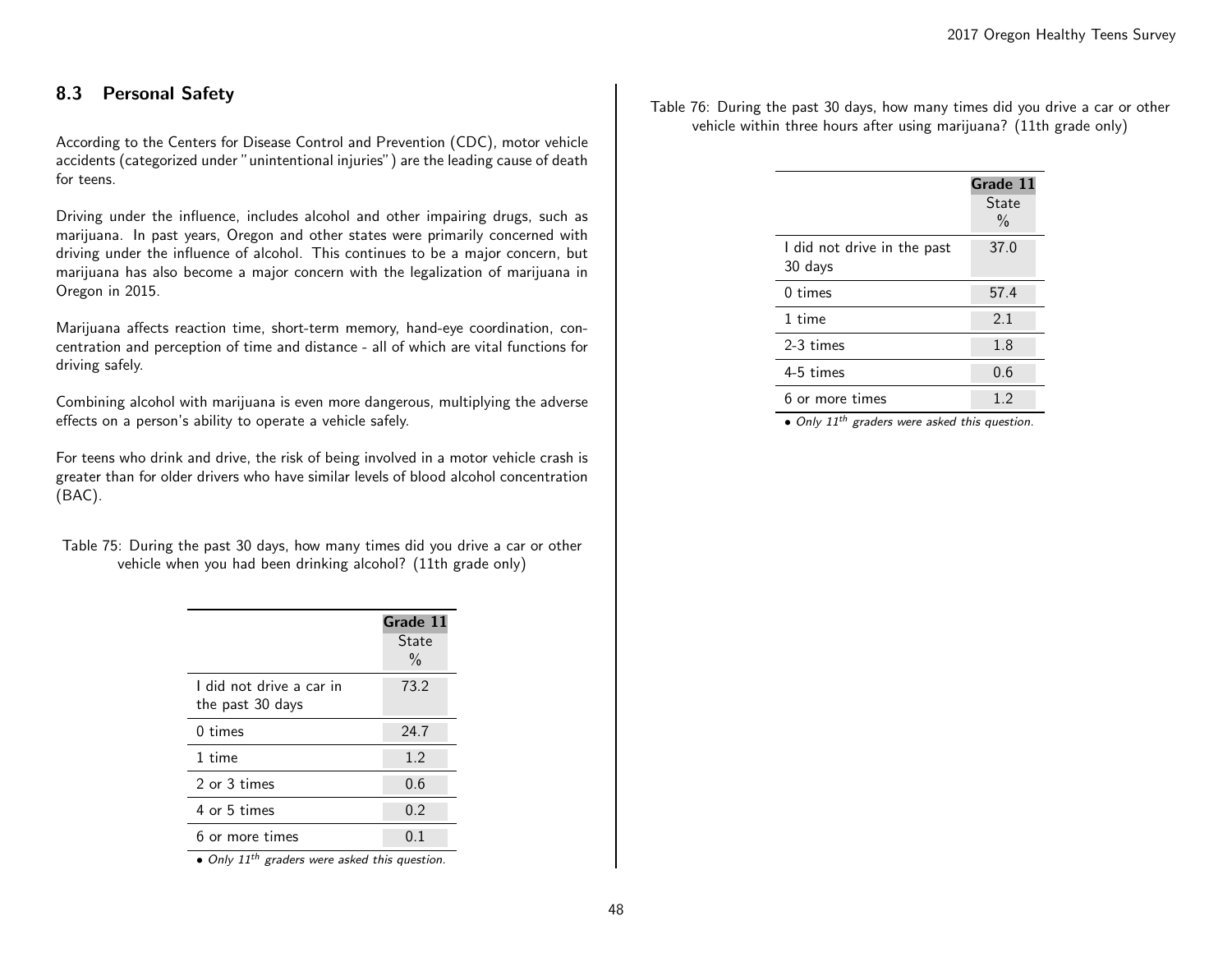## 8.3 Personal Safety

According to the Centers for Disease Control and Prevention (CDC), motor vehicle accidents (categorized under "unintentional injuries") are the leading cause of death for teens.

Driving under the influence, includes alcohol and other impairing drugs, such as marijuana. In past years, Oregon and other states were primarily concerned with driving under the influence of alcohol. This continues to be a major concern, but marijuana has also become a major concern with the legalization of marijuana in Oregon in 2015.

Marijuana affects reaction time, short-term memory, hand-eye coordination, concentration and perception of time and distance - all of which are vital functions for driving safely.

Combining alcohol with marijuana is even more dangerous, multiplying the adverse effects on a person's ability to operate a vehicle safely.

For teens who drink and drive, the risk of being involved in a motor vehicle crash is greater than for older drivers who have similar levels of blood alcohol concentration (BAC).

Table 75: During the past 30 days, how many times did you drive a car or other vehicle when you had been drinking alcohol? (11th grade only)

| | **Grade 11** State % |
|---|---|
| I did not drive a car in the past 30 days | 73.2 |
| 0 times | 24.7 |
| 1 time | 1.2 |
| 2 or 3 times | 0.6 |
| 4 or 5 times | 0.2 |
| 6 or more times | 0.1 |

• *Only 11th graders were asked this question.*

Table 76: During the past 30 days, how many times did you drive a car or other vehicle within three hours after using marijuana? (11th grade only)

| | **Grade 11** State % |
|---|---|
| I did not drive in the past 30 days | 37.0 |
| 0 times | 57.4 |
| 1 time | 2.1 |
| 2-3 times | 1.8 |
| 4-5 times | 0.6 |
| 6 or more times | 1.2 |

• *Only 11th graders were asked this question.*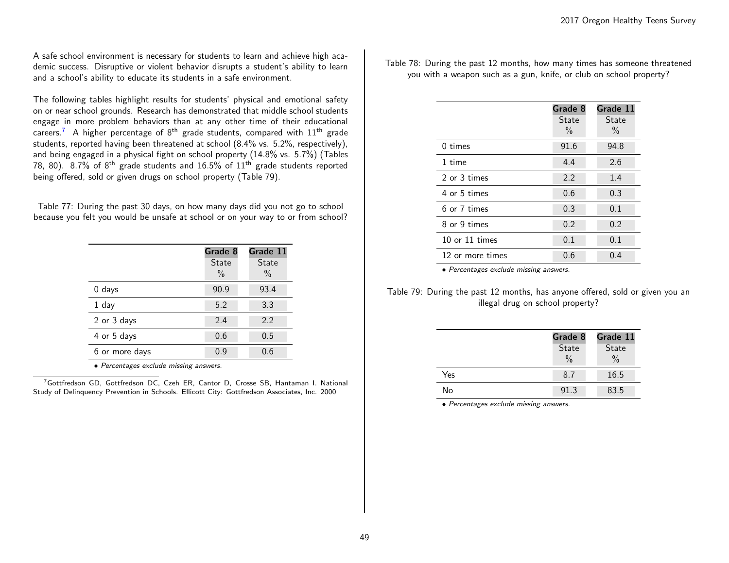A safe school environment is necessary for students to learn and achieve high academic success. Disruptive or violent behavior disrupts a student's ability to learn and a school's ability to educate its students in a safe environment.

The following tables highlight results for students' physical and emotional safety on or near school grounds. Research has demonstrated that middle school students engage in more problem behaviors than at any other time of their educational careers.[7] A higher percentage of 8th grade students, compared with 11th grade students, reported having been threatened at school (8.4% vs. 5.2%, respectively), and being engaged in a physical fight on school property (14.8% vs. 5.7%) (Tables 78, 80). 8.7% of 8th grade students and 16.5% of 11th grade students reported being offered, sold or given drugs on school property (Table 79).

Table 77: During the past 30 days, on how many days did you not go to school because you felt you would be unsafe at school or on your way to or from school?

| | Grade 8 State % | Grade 11 State % |
|---|---|---|
| 0 days | 90.9 | 93.4 |
| 1 day | 5.2 | 3.3 |
| 2 or 3 days | 2.4 | 2.2 |
| 4 or 5 days | 0.6 | 0.5 |
| 6 or more days | 0.9 | 0.6 |

• *Percentages exclude missing answers.*

[7] Gottfredson GD, Gottfredson DC, Czeh ER, Cantor D, Crosse SB, Hantaman I. National Study of Delinquency Prevention in Schools. Ellicott City: Gottfredson Associates, Inc. 2000

Table 78: During the past 12 months, how many times has someone threatened you with a weapon such as a gun, knife, or club on school property?

| | Grade 8 State % | Grade 11 State % |
|---|---|---|
| 0 times | 91.6 | 94.8 |
| 1 time | 4.4 | 2.6 |
| 2 or 3 times | 2.2 | 1.4 |
| 4 or 5 times | 0.6 | 0.3 |
| 6 or 7 times | 0.3 | 0.1 |
| 8 or 9 times | 0.2 | 0.2 |
| 10 or 11 times | 0.1 | 0.1 |
| 12 or more times | 0.6 | 0.4 |

• *Percentages exclude missing answers.*

Table 79: During the past 12 months, has anyone offered, sold or given you an illegal drug on school property?

| | Grade 8 State % | Grade 11 State % |
|---|---|---|
| Yes | 8.7 | 16.5 |
| No | 91.3 | 83.5 |

• *Percentages exclude missing answers.*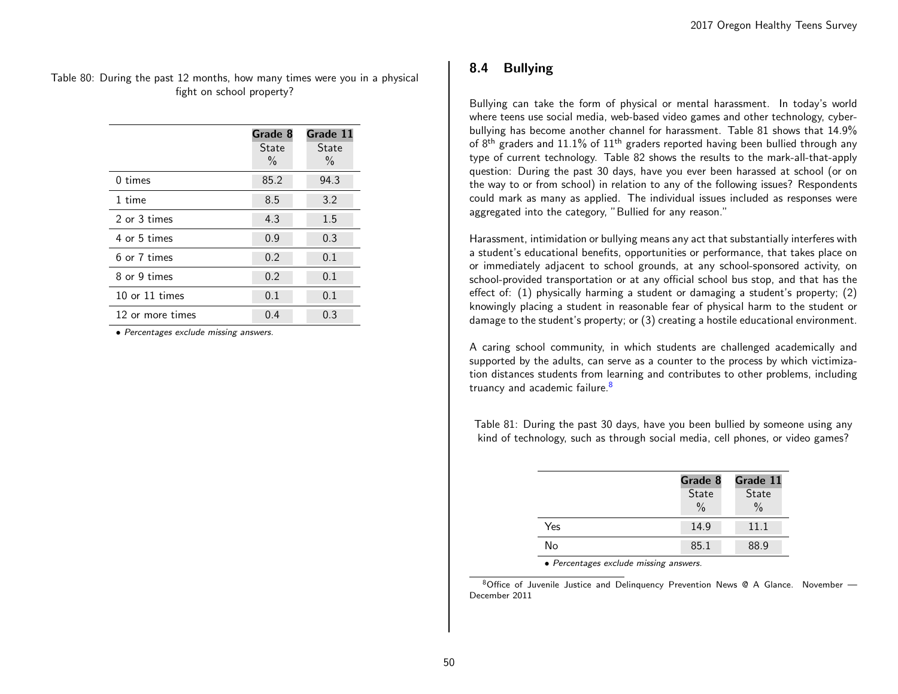Table 80: During the past 12 months, how many times were you in a physical fight on school property?

| | Grade 8 State % | Grade 11 State % |
|---|---|---|
| 0 times | 85.2 | 94.3 |
| 1 time | 8.5 | 3.2 |
| 2 or 3 times | 4.3 | 1.5 |
| 4 or 5 times | 0.9 | 0.3 |
| 6 or 7 times | 0.2 | 0.1 |
| 8 or 9 times | 0.2 | 0.1 |
| 10 or 11 times | 0.1 | 0.1 |
| 12 or more times | 0.4 | 0.3 |

- *Percentages exclude missing answers.*

## 8.4 Bullying

Bullying can take the form of physical or mental harassment. In today's world where teens use social media, web-based video games and other technology, cyber-bullying has become another channel for harassment. Table 81 shows that 14.9% of 8th graders and 11.1% of 11th graders reported having been bullied through any type of current technology. Table 82 shows the results to the mark-all-that-apply question: During the past 30 days, have you ever been harassed at school (or on the way to or from school) in relation to any of the following issues? Respondents could mark as many as applied. The individual issues included as responses were aggregated into the category, "Bullied for any reason."

Harassment, intimidation or bullying means any act that substantially interferes with a student's educational benefits, opportunities or performance, that takes place on or immediately adjacent to school grounds, at any school-sponsored activity, on school-provided transportation or at any official school bus stop, and that has the effect of: (1) physically harming a student or damaging a student's property; (2) knowingly placing a student in reasonable fear of physical harm to the student or damage to the student's property; or (3) creating a hostile educational environment.

A caring school community, in which students are challenged academically and supported by the adults, can serve as a counter to the process by which victimization distances students from learning and contributes to other problems, including truancy and academic failure.[8]

Table 81: During the past 30 days, have you been bullied by someone using any kind of technology, such as through social media, cell phones, or video games?

| | Grade 8 State % | Grade 11 State % |
|---|---|---|
| Yes | 14.9 | 11.1 |
| No | 85.1 | 88.9 |

- *Percentages exclude missing answers.*

[8] Office of Juvenile Justice and Delinquency Prevention News @ A Glance. November — December 2011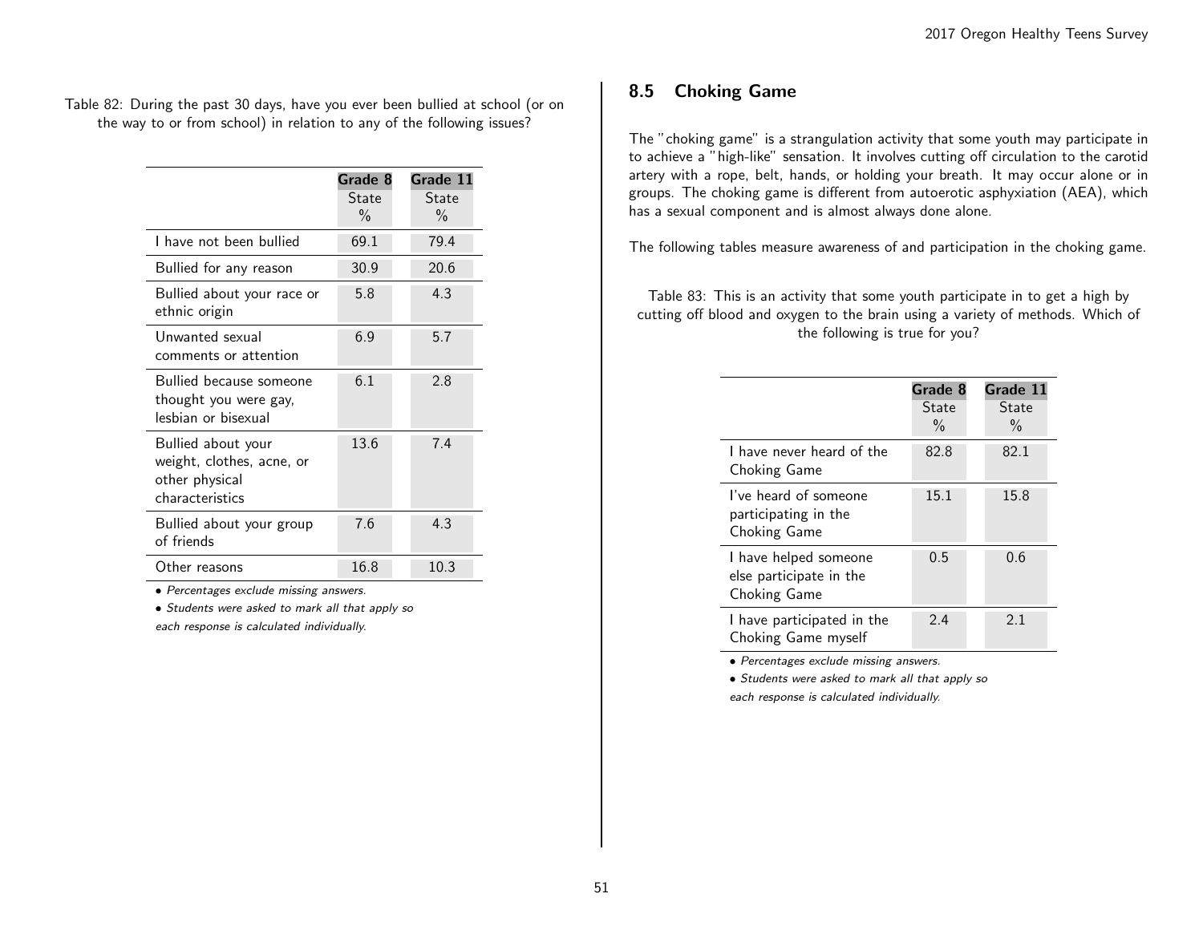Table 82: During the past 30 days, have you ever been bullied at school (or on the way to or from school) in relation to any of the following issues?

| | Grade 8 State % | Grade 11 State % |
|---|---|---|
| I have not been bullied | 69.1 | 79.4 |
| Bullied for any reason | 30.9 | 20.6 |
| Bullied about your race or ethnic origin | 5.8 | 4.3 |
| Unwanted sexual comments or attention | 6.9 | 5.7 |
| Bullied because someone thought you were gay, lesbian or bisexual | 6.1 | 2.8 |
| Bullied about your weight, clothes, acne, or other physical characteristics | 13.6 | 7.4 |
| Bullied about your group of friends | 7.6 | 4.3 |
| Other reasons | 16.8 | 10.3 |

- *Percentages exclude missing answers.*
- *Students were asked to mark all that apply so each response is calculated individually.*

## 8.5 Choking Game

The "choking game" is a strangulation activity that some youth may participate in to achieve a "high-like" sensation. It involves cutting off circulation to the carotid artery with a rope, belt, hands, or holding your breath. It may occur alone or in groups. The choking game is different from autoerotic asphyxiation (AEA), which has a sexual component and is almost always done alone.

The following tables measure awareness of and participation in the choking game.

Table 83: This is an activity that some youth participate in to get a high by cutting off blood and oxygen to the brain using a variety of methods. Which of the following is true for you?

| | Grade 8 State % | Grade 11 State % |
|---|---|---|
| I have never heard of the Choking Game | 82.8 | 82.1 |
| I've heard of someone participating in the Choking Game | 15.1 | 15.8 |
| I have helped someone else participate in the Choking Game | 0.5 | 0.6 |
| I have participated in the Choking Game myself | 2.4 | 2.1 |

- *Percentages exclude missing answers.*
- *Students were asked to mark all that apply so each response is calculated individually.*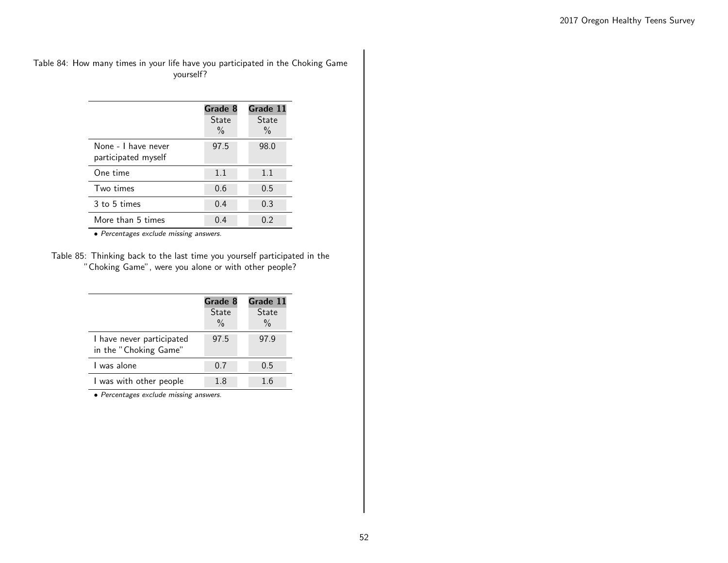Table 84: How many times in your life have you participated in the Choking Game yourself?

| | Grade 8 State % | Grade 11 State % |
|---|---|---|
| None - I have never participated myself | 97.5 | 98.0 |
| One time | 1.1 | 1.1 |
| Two times | 0.6 | 0.5 |
| 3 to 5 times | 0.4 | 0.3 |
| More than 5 times | 0.4 | 0.2 |

• *Percentages exclude missing answers.*

Table 85: Thinking back to the last time you yourself participated in the "Choking Game", were you alone or with other people?

| | Grade 8 State % | Grade 11 State % |
|---|---|---|
| I have never participated in the "Choking Game" | 97.5 | 97.9 |
| I was alone | 0.7 | 0.5 |
| I was with other people | 1.8 | 1.6 |

• *Percentages exclude missing answers.*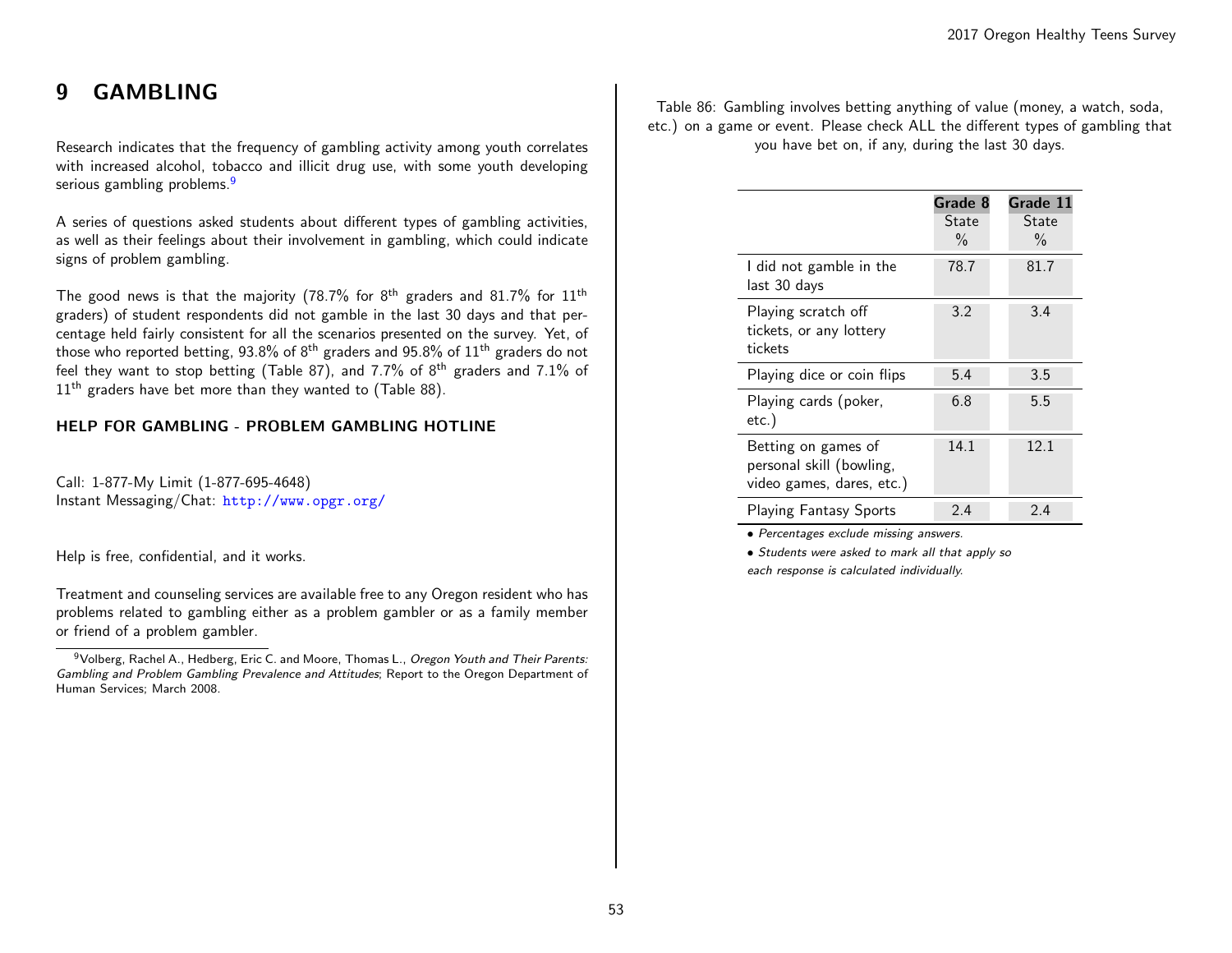# 9 GAMBLING

Research indicates that the frequency of gambling activity among youth correlates with increased alcohol, tobacco and illicit drug use, with some youth developing serious gambling problems.[9]

A series of questions asked students about different types of gambling activities, as well as their feelings about their involvement in gambling, which could indicate signs of problem gambling.

The good news is that the majority (78.7% for 8th graders and 81.7% for 11th graders) of student respondents did not gamble in the last 30 days and that percentage held fairly consistent for all the scenarios presented on the survey. Yet, of those who reported betting, 93.8% of 8th graders and 95.8% of 11th graders do not feel they want to stop betting (Table 87), and 7.7% of 8th graders and 7.1% of 11th graders have bet more than they wanted to (Table 88).

### HELP FOR GAMBLING - PROBLEM GAMBLING HOTLINE

Call: 1-877-My Limit (1-877-695-4648)
Instant Messaging/Chat: http://www.opgr.org/

Help is free, confidential, and it works.

Treatment and counseling services are available free to any Oregon resident who has problems related to gambling either as a problem gambler or as a family member or friend of a problem gambler.

[9] Volberg, Rachel A., Hedberg, Eric C. and Moore, Thomas L., *Oregon Youth and Their Parents: Gambling and Problem Gambling Prevalence and Attitudes*; Report to the Oregon Department of Human Services; March 2008.

Table 86: Gambling involves betting anything of value (money, a watch, soda, etc.) on a game or event. Please check ALL the different types of gambling that you have bet on, if any, during the last 30 days.

| | Grade 8 State % | Grade 11 State % |
|---|---|---|
| I did not gamble in the last 30 days | 78.7 | 81.7 |
| Playing scratch off tickets, or any lottery tickets | 3.2 | 3.4 |
| Playing dice or coin flips | 5.4 | 3.5 |
| Playing cards (poker, etc.) | 6.8 | 5.5 |
| Betting on games of personal skill (bowling, video games, dares, etc.) | 14.1 | 12.1 |
| Playing Fantasy Sports | 2.4 | 2.4 |

- *Percentages exclude missing answers.*
- *Students were asked to mark all that apply so each response is calculated individually.*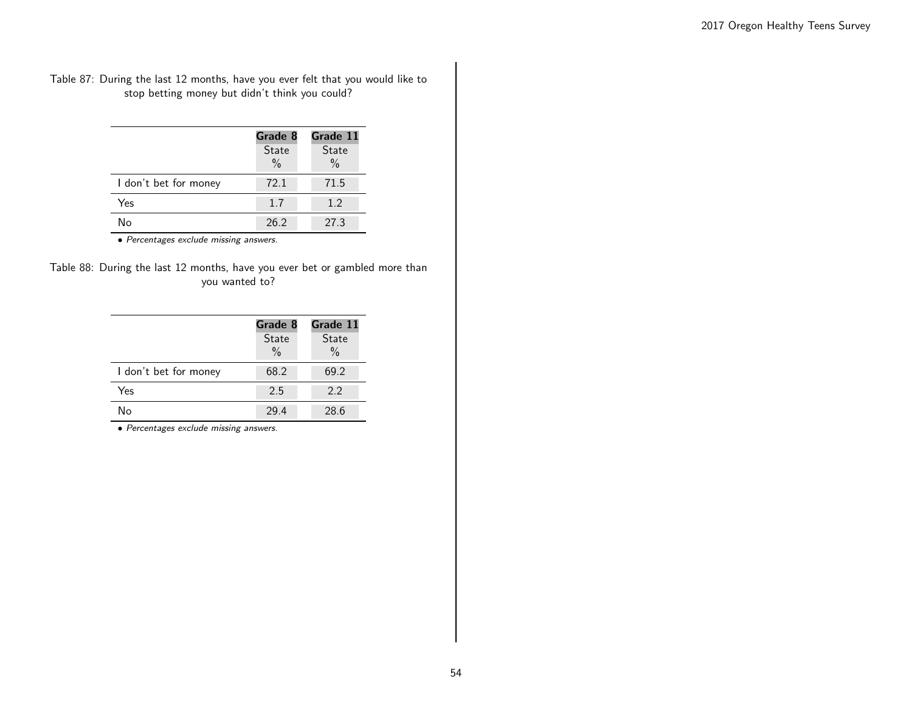Table 87: During the last 12 months, have you ever felt that you would like to stop betting money but didn't think you could?

| | Grade 8 | Grade 11 |
|---|---|---|
| | State | State |
| | % | % |
| I don't bet for money | 72.1 | 71.5 |
| Yes | 1.7 | 1.2 |
| No | 26.2 | 27.3 |

- *Percentages exclude missing answers.*

Table 88: During the last 12 months, have you ever bet or gambled more than you wanted to?

| | Grade 8 | Grade 11 |
|---|---|---|
| | State | State |
| | % | % |
| I don't bet for money | 68.2 | 69.2 |
| Yes | 2.5 | 2.2 |
| No | 29.4 | 28.6 |

- *Percentages exclude missing answers.*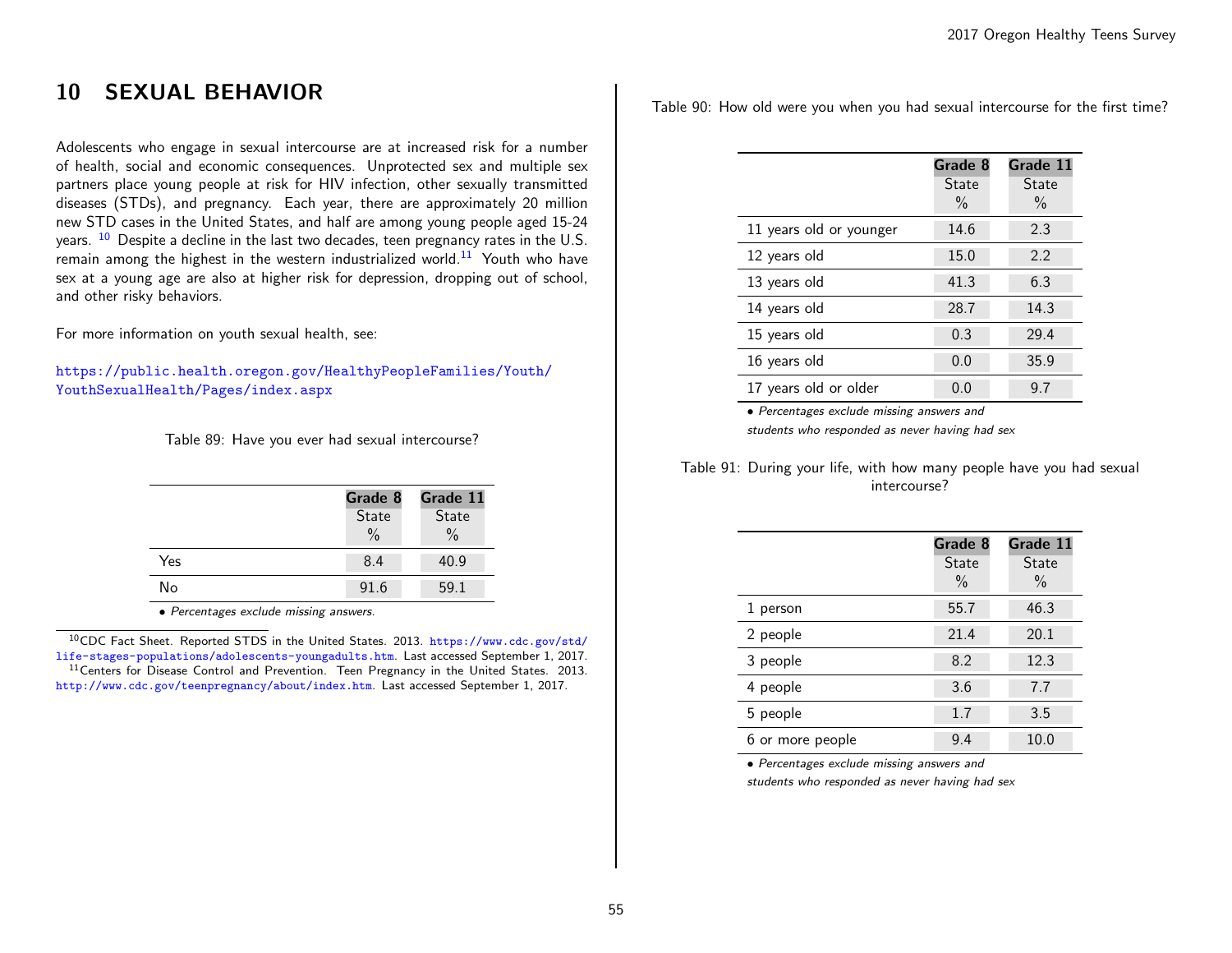# 10 SEXUAL BEHAVIOR

Adolescents who engage in sexual intercourse are at increased risk for a number of health, social and economic consequences. Unprotected sex and multiple sex partners place young people at risk for HIV infection, other sexually transmitted diseases (STDs), and pregnancy. Each year, there are approximately 20 million new STD cases in the United States, and half are among young people aged 15-24 years. [10] Despite a decline in the last two decades, teen pregnancy rates in the U.S. remain among the highest in the western industrialized world.[11] Youth who have sex at a young age are also at higher risk for depression, dropping out of school, and other risky behaviors.

For more information on youth sexual health, see:

https://public.health.oregon.gov/HealthyPeopleFamilies/Youth/YouthSexualHealth/Pages/index.aspx

Table 89: Have you ever had sexual intercourse?

| | Grade 8 State % | Grade 11 State % |
|---|---|---|
| Yes | 8.4 | 40.9 |
| No | 91.6 | 59.1 |

• *Percentages exclude missing answers.*

[10] CDC Fact Sheet. Reported STDS in the United States. 2013. https://www.cdc.gov/std/life-stages-populations/adolescents-youngadults.htm. Last accessed September 1, 2017.

[11] Centers for Disease Control and Prevention. Teen Pregnancy in the United States. 2013. http://www.cdc.gov/teenpregnancy/about/index.htm. Last accessed September 1, 2017.

Table 90: How old were you when you had sexual intercourse for the first time?

| | Grade 8 State % | Grade 11 State % |
|---|---|---|
| 11 years old or younger | 14.6 | 2.3 |
| 12 years old | 15.0 | 2.2 |
| 13 years old | 41.3 | 6.3 |
| 14 years old | 28.7 | 14.3 |
| 15 years old | 0.3 | 29.4 |
| 16 years old | 0.0 | 35.9 |
| 17 years old or older | 0.0 | 9.7 |

• *Percentages exclude missing answers and students who responded as never having had sex*

Table 91: During your life, with how many people have you had sexual intercourse?

| | Grade 8 State % | Grade 11 State % |
|---|---|---|
| 1 person | 55.7 | 46.3 |
| 2 people | 21.4 | 20.1 |
| 3 people | 8.2 | 12.3 |
| 4 people | 3.6 | 7.7 |
| 5 people | 1.7 | 3.5 |
| 6 or more people | 9.4 | 10.0 |

• *Percentages exclude missing answers and students who responded as never having had sex*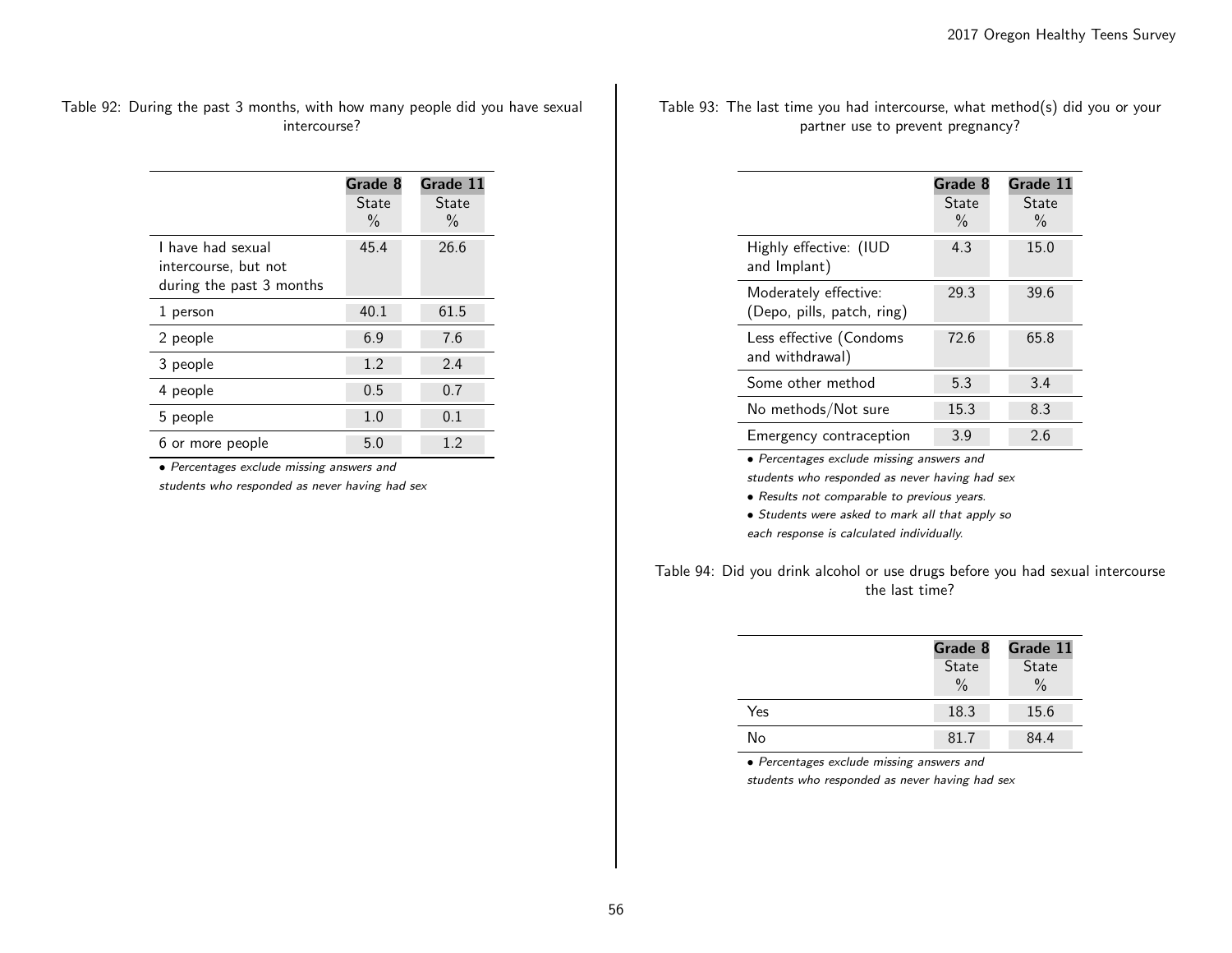Table 92: During the past 3 months, with how many people did you have sexual intercourse?

| | Grade 8 State % | Grade 11 State % |
|---|---|---|
| I have had sexual intercourse, but not during the past 3 months | 45.4 | 26.6 |
| 1 person | 40.1 | 61.5 |
| 2 people | 6.9 | 7.6 |
| 3 people | 1.2 | 2.4 |
| 4 people | 0.5 | 0.7 |
| 5 people | 1.0 | 0.1 |
| 6 or more people | 5.0 | 1.2 |

- *Percentages exclude missing answers and students who responded as never having had sex*

Table 93: The last time you had intercourse, what method(s) did you or your partner use to prevent pregnancy?

| | Grade 8 State % | Grade 11 State % |
|---|---|---|
| Highly effective: (IUD and Implant) | 4.3 | 15.0 |
| Moderately effective: (Depo, pills, patch, ring) | 29.3 | 39.6 |
| Less effective (Condoms and withdrawal) | 72.6 | 65.8 |
| Some other method | 5.3 | 3.4 |
| No methods/Not sure | 15.3 | 8.3 |
| Emergency contraception | 3.9 | 2.6 |

- *Percentages exclude missing answers and students who responded as never having had sex*
- *Results not comparable to previous years.*
- *Students were asked to mark all that apply so each response is calculated individually.*

Table 94: Did you drink alcohol or use drugs before you had sexual intercourse the last time?

| | Grade 8 State % | Grade 11 State % |
|---|---|---|
| Yes | 18.3 | 15.6 |
| No | 81.7 | 84.4 |

- *Percentages exclude missing answers and students who responded as never having had sex*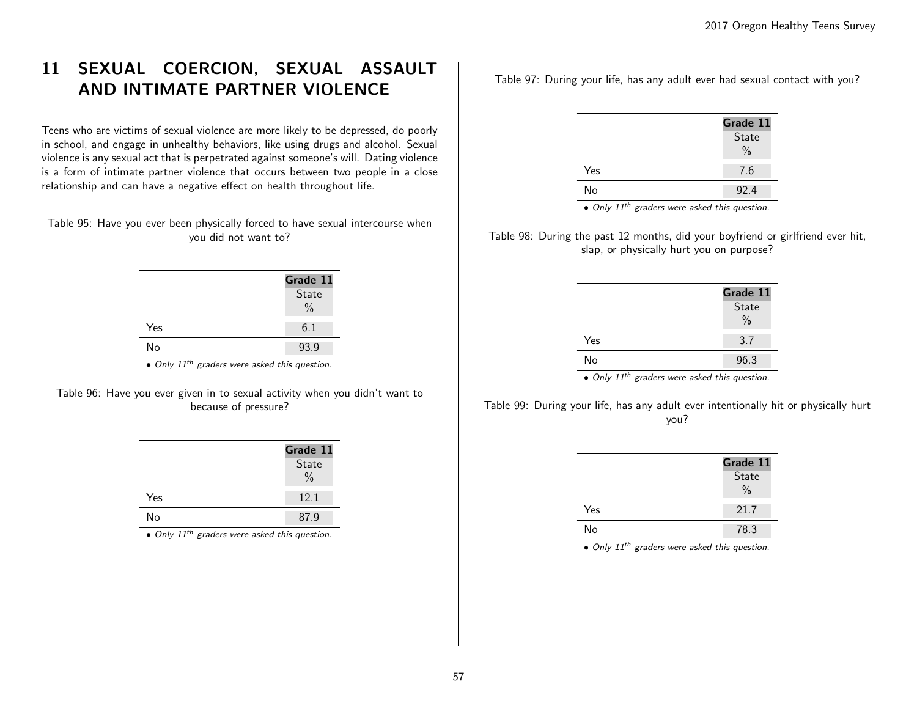# 11 SEXUAL COERCION, SEXUAL ASSAULT AND INTIMATE PARTNER VIOLENCE

Teens who are victims of sexual violence are more likely to be depressed, do poorly in school, and engage in unhealthy behaviors, like using drugs and alcohol. Sexual violence is any sexual act that is perpetrated against someone's will. Dating violence is a form of intimate partner violence that occurs between two people in a close relationship and can have a negative effect on health throughout life.

Table 95: Have you ever been physically forced to have sexual intercourse when you did not want to?

| | Grade 11 State % |
|---|---|
| Yes | 6.1 |
| No | 93.9 |

*• Only 11th graders were asked this question.*

Table 96: Have you ever given in to sexual activity when you didn't want to because of pressure?

| | Grade 11 State % |
|---|---|
| Yes | 12.1 |
| No | 87.9 |

*• Only 11th graders were asked this question.*

Table 97: During your life, has any adult ever had sexual contact with you?

| | Grade 11 State % |
|---|---|
| Yes | 7.6 |
| No | 92.4 |

*• Only 11th graders were asked this question.*

Table 98: During the past 12 months, did your boyfriend or girlfriend ever hit, slap, or physically hurt you on purpose?

| | Grade 11 State % |
|---|---|
| Yes | 3.7 |
| No | 96.3 |

*• Only 11th graders were asked this question.*

Table 99: During your life, has any adult ever intentionally hit or physically hurt you?

| | Grade 11 State % |
|---|---|
| Yes | 21.7 |
| No | 78.3 |

*• Only 11th graders were asked this question.*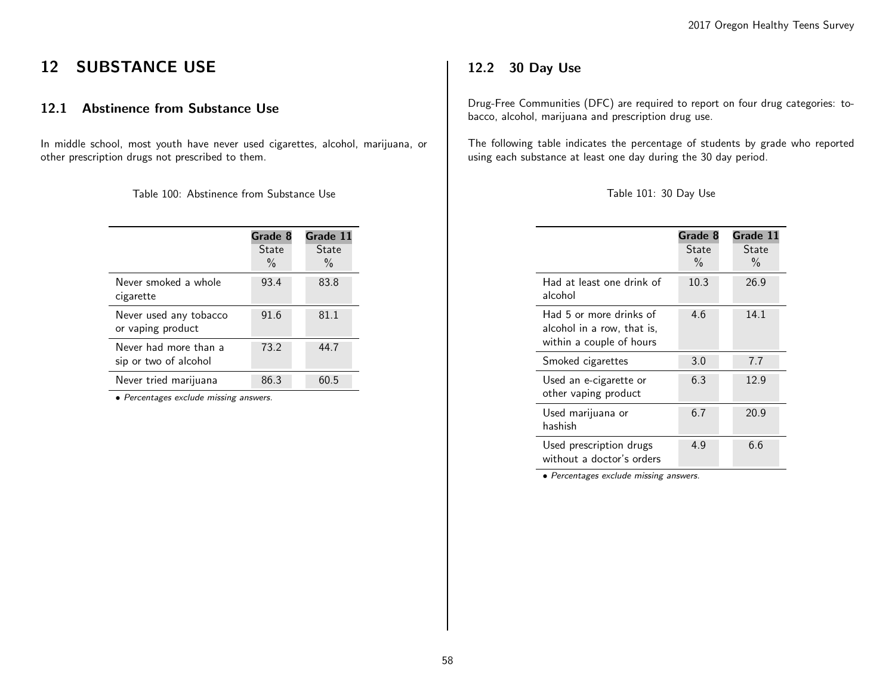# 12 SUBSTANCE USE

## 12.1 Abstinence from Substance Use

In middle school, most youth have never used cigarettes, alcohol, marijuana, or other prescription drugs not prescribed to them.

Table 100: Abstinence from Substance Use

| | **Grade 8** State % | **Grade 11** State % |
|---|---|---|
| Never smoked a whole cigarette | 93.4 | 83.8 |
| Never used any tobacco or vaping product | 91.6 | 81.1 |
| Never had more than a sip or two of alcohol | 73.2 | 44.7 |
| Never tried marijuana | 86.3 | 60.5 |

• *Percentages exclude missing answers.*

## 12.2 30 Day Use

Drug-Free Communities (DFC) are required to report on four drug categories: tobacco, alcohol, marijuana and prescription drug use.

The following table indicates the percentage of students by grade who reported using each substance at least one day during the 30 day period.

Table 101: 30 Day Use

| | **Grade 8** State % | **Grade 11** State % |
|---|---|---|
| Had at least one drink of alcohol | 10.3 | 26.9 |
| Had 5 or more drinks of alcohol in a row, that is, within a couple of hours | 4.6 | 14.1 |
| Smoked cigarettes | 3.0 | 7.7 |
| Used an e-cigarette or other vaping product | 6.3 | 12.9 |
| Used marijuana or hashish | 6.7 | 20.9 |
| Used prescription drugs without a doctor's orders | 4.9 | 6.6 |

• *Percentages exclude missing answers.*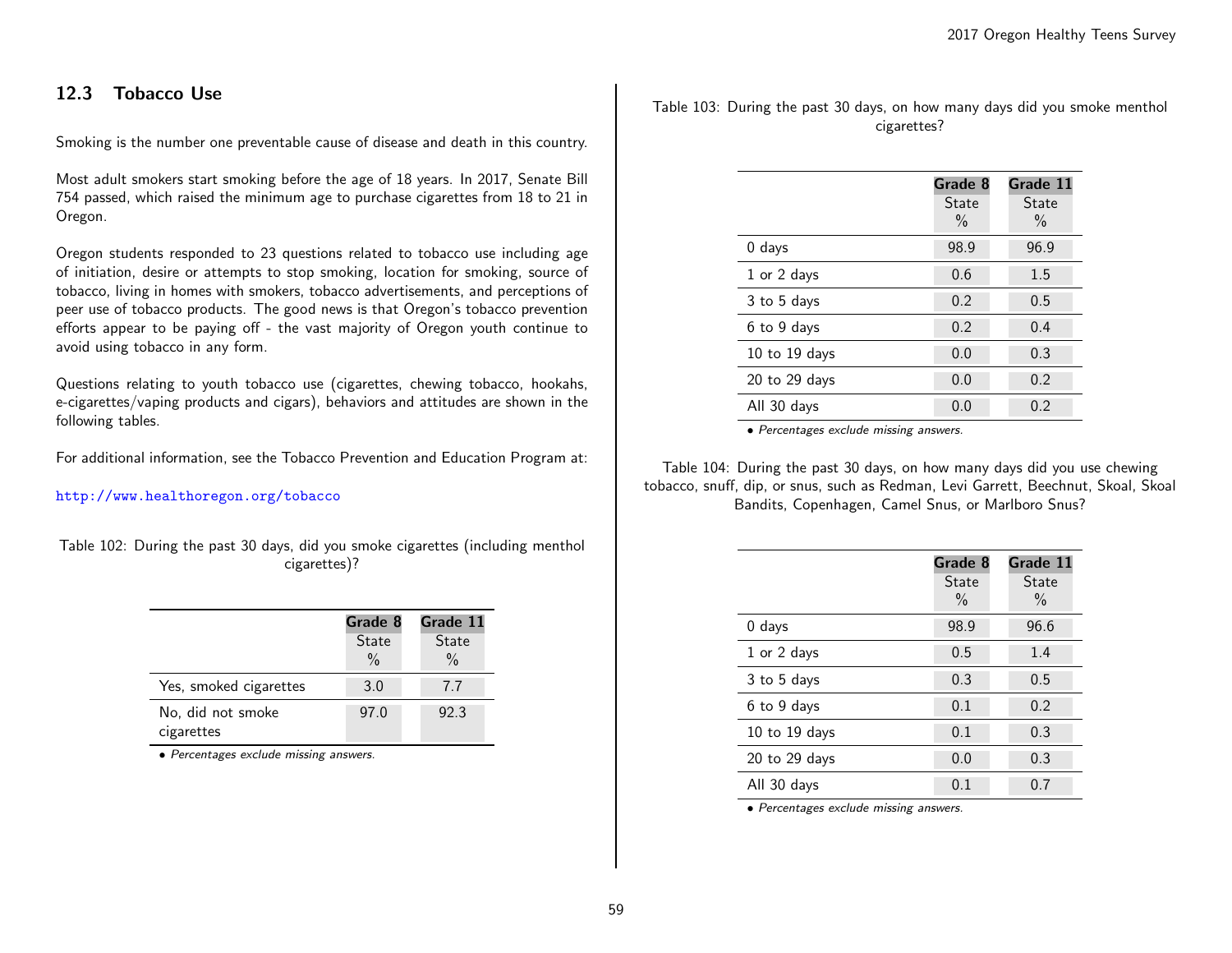## 12.3 Tobacco Use

Smoking is the number one preventable cause of disease and death in this country.

Most adult smokers start smoking before the age of 18 years. In 2017, Senate Bill 754 passed, which raised the minimum age to purchase cigarettes from 18 to 21 in Oregon.

Oregon students responded to 23 questions related to tobacco use including age of initiation, desire or attempts to stop smoking, location for smoking, source of tobacco, living in homes with smokers, tobacco advertisements, and perceptions of peer use of tobacco products. The good news is that Oregon's tobacco prevention efforts appear to be paying off - the vast majority of Oregon youth continue to avoid using tobacco in any form.

Questions relating to youth tobacco use (cigarettes, chewing tobacco, hookahs, e-cigarettes/vaping products and cigars), behaviors and attitudes are shown in the following tables.

For additional information, see the Tobacco Prevention and Education Program at:

http://www.healthoregon.org/tobacco

Table 102: During the past 30 days, did you smoke cigarettes (including menthol cigarettes)?

| | Grade 8 State % | Grade 11 State % |
|---|---|---|
| Yes, smoked cigarettes | 3.0 | 7.7 |
| No, did not smoke cigarettes | 97.0 | 92.3 |

- *Percentages exclude missing answers.*

Table 103: During the past 30 days, on how many days did you smoke menthol cigarettes?

| | Grade 8 State % | Grade 11 State % |
|---|---|---|
| 0 days | 98.9 | 96.9 |
| 1 or 2 days | 0.6 | 1.5 |
| 3 to 5 days | 0.2 | 0.5 |
| 6 to 9 days | 0.2 | 0.4 |
| 10 to 19 days | 0.0 | 0.3 |
| 20 to 29 days | 0.0 | 0.2 |
| All 30 days | 0.0 | 0.2 |

- *Percentages exclude missing answers.*

Table 104: During the past 30 days, on how many days did you use chewing tobacco, snuff, dip, or snus, such as Redman, Levi Garrett, Beechnut, Skoal, Skoal Bandits, Copenhagen, Camel Snus, or Marlboro Snus?

| | Grade 8 State % | Grade 11 State % |
|---|---|---|
| 0 days | 98.9 | 96.6 |
| 1 or 2 days | 0.5 | 1.4 |
| 3 to 5 days | 0.3 | 0.5 |
| 6 to 9 days | 0.1 | 0.2 |
| 10 to 19 days | 0.1 | 0.3 |
| 20 to 29 days | 0.0 | 0.3 |
| All 30 days | 0.1 | 0.7 |

- *Percentages exclude missing answers.*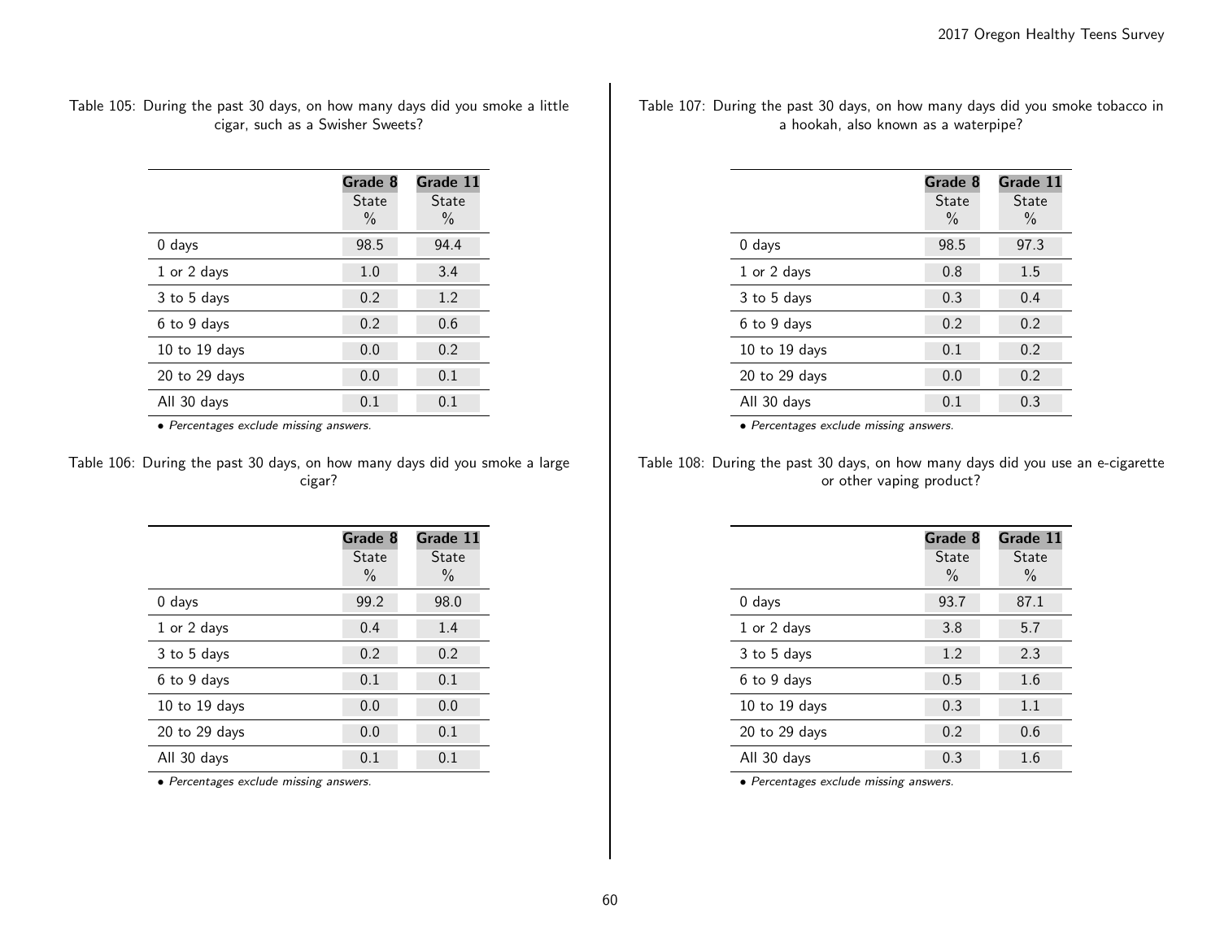Table 105: During the past 30 days, on how many days did you smoke a little cigar, such as a Swisher Sweets?

| | Grade 8 State % | Grade 11 State % |
|---|---|---|
| 0 days | 98.5 | 94.4 |
| 1 or 2 days | 1.0 | 3.4 |
| 3 to 5 days | 0.2 | 1.2 |
| 6 to 9 days | 0.2 | 0.6 |
| 10 to 19 days | 0.0 | 0.2 |
| 20 to 29 days | 0.0 | 0.1 |
| All 30 days | 0.1 | 0.1 |

- *Percentages exclude missing answers.*

Table 106: During the past 30 days, on how many days did you smoke a large cigar?

| | Grade 8 State % | Grade 11 State % |
|---|---|---|
| 0 days | 99.2 | 98.0 |
| 1 or 2 days | 0.4 | 1.4 |
| 3 to 5 days | 0.2 | 0.2 |
| 6 to 9 days | 0.1 | 0.1 |
| 10 to 19 days | 0.0 | 0.0 |
| 20 to 29 days | 0.0 | 0.1 |
| All 30 days | 0.1 | 0.1 |

- *Percentages exclude missing answers.*

Table 107: During the past 30 days, on how many days did you smoke tobacco in a hookah, also known as a waterpipe?

| | Grade 8 State % | Grade 11 State % |
|---|---|---|
| 0 days | 98.5 | 97.3 |
| 1 or 2 days | 0.8 | 1.5 |
| 3 to 5 days | 0.3 | 0.4 |
| 6 to 9 days | 0.2 | 0.2 |
| 10 to 19 days | 0.1 | 0.2 |
| 20 to 29 days | 0.0 | 0.2 |
| All 30 days | 0.1 | 0.3 |

- *Percentages exclude missing answers.*

Table 108: During the past 30 days, on how many days did you use an e-cigarette or other vaping product?

| | Grade 8 State % | Grade 11 State % |
|---|---|---|
| 0 days | 93.7 | 87.1 |
| 1 or 2 days | 3.8 | 5.7 |
| 3 to 5 days | 1.2 | 2.3 |
| 6 to 9 days | 0.5 | 1.6 |
| 10 to 19 days | 0.3 | 1.1 |
| 20 to 29 days | 0.2 | 0.6 |
| All 30 days | 0.3 | 1.6 |

- *Percentages exclude missing answers.*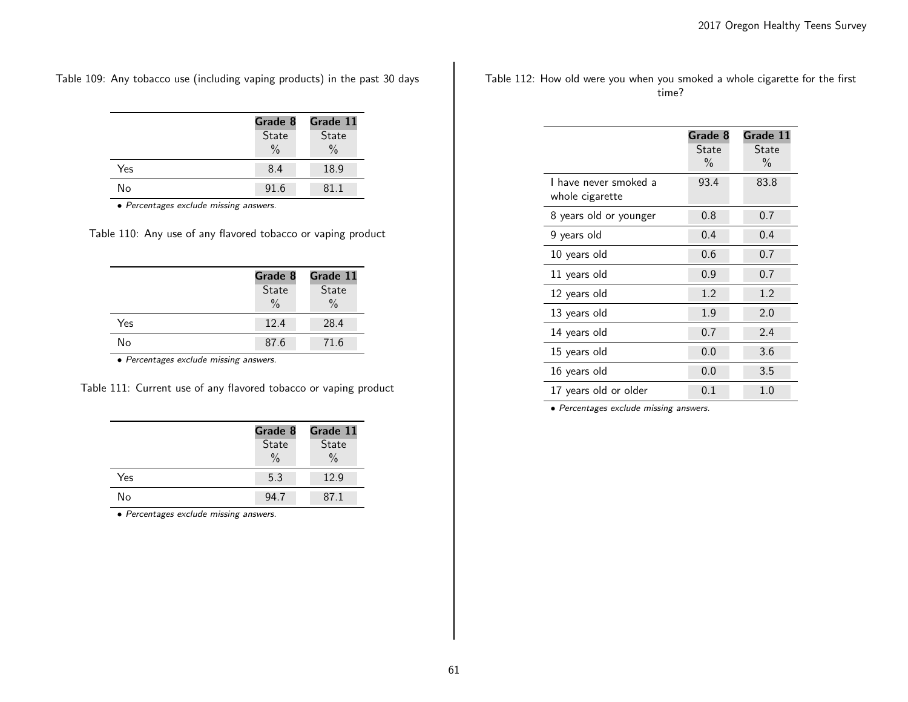Table 109: Any tobacco use (including vaping products) in the past 30 days

| | Grade 8 State % | Grade 11 State % |
|---|---|---|
| Yes | 8.4 | 18.9 |
| No | 91.6 | 81.1 |

• *Percentages exclude missing answers.*

Table 110: Any use of any flavored tobacco or vaping product

| | Grade 8 State % | Grade 11 State % |
|---|---|---|
| Yes | 12.4 | 28.4 |
| No | 87.6 | 71.6 |

• *Percentages exclude missing answers.*

Table 111: Current use of any flavored tobacco or vaping product

| | Grade 8 State % | Grade 11 State % |
|---|---|---|
| Yes | 5.3 | 12.9 |
| No | 94.7 | 87.1 |

• *Percentages exclude missing answers.*

Table 112: How old were you when you smoked a whole cigarette for the first time?

| | Grade 8 State % | Grade 11 State % |
|---|---|---|
| I have never smoked a whole cigarette | 93.4 | 83.8 |
| 8 years old or younger | 0.8 | 0.7 |
| 9 years old | 0.4 | 0.4 |
| 10 years old | 0.6 | 0.7 |
| 11 years old | 0.9 | 0.7 |
| 12 years old | 1.2 | 1.2 |
| 13 years old | 1.9 | 2.0 |
| 14 years old | 0.7 | 2.4 |
| 15 years old | 0.0 | 3.6 |
| 16 years old | 0.0 | 3.5 |
| 17 years old or older | 0.1 | 1.0 |

• *Percentages exclude missing answers.*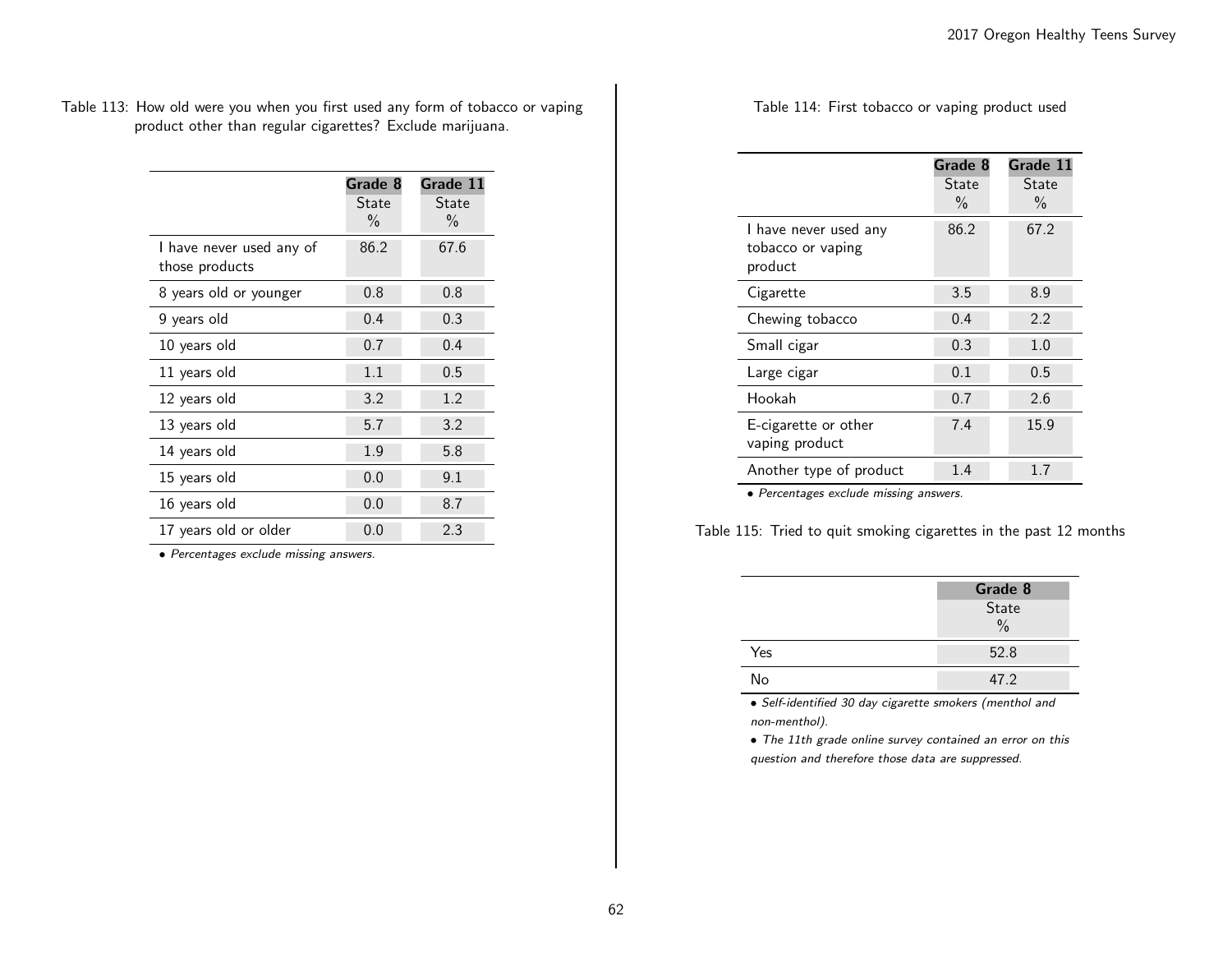Table 113: How old were you when you first used any form of tobacco or vaping product other than regular cigarettes? Exclude marijuana.

| | Grade 8 State % | Grade 11 State % |
|---|---|---|
| I have never used any of those products | 86.2 | 67.6 |
| 8 years old or younger | 0.8 | 0.8 |
| 9 years old | 0.4 | 0.3 |
| 10 years old | 0.7 | 0.4 |
| 11 years old | 1.1 | 0.5 |
| 12 years old | 3.2 | 1.2 |
| 13 years old | 5.7 | 3.2 |
| 14 years old | 1.9 | 5.8 |
| 15 years old | 0.0 | 9.1 |
| 16 years old | 0.0 | 8.7 |
| 17 years old or older | 0.0 | 2.3 |

*• Percentages exclude missing answers.*

Table 114: First tobacco or vaping product used

| | Grade 8 State % | Grade 11 State % |
|---|---|---|
| I have never used any tobacco or vaping product | 86.2 | 67.2 |
| Cigarette | 3.5 | 8.9 |
| Chewing tobacco | 0.4 | 2.2 |
| Small cigar | 0.3 | 1.0 |
| Large cigar | 0.1 | 0.5 |
| Hookah | 0.7 | 2.6 |
| E-cigarette or other vaping product | 7.4 | 15.9 |
| Another type of product | 1.4 | 1.7 |

*• Percentages exclude missing answers.*

Table 115: Tried to quit smoking cigarettes in the past 12 months

| | Grade 8 State % |
|---|---|
| Yes | 52.8 |
| No | 47.2 |

*• Self-identified 30 day cigarette smokers (menthol and non-menthol).*

*• The 11th grade online survey contained an error on this question and therefore those data are suppressed.*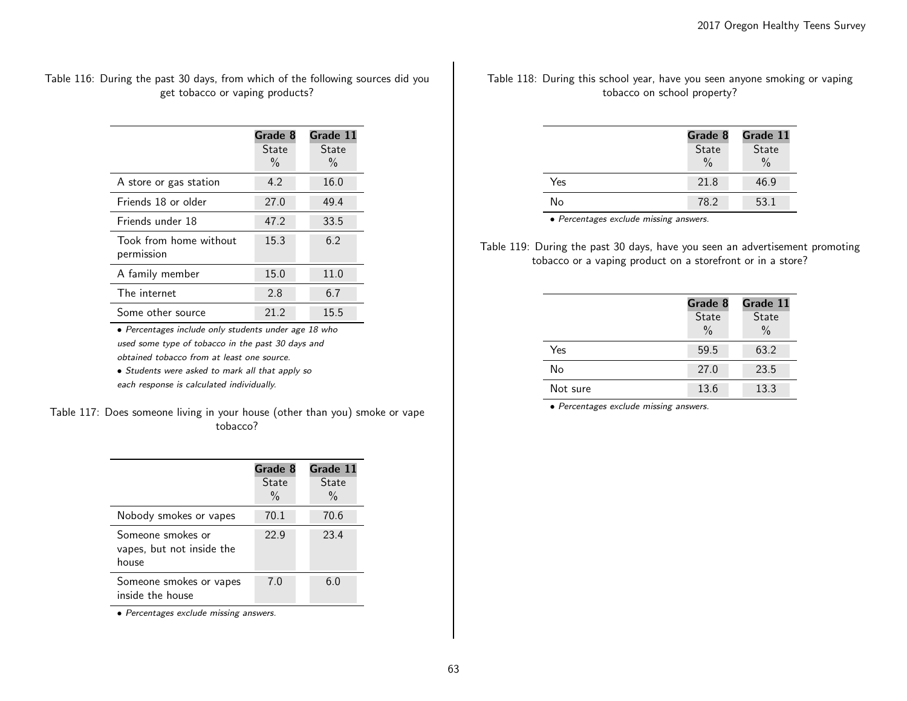Table 116: During the past 30 days, from which of the following sources did you get tobacco or vaping products?

| | Grade 8 State % | Grade 11 State % |
|---|---|---|
| A store or gas station | 4.2 | 16.0 |
| Friends 18 or older | 27.0 | 49.4 |
| Friends under 18 | 47.2 | 33.5 |
| Took from home without permission | 15.3 | 6.2 |
| A family member | 15.0 | 11.0 |
| The internet | 2.8 | 6.7 |
| Some other source | 21.2 | 15.5 |

- *Percentages include only students under age 18 who used some type of tobacco in the past 30 days and obtained tobacco from at least one source.*
- *Students were asked to mark all that apply so each response is calculated individually.*

Table 117: Does someone living in your house (other than you) smoke or vape tobacco?

| | Grade 8 State % | Grade 11 State % |
|---|---|---|
| Nobody smokes or vapes | 70.1 | 70.6 |
| Someone smokes or vapes, but not inside the house | 22.9 | 23.4 |
| Someone smokes or vapes inside the house | 7.0 | 6.0 |

- *Percentages exclude missing answers.*

Table 118: During this school year, have you seen anyone smoking or vaping tobacco on school property?

| | Grade 8 State % | Grade 11 State % |
|---|---|---|
| Yes | 21.8 | 46.9 |
| No | 78.2 | 53.1 |

- *Percentages exclude missing answers.*

Table 119: During the past 30 days, have you seen an advertisement promoting tobacco or a vaping product on a storefront or in a store?

| | Grade 8 State % | Grade 11 State % |
|---|---|---|
| Yes | 59.5 | 63.2 |
| No | 27.0 | 23.5 |
| Not sure | 13.6 | 13.3 |

- *Percentages exclude missing answers.*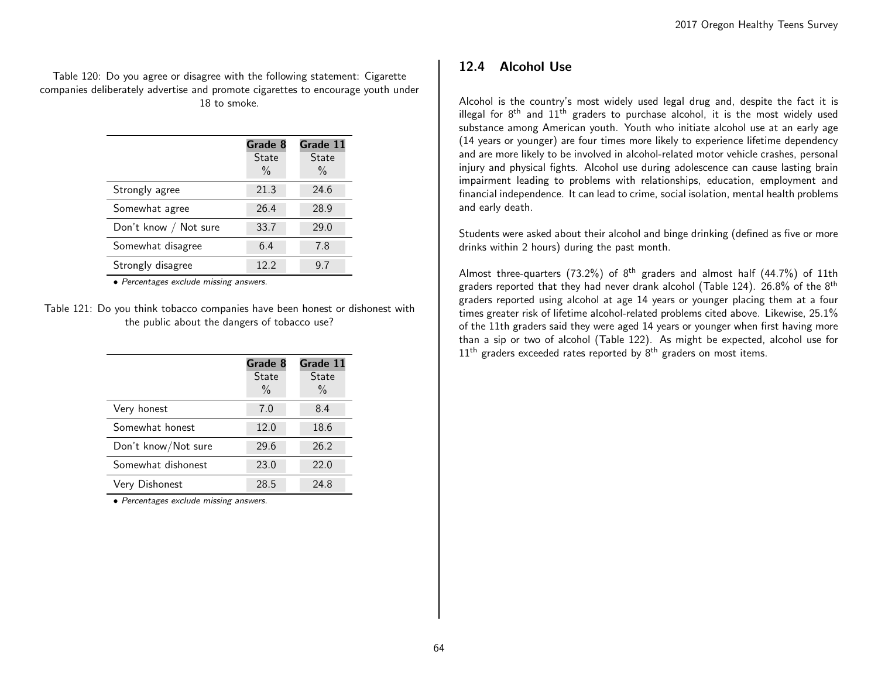Table 120: Do you agree or disagree with the following statement: Cigarette companies deliberately advertise and promote cigarettes to encourage youth under 18 to smoke.

| | Grade 8 State % | Grade 11 State % |
|---|---|---|
| Strongly agree | 21.3 | 24.6 |
| Somewhat agree | 26.4 | 28.9 |
| Don't know / Not sure | 33.7 | 29.0 |
| Somewhat disagree | 6.4 | 7.8 |
| Strongly disagree | 12.2 | 9.7 |

• *Percentages exclude missing answers.*

Table 121: Do you think tobacco companies have been honest or dishonest with the public about the dangers of tobacco use?

| | Grade 8 State % | Grade 11 State % |
|---|---|---|
| Very honest | 7.0 | 8.4 |
| Somewhat honest | 12.0 | 18.6 |
| Don't know/Not sure | 29.6 | 26.2 |
| Somewhat dishonest | 23.0 | 22.0 |
| Very Dishonest | 28.5 | 24.8 |

• *Percentages exclude missing answers.*

## 12.4 Alcohol Use

Alcohol is the country's most widely used legal drug and, despite the fact it is illegal for 8th and 11th graders to purchase alcohol, it is the most widely used substance among American youth. Youth who initiate alcohol use at an early age (14 years or younger) are four times more likely to experience lifetime dependency and are more likely to be involved in alcohol-related motor vehicle crashes, personal injury and physical fights. Alcohol use during adolescence can cause lasting brain impairment leading to problems with relationships, education, employment and financial independence. It can lead to crime, social isolation, mental health problems and early death.

Students were asked about their alcohol and binge drinking (defined as five or more drinks within 2 hours) during the past month.

Almost three-quarters (73.2%) of 8th graders and almost half (44.7%) of 11th graders reported that they had never drank alcohol (Table 124). 26.8% of the 8th graders reported using alcohol at age 14 years or younger placing them at a four times greater risk of lifetime alcohol-related problems cited above. Likewise, 25.1% of the 11th graders said they were aged 14 years or younger when first having more than a sip or two of alcohol (Table 122). As might be expected, alcohol use for 11th graders exceeded rates reported by 8th graders on most items.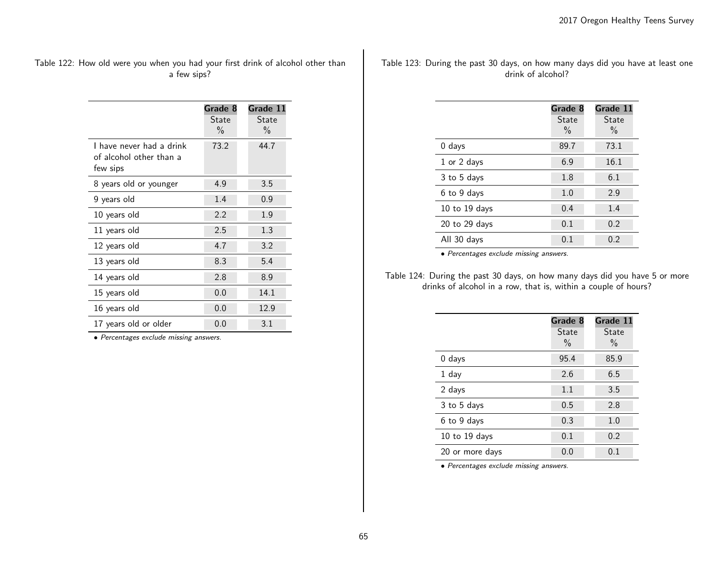Table 122: How old were you when you had your first drink of alcohol other than a few sips?

| | Grade 8 State % | Grade 11 State % |
|---|---|---|
| I have never had a drink of alcohol other than a few sips | 73.2 | 44.7 |
| 8 years old or younger | 4.9 | 3.5 |
| 9 years old | 1.4 | 0.9 |
| 10 years old | 2.2 | 1.9 |
| 11 years old | 2.5 | 1.3 |
| 12 years old | 4.7 | 3.2 |
| 13 years old | 8.3 | 5.4 |
| 14 years old | 2.8 | 8.9 |
| 15 years old | 0.0 | 14.1 |
| 16 years old | 0.0 | 12.9 |
| 17 years old or older | 0.0 | 3.1 |

- *Percentages exclude missing answers.*

Table 123: During the past 30 days, on how many days did you have at least one drink of alcohol?

| | Grade 8 State % | Grade 11 State % |
|---|---|---|
| 0 days | 89.7 | 73.1 |
| 1 or 2 days | 6.9 | 16.1 |
| 3 to 5 days | 1.8 | 6.1 |
| 6 to 9 days | 1.0 | 2.9 |
| 10 to 19 days | 0.4 | 1.4 |
| 20 to 29 days | 0.1 | 0.2 |
| All 30 days | 0.1 | 0.2 |

- *Percentages exclude missing answers.*

Table 124: During the past 30 days, on how many days did you have 5 or more drinks of alcohol in a row, that is, within a couple of hours?

| | Grade 8 State % | Grade 11 State % |
|---|---|---|
| 0 days | 95.4 | 85.9 |
| 1 day | 2.6 | 6.5 |
| 2 days | 1.1 | 3.5 |
| 3 to 5 days | 0.5 | 2.8 |
| 6 to 9 days | 0.3 | 1.0 |
| 10 to 19 days | 0.1 | 0.2 |
| 20 or more days | 0.0 | 0.1 |

- *Percentages exclude missing answers.*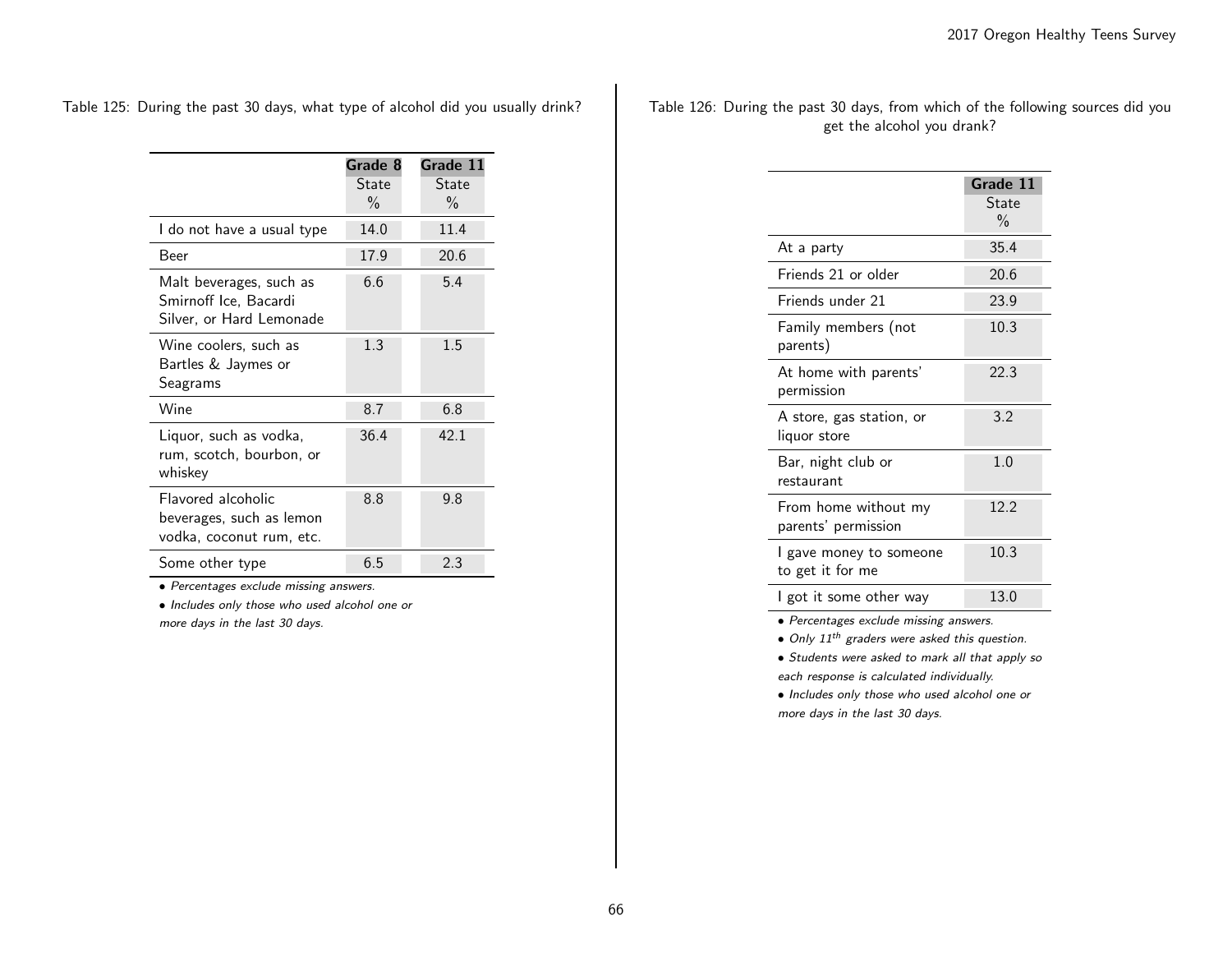Table 125: During the past 30 days, what type of alcohol did you usually drink?

| | Grade 8 State % | Grade 11 State % |
|---|---|---|
| I do not have a usual type | 14.0 | 11.4 |
| Beer | 17.9 | 20.6 |
| Malt beverages, such as Smirnoff Ice, Bacardi Silver, or Hard Lemonade | 6.6 | 5.4 |
| Wine coolers, such as Bartles & Jaymes or Seagrams | 1.3 | 1.5 |
| Wine | 8.7 | 6.8 |
| Liquor, such as vodka, rum, scotch, bourbon, or whiskey | 36.4 | 42.1 |
| Flavored alcoholic beverages, such as lemon vodka, coconut rum, etc. | 8.8 | 9.8 |
| Some other type | 6.5 | 2.3 |

- *Percentages exclude missing answers.*
- *Includes only those who used alcohol one or more days in the last 30 days.*

Table 126: During the past 30 days, from which of the following sources did you get the alcohol you drank?

| | Grade 11 State % |
|---|---|
| At a party | 35.4 |
| Friends 21 or older | 20.6 |
| Friends under 21 | 23.9 |
| Family members (not parents) | 10.3 |
| At home with parents' permission | 22.3 |
| A store, gas station, or liquor store | 3.2 |
| Bar, night club or restaurant | 1.0 |
| From home without my parents' permission | 12.2 |
| I gave money to someone to get it for me | 10.3 |
| I got it some other way | 13.0 |

- *Percentages exclude missing answers.*
- *Only 11th graders were asked this question.*
- *Students were asked to mark all that apply so each response is calculated individually.*
- *Includes only those who used alcohol one or more days in the last 30 days.*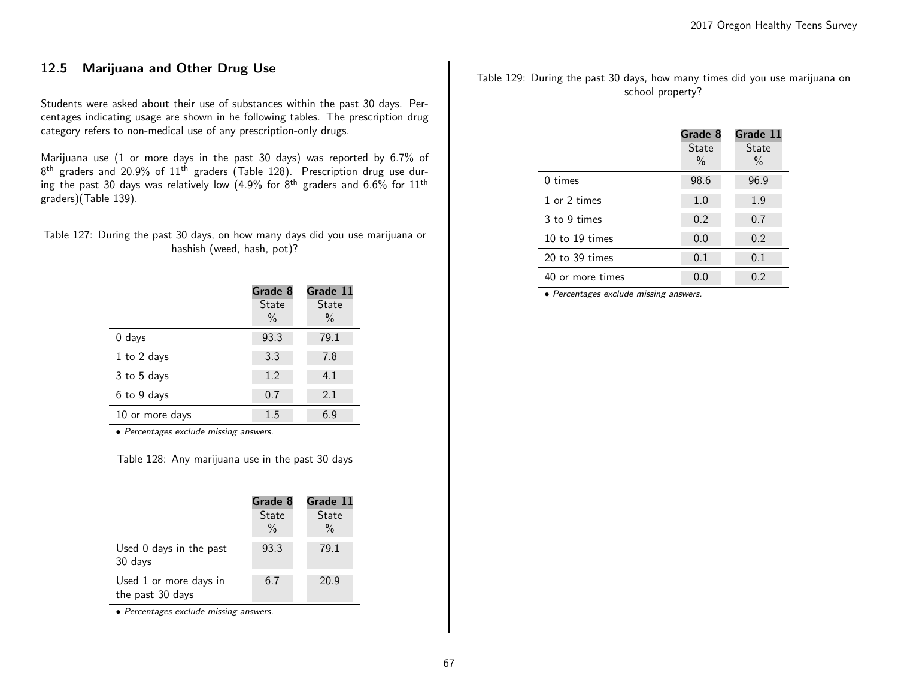## 12.5 Marijuana and Other Drug Use

Students were asked about their use of substances within the past 30 days. Percentages indicating usage are shown in he following tables. The prescription drug category refers to non-medical use of any prescription-only drugs.

Marijuana use (1 or more days in the past 30 days) was reported by 6.7% of 8th graders and 20.9% of 11th graders (Table 128). Prescription drug use during the past 30 days was relatively low (4.9% for 8th graders and 6.6% for 11th graders)(Table 139).

Table 127: During the past 30 days, on how many days did you use marijuana or hashish (weed, hash, pot)?

| | **Grade 8** State % | **Grade 11** State % |
|---|---|---|
| 0 days | 93.3 | 79.1 |
| 1 to 2 days | 3.3 | 7.8 |
| 3 to 5 days | 1.2 | 4.1 |
| 6 to 9 days | 0.7 | 2.1 |
| 10 or more days | 1.5 | 6.9 |

• *Percentages exclude missing answers.*

Table 128: Any marijuana use in the past 30 days

| | **Grade 8** State % | **Grade 11** State % |
|---|---|---|
| Used 0 days in the past 30 days | 93.3 | 79.1 |
| Used 1 or more days in the past 30 days | 6.7 | 20.9 |

• *Percentages exclude missing answers.*

Table 129: During the past 30 days, how many times did you use marijuana on school property?

| | **Grade 8** State % | **Grade 11** State % |
|---|---|---|
| 0 times | 98.6 | 96.9 |
| 1 or 2 times | 1.0 | 1.9 |
| 3 to 9 times | 0.2 | 0.7 |
| 10 to 19 times | 0.0 | 0.2 |
| 20 to 39 times | 0.1 | 0.1 |
| 40 or more times | 0.0 | 0.2 |

• *Percentages exclude missing answers.*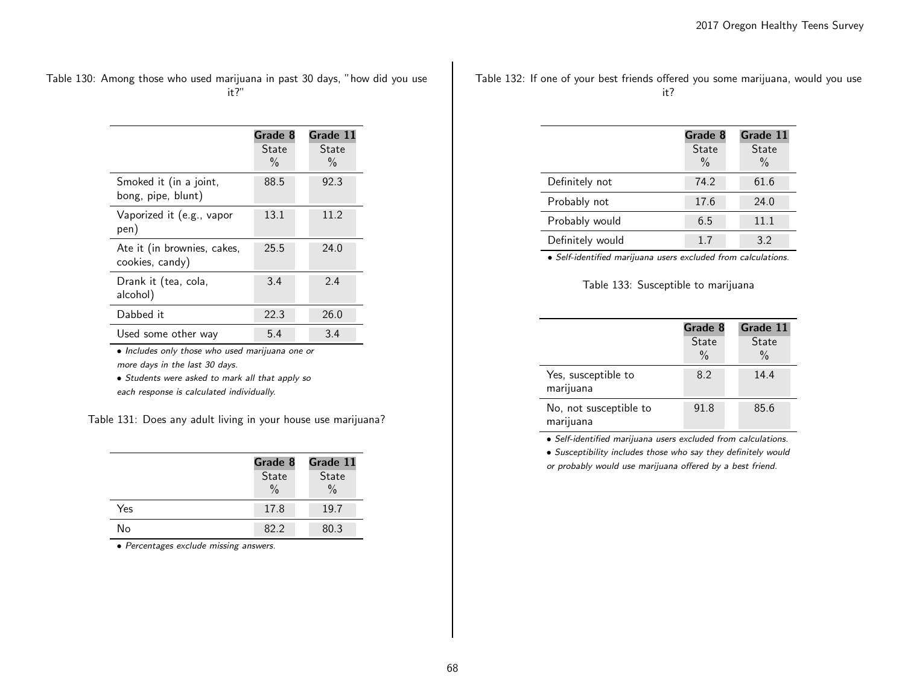Table 130: Among those who used marijuana in past 30 days, "how did you use it?"

| | Grade 8<br>State<br>% | Grade 11<br>State<br>% |
|---|---|---|
| Smoked it (in a joint, bong, pipe, blunt) | 88.5 | 92.3 |
| Vaporized it (e.g., vapor pen) | 13.1 | 11.2 |
| Ate it (in brownies, cakes, cookies, candy) | 25.5 | 24.0 |
| Drank it (tea, cola, alcohol) | 3.4 | 2.4 |
| Dabbed it | 22.3 | 26.0 |
| Used some other way | 5.4 | 3.4 |

- *Includes only those who used marijuana one or more days in the last 30 days.*
- *Students were asked to mark all that apply so each response is calculated individually.*

Table 131: Does any adult living in your house use marijuana?

| | Grade 8<br>State<br>% | Grade 11<br>State<br>% |
|---|---|---|
| Yes | 17.8 | 19.7 |
| No | 82.2 | 80.3 |

- *Percentages exclude missing answers.*

Table 132: If one of your best friends offered you some marijuana, would you use it?

| | Grade 8<br>State<br>% | Grade 11<br>State<br>% |
|---|---|---|
| Definitely not | 74.2 | 61.6 |
| Probably not | 17.6 | 24.0 |
| Probably would | 6.5 | 11.1 |
| Definitely would | 1.7 | 3.2 |

- *Self-identified marijuana users excluded from calculations.*

Table 133: Susceptible to marijuana

| | Grade 8<br>State<br>% | Grade 11<br>State<br>% |
|---|---|---|
| Yes, susceptible to marijuana | 8.2 | 14.4 |
| No, not susceptible to marijuana | 91.8 | 85.6 |

- *Self-identified marijuana users excluded from calculations.*
- *Susceptibility includes those who say they definitely would or probably would use marijuana offered by a best friend.*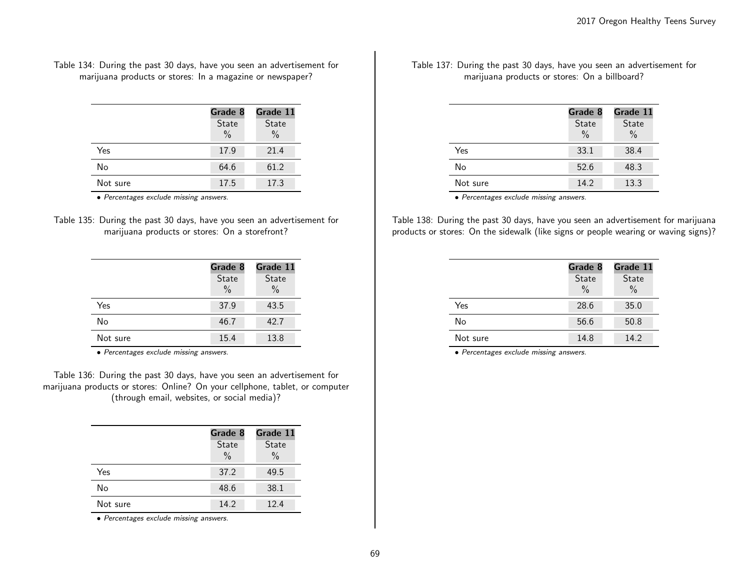Table 134: During the past 30 days, have you seen an advertisement for marijuana products or stores: In a magazine or newspaper?

| | Grade 8 State % | Grade 11 State % |
|---|---|---|
| Yes | 17.9 | 21.4 |
| No | 64.6 | 61.2 |
| Not sure | 17.5 | 17.3 |

• *Percentages exclude missing answers.*

Table 135: During the past 30 days, have you seen an advertisement for marijuana products or stores: On a storefront?

| | Grade 8 State % | Grade 11 State % |
|---|---|---|
| Yes | 37.9 | 43.5 |
| No | 46.7 | 42.7 |
| Not sure | 15.4 | 13.8 |

• *Percentages exclude missing answers.*

Table 136: During the past 30 days, have you seen an advertisement for marijuana products or stores: Online? On your cellphone, tablet, or computer (through email, websites, or social media)?

| | Grade 8 State % | Grade 11 State % |
|---|---|---|
| Yes | 37.2 | 49.5 |
| No | 48.6 | 38.1 |
| Not sure | 14.2 | 12.4 |

• *Percentages exclude missing answers.*

Table 137: During the past 30 days, have you seen an advertisement for marijuana products or stores: On a billboard?

| | Grade 8 State % | Grade 11 State % |
|---|---|---|
| Yes | 33.1 | 38.4 |
| No | 52.6 | 48.3 |
| Not sure | 14.2 | 13.3 |

• *Percentages exclude missing answers.*

Table 138: During the past 30 days, have you seen an advertisement for marijuana products or stores: On the sidewalk (like signs or people wearing or waving signs)?

| | Grade 8 State % | Grade 11 State % |
|---|---|---|
| Yes | 28.6 | 35.0 |
| No | 56.6 | 50.8 |
| Not sure | 14.8 | 14.2 |

• *Percentages exclude missing answers.*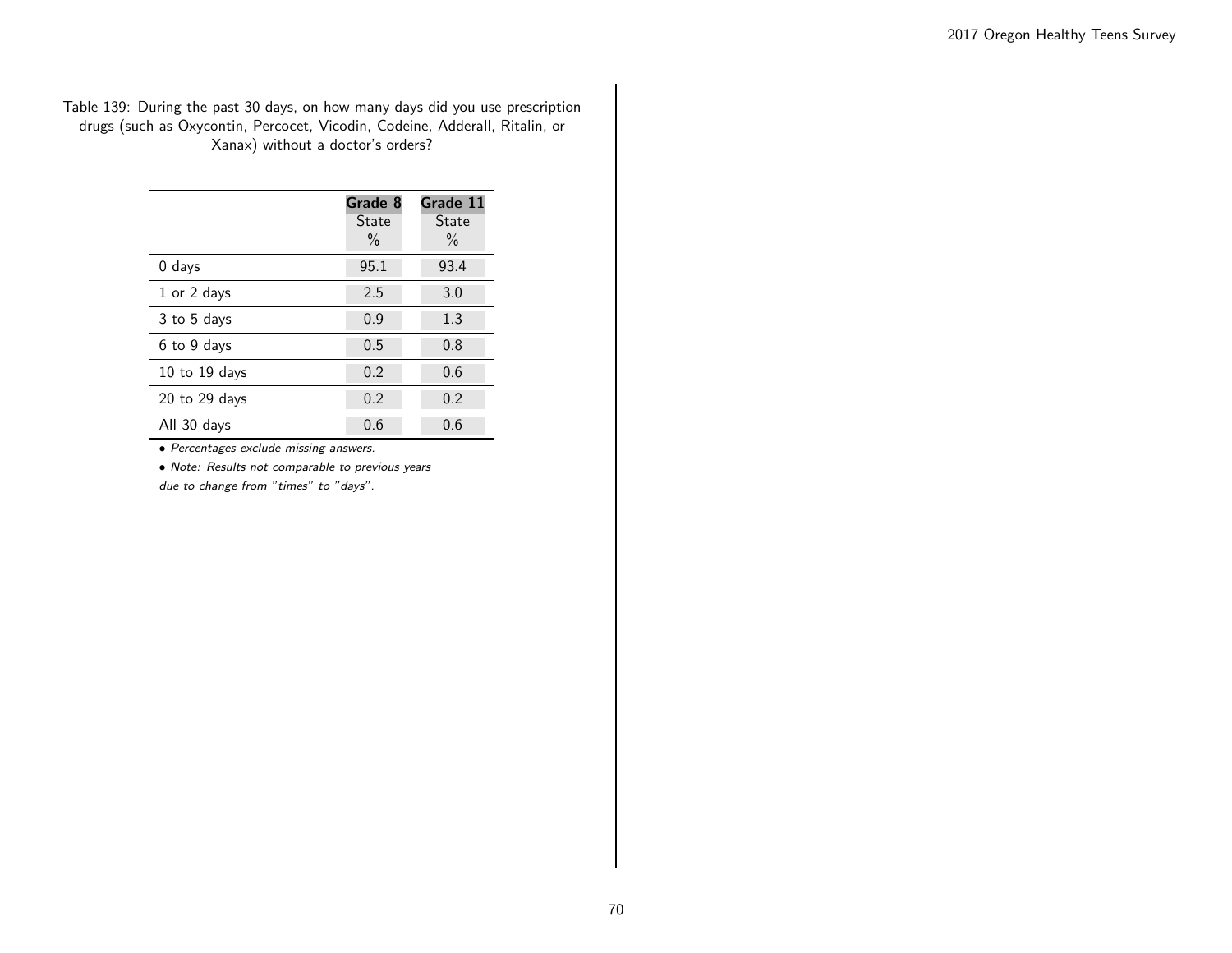Table 139: During the past 30 days, on how many days did you use prescription drugs (such as Oxycontin, Percocet, Vicodin, Codeine, Adderall, Ritalin, or Xanax) without a doctor's orders?

| | Grade 8 State % | Grade 11 State % |
|---|---|---|
| 0 days | 95.1 | 93.4 |
| 1 or 2 days | 2.5 | 3.0 |
| 3 to 5 days | 0.9 | 1.3 |
| 6 to 9 days | 0.5 | 0.8 |
| 10 to 19 days | 0.2 | 0.6 |
| 20 to 29 days | 0.2 | 0.2 |
| All 30 days | 0.6 | 0.6 |

*• Percentages exclude missing answers.*

*• Note: Results not comparable to previous years due to change from "times" to "days".*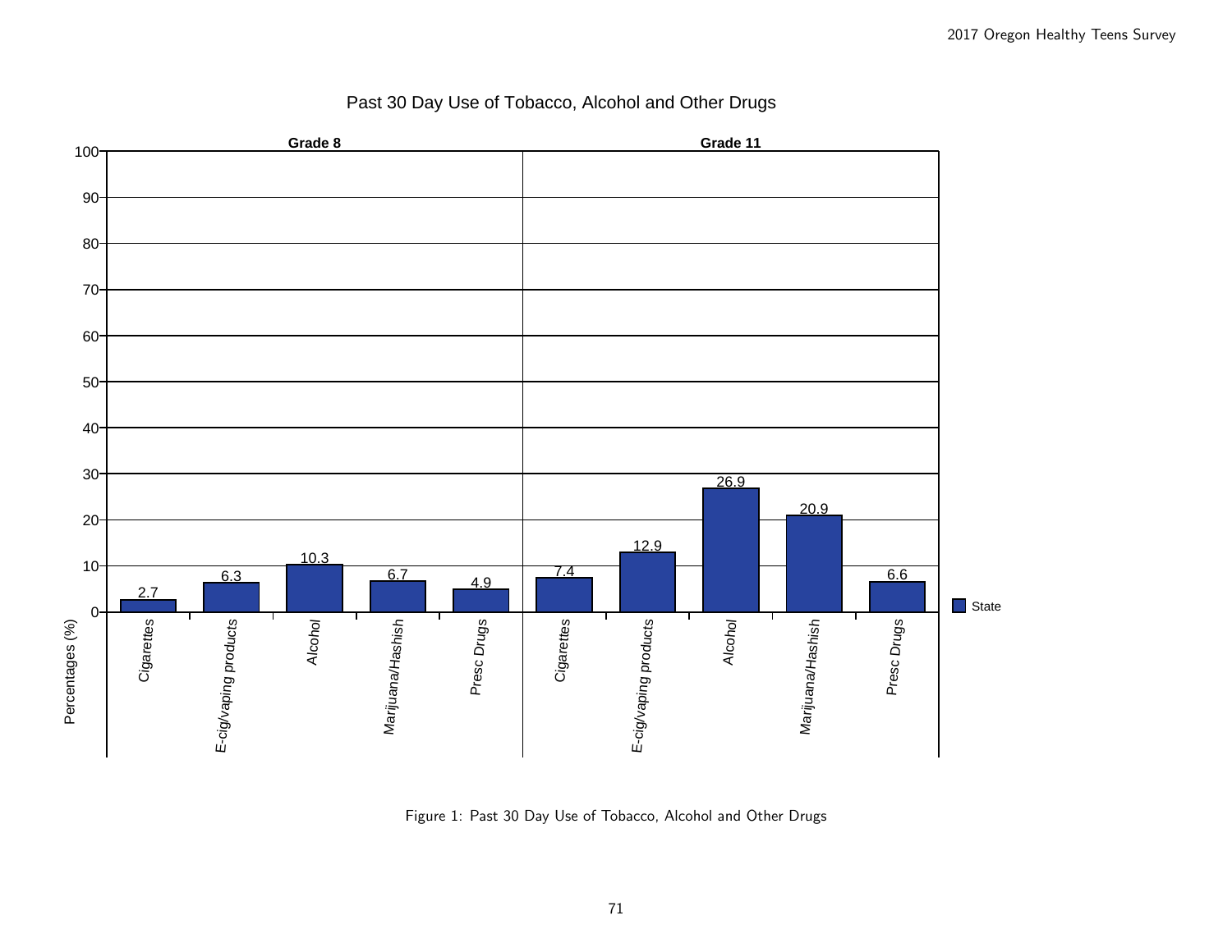Past 30 Day Use of Tobacco, Alcohol and Other Drugs

| Grade | Cigarettes | E-cig/vaping products | Alcohol | Marijuana/Hashish | Presc Drugs |
|---|---|---|---|---|---|
| Grade 8 | 2.7 | 6.3 | 10.3 | 6.7 | 4.9 |
| Grade 11 | 7.4 | 12.9 | 26.9 | 20.9 | 6.6 |

Percentages (%) — State

Figure 1: Past 30 Day Use of Tobacco, Alcohol and Other Drugs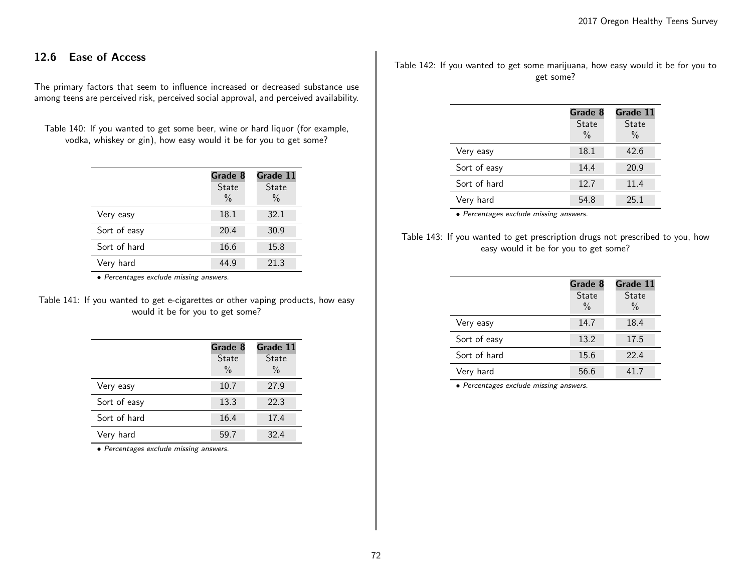## 12.6 Ease of Access

The primary factors that seem to influence increased or decreased substance use among teens are perceived risk, perceived social approval, and perceived availability.

Table 140: If you wanted to get some beer, wine or hard liquor (for example, vodka, whiskey or gin), how easy would it be for you to get some?

| | Grade 8 State % | Grade 11 State % |
|---|---|---|
| Very easy | 18.1 | 32.1 |
| Sort of easy | 20.4 | 30.9 |
| Sort of hard | 16.6 | 15.8 |
| Very hard | 44.9 | 21.3 |

• *Percentages exclude missing answers.*

Table 141: If you wanted to get e-cigarettes or other vaping products, how easy would it be for you to get some?

| | Grade 8 State % | Grade 11 State % |
|---|---|---|
| Very easy | 10.7 | 27.9 |
| Sort of easy | 13.3 | 22.3 |
| Sort of hard | 16.4 | 17.4 |
| Very hard | 59.7 | 32.4 |

• *Percentages exclude missing answers.*

Table 142: If you wanted to get some marijuana, how easy would it be for you to get some?

| | Grade 8 State % | Grade 11 State % |
|---|---|---|
| Very easy | 18.1 | 42.6 |
| Sort of easy | 14.4 | 20.9 |
| Sort of hard | 12.7 | 11.4 |
| Very hard | 54.8 | 25.1 |

• *Percentages exclude missing answers.*

Table 143: If you wanted to get prescription drugs not prescribed to you, how easy would it be for you to get some?

| | Grade 8 State % | Grade 11 State % |
|---|---|---|
| Very easy | 14.7 | 18.4 |
| Sort of easy | 13.2 | 17.5 |
| Sort of hard | 15.6 | 22.4 |
| Very hard | 56.6 | 41.7 |

• *Percentages exclude missing answers.*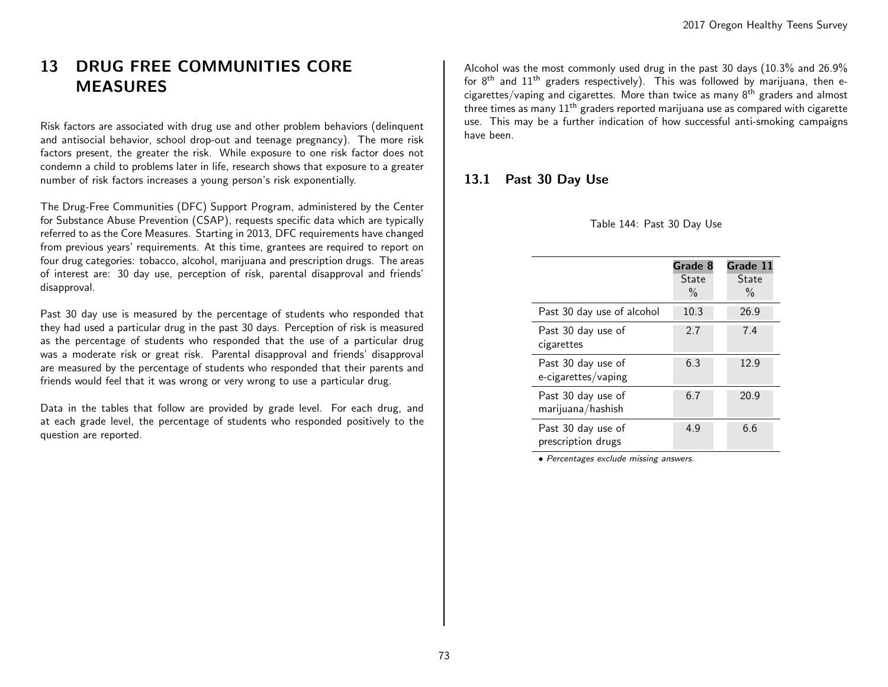# 13 DRUG FREE COMMUNITIES CORE MEASURES

Risk factors are associated with drug use and other problem behaviors (delinquent and antisocial behavior, school drop-out and teenage pregnancy). The more risk factors present, the greater the risk. While exposure to one risk factor does not condemn a child to problems later in life, research shows that exposure to a greater number of risk factors increases a young person's risk exponentially.

The Drug-Free Communities (DFC) Support Program, administered by the Center for Substance Abuse Prevention (CSAP), requests specific data which are typically referred to as the Core Measures. Starting in 2013, DFC requirements have changed from previous years' requirements. At this time, grantees are required to report on four drug categories: tobacco, alcohol, marijuana and prescription drugs. The areas of interest are: 30 day use, perception of risk, parental disapproval and friends' disapproval.

Past 30 day use is measured by the percentage of students who responded that they had used a particular drug in the past 30 days. Perception of risk is measured as the percentage of students who responded that the use of a particular drug was a moderate risk or great risk. Parental disapproval and friends' disapproval are measured by the percentage of students who responded that their parents and friends would feel that it was wrong or very wrong to use a particular drug.

Data in the tables that follow are provided by grade level. For each drug, and at each grade level, the percentage of students who responded positively to the question are reported.

Alcohol was the most commonly used drug in the past 30 days (10.3% and 26.9% for 8th and 11th graders respectively). This was followed by marijuana, then e-cigarettes/vaping and cigarettes. More than twice as many 8th graders and almost three times as many 11th graders reported marijuana use as compared with cigarette use. This may be a further indication of how successful anti-smoking campaigns have been.

## 13.1 Past 30 Day Use

Table 144: Past 30 Day Use

| | **Grade 8** State % | **Grade 11** State % |
|---|---|---|
| Past 30 day use of alcohol | 10.3 | 26.9 |
| Past 30 day use of cigarettes | 2.7 | 7.4 |
| Past 30 day use of e-cigarettes/vaping | 6.3 | 12.9 |
| Past 30 day use of marijuana/hashish | 6.7 | 20.9 |
| Past 30 day use of prescription drugs | 4.9 | 6.6 |

• *Percentages exclude missing answers.*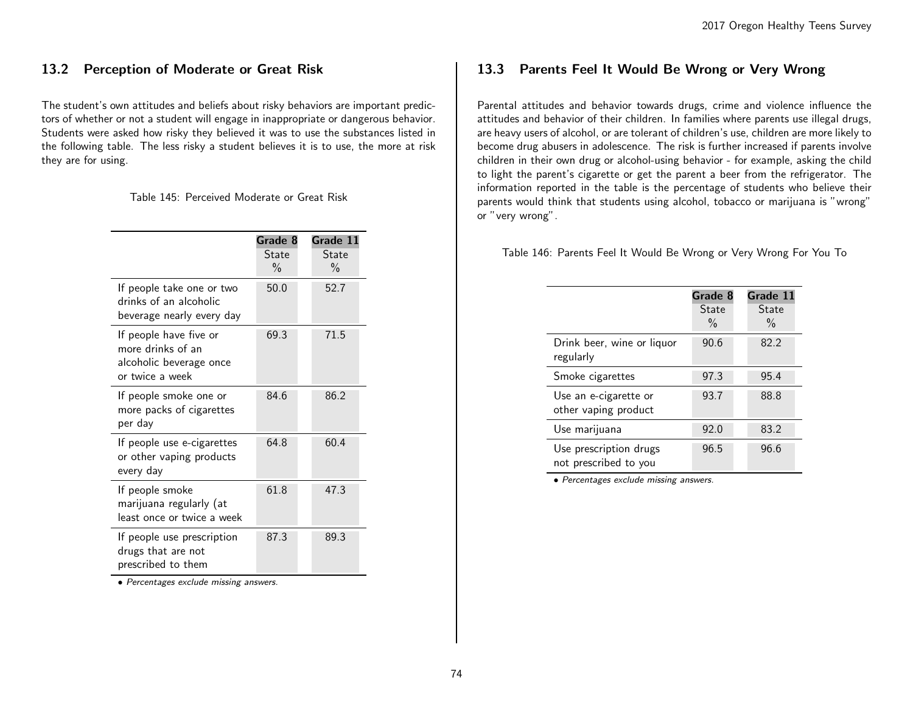## 13.2 Perception of Moderate or Great Risk

The student's own attitudes and beliefs about risky behaviors are important predictors of whether or not a student will engage in inappropriate or dangerous behavior. Students were asked how risky they believed it was to use the substances listed in the following table. The less risky a student believes it is to use, the more at risk they are for using.

Table 145: Perceived Moderate or Great Risk

| | Grade 8 State % | Grade 11 State % |
|---|---|---|
| If people take one or two drinks of an alcoholic beverage nearly every day | 50.0 | 52.7 |
| If people have five or more drinks of an alcoholic beverage once or twice a week | 69.3 | 71.5 |
| If people smoke one or more packs of cigarettes per day | 84.6 | 86.2 |
| If people use e-cigarettes or other vaping products every day | 64.8 | 60.4 |
| If people smoke marijuana regularly (at least once or twice a week | 61.8 | 47.3 |
| If people use prescription drugs that are not prescribed to them | 87.3 | 89.3 |

• *Percentages exclude missing answers.*

## 13.3 Parents Feel It Would Be Wrong or Very Wrong

Parental attitudes and behavior towards drugs, crime and violence influence the attitudes and behavior of their children. In families where parents use illegal drugs, are heavy users of alcohol, or are tolerant of children's use, children are more likely to become drug abusers in adolescence. The risk is further increased if parents involve children in their own drug or alcohol-using behavior - for example, asking the child to light the parent's cigarette or get the parent a beer from the refrigerator. The information reported in the table is the percentage of students who believe their parents would think that students using alcohol, tobacco or marijuana is "wrong" or "very wrong".

Table 146: Parents Feel It Would Be Wrong or Very Wrong For You To

| | Grade 8 State % | Grade 11 State % |
|---|---|---|
| Drink beer, wine or liquor regularly | 90.6 | 82.2 |
| Smoke cigarettes | 97.3 | 95.4 |
| Use an e-cigarette or other vaping product | 93.7 | 88.8 |
| Use marijuana | 92.0 | 83.2 |
| Use prescription drugs not prescribed to you | 96.5 | 96.6 |

• *Percentages exclude missing answers.*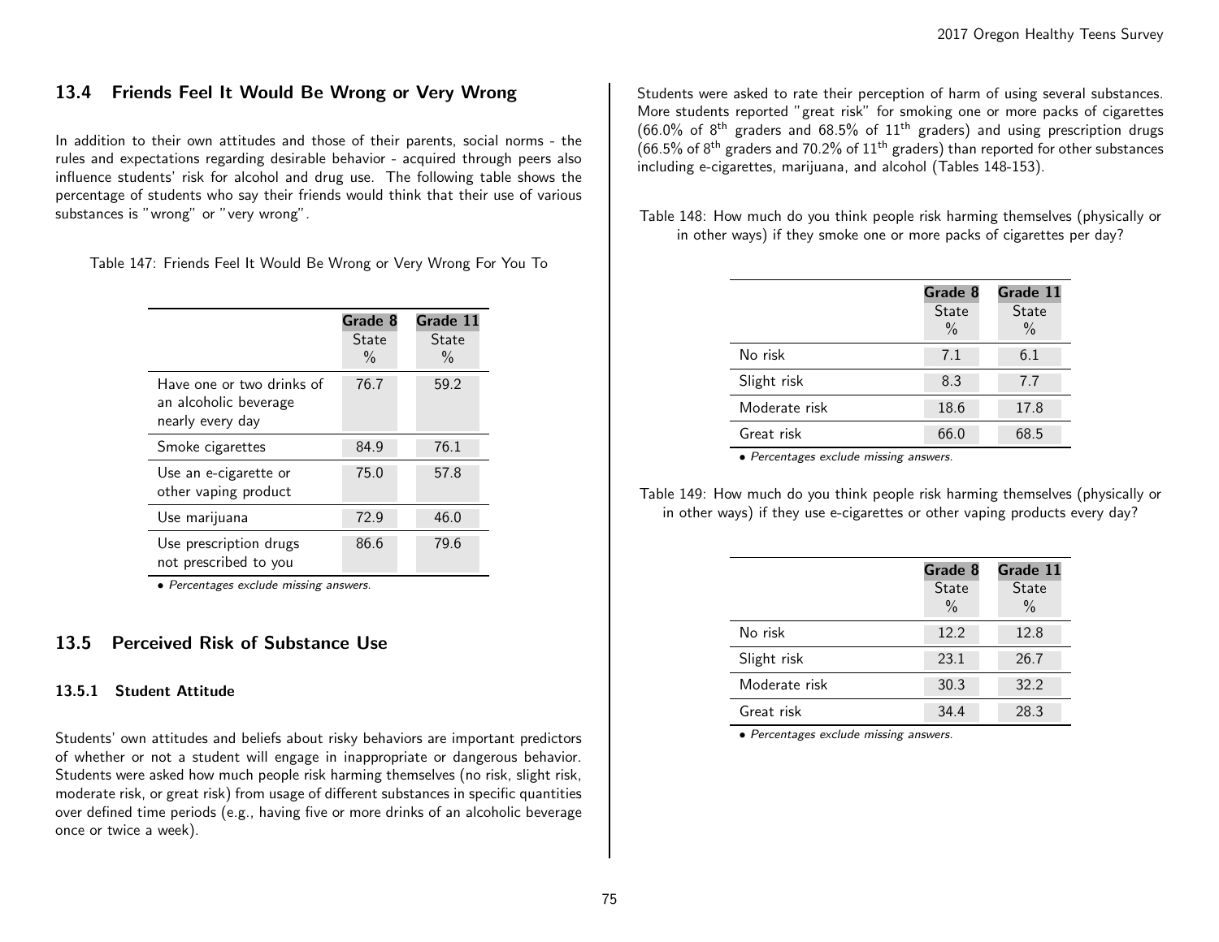## 13.4 Friends Feel It Would Be Wrong or Very Wrong

In addition to their own attitudes and those of their parents, social norms - the rules and expectations regarding desirable behavior - acquired through peers also influence students' risk for alcohol and drug use. The following table shows the percentage of students who say their friends would think that their use of various substances is "wrong" or "very wrong".

Table 147: Friends Feel It Would Be Wrong or Very Wrong For You To

| | Grade 8 State % | Grade 11 State % |
|---|---|---|
| Have one or two drinks of an alcoholic beverage nearly every day | 76.7 | 59.2 |
| Smoke cigarettes | 84.9 | 76.1 |
| Use an e-cigarette or other vaping product | 75.0 | 57.8 |
| Use marijuana | 72.9 | 46.0 |
| Use prescription drugs not prescribed to you | 86.6 | 79.6 |

*• Percentages exclude missing answers.*

## 13.5 Perceived Risk of Substance Use

### 13.5.1 Student Attitude

Students' own attitudes and beliefs about risky behaviors are important predictors of whether or not a student will engage in inappropriate or dangerous behavior. Students were asked how much people risk harming themselves (no risk, slight risk, moderate risk, or great risk) from usage of different substances in specific quantities over defined time periods (e.g., having five or more drinks of an alcoholic beverage once or twice a week).

Students were asked to rate their perception of harm of using several substances. More students reported "great risk" for smoking one or more packs of cigarettes (66.0% of 8$^{th}$ graders and 68.5% of 11$^{th}$ graders) and using prescription drugs (66.5% of 8$^{th}$ graders and 70.2% of 11$^{th}$ graders) than reported for other substances including e-cigarettes, marijuana, and alcohol (Tables 148-153).

Table 148: How much do you think people risk harming themselves (physically or in other ways) if they smoke one or more packs of cigarettes per day?

| | Grade 8 State % | Grade 11 State % |
|---|---|---|
| No risk | 7.1 | 6.1 |
| Slight risk | 8.3 | 7.7 |
| Moderate risk | 18.6 | 17.8 |
| Great risk | 66.0 | 68.5 |

*• Percentages exclude missing answers.*

Table 149: How much do you think people risk harming themselves (physically or in other ways) if they use e-cigarettes or other vaping products every day?

| | Grade 8 State % | Grade 11 State % |
|---|---|---|
| No risk | 12.2 | 12.8 |
| Slight risk | 23.1 | 26.7 |
| Moderate risk | 30.3 | 32.2 |
| Great risk | 34.4 | 28.3 |

*• Percentages exclude missing answers.*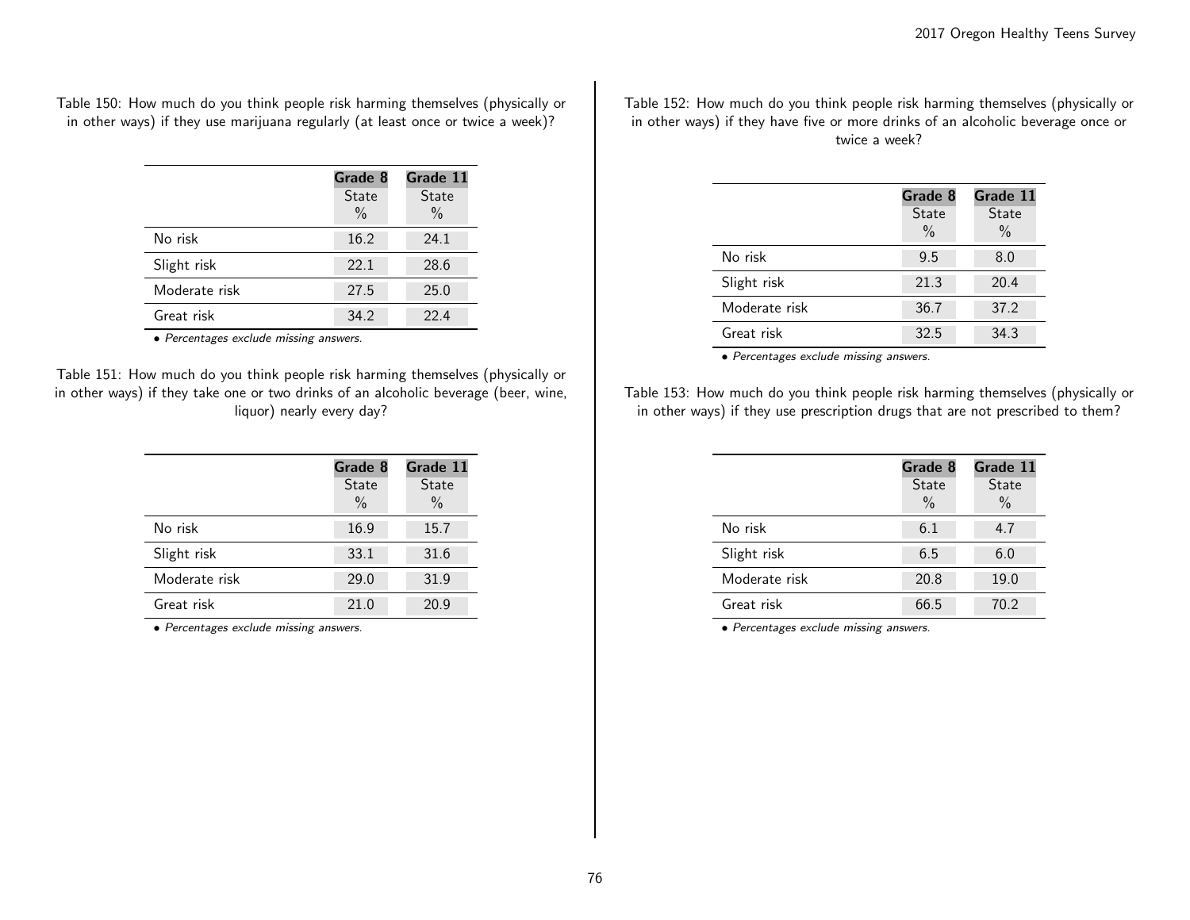Table 150: How much do you think people risk harming themselves (physically or in other ways) if they use marijuana regularly (at least once or twice a week)?

| | Grade 8 State % | Grade 11 State % |
|---|---|---|
| No risk | 16.2 | 24.1 |
| Slight risk | 22.1 | 28.6 |
| Moderate risk | 27.5 | 25.0 |
| Great risk | 34.2 | 22.4 |

- *Percentages exclude missing answers.*

Table 151: How much do you think people risk harming themselves (physically or in other ways) if they take one or two drinks of an alcoholic beverage (beer, wine, liquor) nearly every day?

| | Grade 8 State % | Grade 11 State % |
|---|---|---|
| No risk | 16.9 | 15.7 |
| Slight risk | 33.1 | 31.6 |
| Moderate risk | 29.0 | 31.9 |
| Great risk | 21.0 | 20.9 |

- *Percentages exclude missing answers.*

Table 152: How much do you think people risk harming themselves (physically or in other ways) if they have five or more drinks of an alcoholic beverage once or twice a week?

| | Grade 8 State % | Grade 11 State % |
|---|---|---|
| No risk | 9.5 | 8.0 |
| Slight risk | 21.3 | 20.4 |
| Moderate risk | 36.7 | 37.2 |
| Great risk | 32.5 | 34.3 |

- *Percentages exclude missing answers.*

Table 153: How much do you think people risk harming themselves (physically or in other ways) if they use prescription drugs that are not prescribed to them?

| | Grade 8 State % | Grade 11 State % |
|---|---|---|
| No risk | 6.1 | 4.7 |
| Slight risk | 6.5 | 6.0 |
| Moderate risk | 20.8 | 19.0 |
| Great risk | 66.5 | 70.2 |

- *Percentages exclude missing answers.*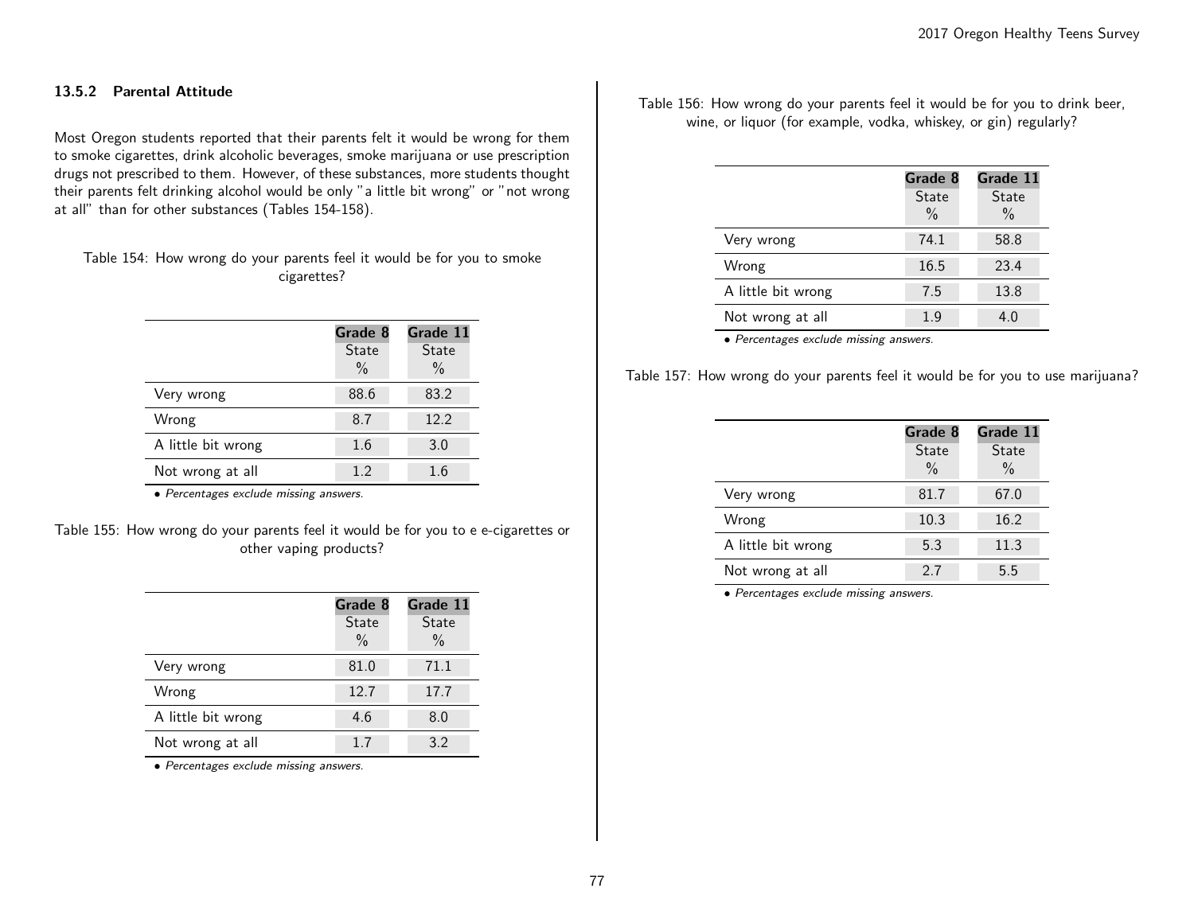### 13.5.2 Parental Attitude

Most Oregon students reported that their parents felt it would be wrong for them to smoke cigarettes, drink alcoholic beverages, smoke marijuana or use prescription drugs not prescribed to them. However, of these substances, more students thought their parents felt drinking alcohol would be only "a little bit wrong" or "not wrong at all" than for other substances (Tables 154-158).

Table 154: How wrong do your parents feel it would be for you to smoke cigarettes?

| | Grade 8 State % | Grade 11 State % |
|---|---|---|
| Very wrong | 88.6 | 83.2 |
| Wrong | 8.7 | 12.2 |
| A little bit wrong | 1.6 | 3.0 |
| Not wrong at all | 1.2 | 1.6 |

*• Percentages exclude missing answers.*

Table 155: How wrong do your parents feel it would be for you to e e-cigarettes or other vaping products?

| | Grade 8 State % | Grade 11 State % |
|---|---|---|
| Very wrong | 81.0 | 71.1 |
| Wrong | 12.7 | 17.7 |
| A little bit wrong | 4.6 | 8.0 |
| Not wrong at all | 1.7 | 3.2 |

*• Percentages exclude missing answers.*

Table 156: How wrong do your parents feel it would be for you to drink beer, wine, or liquor (for example, vodka, whiskey, or gin) regularly?

| | Grade 8 State % | Grade 11 State % |
|---|---|---|
| Very wrong | 74.1 | 58.8 |
| Wrong | 16.5 | 23.4 |
| A little bit wrong | 7.5 | 13.8 |
| Not wrong at all | 1.9 | 4.0 |

*• Percentages exclude missing answers.*

Table 157: How wrong do your parents feel it would be for you to use marijuana?

| | Grade 8 State % | Grade 11 State % |
|---|---|---|
| Very wrong | 81.7 | 67.0 |
| Wrong | 10.3 | 16.2 |
| A little bit wrong | 5.3 | 11.3 |
| Not wrong at all | 2.7 | 5.5 |

*• Percentages exclude missing answers.*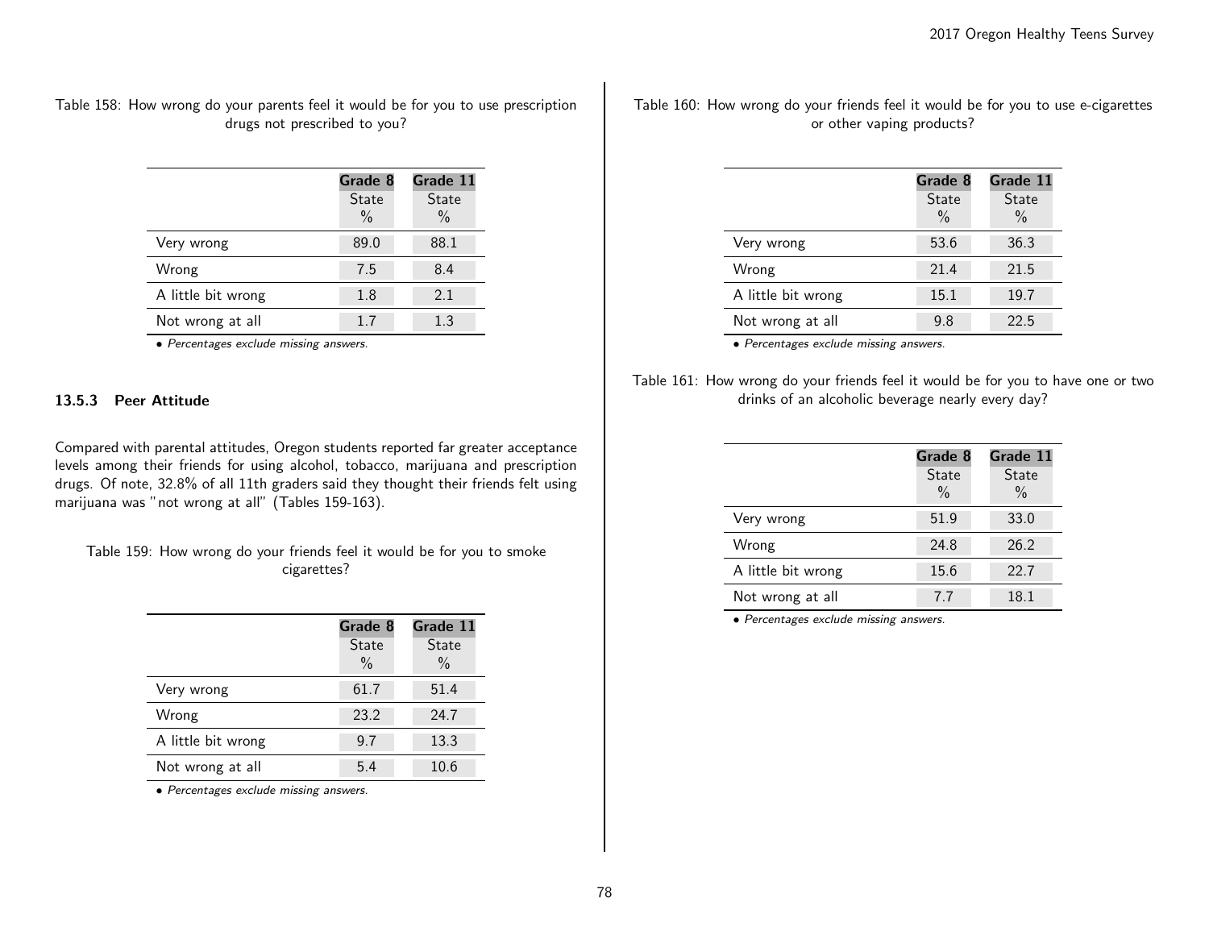Table 158: How wrong do your parents feel it would be for you to use prescription drugs not prescribed to you?

| | Grade 8 State % | Grade 11 State % |
|---|---|---|
| Very wrong | 89.0 | 88.1 |
| Wrong | 7.5 | 8.4 |
| A little bit wrong | 1.8 | 2.1 |
| Not wrong at all | 1.7 | 1.3 |

*• Percentages exclude missing answers.*

### 13.5.3 Peer Attitude

Compared with parental attitudes, Oregon students reported far greater acceptance levels among their friends for using alcohol, tobacco, marijuana and prescription drugs. Of note, 32.8% of all 11th graders said they thought their friends felt using marijuana was "not wrong at all" (Tables 159-163).

Table 159: How wrong do your friends feel it would be for you to smoke cigarettes?

| | Grade 8 State % | Grade 11 State % |
|---|---|---|
| Very wrong | 61.7 | 51.4 |
| Wrong | 23.2 | 24.7 |
| A little bit wrong | 9.7 | 13.3 |
| Not wrong at all | 5.4 | 10.6 |

*• Percentages exclude missing answers.*

Table 160: How wrong do your friends feel it would be for you to use e-cigarettes or other vaping products?

| | Grade 8 State % | Grade 11 State % |
|---|---|---|
| Very wrong | 53.6 | 36.3 |
| Wrong | 21.4 | 21.5 |
| A little bit wrong | 15.1 | 19.7 |
| Not wrong at all | 9.8 | 22.5 |

*• Percentages exclude missing answers.*

Table 161: How wrong do your friends feel it would be for you to have one or two drinks of an alcoholic beverage nearly every day?

| | Grade 8 State % | Grade 11 State % |
|---|---|---|
| Very wrong | 51.9 | 33.0 |
| Wrong | 24.8 | 26.2 |
| A little bit wrong | 15.6 | 22.7 |
| Not wrong at all | 7.7 | 18.1 |

*• Percentages exclude missing answers.*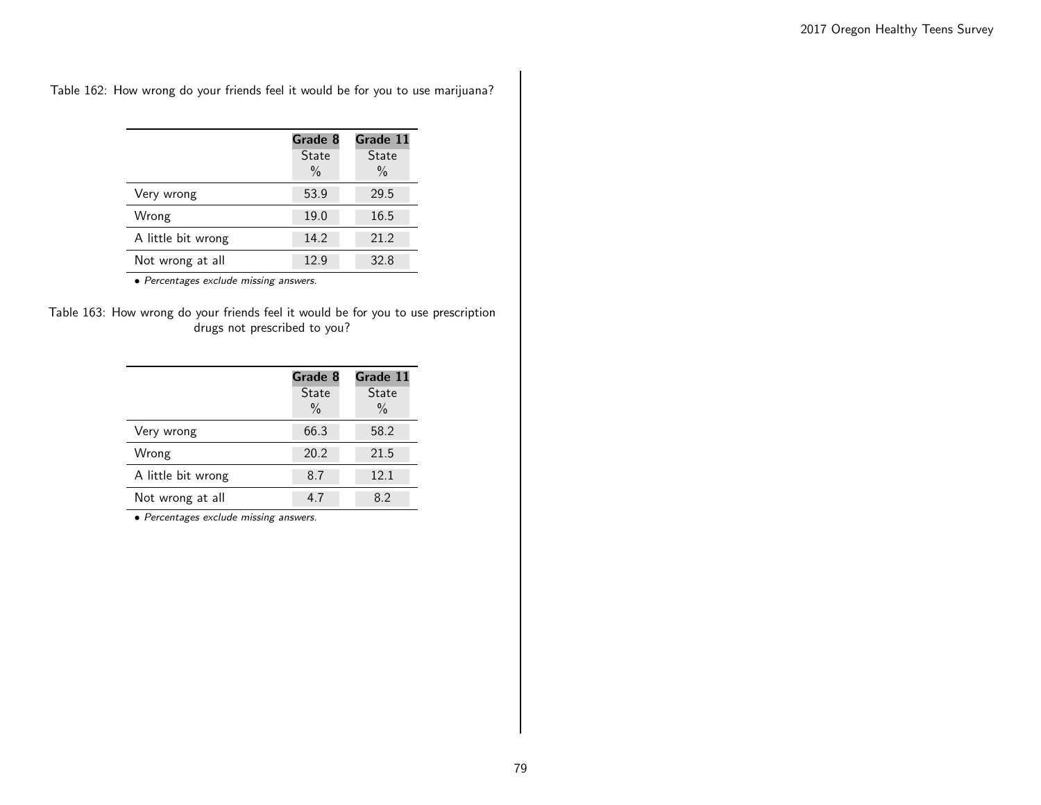Table 162: How wrong do your friends feel it would be for you to use marijuana?

| | Grade 8 State % | Grade 11 State % |
|---|---|---|
| Very wrong | 53.9 | 29.5 |
| Wrong | 19.0 | 16.5 |
| A little bit wrong | 14.2 | 21.2 |
| Not wrong at all | 12.9 | 32.8 |

• *Percentages exclude missing answers.*

Table 163: How wrong do your friends feel it would be for you to use prescription drugs not prescribed to you?

| | Grade 8 State % | Grade 11 State % |
|---|---|---|
| Very wrong | 66.3 | 58.2 |
| Wrong | 20.2 | 21.5 |
| A little bit wrong | 8.7 | 12.1 |
| Not wrong at all | 4.7 | 8.2 |

• *Percentages exclude missing answers.*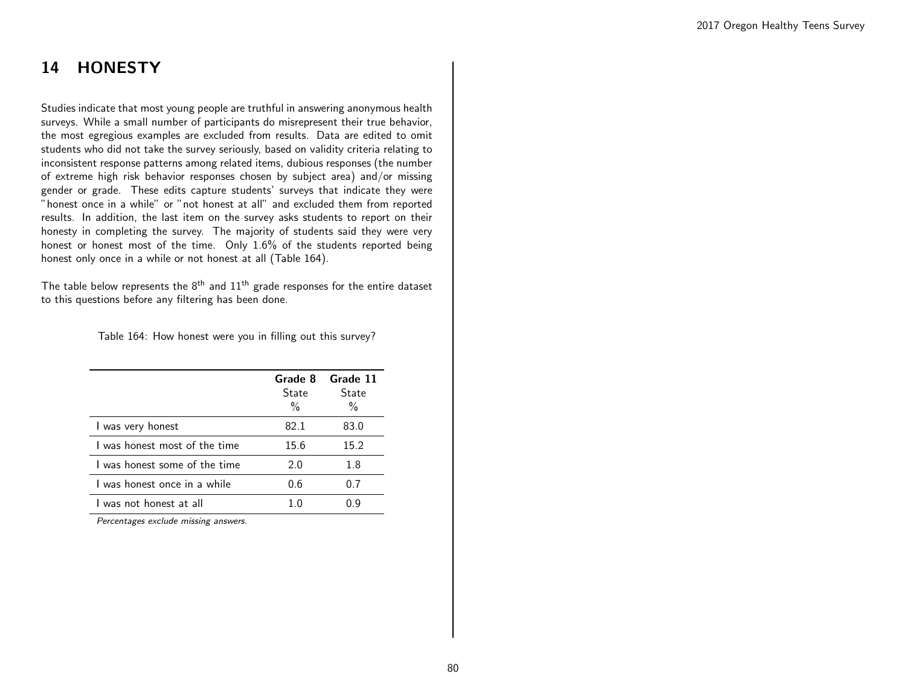# 14 HONESTY

Studies indicate that most young people are truthful in answering anonymous health surveys. While a small number of participants do misrepresent their true behavior, the most egregious examples are excluded from results. Data are edited to omit students who did not take the survey seriously, based on validity criteria relating to inconsistent response patterns among related items, dubious responses (the number of extreme high risk behavior responses chosen by subject area) and/or missing gender or grade. These edits capture students' surveys that indicate they were "honest once in a while" or "not honest at all" and excluded them from reported results. In addition, the last item on the survey asks students to report on their honesty in completing the survey. The majority of students said they were very honest or honest most of the time. Only 1.6% of the students reported being honest only once in a while or not honest at all (Table 164).

The table below represents the 8th and 11th grade responses for the entire dataset to this questions before any filtering has been done.

Table 164: How honest were you in filling out this survey?

| | Grade 8 State % | Grade 11 State % |
|---|---|---|
| I was very honest | 82.1 | 83.0 |
| I was honest most of the time | 15.6 | 15.2 |
| I was honest some of the time | 2.0 | 1.8 |
| I was honest once in a while | 0.6 | 0.7 |
| I was not honest at all | 1.0 | 0.9 |

*Percentages exclude missing answers.*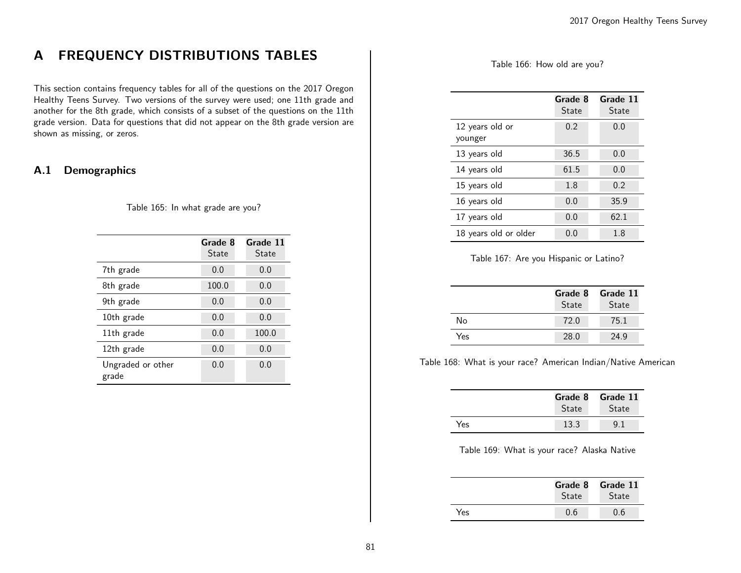# A FREQUENCY DISTRIBUTIONS TABLES

This section contains frequency tables for all of the questions on the 2017 Oregon Healthy Teens Survey. Two versions of the survey were used; one 11th grade and another for the 8th grade, which consists of a subset of the questions on the 11th grade version. Data for questions that did not appear on the 8th grade version are shown as missing, or zeros.

## A.1 Demographics

Table 165: In what grade are you?

| | **Grade 8** State | **Grade 11** State |
|---|---|---|
| 7th grade | 0.0 | 0.0 |
| 8th grade | 100.0 | 0.0 |
| 9th grade | 0.0 | 0.0 |
| 10th grade | 0.0 | 0.0 |
| 11th grade | 0.0 | 100.0 |
| 12th grade | 0.0 | 0.0 |
| Ungraded or other grade | 0.0 | 0.0 |

Table 166: How old are you?

| | **Grade 8** State | **Grade 11** State |
|---|---|---|
| 12 years old or younger | 0.2 | 0.0 |
| 13 years old | 36.5 | 0.0 |
| 14 years old | 61.5 | 0.0 |
| 15 years old | 1.8 | 0.2 |
| 16 years old | 0.0 | 35.9 |
| 17 years old | 0.0 | 62.1 |
| 18 years old or older | 0.0 | 1.8 |

Table 167: Are you Hispanic or Latino?

| | **Grade 8** State | **Grade 11** State |
|---|---|---|
| No | 72.0 | 75.1 |
| Yes | 28.0 | 24.9 |

Table 168: What is your race? American Indian/Native American

| | **Grade 8** State | **Grade 11** State |
|---|---|---|
| Yes | 13.3 | 9.1 |

Table 169: What is your race? Alaska Native

| | **Grade 8** State | **Grade 11** State |
|---|---|---|
| Yes | 0.6 | 0.6 |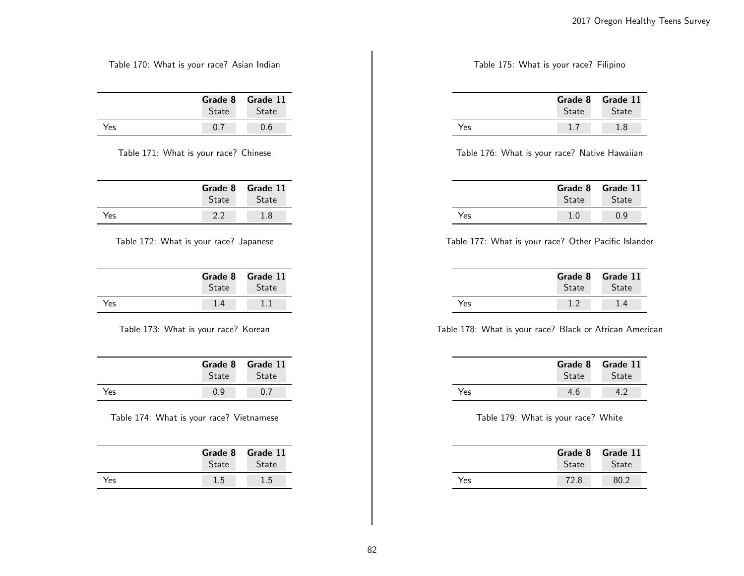Table 170: What is your race? Asian Indian

| | Grade 8 State | Grade 11 State |
|---|---|---|
| Yes | 0.7 | 0.6 |

Table 171: What is your race? Chinese

| | Grade 8 State | Grade 11 State |
|---|---|---|
| Yes | 2.2 | 1.8 |

Table 172: What is your race? Japanese

| | Grade 8 State | Grade 11 State |
|---|---|---|
| Yes | 1.4 | 1.1 |

Table 173: What is your race? Korean

| | Grade 8 State | Grade 11 State |
|---|---|---|
| Yes | 0.9 | 0.7 |

Table 174: What is your race? Vietnamese

| | Grade 8 State | Grade 11 State |
|---|---|---|
| Yes | 1.5 | 1.5 |

Table 175: What is your race? Filipino

| | Grade 8 State | Grade 11 State |
|---|---|---|
| Yes | 1.7 | 1.8 |

Table 176: What is your race? Native Hawaiian

| | Grade 8 State | Grade 11 State |
|---|---|---|
| Yes | 1.0 | 0.9 |

Table 177: What is your race? Other Pacific Islander

| | Grade 8 State | Grade 11 State |
|---|---|---|
| Yes | 1.2 | 1.4 |

Table 178: What is your race? Black or African American

| | Grade 8 State | Grade 11 State |
|---|---|---|
| Yes | 4.6 | 4.2 |

Table 179: What is your race? White

| | Grade 8 State | Grade 11 State |
|---|---|---|
| Yes | 72.8 | 80.2 |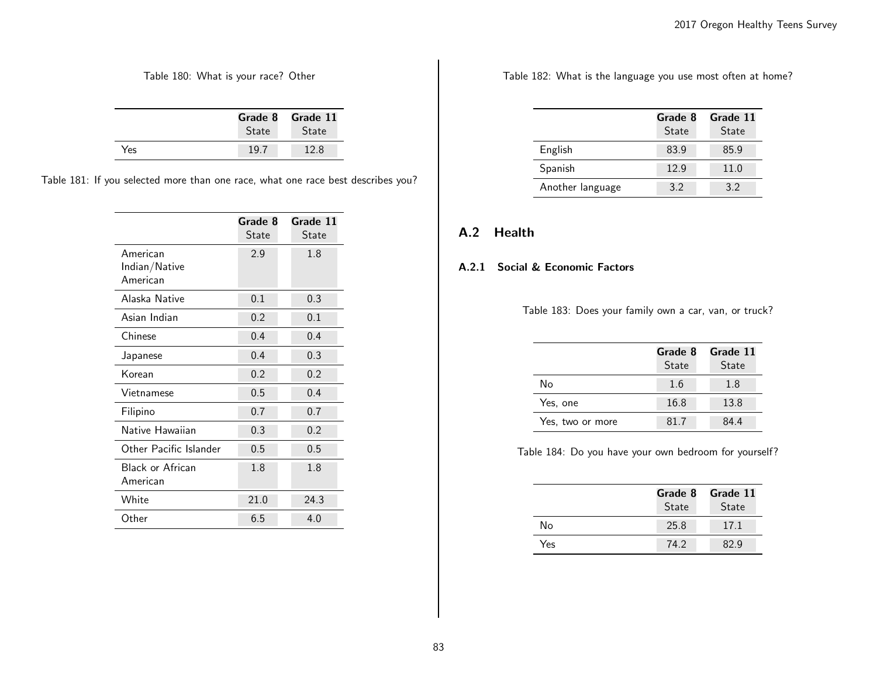Table 180: What is your race? Other

| | Grade 8 State | Grade 11 State |
|---|---|---|
| Yes | 19.7 | 12.8 |

Table 181: If you selected more than one race, what one race best describes you?

| | Grade 8 State | Grade 11 State |
|---|---|---|
| American Indian/Native American | 2.9 | 1.8 |
| Alaska Native | 0.1 | 0.3 |
| Asian Indian | 0.2 | 0.1 |
| Chinese | 0.4 | 0.4 |
| Japanese | 0.4 | 0.3 |
| Korean | 0.2 | 0.2 |
| Vietnamese | 0.5 | 0.4 |
| Filipino | 0.7 | 0.7 |
| Native Hawaiian | 0.3 | 0.2 |
| Other Pacific Islander | 0.5 | 0.5 |
| Black or African American | 1.8 | 1.8 |
| White | 21.0 | 24.3 |
| Other | 6.5 | 4.0 |

Table 182: What is the language you use most often at home?

| | Grade 8 State | Grade 11 State |
|---|---|---|
| English | 83.9 | 85.9 |
| Spanish | 12.9 | 11.0 |
| Another language | 3.2 | 3.2 |

## A.2 Health

### A.2.1 Social & Economic Factors

Table 183: Does your family own a car, van, or truck?

| | Grade 8 State | Grade 11 State |
|---|---|---|
| No | 1.6 | 1.8 |
| Yes, one | 16.8 | 13.8 |
| Yes, two or more | 81.7 | 84.4 |

Table 184: Do you have your own bedroom for yourself?

| | Grade 8 State | Grade 11 State |
|---|---|---|
| No | 25.8 | 17.1 |
| Yes | 74.2 | 82.9 |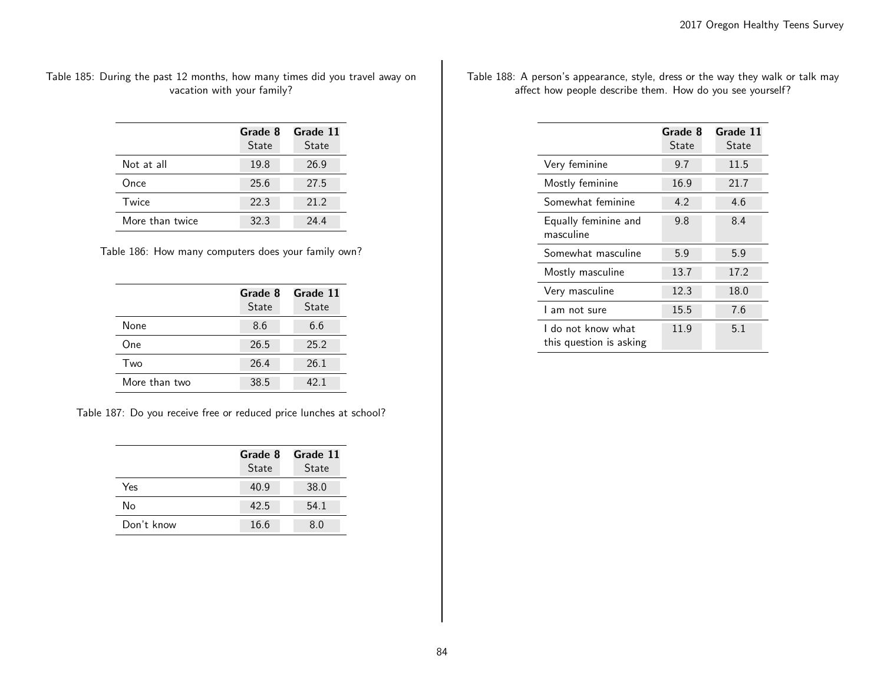Table 185: During the past 12 months, how many times did you travel away on vacation with your family?

| | Grade 8 State | Grade 11 State |
|---|---|---|
| Not at all | 19.8 | 26.9 |
| Once | 25.6 | 27.5 |
| Twice | 22.3 | 21.2 |
| More than twice | 32.3 | 24.4 |

Table 186: How many computers does your family own?

| | Grade 8 State | Grade 11 State |
|---|---|---|
| None | 8.6 | 6.6 |
| One | 26.5 | 25.2 |
| Two | 26.4 | 26.1 |
| More than two | 38.5 | 42.1 |

Table 187: Do you receive free or reduced price lunches at school?

| | Grade 8 State | Grade 11 State |
|---|---|---|
| Yes | 40.9 | 38.0 |
| No | 42.5 | 54.1 |
| Don't know | 16.6 | 8.0 |

Table 188: A person's appearance, style, dress or the way they walk or talk may affect how people describe them. How do you see yourself?

| | Grade 8 State | Grade 11 State |
|---|---|---|
| Very feminine | 9.7 | 11.5 |
| Mostly feminine | 16.9 | 21.7 |
| Somewhat feminine | 4.2 | 4.6 |
| Equally feminine and masculine | 9.8 | 8.4 |
| Somewhat masculine | 5.9 | 5.9 |
| Mostly masculine | 13.7 | 17.2 |
| Very masculine | 12.3 | 18.0 |
| I am not sure | 15.5 | 7.6 |
| I do not know what this question is asking | 11.9 | 5.1 |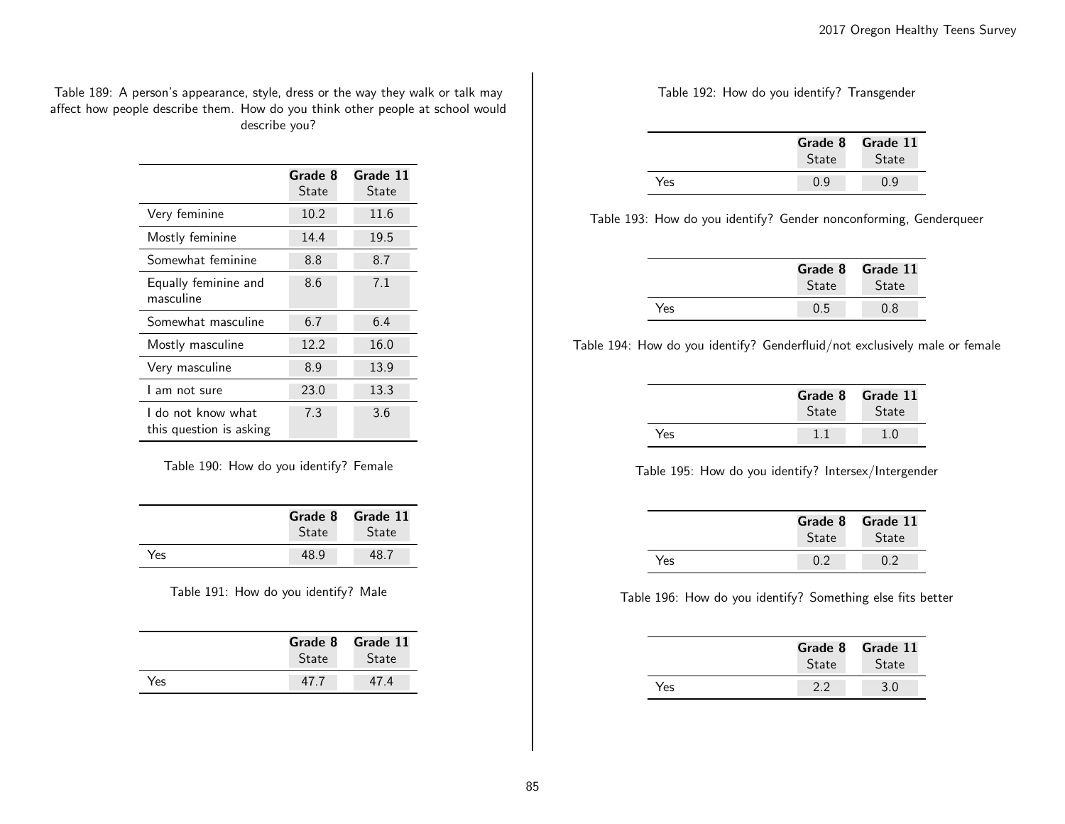Table 189: A person's appearance, style, dress or the way they walk or talk may affect how people describe them. How do you think other people at school would describe you?

| | Grade 8 State | Grade 11 State |
|---|---|---|
| Very feminine | 10.2 | 11.6 |
| Mostly feminine | 14.4 | 19.5 |
| Somewhat feminine | 8.8 | 8.7 |
| Equally feminine and masculine | 8.6 | 7.1 |
| Somewhat masculine | 6.7 | 6.4 |
| Mostly masculine | 12.2 | 16.0 |
| Very masculine | 8.9 | 13.9 |
| I am not sure | 23.0 | 13.3 |
| I do not know what this question is asking | 7.3 | 3.6 |

Table 190: How do you identify? Female

| | Grade 8 State | Grade 11 State |
|---|---|---|
| Yes | 48.9 | 48.7 |

Table 191: How do you identify? Male

| | Grade 8 State | Grade 11 State |
|---|---|---|
| Yes | 47.7 | 47.4 |

Table 192: How do you identify? Transgender

| | Grade 8 State | Grade 11 State |
|---|---|---|
| Yes | 0.9 | 0.9 |

Table 193: How do you identify? Gender nonconforming, Genderqueer

| | Grade 8 State | Grade 11 State |
|---|---|---|
| Yes | 0.5 | 0.8 |

Table 194: How do you identify? Genderfluid/not exclusively male or female

| | Grade 8 State | Grade 11 State |
|---|---|---|
| Yes | 1.1 | 1.0 |

Table 195: How do you identify? Intersex/Intergender

| | Grade 8 State | Grade 11 State |
|---|---|---|
| Yes | 0.2 | 0.2 |

Table 196: How do you identify? Something else fits better

| | Grade 8 State | Grade 11 State |
|---|---|---|
| Yes | 2.2 | 3.0 |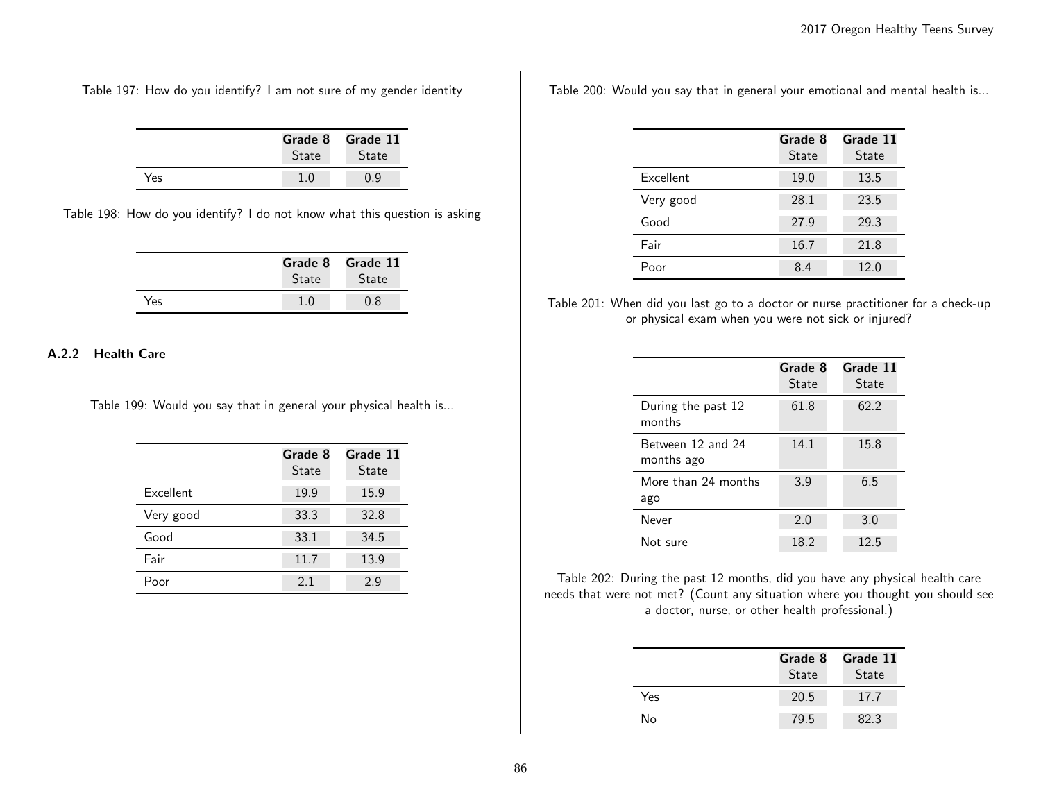Table 197: How do you identify? I am not sure of my gender identity

| | Grade 8 State | Grade 11 State |
|---|---|---|
| Yes | 1.0 | 0.9 |

Table 198: How do you identify? I do not know what this question is asking

| | Grade 8 State | Grade 11 State |
|---|---|---|
| Yes | 1.0 | 0.8 |

### A.2.2 Health Care

Table 199: Would you say that in general your physical health is...

| | Grade 8 State | Grade 11 State |
|---|---|---|
| Excellent | 19.9 | 15.9 |
| Very good | 33.3 | 32.8 |
| Good | 33.1 | 34.5 |
| Fair | 11.7 | 13.9 |
| Poor | 2.1 | 2.9 |

Table 200: Would you say that in general your emotional and mental health is...

| | Grade 8 State | Grade 11 State |
|---|---|---|
| Excellent | 19.0 | 13.5 |
| Very good | 28.1 | 23.5 |
| Good | 27.9 | 29.3 |
| Fair | 16.7 | 21.8 |
| Poor | 8.4 | 12.0 |

Table 201: When did you last go to a doctor or nurse practitioner for a check-up or physical exam when you were not sick or injured?

| | Grade 8 State | Grade 11 State |
|---|---|---|
| During the past 12 months | 61.8 | 62.2 |
| Between 12 and 24 months ago | 14.1 | 15.8 |
| More than 24 months ago | 3.9 | 6.5 |
| Never | 2.0 | 3.0 |
| Not sure | 18.2 | 12.5 |

Table 202: During the past 12 months, did you have any physical health care needs that were not met? (Count any situation where you thought you should see a doctor, nurse, or other health professional.)

| | Grade 8 State | Grade 11 State |
|---|---|---|
| Yes | 20.5 | 17.7 |
| No | 79.5 | 82.3 |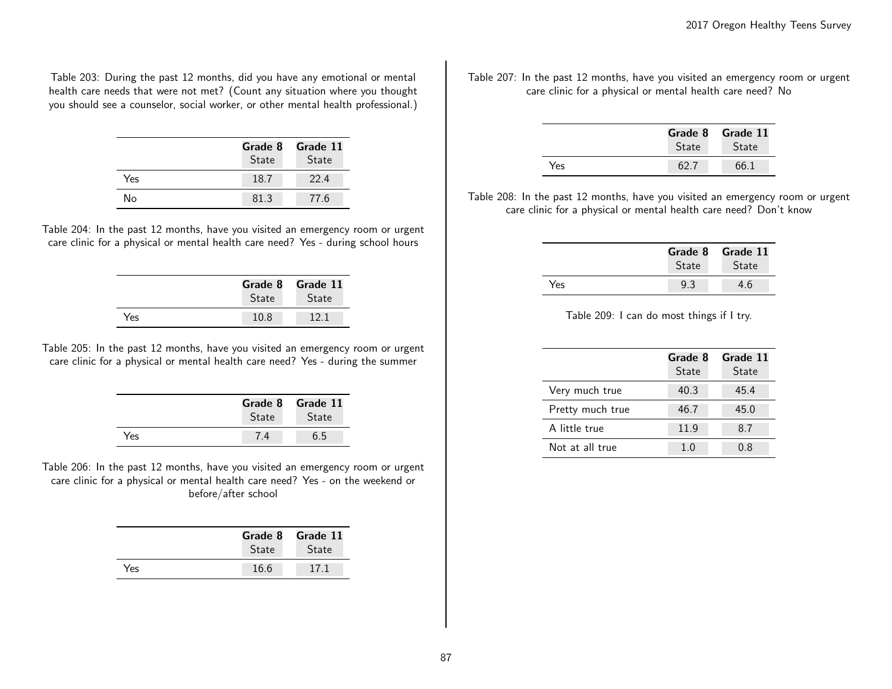Table 203: During the past 12 months, did you have any emotional or mental health care needs that were not met? (Count any situation where you thought you should see a counselor, social worker, or other mental health professional.)

| | Grade 8 State | Grade 11 State |
|---|---|---|
| Yes | 18.7 | 22.4 |
| No | 81.3 | 77.6 |

Table 204: In the past 12 months, have you visited an emergency room or urgent care clinic for a physical or mental health care need? Yes - during school hours

| | Grade 8 State | Grade 11 State |
|---|---|---|
| Yes | 10.8 | 12.1 |

Table 205: In the past 12 months, have you visited an emergency room or urgent care clinic for a physical or mental health care need? Yes - during the summer

| | Grade 8 State | Grade 11 State |
|---|---|---|
| Yes | 7.4 | 6.5 |

Table 206: In the past 12 months, have you visited an emergency room or urgent care clinic for a physical or mental health care need? Yes - on the weekend or before/after school

| | Grade 8 State | Grade 11 State |
|---|---|---|
| Yes | 16.6 | 17.1 |

Table 207: In the past 12 months, have you visited an emergency room or urgent care clinic for a physical or mental health care need? No

| | Grade 8 State | Grade 11 State |
|---|---|---|
| Yes | 62.7 | 66.1 |

Table 208: In the past 12 months, have you visited an emergency room or urgent care clinic for a physical or mental health care need? Don't know

| | Grade 8 State | Grade 11 State |
|---|---|---|
| Yes | 9.3 | 4.6 |

Table 209: I can do most things if I try.

| | Grade 8 State | Grade 11 State |
|---|---|---|
| Very much true | 40.3 | 45.4 |
| Pretty much true | 46.7 | 45.0 |
| A little true | 11.9 | 8.7 |
| Not at all true | 1.0 | 0.8 |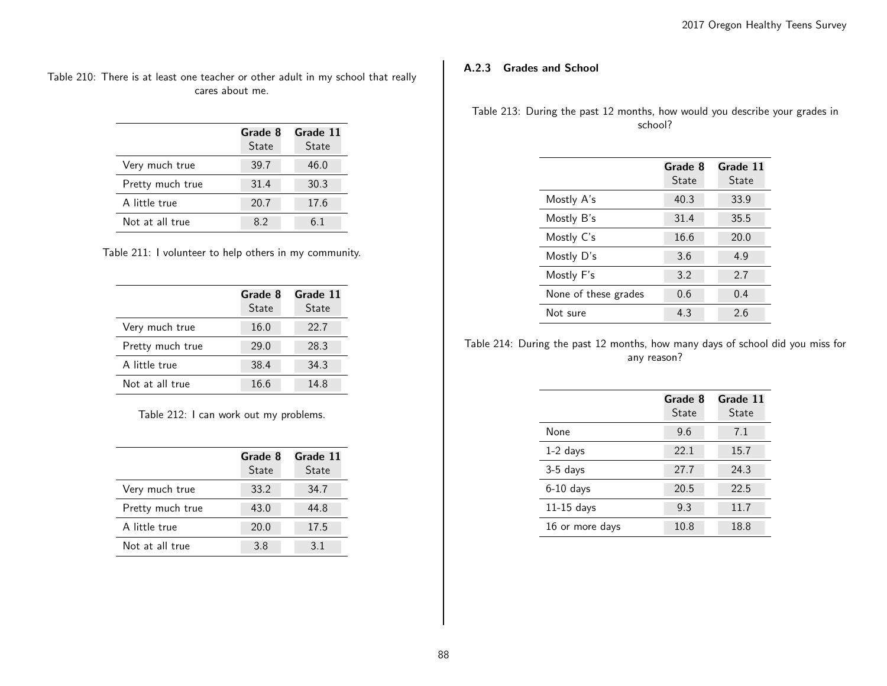Table 210: There is at least one teacher or other adult in my school that really cares about me.

| | Grade 8 State | Grade 11 State |
|---|---|---|
| Very much true | 39.7 | 46.0 |
| Pretty much true | 31.4 | 30.3 |
| A little true | 20.7 | 17.6 |
| Not at all true | 8.2 | 6.1 |

Table 211: I volunteer to help others in my community.

| | Grade 8 State | Grade 11 State |
|---|---|---|
| Very much true | 16.0 | 22.7 |
| Pretty much true | 29.0 | 28.3 |
| A little true | 38.4 | 34.3 |
| Not at all true | 16.6 | 14.8 |

Table 212: I can work out my problems.

| | Grade 8 State | Grade 11 State |
|---|---|---|
| Very much true | 33.2 | 34.7 |
| Pretty much true | 43.0 | 44.8 |
| A little true | 20.0 | 17.5 |
| Not at all true | 3.8 | 3.1 |

### A.2.3 Grades and School

Table 213: During the past 12 months, how would you describe your grades in school?

| | Grade 8 State | Grade 11 State |
|---|---|---|
| Mostly A's | 40.3 | 33.9 |
| Mostly B's | 31.4 | 35.5 |
| Mostly C's | 16.6 | 20.0 |
| Mostly D's | 3.6 | 4.9 |
| Mostly F's | 3.2 | 2.7 |
| None of these grades | 0.6 | 0.4 |
| Not sure | 4.3 | 2.6 |

Table 214: During the past 12 months, how many days of school did you miss for any reason?

| | Grade 8 State | Grade 11 State |
|---|---|---|
| None | 9.6 | 7.1 |
| 1-2 days | 22.1 | 15.7 |
| 3-5 days | 27.7 | 24.3 |
| 6-10 days | 20.5 | 22.5 |
| 11-15 days | 9.3 | 11.7 |
| 16 or more days | 10.8 | 18.8 |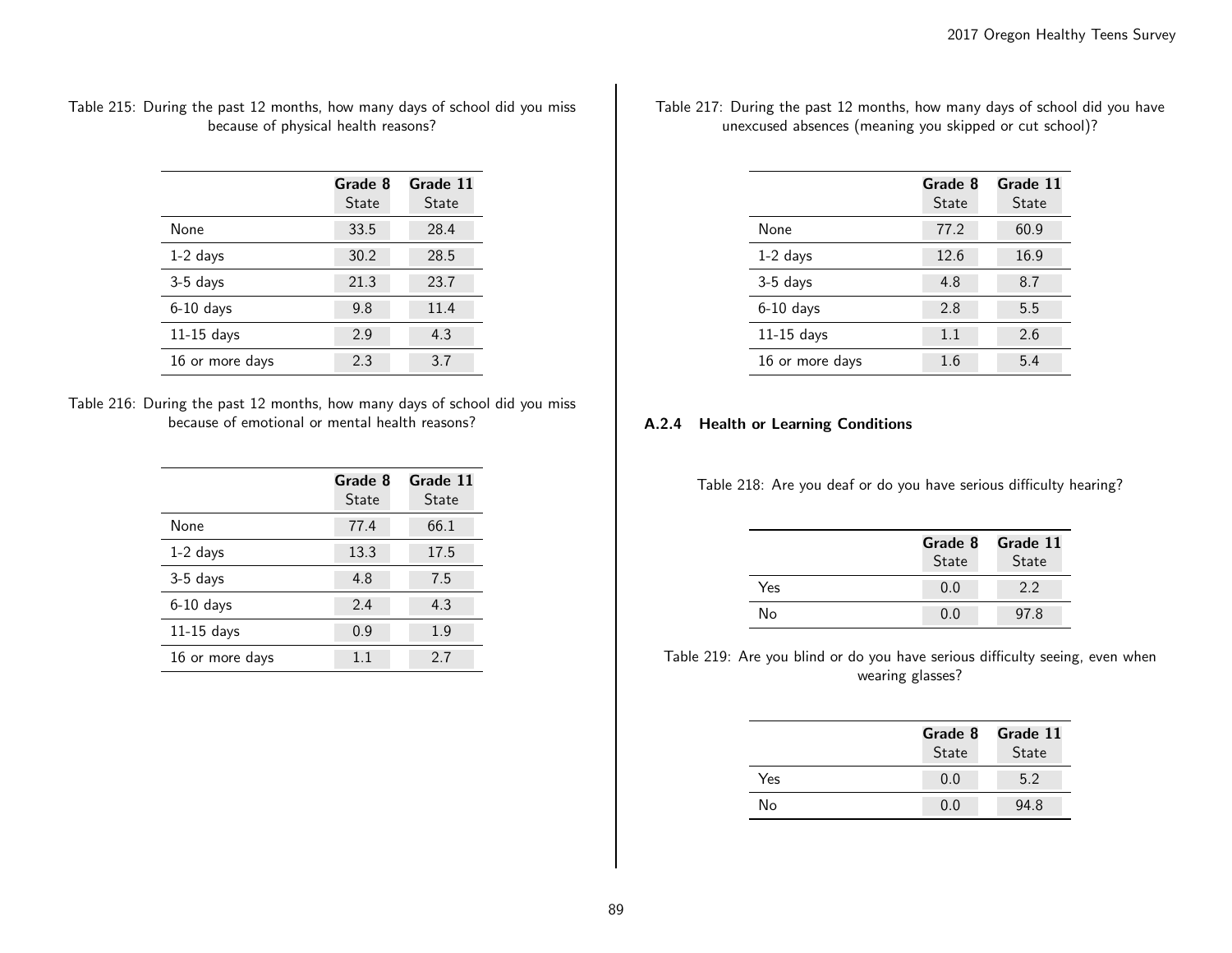Table 215: During the past 12 months, how many days of school did you miss because of physical health reasons?

| | Grade 8 State | Grade 11 State |
|---|---|---|
| None | 33.5 | 28.4 |
| 1-2 days | 30.2 | 28.5 |
| 3-5 days | 21.3 | 23.7 |
| 6-10 days | 9.8 | 11.4 |
| 11-15 days | 2.9 | 4.3 |
| 16 or more days | 2.3 | 3.7 |

Table 216: During the past 12 months, how many days of school did you miss because of emotional or mental health reasons?

| | Grade 8 State | Grade 11 State |
|---|---|---|
| None | 77.4 | 66.1 |
| 1-2 days | 13.3 | 17.5 |
| 3-5 days | 4.8 | 7.5 |
| 6-10 days | 2.4 | 4.3 |
| 11-15 days | 0.9 | 1.9 |
| 16 or more days | 1.1 | 2.7 |

Table 217: During the past 12 months, how many days of school did you have unexcused absences (meaning you skipped or cut school)?

| | Grade 8 State | Grade 11 State |
|---|---|---|
| None | 77.2 | 60.9 |
| 1-2 days | 12.6 | 16.9 |
| 3-5 days | 4.8 | 8.7 |
| 6-10 days | 2.8 | 5.5 |
| 11-15 days | 1.1 | 2.6 |
| 16 or more days | 1.6 | 5.4 |

### A.2.4 Health or Learning Conditions

Table 218: Are you deaf or do you have serious difficulty hearing?

| | Grade 8 State | Grade 11 State |
|---|---|---|
| Yes | 0.0 | 2.2 |
| No | 0.0 | 97.8 |

Table 219: Are you blind or do you have serious difficulty seeing, even when wearing glasses?

| | Grade 8 State | Grade 11 State |
|---|---|---|
| Yes | 0.0 | 5.2 |
| No | 0.0 | 94.8 |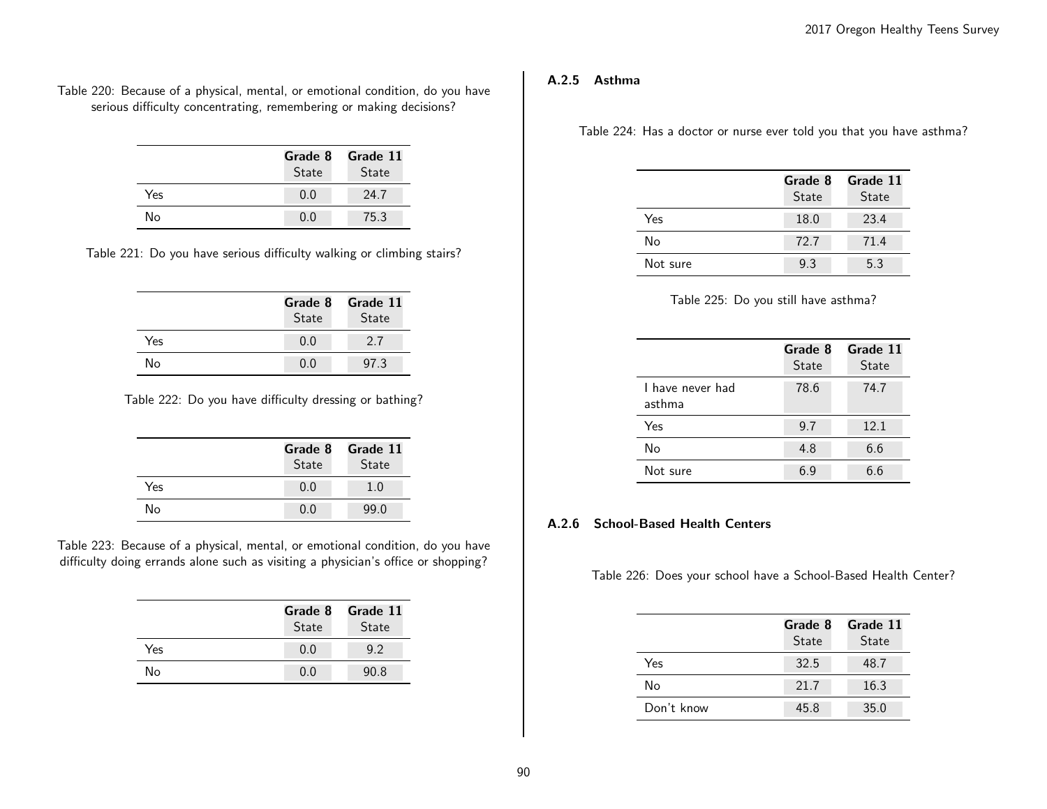Table 220: Because of a physical, mental, or emotional condition, do you have serious difficulty concentrating, remembering or making decisions?

| | Grade 8 State | Grade 11 State |
|---|---|---|
| Yes | 0.0 | 24.7 |
| No | 0.0 | 75.3 |

Table 221: Do you have serious difficulty walking or climbing stairs?

| | Grade 8 State | Grade 11 State |
|---|---|---|
| Yes | 0.0 | 2.7 |
| No | 0.0 | 97.3 |

Table 222: Do you have difficulty dressing or bathing?

| | Grade 8 State | Grade 11 State |
|---|---|---|
| Yes | 0.0 | 1.0 |
| No | 0.0 | 99.0 |

Table 223: Because of a physical, mental, or emotional condition, do you have difficulty doing errands alone such as visiting a physician's office or shopping?

| | Grade 8 State | Grade 11 State |
|---|---|---|
| Yes | 0.0 | 9.2 |
| No | 0.0 | 90.8 |

### A.2.5 Asthma

Table 224: Has a doctor or nurse ever told you that you have asthma?

| | Grade 8 State | Grade 11 State |
|---|---|---|
| Yes | 18.0 | 23.4 |
| No | 72.7 | 71.4 |
| Not sure | 9.3 | 5.3 |

Table 225: Do you still have asthma?

| | Grade 8 State | Grade 11 State |
|---|---|---|
| I have never had asthma | 78.6 | 74.7 |
| Yes | 9.7 | 12.1 |
| No | 4.8 | 6.6 |
| Not sure | 6.9 | 6.6 |

### A.2.6 School-Based Health Centers

Table 226: Does your school have a School-Based Health Center?

| | Grade 8 State | Grade 11 State |
|---|---|---|
| Yes | 32.5 | 48.7 |
| No | 21.7 | 16.3 |
| Don't know | 45.8 | 35.0 |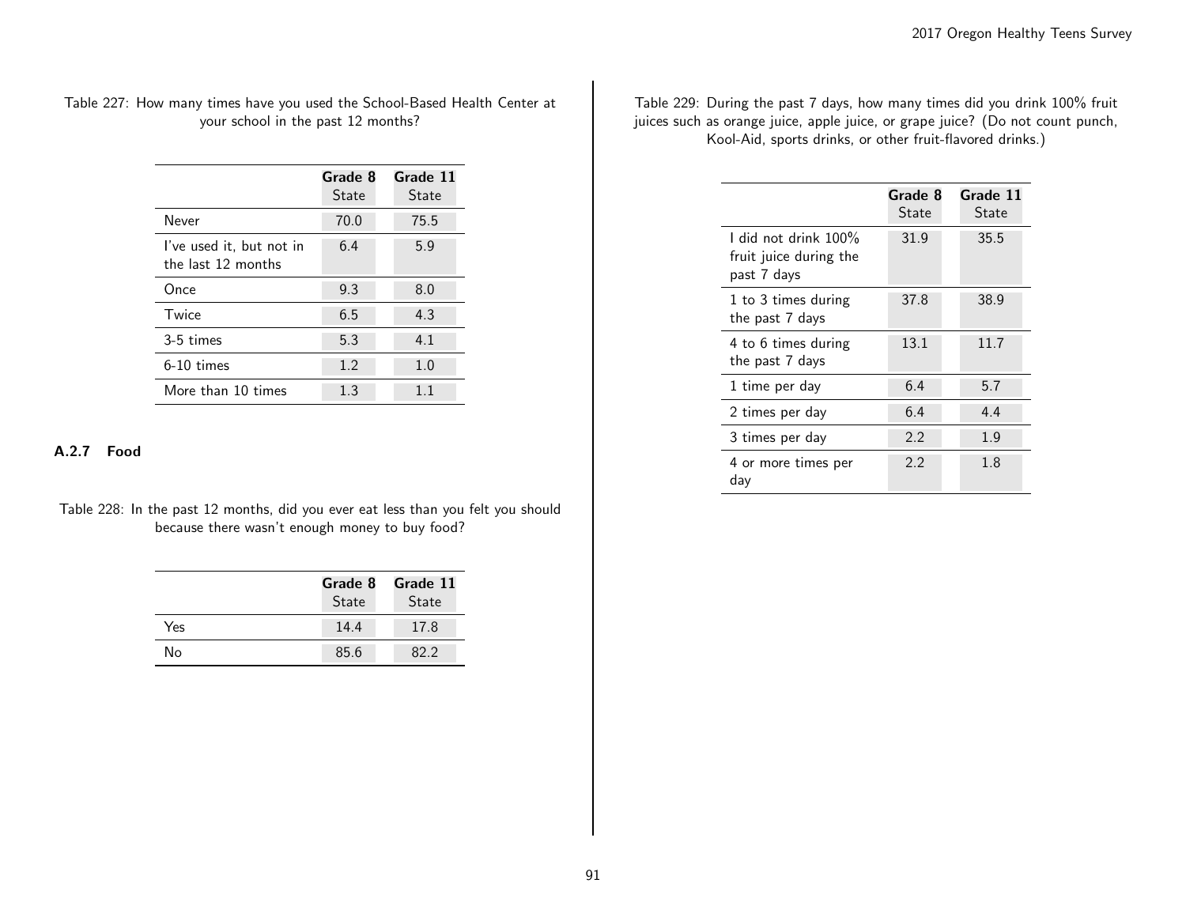Table 227: How many times have you used the School-Based Health Center at your school in the past 12 months?

| | Grade 8 State | Grade 11 State |
|---|---|---|
| Never | 70.0 | 75.5 |
| I've used it, but not in the last 12 months | 6.4 | 5.9 |
| Once | 9.3 | 8.0 |
| Twice | 6.5 | 4.3 |
| 3-5 times | 5.3 | 4.1 |
| 6-10 times | 1.2 | 1.0 |
| More than 10 times | 1.3 | 1.1 |

### A.2.7 Food

Table 228: In the past 12 months, did you ever eat less than you felt you should because there wasn't enough money to buy food?

| | Grade 8 State | Grade 11 State |
|---|---|---|
| Yes | 14.4 | 17.8 |
| No | 85.6 | 82.2 |

Table 229: During the past 7 days, how many times did you drink 100% fruit juices such as orange juice, apple juice, or grape juice? (Do not count punch, Kool-Aid, sports drinks, or other fruit-flavored drinks.)

| | Grade 8 State | Grade 11 State |
|---|---|---|
| I did not drink 100% fruit juice during the past 7 days | 31.9 | 35.5 |
| 1 to 3 times during the past 7 days | 37.8 | 38.9 |
| 4 to 6 times during the past 7 days | 13.1 | 11.7 |
| 1 time per day | 6.4 | 5.7 |
| 2 times per day | 6.4 | 4.4 |
| 3 times per day | 2.2 | 1.9 |
| 4 or more times per day | 2.2 | 1.8 |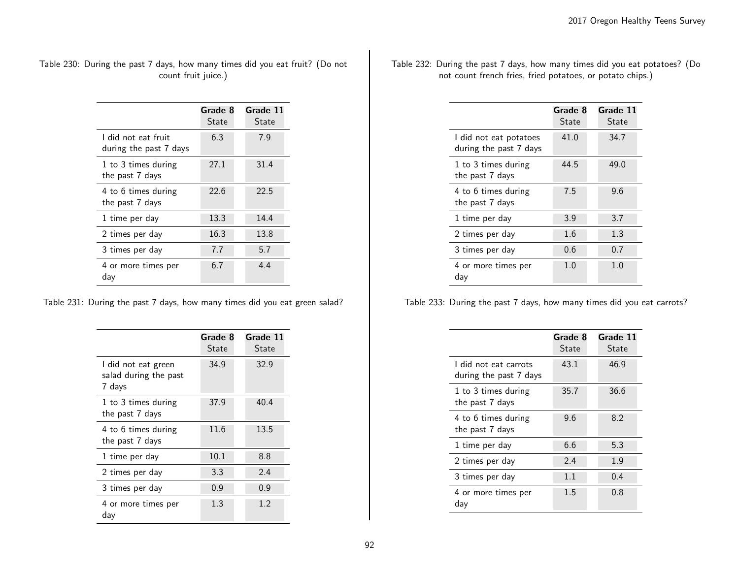Table 230: During the past 7 days, how many times did you eat fruit? (Do not count fruit juice.)

| | Grade 8 State | Grade 11 State |
|---|---|---|
| I did not eat fruit during the past 7 days | 6.3 | 7.9 |
| 1 to 3 times during the past 7 days | 27.1 | 31.4 |
| 4 to 6 times during the past 7 days | 22.6 | 22.5 |
| 1 time per day | 13.3 | 14.4 |
| 2 times per day | 16.3 | 13.8 |
| 3 times per day | 7.7 | 5.7 |
| 4 or more times per day | 6.7 | 4.4 |

Table 231: During the past 7 days, how many times did you eat green salad?

| | Grade 8 State | Grade 11 State |
|---|---|---|
| I did not eat green salad during the past 7 days | 34.9 | 32.9 |
| 1 to 3 times during the past 7 days | 37.9 | 40.4 |
| 4 to 6 times during the past 7 days | 11.6 | 13.5 |
| 1 time per day | 10.1 | 8.8 |
| 2 times per day | 3.3 | 2.4 |
| 3 times per day | 0.9 | 0.9 |
| 4 or more times per day | 1.3 | 1.2 |

Table 232: During the past 7 days, how many times did you eat potatoes? (Do not count french fries, fried potatoes, or potato chips.)

| | Grade 8 State | Grade 11 State |
|---|---|---|
| I did not eat potatoes during the past 7 days | 41.0 | 34.7 |
| 1 to 3 times during the past 7 days | 44.5 | 49.0 |
| 4 to 6 times during the past 7 days | 7.5 | 9.6 |
| 1 time per day | 3.9 | 3.7 |
| 2 times per day | 1.6 | 1.3 |
| 3 times per day | 0.6 | 0.7 |
| 4 or more times per day | 1.0 | 1.0 |

Table 233: During the past 7 days, how many times did you eat carrots?

| | Grade 8 State | Grade 11 State |
|---|---|---|
| I did not eat carrots during the past 7 days | 43.1 | 46.9 |
| 1 to 3 times during the past 7 days | 35.7 | 36.6 |
| 4 to 6 times during the past 7 days | 9.6 | 8.2 |
| 1 time per day | 6.6 | 5.3 |
| 2 times per day | 2.4 | 1.9 |
| 3 times per day | 1.1 | 0.4 |
| 4 or more times per day | 1.5 | 0.8 |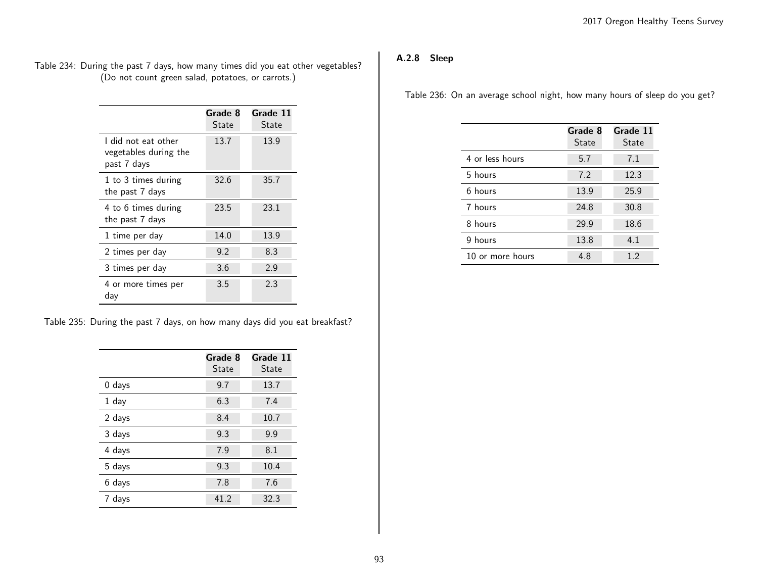Table 234: During the past 7 days, how many times did you eat other vegetables? (Do not count green salad, potatoes, or carrots.)

| | Grade 8 State | Grade 11 State |
|---|---|---|
| I did not eat other vegetables during the past 7 days | 13.7 | 13.9 |
| 1 to 3 times during the past 7 days | 32.6 | 35.7 |
| 4 to 6 times during the past 7 days | 23.5 | 23.1 |
| 1 time per day | 14.0 | 13.9 |
| 2 times per day | 9.2 | 8.3 |
| 3 times per day | 3.6 | 2.9 |
| 4 or more times per day | 3.5 | 2.3 |

Table 235: During the past 7 days, on how many days did you eat breakfast?

| | Grade 8 State | Grade 11 State |
|---|---|---|
| 0 days | 9.7 | 13.7 |
| 1 day | 6.3 | 7.4 |
| 2 days | 8.4 | 10.7 |
| 3 days | 9.3 | 9.9 |
| 4 days | 7.9 | 8.1 |
| 5 days | 9.3 | 10.4 |
| 6 days | 7.8 | 7.6 |
| 7 days | 41.2 | 32.3 |

### A.2.8 Sleep

Table 236: On an average school night, how many hours of sleep do you get?

| | Grade 8 State | Grade 11 State |
|---|---|---|
| 4 or less hours | 5.7 | 7.1 |
| 5 hours | 7.2 | 12.3 |
| 6 hours | 13.9 | 25.9 |
| 7 hours | 24.8 | 30.8 |
| 8 hours | 29.9 | 18.6 |
| 9 hours | 13.8 | 4.1 |
| 10 or more hours | 4.8 | 1.2 |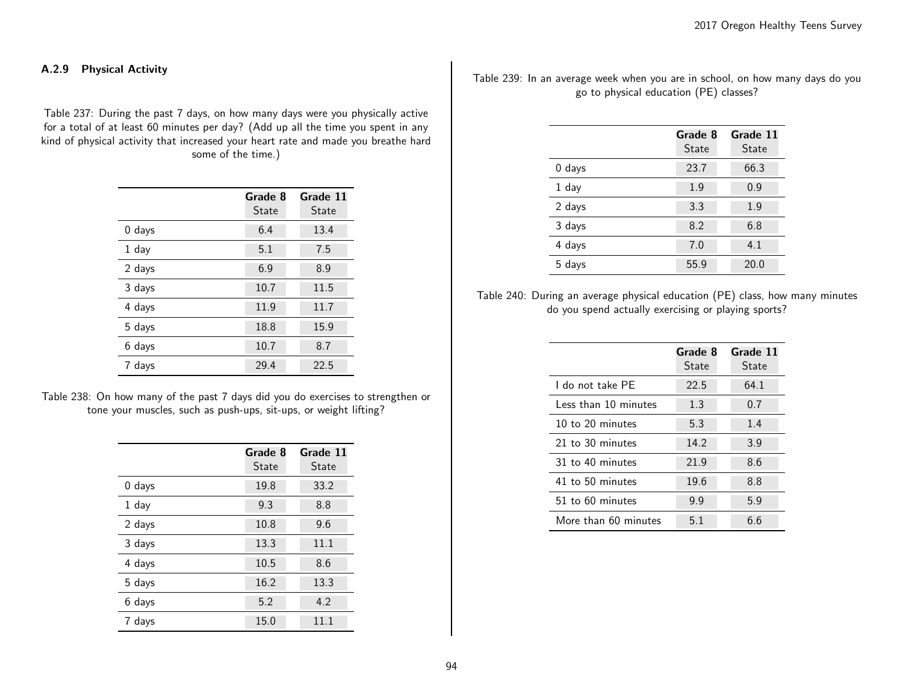### A.2.9 Physical Activity

Table 237: During the past 7 days, on how many days were you physically active for a total of at least 60 minutes per day? (Add up all the time you spent in any kind of physical activity that increased your heart rate and made you breathe hard some of the time.)

| | **Grade 8** State | **Grade 11** State |
|---|---|---|
| 0 days | 6.4 | 13.4 |
| 1 day | 5.1 | 7.5 |
| 2 days | 6.9 | 8.9 |
| 3 days | 10.7 | 11.5 |
| 4 days | 11.9 | 11.7 |
| 5 days | 18.8 | 15.9 |
| 6 days | 10.7 | 8.7 |
| 7 days | 29.4 | 22.5 |

Table 238: On how many of the past 7 days did you do exercises to strengthen or tone your muscles, such as push-ups, sit-ups, or weight lifting?

| | **Grade 8** State | **Grade 11** State |
|---|---|---|
| 0 days | 19.8 | 33.2 |
| 1 day | 9.3 | 8.8 |
| 2 days | 10.8 | 9.6 |
| 3 days | 13.3 | 11.1 |
| 4 days | 10.5 | 8.6 |
| 5 days | 16.2 | 13.3 |
| 6 days | 5.2 | 4.2 |
| 7 days | 15.0 | 11.1 |

Table 239: In an average week when you are in school, on how many days do you go to physical education (PE) classes?

| | **Grade 8** State | **Grade 11** State |
|---|---|---|
| 0 days | 23.7 | 66.3 |
| 1 day | 1.9 | 0.9 |
| 2 days | 3.3 | 1.9 |
| 3 days | 8.2 | 6.8 |
| 4 days | 7.0 | 4.1 |
| 5 days | 55.9 | 20.0 |

Table 240: During an average physical education (PE) class, how many minutes do you spend actually exercising or playing sports?

| | **Grade 8** State | **Grade 11** State |
|---|---|---|
| I do not take PE | 22.5 | 64.1 |
| Less than 10 minutes | 1.3 | 0.7 |
| 10 to 20 minutes | 5.3 | 1.4 |
| 21 to 30 minutes | 14.2 | 3.9 |
| 31 to 40 minutes | 21.9 | 8.6 |
| 41 to 50 minutes | 19.6 | 8.8 |
| 51 to 60 minutes | 9.9 | 5.9 |
| More than 60 minutes | 5.1 | 6.6 |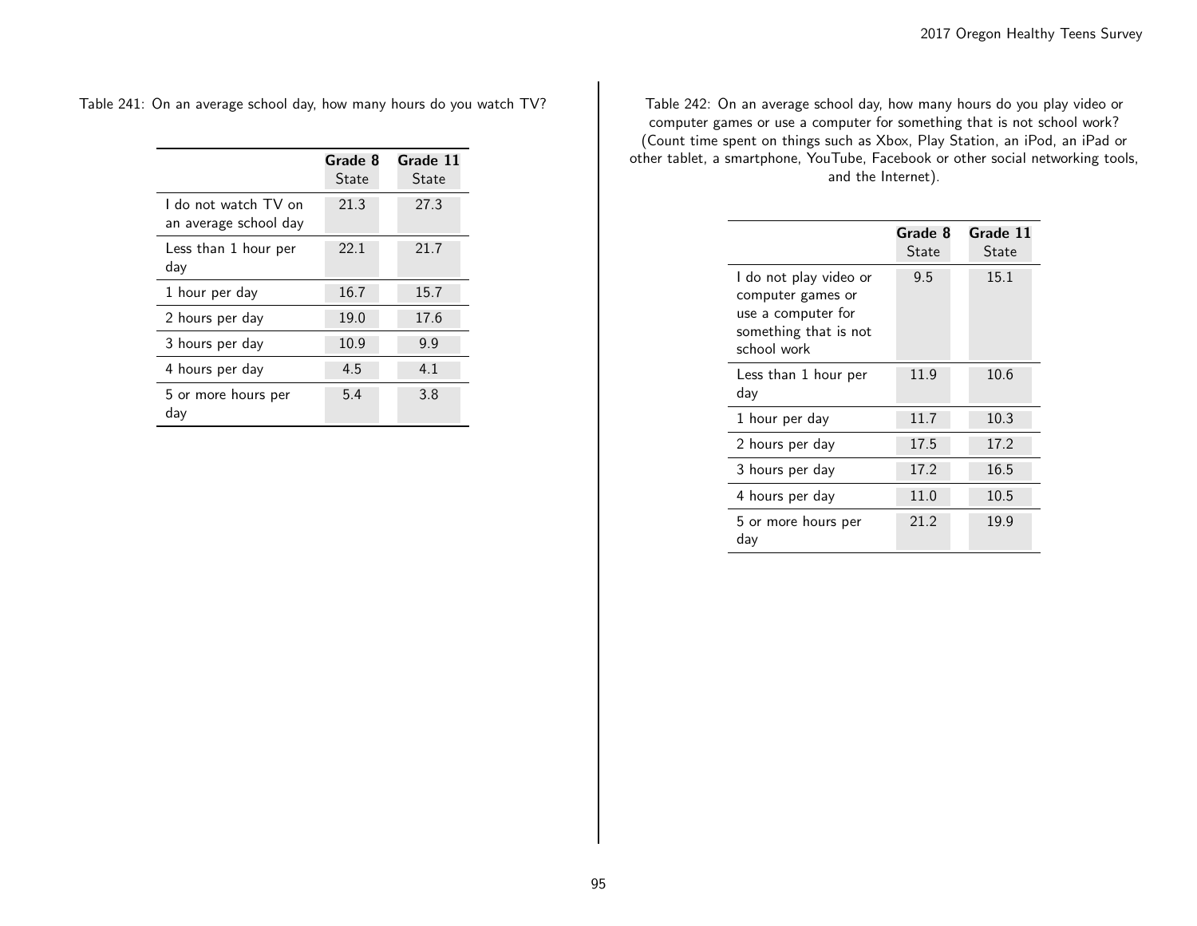Table 241: On an average school day, how many hours do you watch TV?

| | Grade 8 State | Grade 11 State |
|---|---|---|
| I do not watch TV on an average school day | 21.3 | 27.3 |
| Less than 1 hour per day | 22.1 | 21.7 |
| 1 hour per day | 16.7 | 15.7 |
| 2 hours per day | 19.0 | 17.6 |
| 3 hours per day | 10.9 | 9.9 |
| 4 hours per day | 4.5 | 4.1 |
| 5 or more hours per day | 5.4 | 3.8 |

Table 242: On an average school day, how many hours do you play video or computer games or use a computer for something that is not school work? (Count time spent on things such as Xbox, Play Station, an iPod, an iPad or other tablet, a smartphone, YouTube, Facebook or other social networking tools, and the Internet).

| | Grade 8 State | Grade 11 State |
|---|---|---|
| I do not play video or computer games or use a computer for something that is not school work | 9.5 | 15.1 |
| Less than 1 hour per day | 11.9 | 10.6 |
| 1 hour per day | 11.7 | 10.3 |
| 2 hours per day | 17.5 | 17.2 |
| 3 hours per day | 17.2 | 16.5 |
| 4 hours per day | 11.0 | 10.5 |
| 5 or more hours per day | 21.2 | 19.9 |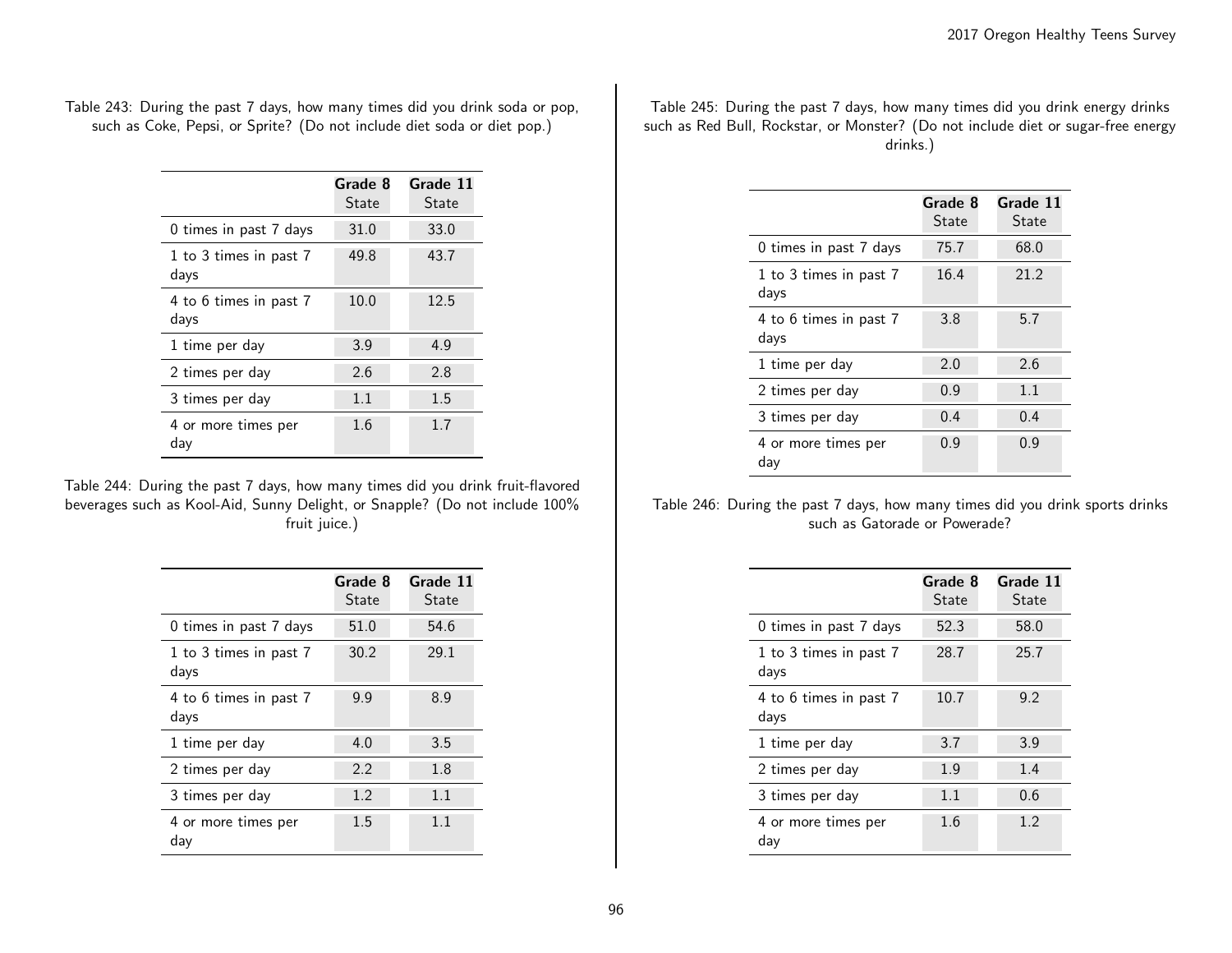Table 243: During the past 7 days, how many times did you drink soda or pop, such as Coke, Pepsi, or Sprite? (Do not include diet soda or diet pop.)

| | Grade 8 State | Grade 11 State |
|---|---|---|
| 0 times in past 7 days | 31.0 | 33.0 |
| 1 to 3 times in past 7 days | 49.8 | 43.7 |
| 4 to 6 times in past 7 days | 10.0 | 12.5 |
| 1 time per day | 3.9 | 4.9 |
| 2 times per day | 2.6 | 2.8 |
| 3 times per day | 1.1 | 1.5 |
| 4 or more times per day | 1.6 | 1.7 |

Table 244: During the past 7 days, how many times did you drink fruit-flavored beverages such as Kool-Aid, Sunny Delight, or Snapple? (Do not include 100% fruit juice.)

| | Grade 8 State | Grade 11 State |
|---|---|---|
| 0 times in past 7 days | 51.0 | 54.6 |
| 1 to 3 times in past 7 days | 30.2 | 29.1 |
| 4 to 6 times in past 7 days | 9.9 | 8.9 |
| 1 time per day | 4.0 | 3.5 |
| 2 times per day | 2.2 | 1.8 |
| 3 times per day | 1.2 | 1.1 |
| 4 or more times per day | 1.5 | 1.1 |

Table 245: During the past 7 days, how many times did you drink energy drinks such as Red Bull, Rockstar, or Monster? (Do not include diet or sugar-free energy drinks.)

| | Grade 8 State | Grade 11 State |
|---|---|---|
| 0 times in past 7 days | 75.7 | 68.0 |
| 1 to 3 times in past 7 days | 16.4 | 21.2 |
| 4 to 6 times in past 7 days | 3.8 | 5.7 |
| 1 time per day | 2.0 | 2.6 |
| 2 times per day | 0.9 | 1.1 |
| 3 times per day | 0.4 | 0.4 |
| 4 or more times per day | 0.9 | 0.9 |

Table 246: During the past 7 days, how many times did you drink sports drinks such as Gatorade or Powerade?

| | Grade 8 State | Grade 11 State |
|---|---|---|
| 0 times in past 7 days | 52.3 | 58.0 |
| 1 to 3 times in past 7 days | 28.7 | 25.7 |
| 4 to 6 times in past 7 days | 10.7 | 9.2 |
| 1 time per day | 3.7 | 3.9 |
| 2 times per day | 1.9 | 1.4 |
| 3 times per day | 1.1 | 0.6 |
| 4 or more times per day | 1.6 | 1.2 |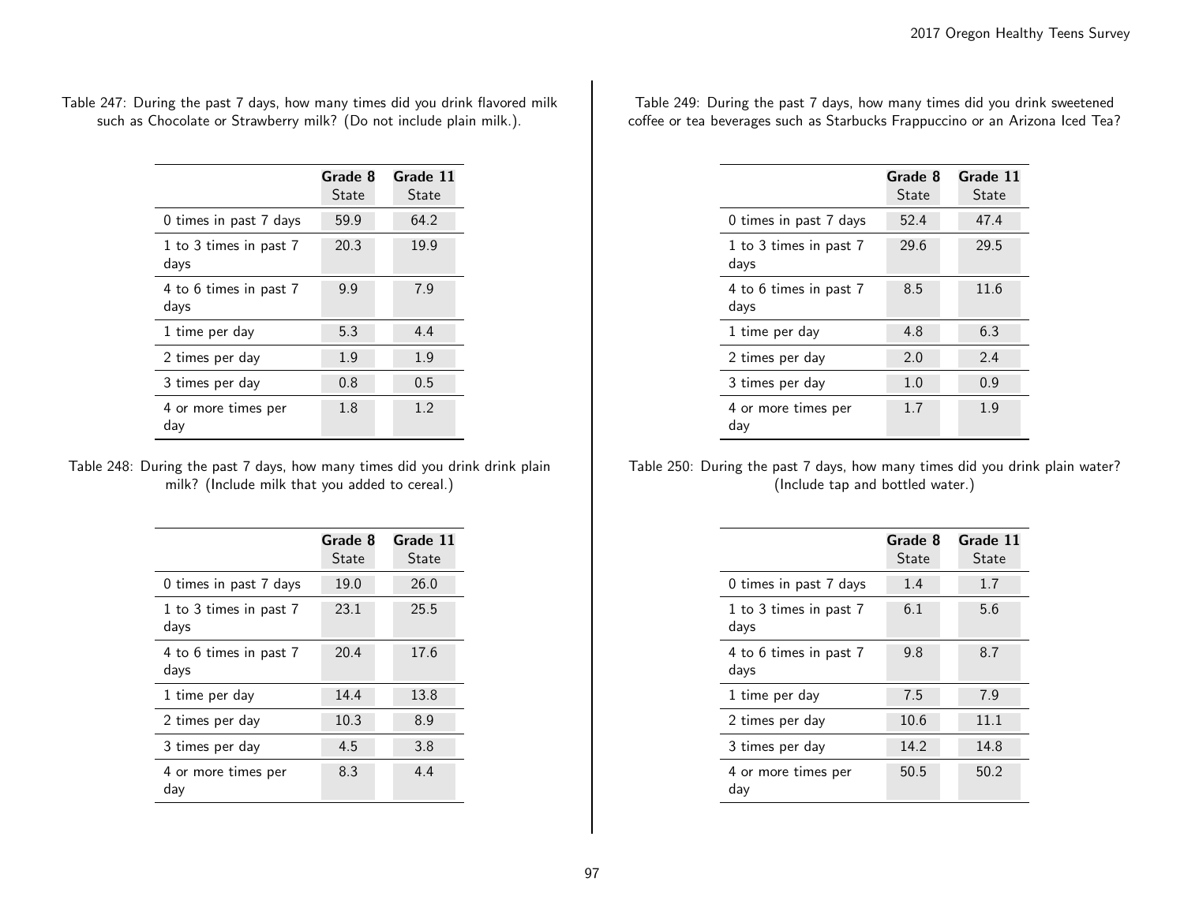Table 247: During the past 7 days, how many times did you drink flavored milk such as Chocolate or Strawberry milk? (Do not include plain milk.).

| | **Grade 8** State | **Grade 11** State |
|---|---|---|
| 0 times in past 7 days | 59.9 | 64.2 |
| 1 to 3 times in past 7 days | 20.3 | 19.9 |
| 4 to 6 times in past 7 days | 9.9 | 7.9 |
| 1 time per day | 5.3 | 4.4 |
| 2 times per day | 1.9 | 1.9 |
| 3 times per day | 0.8 | 0.5 |
| 4 or more times per day | 1.8 | 1.2 |

Table 248: During the past 7 days, how many times did you drink drink plain milk? (Include milk that you added to cereal.)

| | **Grade 8** State | **Grade 11** State |
|---|---|---|
| 0 times in past 7 days | 19.0 | 26.0 |
| 1 to 3 times in past 7 days | 23.1 | 25.5 |
| 4 to 6 times in past 7 days | 20.4 | 17.6 |
| 1 time per day | 14.4 | 13.8 |
| 2 times per day | 10.3 | 8.9 |
| 3 times per day | 4.5 | 3.8 |
| 4 or more times per day | 8.3 | 4.4 |

Table 249: During the past 7 days, how many times did you drink sweetened coffee or tea beverages such as Starbucks Frappuccino or an Arizona Iced Tea?

| | **Grade 8** State | **Grade 11** State |
|---|---|---|
| 0 times in past 7 days | 52.4 | 47.4 |
| 1 to 3 times in past 7 days | 29.6 | 29.5 |
| 4 to 6 times in past 7 days | 8.5 | 11.6 |
| 1 time per day | 4.8 | 6.3 |
| 2 times per day | 2.0 | 2.4 |
| 3 times per day | 1.0 | 0.9 |
| 4 or more times per day | 1.7 | 1.9 |

Table 250: During the past 7 days, how many times did you drink plain water? (Include tap and bottled water.)

| | **Grade 8** State | **Grade 11** State |
|---|---|---|
| 0 times in past 7 days | 1.4 | 1.7 |
| 1 to 3 times in past 7 days | 6.1 | 5.6 |
| 4 to 6 times in past 7 days | 9.8 | 8.7 |
| 1 time per day | 7.5 | 7.9 |
| 2 times per day | 10.6 | 11.1 |
| 3 times per day | 14.2 | 14.8 |
| 4 or more times per day | 50.5 | 50.2 |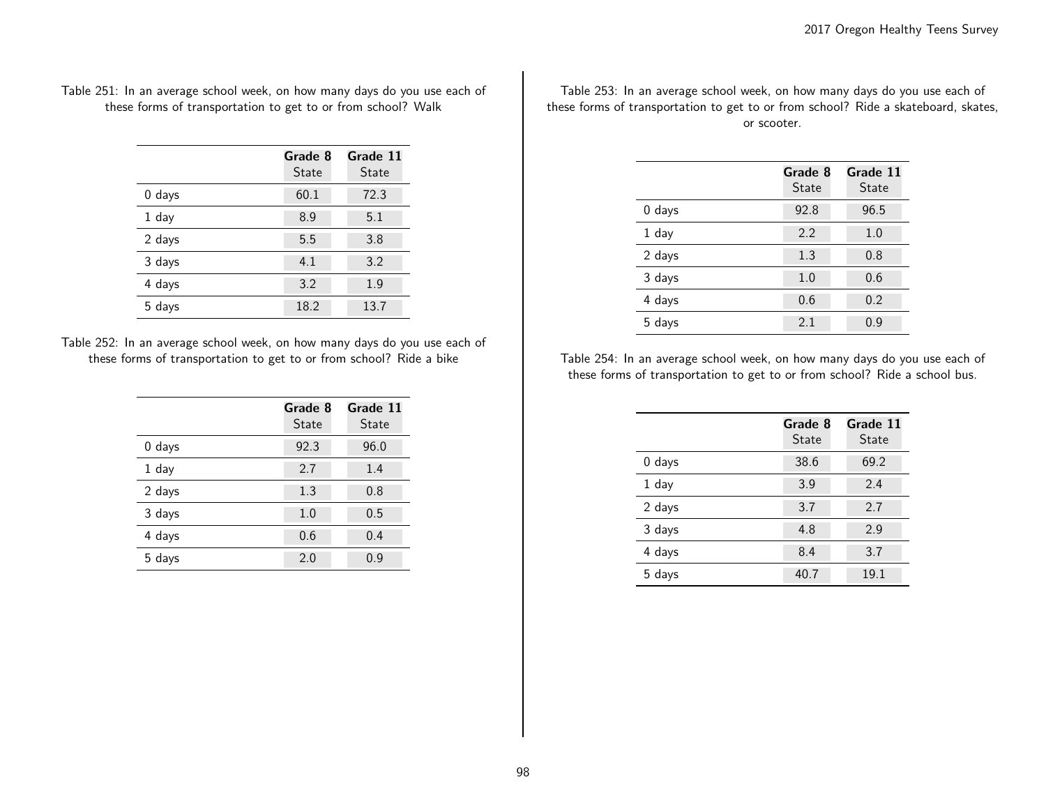Table 251: In an average school week, on how many days do you use each of these forms of transportation to get to or from school? Walk

| | Grade 8 State | Grade 11 State |
|---|---|---|
| 0 days | 60.1 | 72.3 |
| 1 day | 8.9 | 5.1 |
| 2 days | 5.5 | 3.8 |
| 3 days | 4.1 | 3.2 |
| 4 days | 3.2 | 1.9 |
| 5 days | 18.2 | 13.7 |

Table 252: In an average school week, on how many days do you use each of these forms of transportation to get to or from school? Ride a bike

| | Grade 8 State | Grade 11 State |
|---|---|---|
| 0 days | 92.3 | 96.0 |
| 1 day | 2.7 | 1.4 |
| 2 days | 1.3 | 0.8 |
| 3 days | 1.0 | 0.5 |
| 4 days | 0.6 | 0.4 |
| 5 days | 2.0 | 0.9 |

Table 253: In an average school week, on how many days do you use each of these forms of transportation to get to or from school? Ride a skateboard, skates, or scooter.

| | Grade 8 State | Grade 11 State |
|---|---|---|
| 0 days | 92.8 | 96.5 |
| 1 day | 2.2 | 1.0 |
| 2 days | 1.3 | 0.8 |
| 3 days | 1.0 | 0.6 |
| 4 days | 0.6 | 0.2 |
| 5 days | 2.1 | 0.9 |

Table 254: In an average school week, on how many days do you use each of these forms of transportation to get to or from school? Ride a school bus.

| | Grade 8 State | Grade 11 State |
|---|---|---|
| 0 days | 38.6 | 69.2 |
| 1 day | 3.9 | 2.4 |
| 2 days | 3.7 | 2.7 |
| 3 days | 4.8 | 2.9 |
| 4 days | 8.4 | 3.7 |
| 5 days | 40.7 | 19.1 |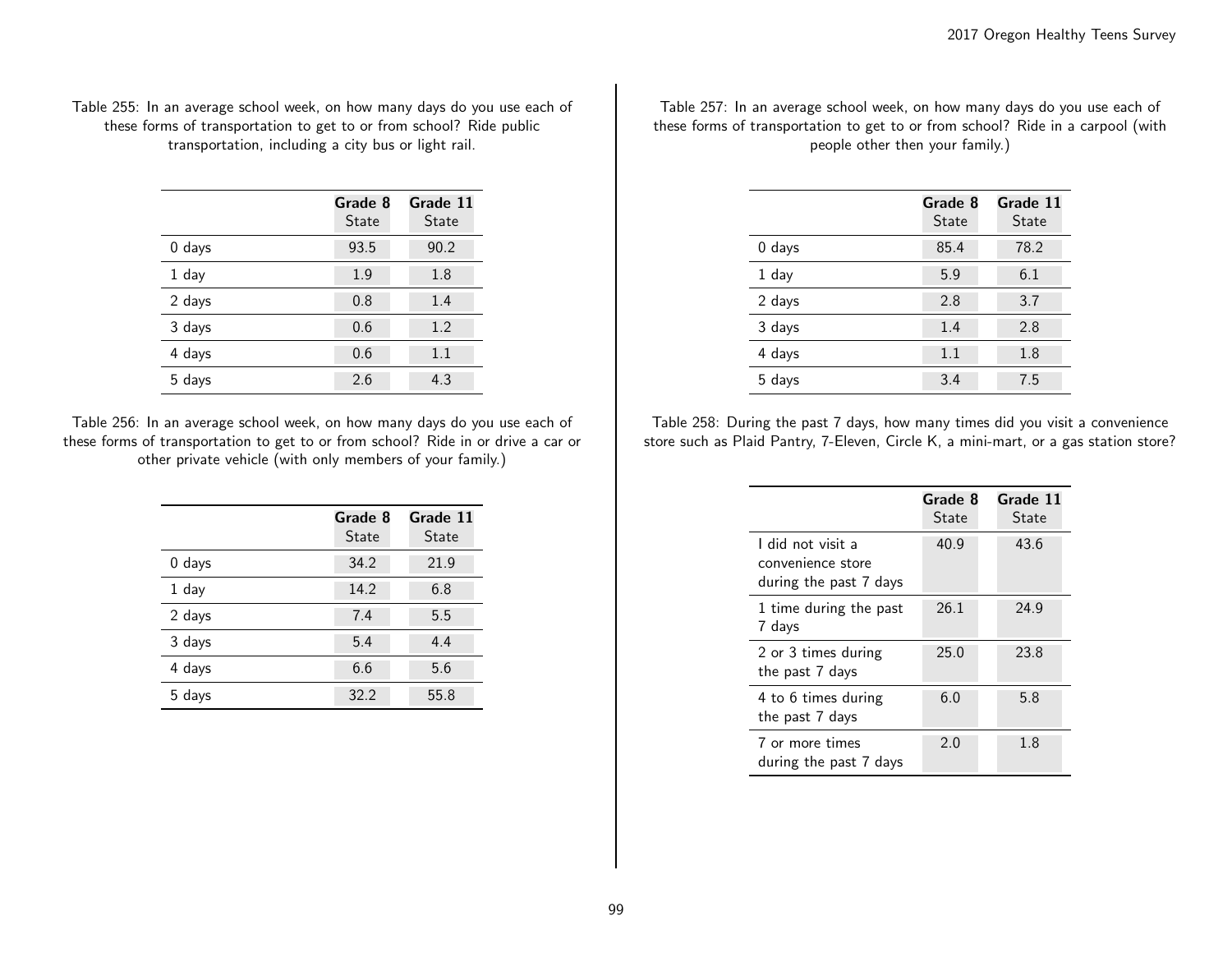Table 255: In an average school week, on how many days do you use each of these forms of transportation to get to or from school? Ride public transportation, including a city bus or light rail.

| | **Grade 8** State | **Grade 11** State |
|---|---|---|
| 0 days | 93.5 | 90.2 |
| 1 day | 1.9 | 1.8 |
| 2 days | 0.8 | 1.4 |
| 3 days | 0.6 | 1.2 |
| 4 days | 0.6 | 1.1 |
| 5 days | 2.6 | 4.3 |

Table 256: In an average school week, on how many days do you use each of these forms of transportation to get to or from school? Ride in or drive a car or other private vehicle (with only members of your family.)

| | **Grade 8** State | **Grade 11** State |
|---|---|---|
| 0 days | 34.2 | 21.9 |
| 1 day | 14.2 | 6.8 |
| 2 days | 7.4 | 5.5 |
| 3 days | 5.4 | 4.4 |
| 4 days | 6.6 | 5.6 |
| 5 days | 32.2 | 55.8 |

Table 257: In an average school week, on how many days do you use each of these forms of transportation to get to or from school? Ride in a carpool (with people other then your family.)

| | **Grade 8** State | **Grade 11** State |
|---|---|---|
| 0 days | 85.4 | 78.2 |
| 1 day | 5.9 | 6.1 |
| 2 days | 2.8 | 3.7 |
| 3 days | 1.4 | 2.8 |
| 4 days | 1.1 | 1.8 |
| 5 days | 3.4 | 7.5 |

Table 258: During the past 7 days, how many times did you visit a convenience store such as Plaid Pantry, 7-Eleven, Circle K, a mini-mart, or a gas station store?

| | **Grade 8** State | **Grade 11** State |
|---|---|---|
| I did not visit a convenience store during the past 7 days | 40.9 | 43.6 |
| 1 time during the past 7 days | 26.1 | 24.9 |
| 2 or 3 times during the past 7 days | 25.0 | 23.8 |
| 4 to 6 times during the past 7 days | 6.0 | 5.8 |
| 7 or more times during the past 7 days | 2.0 | 1.8 |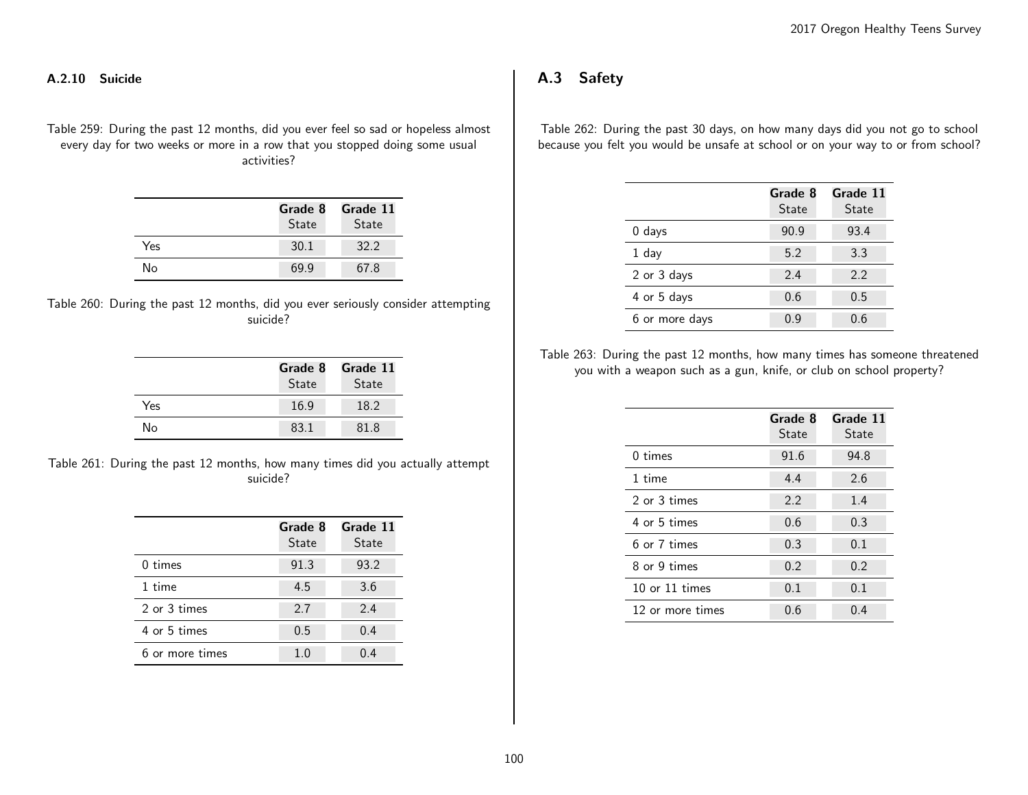### A.2.10 Suicide

Table 259: During the past 12 months, did you ever feel so sad or hopeless almost every day for two weeks or more in a row that you stopped doing some usual activities?

| | **Grade 8** State | **Grade 11** State |
|---|---|---|
| Yes | 30.1 | 32.2 |
| No | 69.9 | 67.8 |

Table 260: During the past 12 months, did you ever seriously consider attempting suicide?

| | **Grade 8** State | **Grade 11** State |
|---|---|---|
| Yes | 16.9 | 18.2 |
| No | 83.1 | 81.8 |

Table 261: During the past 12 months, how many times did you actually attempt suicide?

| | **Grade 8** State | **Grade 11** State |
|---|---|---|
| 0 times | 91.3 | 93.2 |
| 1 time | 4.5 | 3.6 |
| 2 or 3 times | 2.7 | 2.4 |
| 4 or 5 times | 0.5 | 0.4 |
| 6 or more times | 1.0 | 0.4 |

## A.3 Safety

Table 262: During the past 30 days, on how many days did you not go to school because you felt you would be unsafe at school or on your way to or from school?

| | **Grade 8** State | **Grade 11** State |
|---|---|---|
| 0 days | 90.9 | 93.4 |
| 1 day | 5.2 | 3.3 |
| 2 or 3 days | 2.4 | 2.2 |
| 4 or 5 days | 0.6 | 0.5 |
| 6 or more days | 0.9 | 0.6 |

Table 263: During the past 12 months, how many times has someone threatened you with a weapon such as a gun, knife, or club on school property?

| | **Grade 8** State | **Grade 11** State |
|---|---|---|
| 0 times | 91.6 | 94.8 |
| 1 time | 4.4 | 2.6 |
| 2 or 3 times | 2.2 | 1.4 |
| 4 or 5 times | 0.6 | 0.3 |
| 6 or 7 times | 0.3 | 0.1 |
| 8 or 9 times | 0.2 | 0.2 |
| 10 or 11 times | 0.1 | 0.1 |
| 12 or more times | 0.6 | 0.4 |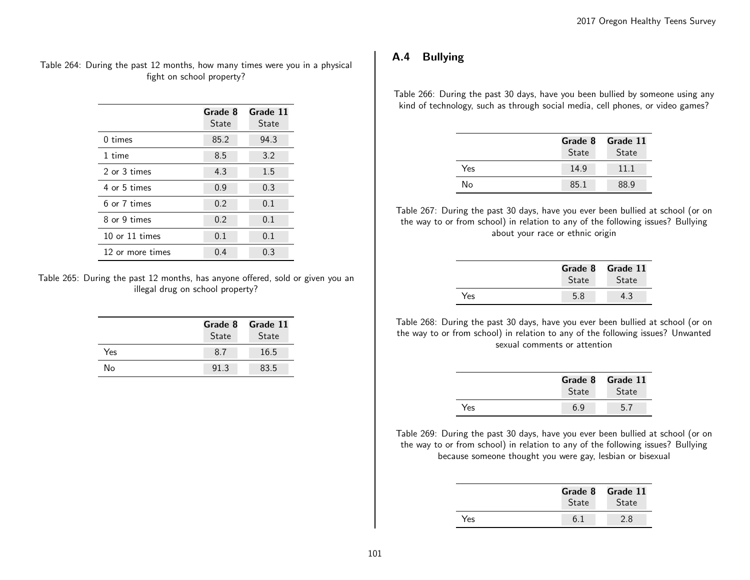Table 264: During the past 12 months, how many times were you in a physical fight on school property?

| | Grade 8 State | Grade 11 State |
|---|---|---|
| 0 times | 85.2 | 94.3 |
| 1 time | 8.5 | 3.2 |
| 2 or 3 times | 4.3 | 1.5 |
| 4 or 5 times | 0.9 | 0.3 |
| 6 or 7 times | 0.2 | 0.1 |
| 8 or 9 times | 0.2 | 0.1 |
| 10 or 11 times | 0.1 | 0.1 |
| 12 or more times | 0.4 | 0.3 |

Table 265: During the past 12 months, has anyone offered, sold or given you an illegal drug on school property?

| | Grade 8 State | Grade 11 State |
|---|---|---|
| Yes | 8.7 | 16.5 |
| No | 91.3 | 83.5 |

## A.4 Bullying

Table 266: During the past 30 days, have you been bullied by someone using any kind of technology, such as through social media, cell phones, or video games?

| | Grade 8 State | Grade 11 State |
|---|---|---|
| Yes | 14.9 | 11.1 |
| No | 85.1 | 88.9 |

Table 267: During the past 30 days, have you ever been bullied at school (or on the way to or from school) in relation to any of the following issues? Bullying about your race or ethnic origin

| | Grade 8 State | Grade 11 State |
|---|---|---|
| Yes | 5.8 | 4.3 |

Table 268: During the past 30 days, have you ever been bullied at school (or on the way to or from school) in relation to any of the following issues? Unwanted sexual comments or attention

| | Grade 8 State | Grade 11 State |
|---|---|---|
| Yes | 6.9 | 5.7 |

Table 269: During the past 30 days, have you ever been bullied at school (or on the way to or from school) in relation to any of the following issues? Bullying because someone thought you were gay, lesbian or bisexual

| | Grade 8 State | Grade 11 State |
|---|---|---|
| Yes | 6.1 | 2.8 |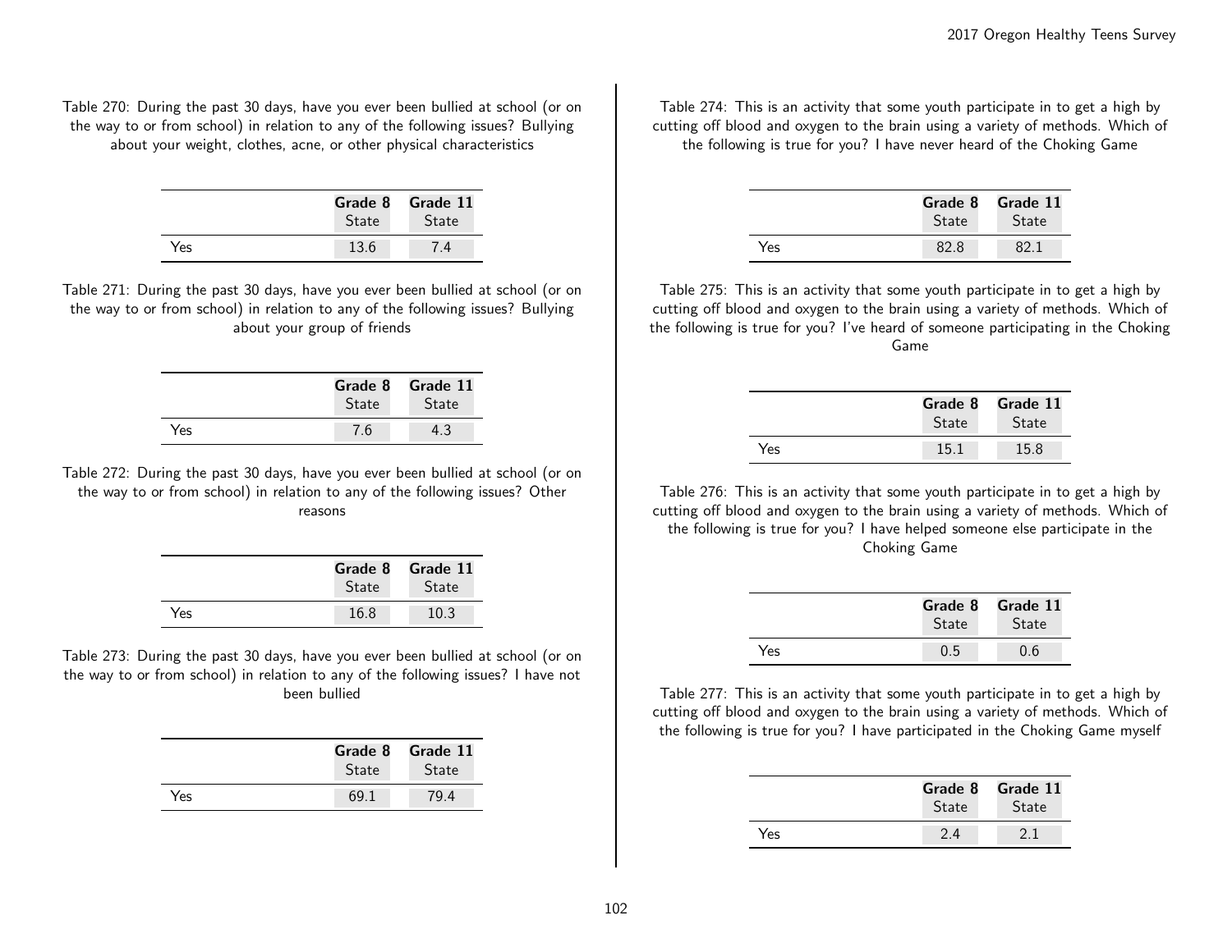Table 270: During the past 30 days, have you ever been bullied at school (or on the way to or from school) in relation to any of the following issues? Bullying about your weight, clothes, acne, or other physical characteristics

| | Grade 8 State | Grade 11 State |
|---|---|---|
| Yes | 13.6 | 7.4 |

Table 271: During the past 30 days, have you ever been bullied at school (or on the way to or from school) in relation to any of the following issues? Bullying about your group of friends

| | Grade 8 State | Grade 11 State |
|---|---|---|
| Yes | 7.6 | 4.3 |

Table 272: During the past 30 days, have you ever been bullied at school (or on the way to or from school) in relation to any of the following issues? Other reasons

| | Grade 8 State | Grade 11 State |
|---|---|---|
| Yes | 16.8 | 10.3 |

Table 273: During the past 30 days, have you ever been bullied at school (or on the way to or from school) in relation to any of the following issues? I have not been bullied

| | Grade 8 State | Grade 11 State |
|---|---|---|
| Yes | 69.1 | 79.4 |

Table 274: This is an activity that some youth participate in to get a high by cutting off blood and oxygen to the brain using a variety of methods. Which of the following is true for you? I have never heard of the Choking Game

| | Grade 8 State | Grade 11 State |
|---|---|---|
| Yes | 82.8 | 82.1 |

Table 275: This is an activity that some youth participate in to get a high by cutting off blood and oxygen to the brain using a variety of methods. Which of the following is true for you? I've heard of someone participating in the Choking Game

| | Grade 8 State | Grade 11 State |
|---|---|---|
| Yes | 15.1 | 15.8 |

Table 276: This is an activity that some youth participate in to get a high by cutting off blood and oxygen to the brain using a variety of methods. Which of the following is true for you? I have helped someone else participate in the Choking Game

| | Grade 8 State | Grade 11 State |
|---|---|---|
| Yes | 0.5 | 0.6 |

Table 277: This is an activity that some youth participate in to get a high by cutting off blood and oxygen to the brain using a variety of methods. Which of the following is true for you? I have participated in the Choking Game myself

| | Grade 8 State | Grade 11 State |
|---|---|---|
| Yes | 2.4 | 2.1 |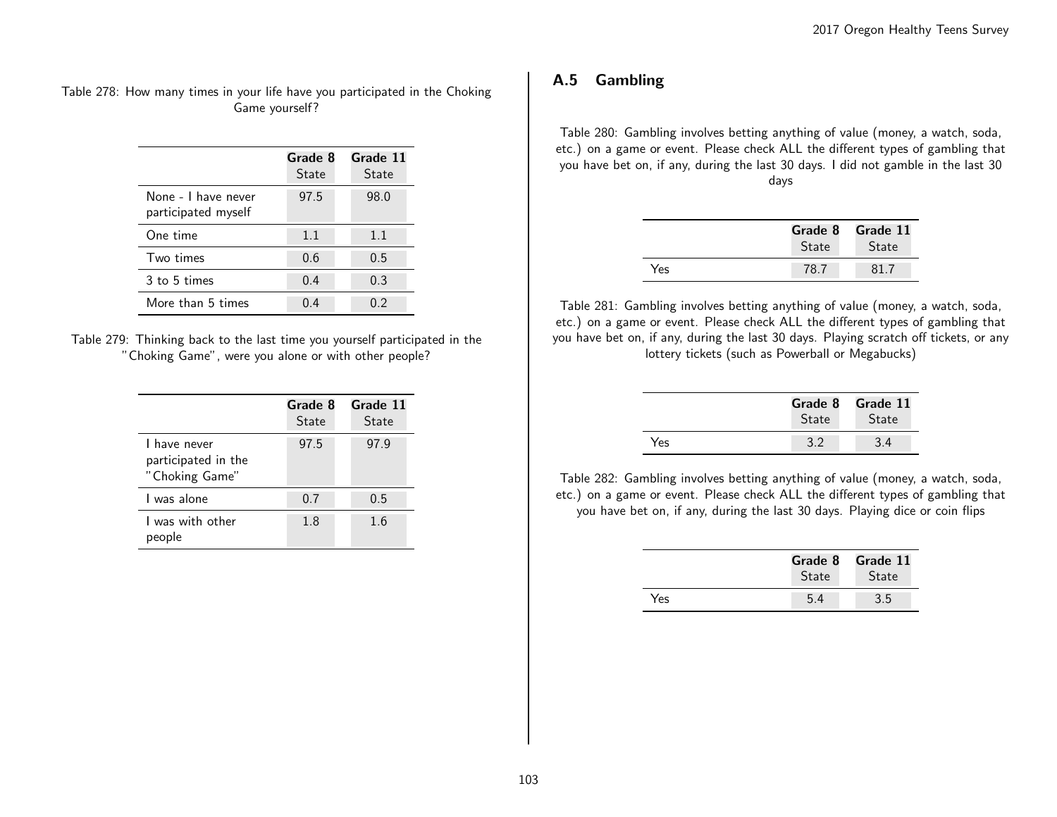Table 278: How many times in your life have you participated in the Choking Game yourself?

| | Grade 8 State | Grade 11 State |
|---|---|---|
| None - I have never participated myself | 97.5 | 98.0 |
| One time | 1.1 | 1.1 |
| Two times | 0.6 | 0.5 |
| 3 to 5 times | 0.4 | 0.3 |
| More than 5 times | 0.4 | 0.2 |

Table 279: Thinking back to the last time you yourself participated in the "Choking Game", were you alone or with other people?

| | Grade 8 State | Grade 11 State |
|---|---|---|
| I have never participated in the "Choking Game" | 97.5 | 97.9 |
| I was alone | 0.7 | 0.5 |
| I was with other people | 1.8 | 1.6 |

## A.5 Gambling

Table 280: Gambling involves betting anything of value (money, a watch, soda, etc.) on a game or event. Please check ALL the different types of gambling that you have bet on, if any, during the last 30 days. I did not gamble in the last 30 days

| | Grade 8 State | Grade 11 State |
|---|---|---|
| Yes | 78.7 | 81.7 |

Table 281: Gambling involves betting anything of value (money, a watch, soda, etc.) on a game or event. Please check ALL the different types of gambling that you have bet on, if any, during the last 30 days. Playing scratch off tickets, or any lottery tickets (such as Powerball or Megabucks)

| | Grade 8 State | Grade 11 State |
|---|---|---|
| Yes | 3.2 | 3.4 |

Table 282: Gambling involves betting anything of value (money, a watch, soda, etc.) on a game or event. Please check ALL the different types of gambling that you have bet on, if any, during the last 30 days. Playing dice or coin flips

| | Grade 8 State | Grade 11 State |
|---|---|---|
| Yes | 5.4 | 3.5 |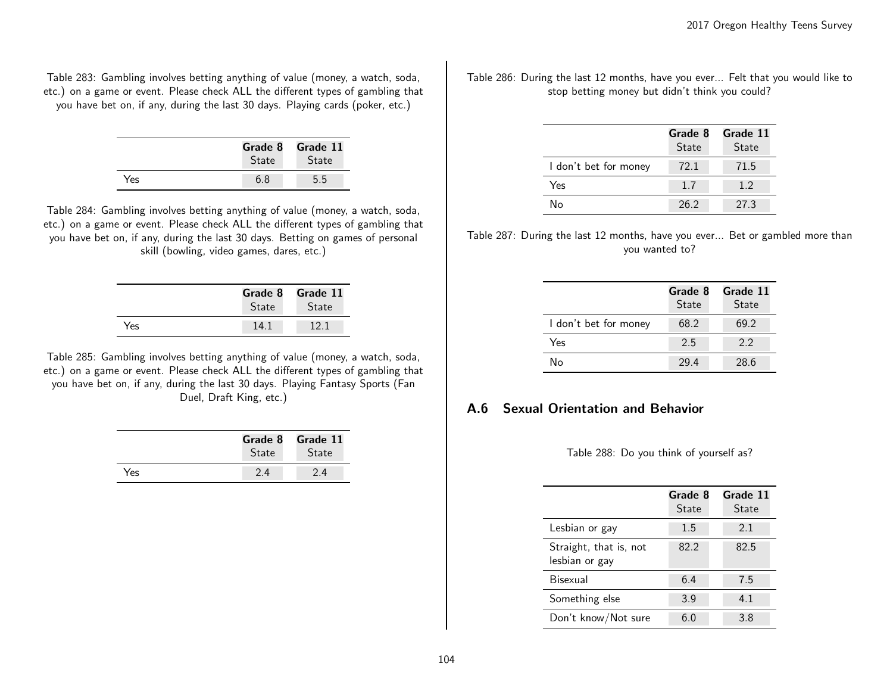Table 283: Gambling involves betting anything of value (money, a watch, soda, etc.) on a game or event. Please check ALL the different types of gambling that you have bet on, if any, during the last 30 days. Playing cards (poker, etc.)

| | Grade 8 State | Grade 11 State |
|---|---|---|
| Yes | 6.8 | 5.5 |

Table 284: Gambling involves betting anything of value (money, a watch, soda, etc.) on a game or event. Please check ALL the different types of gambling that you have bet on, if any, during the last 30 days. Betting on games of personal skill (bowling, video games, dares, etc.)

| | Grade 8 State | Grade 11 State |
|---|---|---|
| Yes | 14.1 | 12.1 |

Table 285: Gambling involves betting anything of value (money, a watch, soda, etc.) on a game or event. Please check ALL the different types of gambling that you have bet on, if any, during the last 30 days. Playing Fantasy Sports (Fan Duel, Draft King, etc.)

| | Grade 8 State | Grade 11 State |
|---|---|---|
| Yes | 2.4 | 2.4 |

Table 286: During the last 12 months, have you ever... Felt that you would like to stop betting money but didn't think you could?

| | Grade 8 State | Grade 11 State |
|---|---|---|
| I don't bet for money | 72.1 | 71.5 |
| Yes | 1.7 | 1.2 |
| No | 26.2 | 27.3 |

Table 287: During the last 12 months, have you ever... Bet or gambled more than you wanted to?

| | Grade 8 State | Grade 11 State |
|---|---|---|
| I don't bet for money | 68.2 | 69.2 |
| Yes | 2.5 | 2.2 |
| No | 29.4 | 28.6 |

## A.6 Sexual Orientation and Behavior

Table 288: Do you think of yourself as?

| | Grade 8 State | Grade 11 State |
|---|---|---|
| Lesbian or gay | 1.5 | 2.1 |
| Straight, that is, not lesbian or gay | 82.2 | 82.5 |
| Bisexual | 6.4 | 7.5 |
| Something else | 3.9 | 4.1 |
| Don't know/Not sure | 6.0 | 3.8 |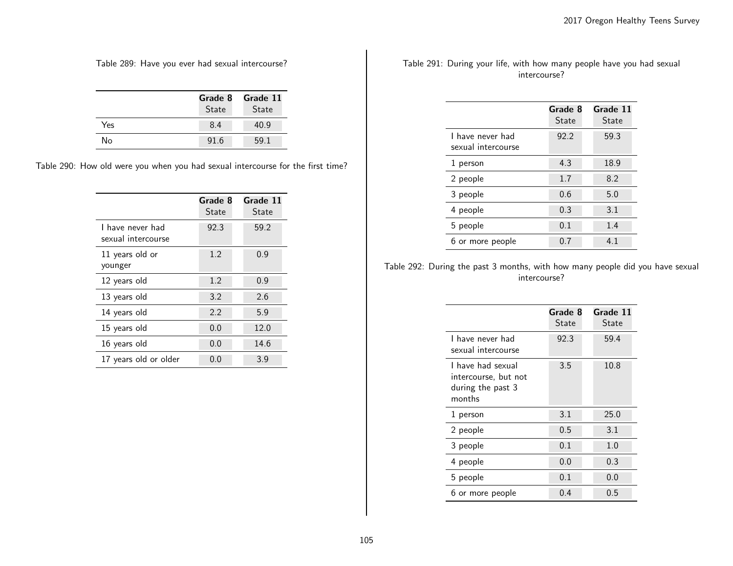Table 289: Have you ever had sexual intercourse?

| | Grade 8 State | Grade 11 State |
|---|---|---|
| Yes | 8.4 | 40.9 |
| No | 91.6 | 59.1 |

Table 290: How old were you when you had sexual intercourse for the first time?

| | Grade 8 State | Grade 11 State |
|---|---|---|
| I have never had sexual intercourse | 92.3 | 59.2 |
| 11 years old or younger | 1.2 | 0.9 |
| 12 years old | 1.2 | 0.9 |
| 13 years old | 3.2 | 2.6 |
| 14 years old | 2.2 | 5.9 |
| 15 years old | 0.0 | 12.0 |
| 16 years old | 0.0 | 14.6 |
| 17 years old or older | 0.0 | 3.9 |

Table 291: During your life, with how many people have you had sexual intercourse?

| | Grade 8 State | Grade 11 State |
|---|---|---|
| I have never had sexual intercourse | 92.2 | 59.3 |
| 1 person | 4.3 | 18.9 |
| 2 people | 1.7 | 8.2 |
| 3 people | 0.6 | 5.0 |
| 4 people | 0.3 | 3.1 |
| 5 people | 0.1 | 1.4 |
| 6 or more people | 0.7 | 4.1 |

Table 292: During the past 3 months, with how many people did you have sexual intercourse?

| | Grade 8 State | Grade 11 State |
|---|---|---|
| I have never had sexual intercourse | 92.3 | 59.4 |
| I have had sexual intercourse, but not during the past 3 months | 3.5 | 10.8 |
| 1 person | 3.1 | 25.0 |
| 2 people | 0.5 | 3.1 |
| 3 people | 0.1 | 1.0 |
| 4 people | 0.0 | 0.3 |
| 5 people | 0.1 | 0.0 |
| 6 or more people | 0.4 | 0.5 |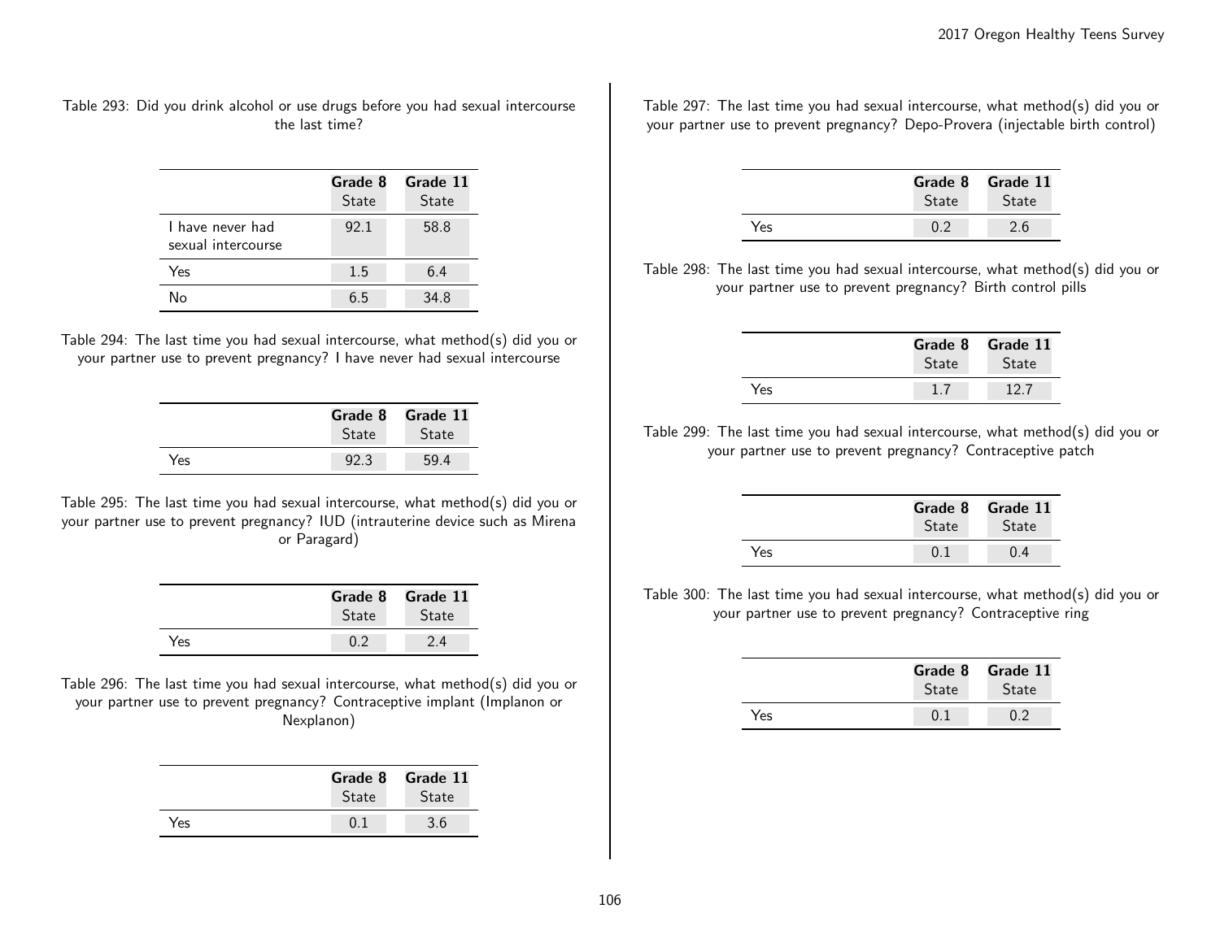Table 293: Did you drink alcohol or use drugs before you had sexual intercourse the last time?

| | Grade 8 State | Grade 11 State |
|---|---|---|
| I have never had sexual intercourse | 92.1 | 58.8 |
| Yes | 1.5 | 6.4 |
| No | 6.5 | 34.8 |

Table 294: The last time you had sexual intercourse, what method(s) did you or your partner use to prevent pregnancy? I have never had sexual intercourse

| | Grade 8 State | Grade 11 State |
|---|---|---|
| Yes | 92.3 | 59.4 |

Table 295: The last time you had sexual intercourse, what method(s) did you or your partner use to prevent pregnancy? IUD (intrauterine device such as Mirena or Paragard)

| | Grade 8 State | Grade 11 State |
|---|---|---|
| Yes | 0.2 | 2.4 |

Table 296: The last time you had sexual intercourse, what method(s) did you or your partner use to prevent pregnancy? Contraceptive implant (Implanon or Nexplanon)

| | Grade 8 State | Grade 11 State |
|---|---|---|
| Yes | 0.1 | 3.6 |

Table 297: The last time you had sexual intercourse, what method(s) did you or your partner use to prevent pregnancy? Depo-Provera (injectable birth control)

| | Grade 8 State | Grade 11 State |
|---|---|---|
| Yes | 0.2 | 2.6 |

Table 298: The last time you had sexual intercourse, what method(s) did you or your partner use to prevent pregnancy? Birth control pills

| | Grade 8 State | Grade 11 State |
|---|---|---|
| Yes | 1.7 | 12.7 |

Table 299: The last time you had sexual intercourse, what method(s) did you or your partner use to prevent pregnancy? Contraceptive patch

| | Grade 8 State | Grade 11 State |
|---|---|---|
| Yes | 0.1 | 0.4 |

Table 300: The last time you had sexual intercourse, what method(s) did you or your partner use to prevent pregnancy? Contraceptive ring

| | Grade 8 State | Grade 11 State |
|---|---|---|
| Yes | 0.1 | 0.2 |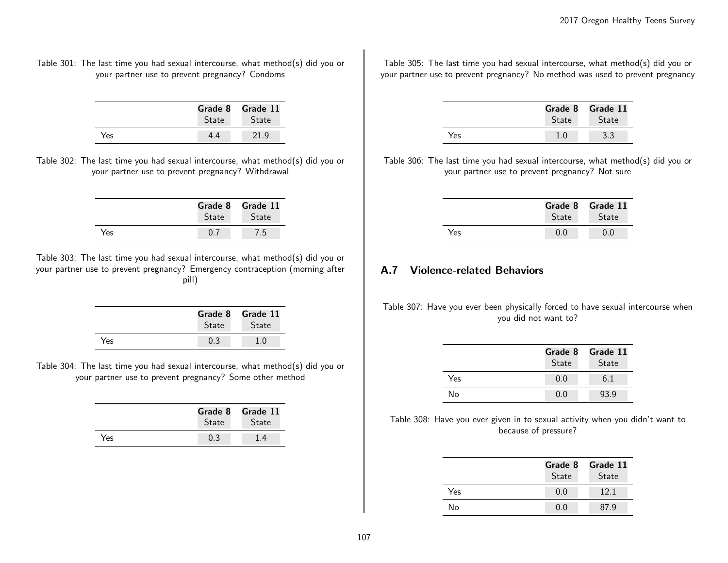Table 301: The last time you had sexual intercourse, what method(s) did you or your partner use to prevent pregnancy? Condoms

| | Grade 8 State | Grade 11 State |
|---|---|---|
| Yes | 4.4 | 21.9 |

Table 302: The last time you had sexual intercourse, what method(s) did you or your partner use to prevent pregnancy? Withdrawal

| | Grade 8 State | Grade 11 State |
|---|---|---|
| Yes | 0.7 | 7.5 |

Table 303: The last time you had sexual intercourse, what method(s) did you or your partner use to prevent pregnancy? Emergency contraception (morning after pill)

| | Grade 8 State | Grade 11 State |
|---|---|---|
| Yes | 0.3 | 1.0 |

Table 304: The last time you had sexual intercourse, what method(s) did you or your partner use to prevent pregnancy? Some other method

| | Grade 8 State | Grade 11 State |
|---|---|---|
| Yes | 0.3 | 1.4 |

Table 305: The last time you had sexual intercourse, what method(s) did you or your partner use to prevent pregnancy? No method was used to prevent pregnancy

| | Grade 8 State | Grade 11 State |
|---|---|---|
| Yes | 1.0 | 3.3 |

Table 306: The last time you had sexual intercourse, what method(s) did you or your partner use to prevent pregnancy? Not sure

| | Grade 8 State | Grade 11 State |
|---|---|---|
| Yes | 0.0 | 0.0 |

## A.7 Violence-related Behaviors

Table 307: Have you ever been physically forced to have sexual intercourse when you did not want to?

| | Grade 8 State | Grade 11 State |
|---|---|---|
| Yes | 0.0 | 6.1 |
| No | 0.0 | 93.9 |

Table 308: Have you ever given in to sexual activity when you didn't want to because of pressure?

| | Grade 8 State | Grade 11 State |
|---|---|---|
| Yes | 0.0 | 12.1 |
| No | 0.0 | 87.9 |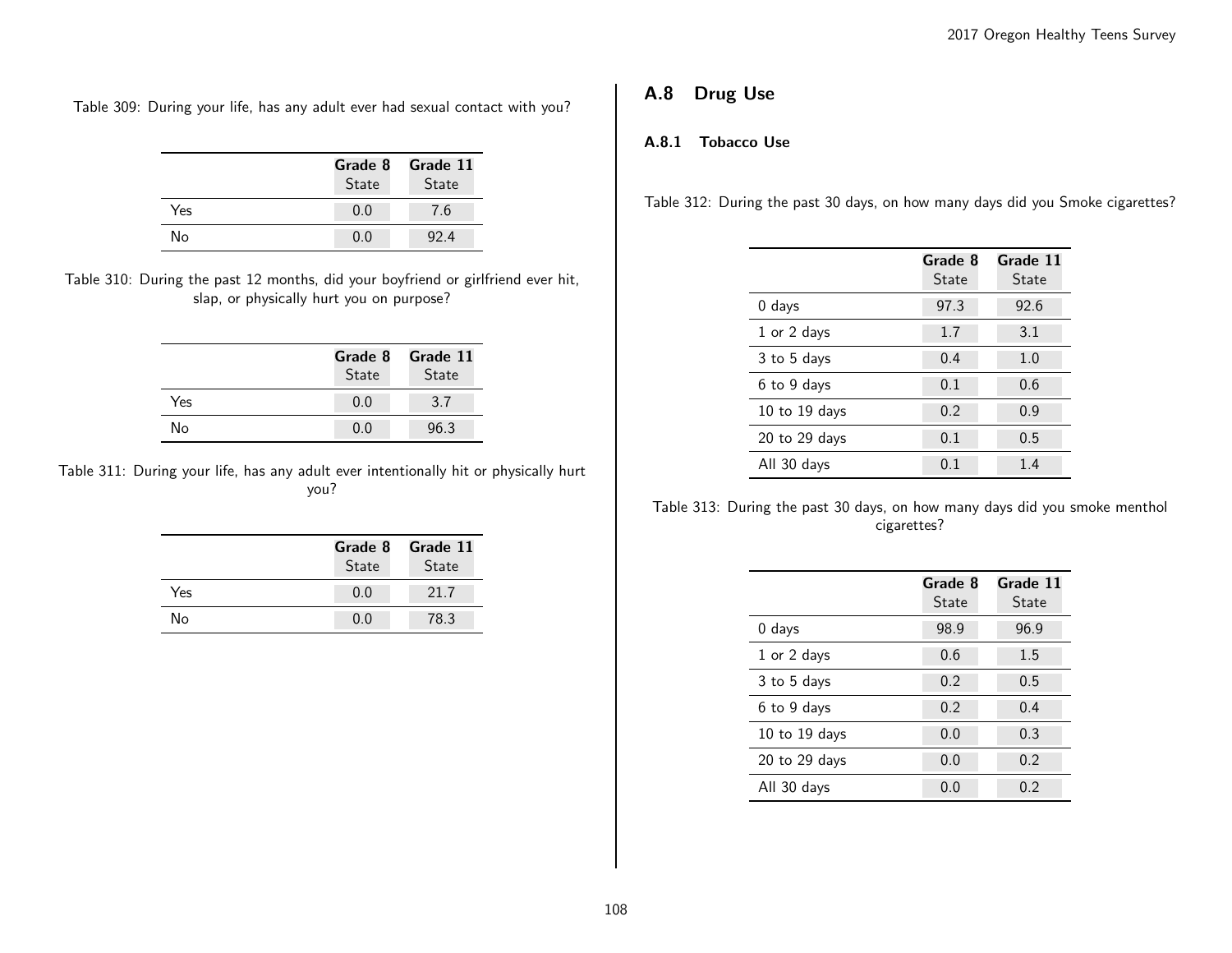Table 309: During your life, has any adult ever had sexual contact with you?

| | Grade 8 State | Grade 11 State |
|---|---|---|
| Yes | 0.0 | 7.6 |
| No | 0.0 | 92.4 |

Table 310: During the past 12 months, did your boyfriend or girlfriend ever hit, slap, or physically hurt you on purpose?

| | Grade 8 State | Grade 11 State |
|---|---|---|
| Yes | 0.0 | 3.7 |
| No | 0.0 | 96.3 |

Table 311: During your life, has any adult ever intentionally hit or physically hurt you?

| | Grade 8 State | Grade 11 State |
|---|---|---|
| Yes | 0.0 | 21.7 |
| No | 0.0 | 78.3 |

## A.8 Drug Use

### A.8.1 Tobacco Use

Table 312: During the past 30 days, on how many days did you Smoke cigarettes?

| | Grade 8 State | Grade 11 State |
|---|---|---|
| 0 days | 97.3 | 92.6 |
| 1 or 2 days | 1.7 | 3.1 |
| 3 to 5 days | 0.4 | 1.0 |
| 6 to 9 days | 0.1 | 0.6 |
| 10 to 19 days | 0.2 | 0.9 |
| 20 to 29 days | 0.1 | 0.5 |
| All 30 days | 0.1 | 1.4 |

Table 313: During the past 30 days, on how many days did you smoke menthol cigarettes?

| | Grade 8 State | Grade 11 State |
|---|---|---|
| 0 days | 98.9 | 96.9 |
| 1 or 2 days | 0.6 | 1.5 |
| 3 to 5 days | 0.2 | 0.5 |
| 6 to 9 days | 0.2 | 0.4 |
| 10 to 19 days | 0.0 | 0.3 |
| 20 to 29 days | 0.0 | 0.2 |
| All 30 days | 0.0 | 0.2 |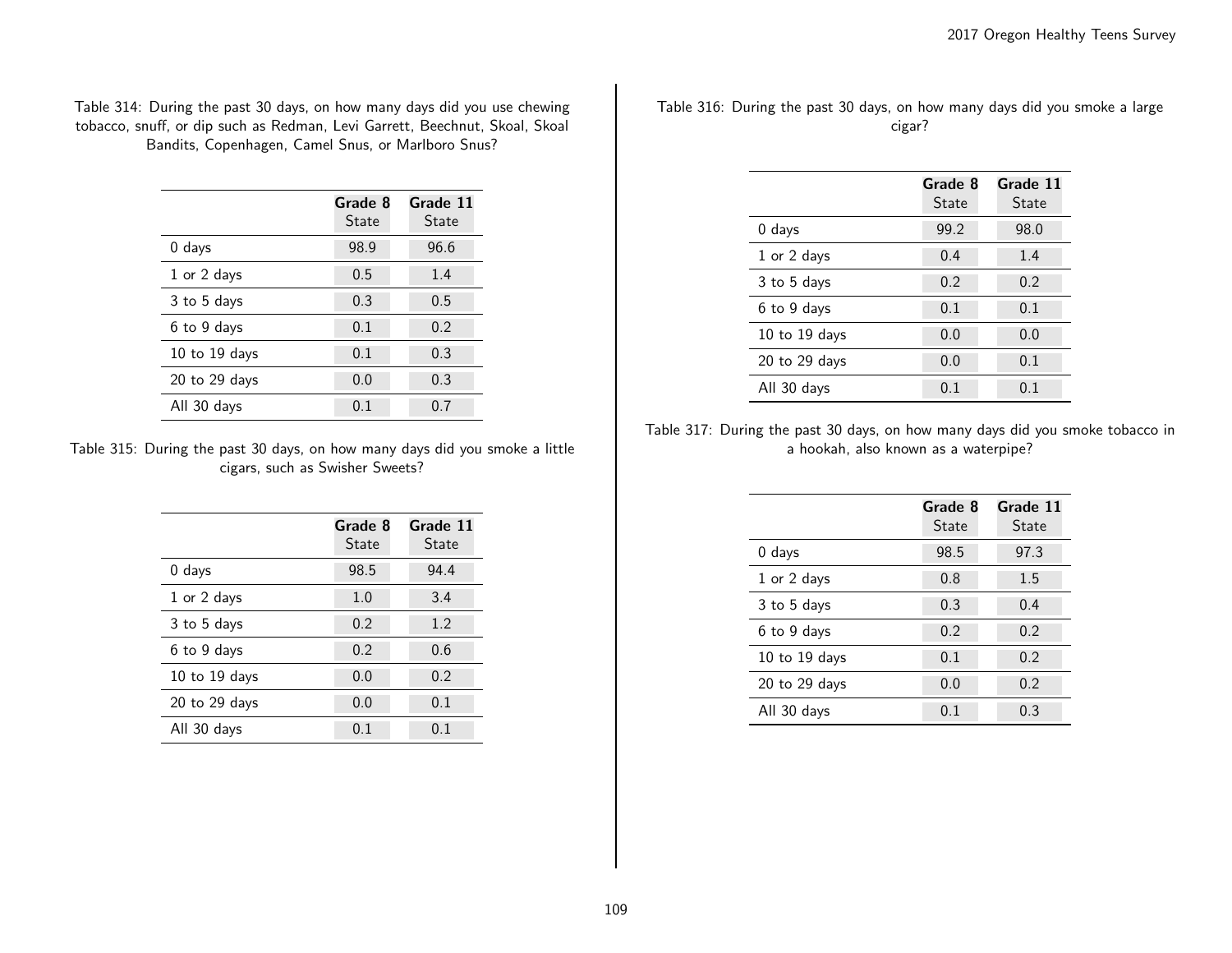Table 314: During the past 30 days, on how many days did you use chewing tobacco, snuff, or dip such as Redman, Levi Garrett, Beechnut, Skoal, Skoal Bandits, Copenhagen, Camel Snus, or Marlboro Snus?

| | **Grade 8** State | **Grade 11** State |
|---|---|---|
| 0 days | 98.9 | 96.6 |
| 1 or 2 days | 0.5 | 1.4 |
| 3 to 5 days | 0.3 | 0.5 |
| 6 to 9 days | 0.1 | 0.2 |
| 10 to 19 days | 0.1 | 0.3 |
| 20 to 29 days | 0.0 | 0.3 |
| All 30 days | 0.1 | 0.7 |

Table 315: During the past 30 days, on how many days did you smoke a little cigars, such as Swisher Sweets?

| | **Grade 8** State | **Grade 11** State |
|---|---|---|
| 0 days | 98.5 | 94.4 |
| 1 or 2 days | 1.0 | 3.4 |
| 3 to 5 days | 0.2 | 1.2 |
| 6 to 9 days | 0.2 | 0.6 |
| 10 to 19 days | 0.0 | 0.2 |
| 20 to 29 days | 0.0 | 0.1 |
| All 30 days | 0.1 | 0.1 |

Table 316: During the past 30 days, on how many days did you smoke a large cigar?

| | **Grade 8** State | **Grade 11** State |
|---|---|---|
| 0 days | 99.2 | 98.0 |
| 1 or 2 days | 0.4 | 1.4 |
| 3 to 5 days | 0.2 | 0.2 |
| 6 to 9 days | 0.1 | 0.1 |
| 10 to 19 days | 0.0 | 0.0 |
| 20 to 29 days | 0.0 | 0.1 |
| All 30 days | 0.1 | 0.1 |

Table 317: During the past 30 days, on how many days did you smoke tobacco in a hookah, also known as a waterpipe?

| | **Grade 8** State | **Grade 11** State |
|---|---|---|
| 0 days | 98.5 | 97.3 |
| 1 or 2 days | 0.8 | 1.5 |
| 3 to 5 days | 0.3 | 0.4 |
| 6 to 9 days | 0.2 | 0.2 |
| 10 to 19 days | 0.1 | 0.2 |
| 20 to 29 days | 0.0 | 0.2 |
| All 30 days | 0.1 | 0.3 |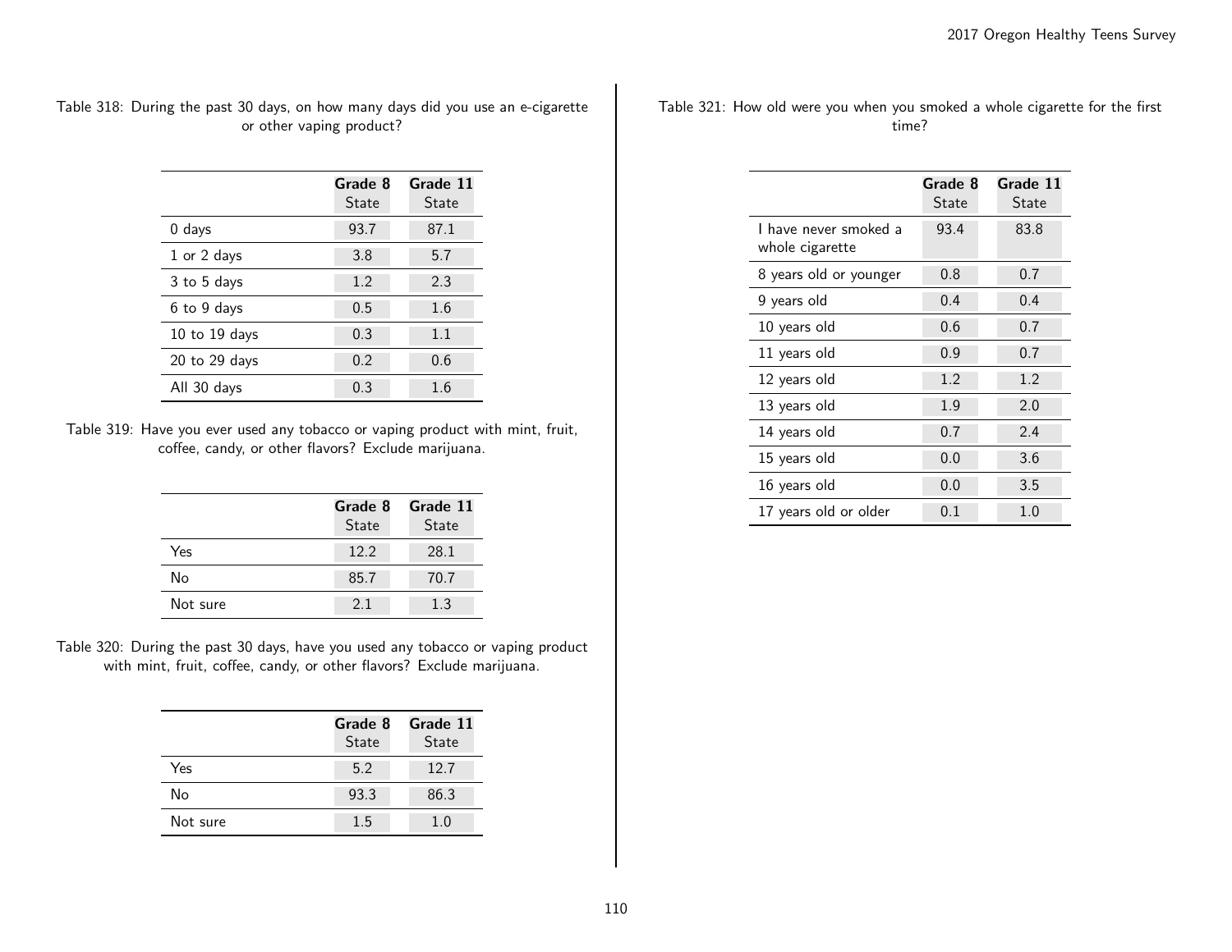Table 318: During the past 30 days, on how many days did you use an e-cigarette or other vaping product?

| | Grade 8 State | Grade 11 State |
|---|---|---|
| 0 days | 93.7 | 87.1 |
| 1 or 2 days | 3.8 | 5.7 |
| 3 to 5 days | 1.2 | 2.3 |
| 6 to 9 days | 0.5 | 1.6 |
| 10 to 19 days | 0.3 | 1.1 |
| 20 to 29 days | 0.2 | 0.6 |
| All 30 days | 0.3 | 1.6 |

Table 319: Have you ever used any tobacco or vaping product with mint, fruit, coffee, candy, or other flavors? Exclude marijuana.

| | Grade 8 State | Grade 11 State |
|---|---|---|
| Yes | 12.2 | 28.1 |
| No | 85.7 | 70.7 |
| Not sure | 2.1 | 1.3 |

Table 320: During the past 30 days, have you used any tobacco or vaping product with mint, fruit, coffee, candy, or other flavors? Exclude marijuana.

| | Grade 8 State | Grade 11 State |
|---|---|---|
| Yes | 5.2 | 12.7 |
| No | 93.3 | 86.3 |
| Not sure | 1.5 | 1.0 |

Table 321: How old were you when you smoked a whole cigarette for the first time?

| | Grade 8 State | Grade 11 State |
|---|---|---|
| I have never smoked a whole cigarette | 93.4 | 83.8 |
| 8 years old or younger | 0.8 | 0.7 |
| 9 years old | 0.4 | 0.4 |
| 10 years old | 0.6 | 0.7 |
| 11 years old | 0.9 | 0.7 |
| 12 years old | 1.2 | 1.2 |
| 13 years old | 1.9 | 2.0 |
| 14 years old | 0.7 | 2.4 |
| 15 years old | 0.0 | 3.6 |
| 16 years old | 0.0 | 3.5 |
| 17 years old or older | 0.1 | 1.0 |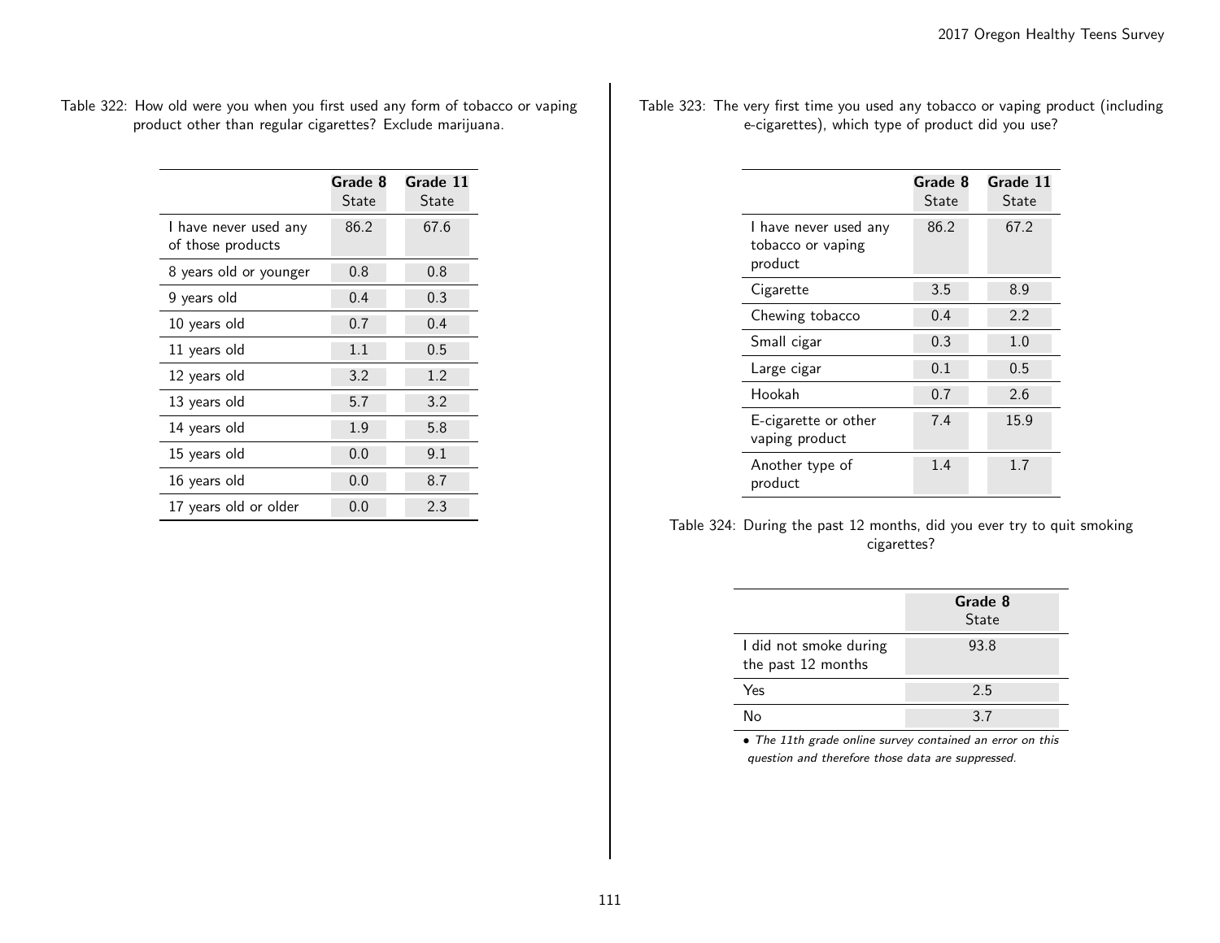Table 322: How old were you when you first used any form of tobacco or vaping product other than regular cigarettes? Exclude marijuana.

| | **Grade 8** State | **Grade 11** State |
|---|---|---|
| I have never used any of those products | 86.2 | 67.6 |
| 8 years old or younger | 0.8 | 0.8 |
| 9 years old | 0.4 | 0.3 |
| 10 years old | 0.7 | 0.4 |
| 11 years old | 1.1 | 0.5 |
| 12 years old | 3.2 | 1.2 |
| 13 years old | 5.7 | 3.2 |
| 14 years old | 1.9 | 5.8 |
| 15 years old | 0.0 | 9.1 |
| 16 years old | 0.0 | 8.7 |
| 17 years old or older | 0.0 | 2.3 |

Table 323: The very first time you used any tobacco or vaping product (including e-cigarettes), which type of product did you use?

| | **Grade 8** State | **Grade 11** State |
|---|---|---|
| I have never used any tobacco or vaping product | 86.2 | 67.2 |
| Cigarette | 3.5 | 8.9 |
| Chewing tobacco | 0.4 | 2.2 |
| Small cigar | 0.3 | 1.0 |
| Large cigar | 0.1 | 0.5 |
| Hookah | 0.7 | 2.6 |
| E-cigarette or other vaping product | 7.4 | 15.9 |
| Another type of product | 1.4 | 1.7 |

Table 324: During the past 12 months, did you ever try to quit smoking cigarettes?

| | **Grade 8** State |
|---|---|
| I did not smoke during the past 12 months | 93.8 |
| Yes | 2.5 |
| No | 3.7 |

• *The 11th grade online survey contained an error on this question and therefore those data are suppressed.*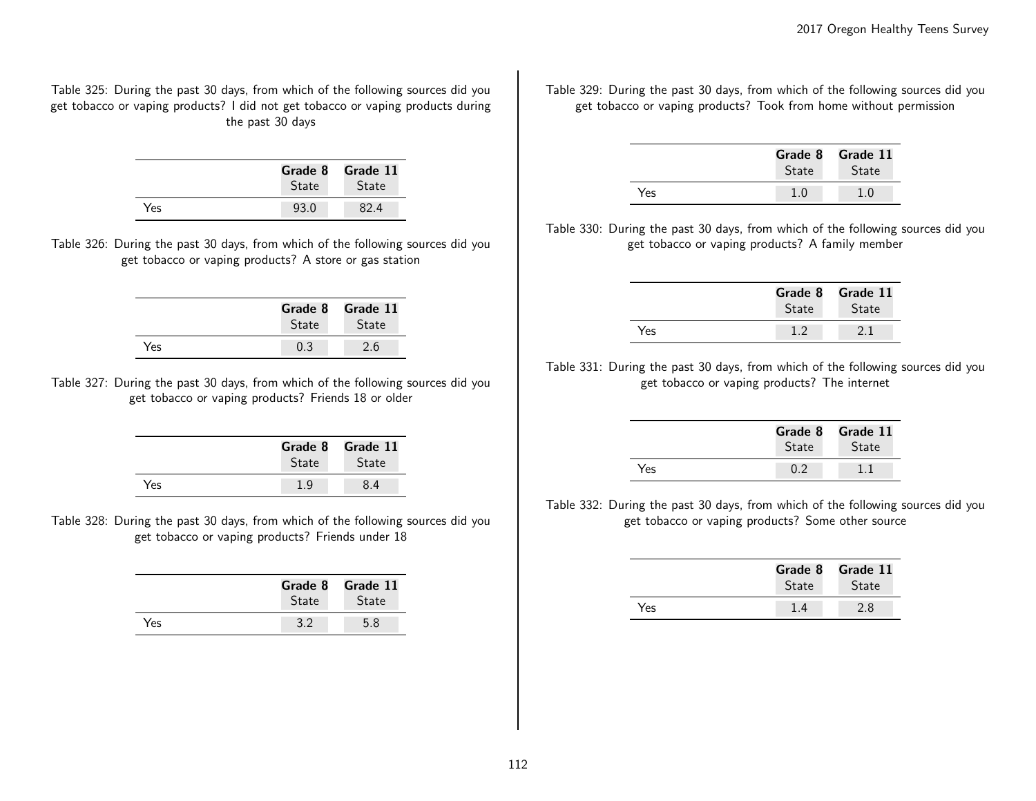Table 325: During the past 30 days, from which of the following sources did you get tobacco or vaping products? I did not get tobacco or vaping products during the past 30 days

| | Grade 8 State | Grade 11 State |
|---|---|---|
| Yes | 93.0 | 82.4 |

Table 326: During the past 30 days, from which of the following sources did you get tobacco or vaping products? A store or gas station

| | Grade 8 State | Grade 11 State |
|---|---|---|
| Yes | 0.3 | 2.6 |

Table 327: During the past 30 days, from which of the following sources did you get tobacco or vaping products? Friends 18 or older

| | Grade 8 State | Grade 11 State |
|---|---|---|
| Yes | 1.9 | 8.4 |

Table 328: During the past 30 days, from which of the following sources did you get tobacco or vaping products? Friends under 18

| | Grade 8 State | Grade 11 State |
|---|---|---|
| Yes | 3.2 | 5.8 |

Table 329: During the past 30 days, from which of the following sources did you get tobacco or vaping products? Took from home without permission

| | Grade 8 State | Grade 11 State |
|---|---|---|
| Yes | 1.0 | 1.0 |

Table 330: During the past 30 days, from which of the following sources did you get tobacco or vaping products? A family member

| | Grade 8 State | Grade 11 State |
|---|---|---|
| Yes | 1.2 | 2.1 |

Table 331: During the past 30 days, from which of the following sources did you get tobacco or vaping products? The internet

| | Grade 8 State | Grade 11 State |
|---|---|---|
| Yes | 0.2 | 1.1 |

Table 332: During the past 30 days, from which of the following sources did you get tobacco or vaping products? Some other source

| | Grade 8 State | Grade 11 State |
|---|---|---|
| Yes | 1.4 | 2.8 |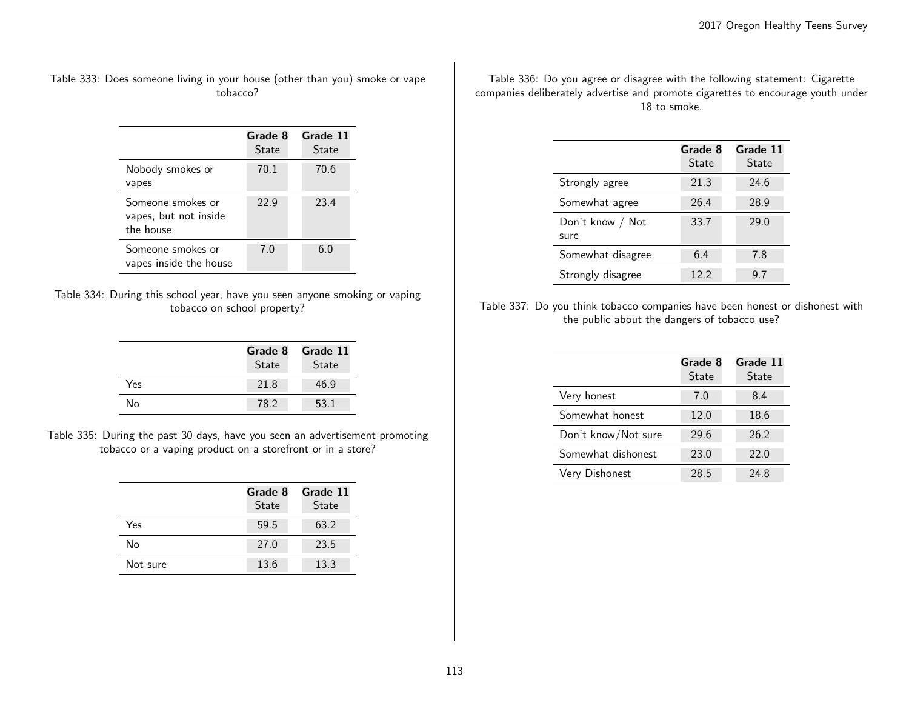Table 333: Does someone living in your house (other than you) smoke or vape tobacco?

| | Grade 8 State | Grade 11 State |
|---|---|---|
| Nobody smokes or vapes | 70.1 | 70.6 |
| Someone smokes or vapes, but not inside the house | 22.9 | 23.4 |
| Someone smokes or vapes inside the house | 7.0 | 6.0 |

Table 334: During this school year, have you seen anyone smoking or vaping tobacco on school property?

| | Grade 8 State | Grade 11 State |
|---|---|---|
| Yes | 21.8 | 46.9 |
| No | 78.2 | 53.1 |

Table 335: During the past 30 days, have you seen an advertisement promoting tobacco or a vaping product on a storefront or in a store?

| | Grade 8 State | Grade 11 State |
|---|---|---|
| Yes | 59.5 | 63.2 |
| No | 27.0 | 23.5 |
| Not sure | 13.6 | 13.3 |

Table 336: Do you agree or disagree with the following statement: Cigarette companies deliberately advertise and promote cigarettes to encourage youth under 18 to smoke.

| | Grade 8 State | Grade 11 State |
|---|---|---|
| Strongly agree | 21.3 | 24.6 |
| Somewhat agree | 26.4 | 28.9 |
| Don't know / Not sure | 33.7 | 29.0 |
| Somewhat disagree | 6.4 | 7.8 |
| Strongly disagree | 12.2 | 9.7 |

Table 337: Do you think tobacco companies have been honest or dishonest with the public about the dangers of tobacco use?

| | Grade 8 State | Grade 11 State |
|---|---|---|
| Very honest | 7.0 | 8.4 |
| Somewhat honest | 12.0 | 18.6 |
| Don't know/Not sure | 29.6 | 26.2 |
| Somewhat dishonest | 23.0 | 22.0 |
| Very Dishonest | 28.5 | 24.8 |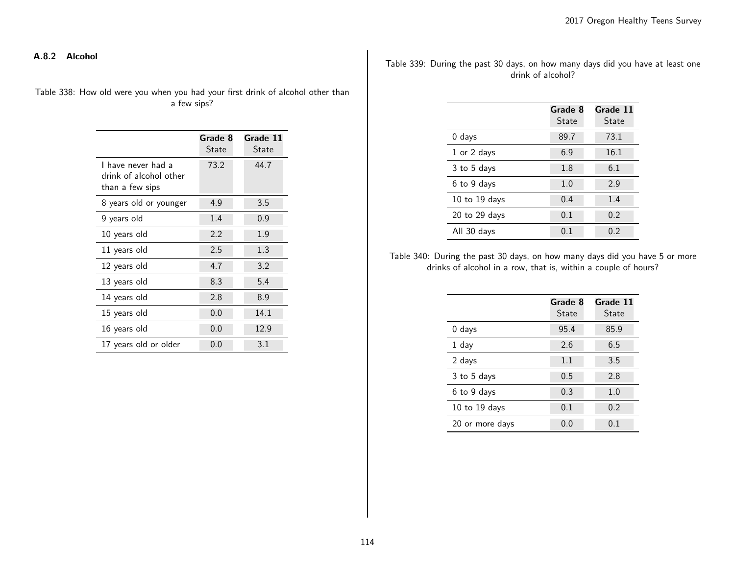### A.8.2 Alcohol

Table 338: How old were you when you had your first drink of alcohol other than a few sips?

| | Grade 8 State | Grade 11 State |
|---|---|---|
| I have never had a drink of alcohol other than a few sips | 73.2 | 44.7 |
| 8 years old or younger | 4.9 | 3.5 |
| 9 years old | 1.4 | 0.9 |
| 10 years old | 2.2 | 1.9 |
| 11 years old | 2.5 | 1.3 |
| 12 years old | 4.7 | 3.2 |
| 13 years old | 8.3 | 5.4 |
| 14 years old | 2.8 | 8.9 |
| 15 years old | 0.0 | 14.1 |
| 16 years old | 0.0 | 12.9 |
| 17 years old or older | 0.0 | 3.1 |

Table 339: During the past 30 days, on how many days did you have at least one drink of alcohol?

| | Grade 8 State | Grade 11 State |
|---|---|---|
| 0 days | 89.7 | 73.1 |
| 1 or 2 days | 6.9 | 16.1 |
| 3 to 5 days | 1.8 | 6.1 |
| 6 to 9 days | 1.0 | 2.9 |
| 10 to 19 days | 0.4 | 1.4 |
| 20 to 29 days | 0.1 | 0.2 |
| All 30 days | 0.1 | 0.2 |

Table 340: During the past 30 days, on how many days did you have 5 or more drinks of alcohol in a row, that is, within a couple of hours?

| | Grade 8 State | Grade 11 State |
|---|---|---|
| 0 days | 95.4 | 85.9 |
| 1 day | 2.6 | 6.5 |
| 2 days | 1.1 | 3.5 |
| 3 to 5 days | 0.5 | 2.8 |
| 6 to 9 days | 0.3 | 1.0 |
| 10 to 19 days | 0.1 | 0.2 |
| 20 or more days | 0.0 | 0.1 |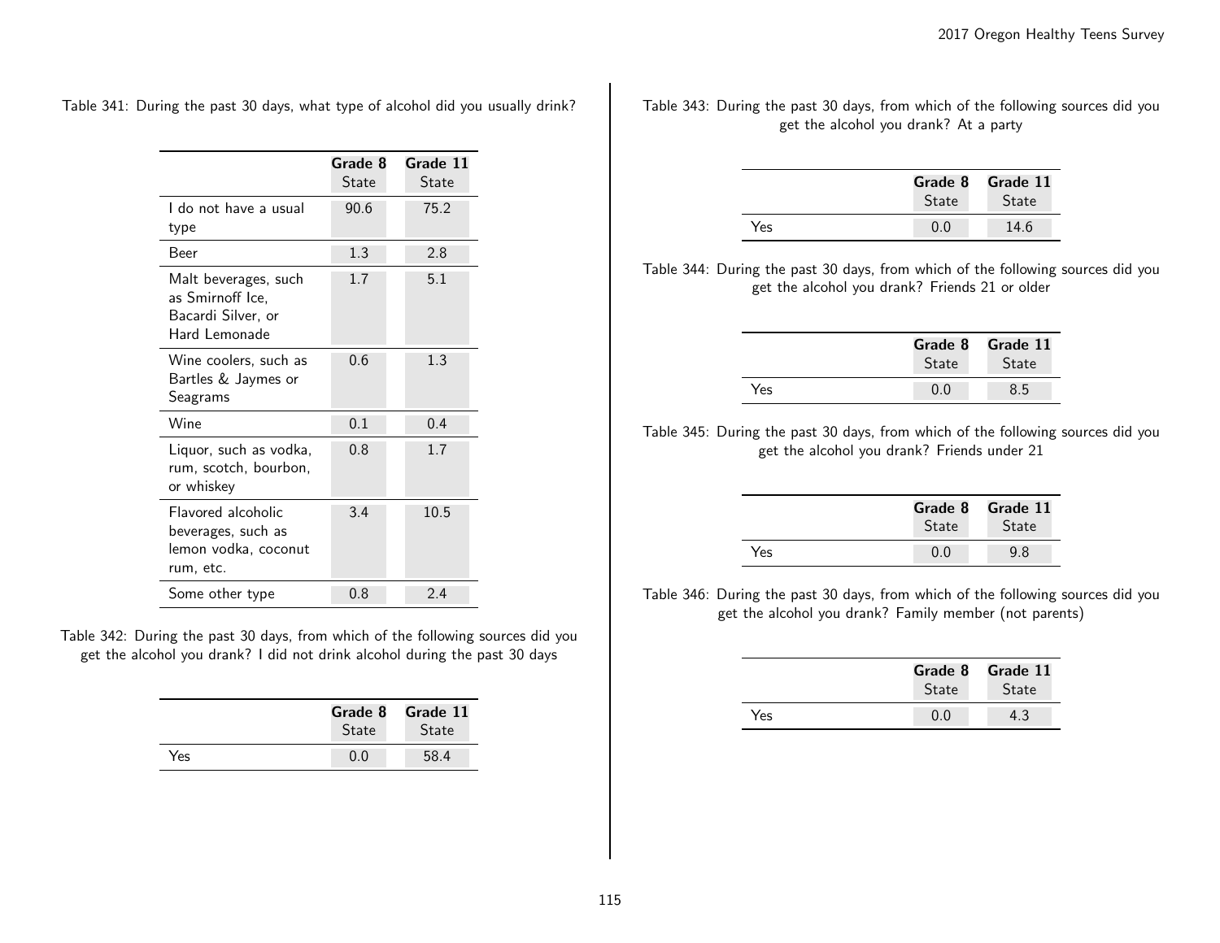Table 341: During the past 30 days, what type of alcohol did you usually drink?

| | Grade 8 State | Grade 11 State |
|---|---|---|
| I do not have a usual type | 90.6 | 75.2 |
| Beer | 1.3 | 2.8 |
| Malt beverages, such as Smirnoff Ice, Bacardi Silver, or Hard Lemonade | 1.7 | 5.1 |
| Wine coolers, such as Bartles & Jaymes or Seagrams | 0.6 | 1.3 |
| Wine | 0.1 | 0.4 |
| Liquor, such as vodka, rum, scotch, bourbon, or whiskey | 0.8 | 1.7 |
| Flavored alcoholic beverages, such as lemon vodka, coconut rum, etc. | 3.4 | 10.5 |
| Some other type | 0.8 | 2.4 |

Table 342: During the past 30 days, from which of the following sources did you get the alcohol you drank? I did not drink alcohol during the past 30 days

| | Grade 8 State | Grade 11 State |
|---|---|---|
| Yes | 0.0 | 58.4 |

Table 343: During the past 30 days, from which of the following sources did you get the alcohol you drank? At a party

| | Grade 8 State | Grade 11 State |
|---|---|---|
| Yes | 0.0 | 14.6 |

Table 344: During the past 30 days, from which of the following sources did you get the alcohol you drank? Friends 21 or older

| | Grade 8 State | Grade 11 State |
|---|---|---|
| Yes | 0.0 | 8.5 |

Table 345: During the past 30 days, from which of the following sources did you get the alcohol you drank? Friends under 21

| | Grade 8 State | Grade 11 State |
|---|---|---|
| Yes | 0.0 | 9.8 |

Table 346: During the past 30 days, from which of the following sources did you get the alcohol you drank? Family member (not parents)

| | Grade 8 State | Grade 11 State |
|---|---|---|
| Yes | 0.0 | 4.3 |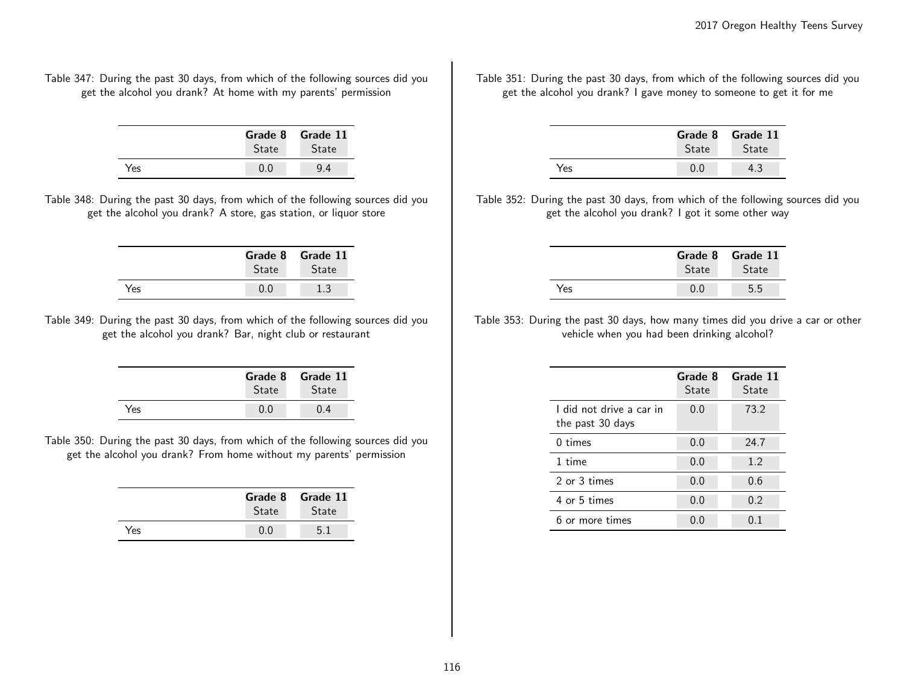Table 347: During the past 30 days, from which of the following sources did you get the alcohol you drank? At home with my parents' permission

| | Grade 8 State | Grade 11 State |
|---|---|---|
| Yes | 0.0 | 9.4 |

Table 348: During the past 30 days, from which of the following sources did you get the alcohol you drank? A store, gas station, or liquor store

| | Grade 8 State | Grade 11 State |
|---|---|---|
| Yes | 0.0 | 1.3 |

Table 349: During the past 30 days, from which of the following sources did you get the alcohol you drank? Bar, night club or restaurant

| | Grade 8 State | Grade 11 State |
|---|---|---|
| Yes | 0.0 | 0.4 |

Table 350: During the past 30 days, from which of the following sources did you get the alcohol you drank? From home without my parents' permission

| | Grade 8 State | Grade 11 State |
|---|---|---|
| Yes | 0.0 | 5.1 |

Table 351: During the past 30 days, from which of the following sources did you get the alcohol you drank? I gave money to someone to get it for me

| | Grade 8 State | Grade 11 State |
|---|---|---|
| Yes | 0.0 | 4.3 |

Table 352: During the past 30 days, from which of the following sources did you get the alcohol you drank? I got it some other way

| | Grade 8 State | Grade 11 State |
|---|---|---|
| Yes | 0.0 | 5.5 |

Table 353: During the past 30 days, how many times did you drive a car or other vehicle when you had been drinking alcohol?

| | Grade 8 State | Grade 11 State |
|---|---|---|
| I did not drive a car in the past 30 days | 0.0 | 73.2 |
| 0 times | 0.0 | 24.7 |
| 1 time | 0.0 | 1.2 |
| 2 or 3 times | 0.0 | 0.6 |
| 4 or 5 times | 0.0 | 0.2 |
| 6 or more times | 0.0 | 0.1 |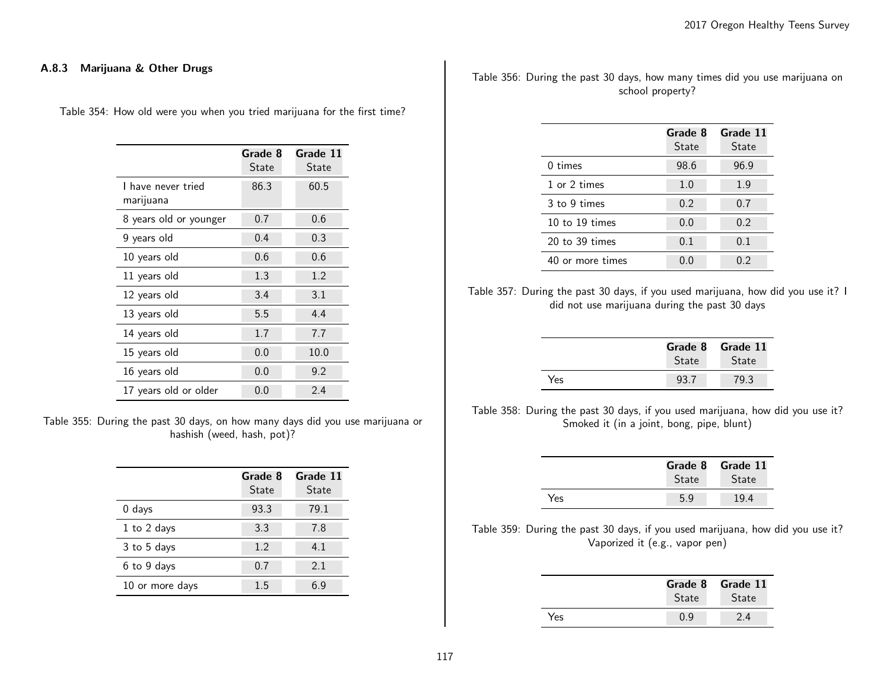### A.8.3 Marijuana & Other Drugs

Table 354: How old were you when you tried marijuana for the first time?

| | Grade 8 State | Grade 11 State |
|---|---|---|
| I have never tried marijuana | 86.3 | 60.5 |
| 8 years old or younger | 0.7 | 0.6 |
| 9 years old | 0.4 | 0.3 |
| 10 years old | 0.6 | 0.6 |
| 11 years old | 1.3 | 1.2 |
| 12 years old | 3.4 | 3.1 |
| 13 years old | 5.5 | 4.4 |
| 14 years old | 1.7 | 7.7 |
| 15 years old | 0.0 | 10.0 |
| 16 years old | 0.0 | 9.2 |
| 17 years old or older | 0.0 | 2.4 |

Table 355: During the past 30 days, on how many days did you use marijuana or hashish (weed, hash, pot)?

| | Grade 8 State | Grade 11 State |
|---|---|---|
| 0 days | 93.3 | 79.1 |
| 1 to 2 days | 3.3 | 7.8 |
| 3 to 5 days | 1.2 | 4.1 |
| 6 to 9 days | 0.7 | 2.1 |
| 10 or more days | 1.5 | 6.9 |

Table 356: During the past 30 days, how many times did you use marijuana on school property?

| | Grade 8 State | Grade 11 State |
|---|---|---|
| 0 times | 98.6 | 96.9 |
| 1 or 2 times | 1.0 | 1.9 |
| 3 to 9 times | 0.2 | 0.7 |
| 10 to 19 times | 0.0 | 0.2 |
| 20 to 39 times | 0.1 | 0.1 |
| 40 or more times | 0.0 | 0.2 |

Table 357: During the past 30 days, if you used marijuana, how did you use it? I did not use marijuana during the past 30 days

| | Grade 8 State | Grade 11 State |
|---|---|---|
| Yes | 93.7 | 79.3 |

Table 358: During the past 30 days, if you used marijuana, how did you use it? Smoked it (in a joint, bong, pipe, blunt)

| | Grade 8 State | Grade 11 State |
|---|---|---|
| Yes | 5.9 | 19.4 |

Table 359: During the past 30 days, if you used marijuana, how did you use it? Vaporized it (e.g., vapor pen)

| | Grade 8 State | Grade 11 State |
|---|---|---|
| Yes | 0.9 | 2.4 |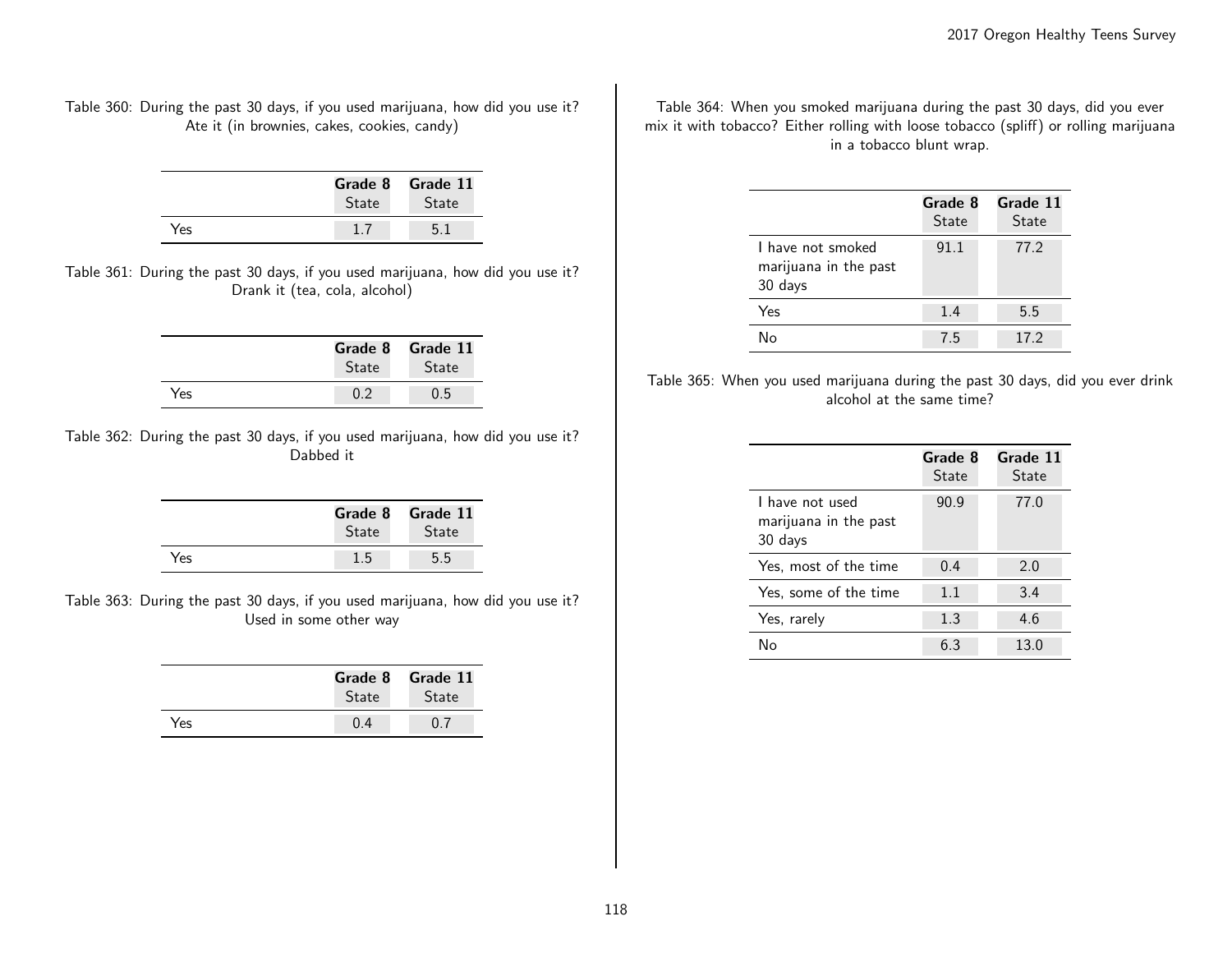Table 360: During the past 30 days, if you used marijuana, how did you use it? Ate it (in brownies, cakes, cookies, candy)

| | Grade 8 State | Grade 11 State |
|---|---|---|
| Yes | 1.7 | 5.1 |

Table 361: During the past 30 days, if you used marijuana, how did you use it? Drank it (tea, cola, alcohol)

| | Grade 8 State | Grade 11 State |
|---|---|---|
| Yes | 0.2 | 0.5 |

Table 362: During the past 30 days, if you used marijuana, how did you use it? Dabbed it

| | Grade 8 State | Grade 11 State |
|---|---|---|
| Yes | 1.5 | 5.5 |

Table 363: During the past 30 days, if you used marijuana, how did you use it? Used in some other way

| | Grade 8 State | Grade 11 State |
|---|---|---|
| Yes | 0.4 | 0.7 |

Table 364: When you smoked marijuana during the past 30 days, did you ever mix it with tobacco? Either rolling with loose tobacco (spliff) or rolling marijuana in a tobacco blunt wrap.

| | Grade 8 State | Grade 11 State |
|---|---|---|
| I have not smoked marijuana in the past 30 days | 91.1 | 77.2 |
| Yes | 1.4 | 5.5 |
| No | 7.5 | 17.2 |

Table 365: When you used marijuana during the past 30 days, did you ever drink alcohol at the same time?

| | Grade 8 State | Grade 11 State |
|---|---|---|
| I have not used marijuana in the past 30 days | 90.9 | 77.0 |
| Yes, most of the time | 0.4 | 2.0 |
| Yes, some of the time | 1.1 | 3.4 |
| Yes, rarely | 1.3 | 4.6 |
| No | 6.3 | 13.0 |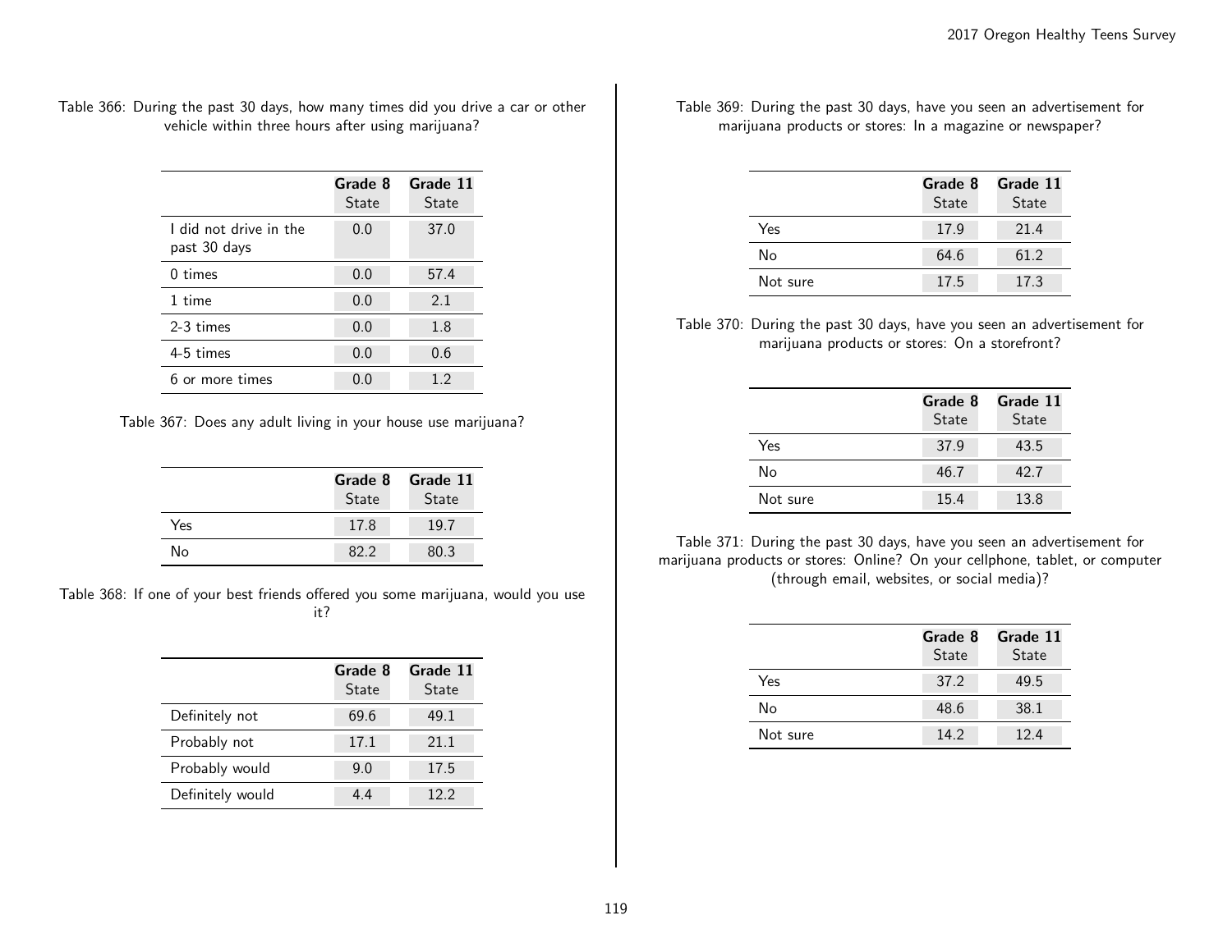Table 366: During the past 30 days, how many times did you drive a car or other vehicle within three hours after using marijuana?

| | Grade 8 State | Grade 11 State |
|---|---|---|
| I did not drive in the past 30 days | 0.0 | 37.0 |
| 0 times | 0.0 | 57.4 |
| 1 time | 0.0 | 2.1 |
| 2-3 times | 0.0 | 1.8 |
| 4-5 times | 0.0 | 0.6 |
| 6 or more times | 0.0 | 1.2 |

Table 367: Does any adult living in your house use marijuana?

| | Grade 8 State | Grade 11 State |
|---|---|---|
| Yes | 17.8 | 19.7 |
| No | 82.2 | 80.3 |

Table 368: If one of your best friends offered you some marijuana, would you use it?

| | Grade 8 State | Grade 11 State |
|---|---|---|
| Definitely not | 69.6 | 49.1 |
| Probably not | 17.1 | 21.1 |
| Probably would | 9.0 | 17.5 |
| Definitely would | 4.4 | 12.2 |

Table 369: During the past 30 days, have you seen an advertisement for marijuana products or stores: In a magazine or newspaper?

| | Grade 8 State | Grade 11 State |
|---|---|---|
| Yes | 17.9 | 21.4 |
| No | 64.6 | 61.2 |
| Not sure | 17.5 | 17.3 |

Table 370: During the past 30 days, have you seen an advertisement for marijuana products or stores: On a storefront?

| | Grade 8 State | Grade 11 State |
|---|---|---|
| Yes | 37.9 | 43.5 |
| No | 46.7 | 42.7 |
| Not sure | 15.4 | 13.8 |

Table 371: During the past 30 days, have you seen an advertisement for marijuana products or stores: Online? On your cellphone, tablet, or computer (through email, websites, or social media)?

| | Grade 8 State | Grade 11 State |
|---|---|---|
| Yes | 37.2 | 49.5 |
| No | 48.6 | 38.1 |
| Not sure | 14.2 | 12.4 |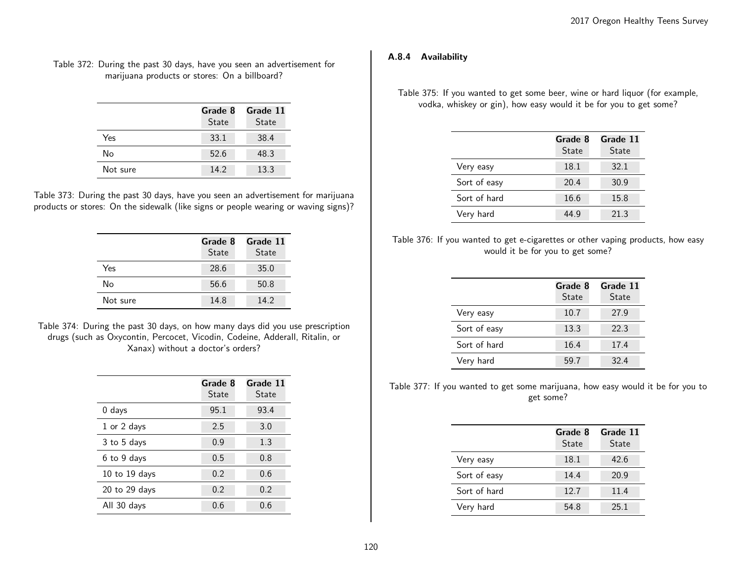Table 372: During the past 30 days, have you seen an advertisement for marijuana products or stores: On a billboard?

| | Grade 8 State | Grade 11 State |
|---|---|---|
| Yes | 33.1 | 38.4 |
| No | 52.6 | 48.3 |
| Not sure | 14.2 | 13.3 |

Table 373: During the past 30 days, have you seen an advertisement for marijuana products or stores: On the sidewalk (like signs or people wearing or waving signs)?

| | Grade 8 State | Grade 11 State |
|---|---|---|
| Yes | 28.6 | 35.0 |
| No | 56.6 | 50.8 |
| Not sure | 14.8 | 14.2 |

Table 374: During the past 30 days, on how many days did you use prescription drugs (such as Oxycontin, Percocet, Vicodin, Codeine, Adderall, Ritalin, or Xanax) without a doctor's orders?

| | Grade 8 State | Grade 11 State |
|---|---|---|
| 0 days | 95.1 | 93.4 |
| 1 or 2 days | 2.5 | 3.0 |
| 3 to 5 days | 0.9 | 1.3 |
| 6 to 9 days | 0.5 | 0.8 |
| 10 to 19 days | 0.2 | 0.6 |
| 20 to 29 days | 0.2 | 0.2 |
| All 30 days | 0.6 | 0.6 |

### A.8.4 Availability

Table 375: If you wanted to get some beer, wine or hard liquor (for example, vodka, whiskey or gin), how easy would it be for you to get some?

| | Grade 8 State | Grade 11 State |
|---|---|---|
| Very easy | 18.1 | 32.1 |
| Sort of easy | 20.4 | 30.9 |
| Sort of hard | 16.6 | 15.8 |
| Very hard | 44.9 | 21.3 |

Table 376: If you wanted to get e-cigarettes or other vaping products, how easy would it be for you to get some?

| | Grade 8 State | Grade 11 State |
|---|---|---|
| Very easy | 10.7 | 27.9 |
| Sort of easy | 13.3 | 22.3 |
| Sort of hard | 16.4 | 17.4 |
| Very hard | 59.7 | 32.4 |

Table 377: If you wanted to get some marijuana, how easy would it be for you to get some?

| | Grade 8 State | Grade 11 State |
|---|---|---|
| Very easy | 18.1 | 42.6 |
| Sort of easy | 14.4 | 20.9 |
| Sort of hard | 12.7 | 11.4 |
| Very hard | 54.8 | 25.1 |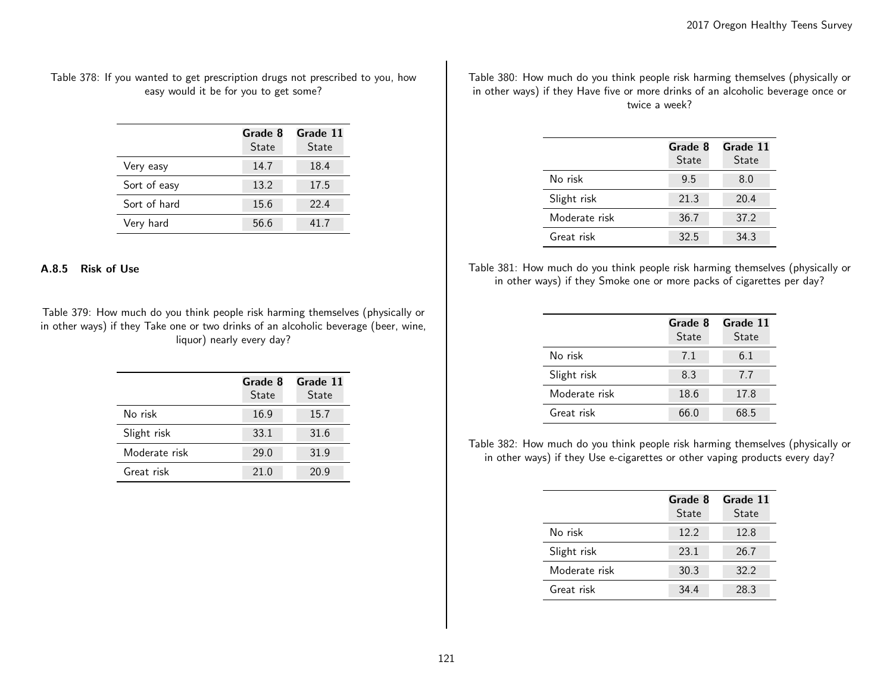Table 378: If you wanted to get prescription drugs not prescribed to you, how easy would it be for you to get some?

| | Grade 8 State | Grade 11 State |
|---|---|---|
| Very easy | 14.7 | 18.4 |
| Sort of easy | 13.2 | 17.5 |
| Sort of hard | 15.6 | 22.4 |
| Very hard | 56.6 | 41.7 |

### A.8.5 Risk of Use

Table 379: How much do you think people risk harming themselves (physically or in other ways) if they Take one or two drinks of an alcoholic beverage (beer, wine, liquor) nearly every day?

| | Grade 8 State | Grade 11 State |
|---|---|---|
| No risk | 16.9 | 15.7 |
| Slight risk | 33.1 | 31.6 |
| Moderate risk | 29.0 | 31.9 |
| Great risk | 21.0 | 20.9 |

Table 380: How much do you think people risk harming themselves (physically or in other ways) if they Have five or more drinks of an alcoholic beverage once or twice a week?

| | Grade 8 State | Grade 11 State |
|---|---|---|
| No risk | 9.5 | 8.0 |
| Slight risk | 21.3 | 20.4 |
| Moderate risk | 36.7 | 37.2 |
| Great risk | 32.5 | 34.3 |

Table 381: How much do you think people risk harming themselves (physically or in other ways) if they Smoke one or more packs of cigarettes per day?

| | Grade 8 State | Grade 11 State |
|---|---|---|
| No risk | 7.1 | 6.1 |
| Slight risk | 8.3 | 7.7 |
| Moderate risk | 18.6 | 17.8 |
| Great risk | 66.0 | 68.5 |

Table 382: How much do you think people risk harming themselves (physically or in other ways) if they Use e-cigarettes or other vaping products every day?

| | Grade 8 State | Grade 11 State |
|---|---|---|
| No risk | 12.2 | 12.8 |
| Slight risk | 23.1 | 26.7 |
| Moderate risk | 30.3 | 32.2 |
| Great risk | 34.4 | 28.3 |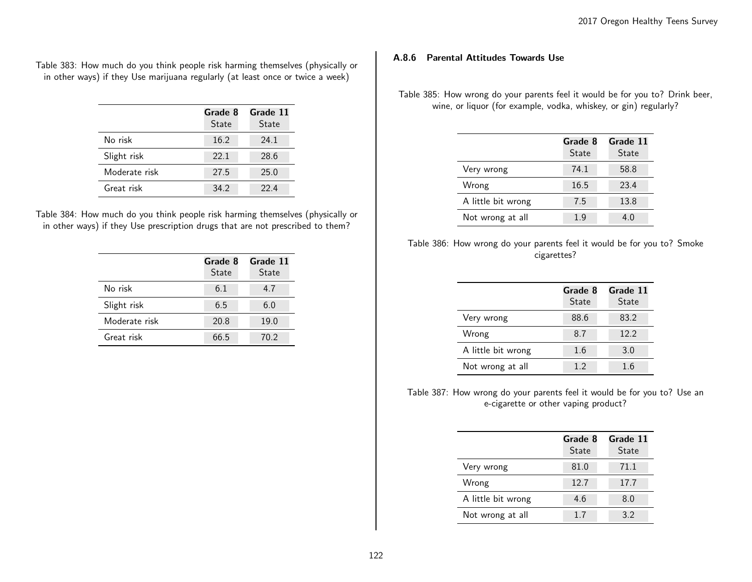Table 383: How much do you think people risk harming themselves (physically or in other ways) if they Use marijuana regularly (at least once or twice a week)

| | **Grade 8** State | **Grade 11** State |
|---|---|---|
| No risk | 16.2 | 24.1 |
| Slight risk | 22.1 | 28.6 |
| Moderate risk | 27.5 | 25.0 |
| Great risk | 34.2 | 22.4 |

Table 384: How much do you think people risk harming themselves (physically or in other ways) if they Use prescription drugs that are not prescribed to them?

| | **Grade 8** State | **Grade 11** State |
|---|---|---|
| No risk | 6.1 | 4.7 |
| Slight risk | 6.5 | 6.0 |
| Moderate risk | 20.8 | 19.0 |
| Great risk | 66.5 | 70.2 |

### A.8.6 Parental Attitudes Towards Use

Table 385: How wrong do your parents feel it would be for you to? Drink beer, wine, or liquor (for example, vodka, whiskey, or gin) regularly?

| | **Grade 8** State | **Grade 11** State |
|---|---|---|
| Very wrong | 74.1 | 58.8 |
| Wrong | 16.5 | 23.4 |
| A little bit wrong | 7.5 | 13.8 |
| Not wrong at all | 1.9 | 4.0 |

Table 386: How wrong do your parents feel it would be for you to? Smoke cigarettes?

| | **Grade 8** State | **Grade 11** State |
|---|---|---|
| Very wrong | 88.6 | 83.2 |
| Wrong | 8.7 | 12.2 |
| A little bit wrong | 1.6 | 3.0 |
| Not wrong at all | 1.2 | 1.6 |

Table 387: How wrong do your parents feel it would be for you to? Use an e-cigarette or other vaping product?

| | **Grade 8** State | **Grade 11** State |
|---|---|---|
| Very wrong | 81.0 | 71.1 |
| Wrong | 12.7 | 17.7 |
| A little bit wrong | 4.6 | 8.0 |
| Not wrong at all | 1.7 | 3.2 |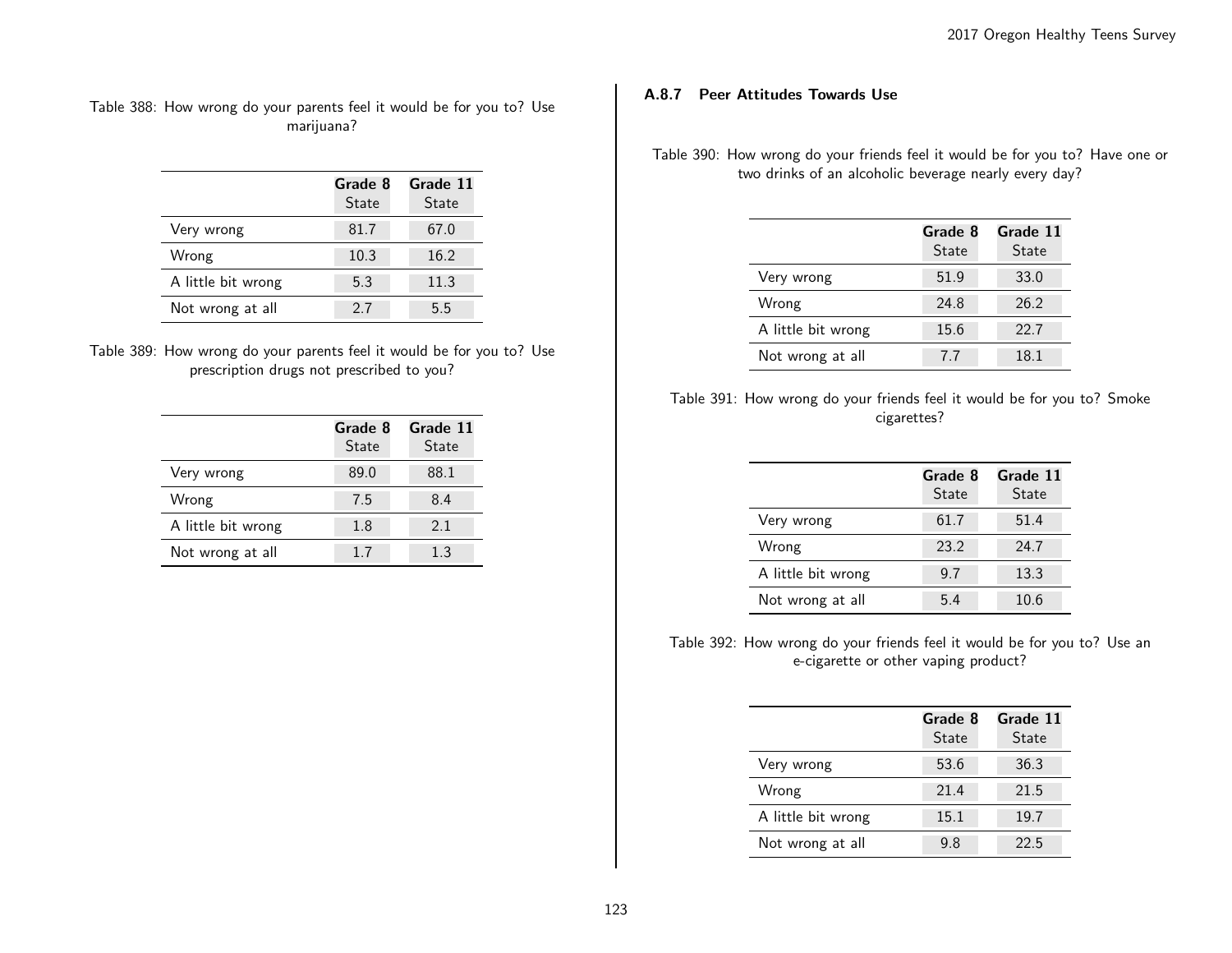Table 388: How wrong do your parents feel it would be for you to? Use marijuana?

| | **Grade 8** State | **Grade 11** State |
|---|---|---|
| Very wrong | 81.7 | 67.0 |
| Wrong | 10.3 | 16.2 |
| A little bit wrong | 5.3 | 11.3 |
| Not wrong at all | 2.7 | 5.5 |

Table 389: How wrong do your parents feel it would be for you to? Use prescription drugs not prescribed to you?

| | **Grade 8** State | **Grade 11** State |
|---|---|---|
| Very wrong | 89.0 | 88.1 |
| Wrong | 7.5 | 8.4 |
| A little bit wrong | 1.8 | 2.1 |
| Not wrong at all | 1.7 | 1.3 |

### A.8.7 Peer Attitudes Towards Use

Table 390: How wrong do your friends feel it would be for you to? Have one or two drinks of an alcoholic beverage nearly every day?

| | **Grade 8** State | **Grade 11** State |
|---|---|---|
| Very wrong | 51.9 | 33.0 |
| Wrong | 24.8 | 26.2 |
| A little bit wrong | 15.6 | 22.7 |
| Not wrong at all | 7.7 | 18.1 |

Table 391: How wrong do your friends feel it would be for you to? Smoke cigarettes?

| | **Grade 8** State | **Grade 11** State |
|---|---|---|
| Very wrong | 61.7 | 51.4 |
| Wrong | 23.2 | 24.7 |
| A little bit wrong | 9.7 | 13.3 |
| Not wrong at all | 5.4 | 10.6 |

Table 392: How wrong do your friends feel it would be for you to? Use an e-cigarette or other vaping product?

| | **Grade 8** State | **Grade 11** State |
|---|---|---|
| Very wrong | 53.6 | 36.3 |
| Wrong | 21.4 | 21.5 |
| A little bit wrong | 15.1 | 19.7 |
| Not wrong at all | 9.8 | 22.5 |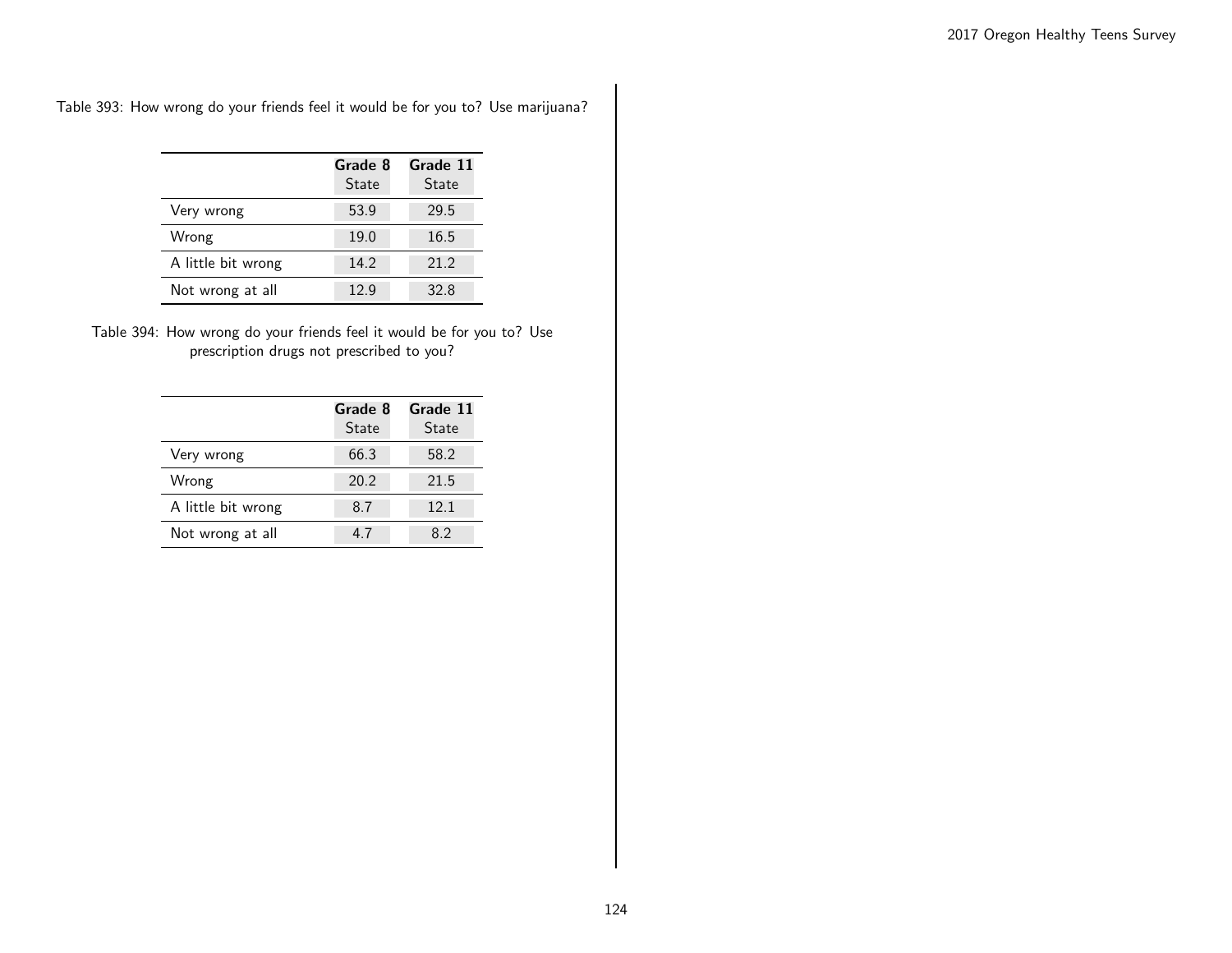Table 393: How wrong do your friends feel it would be for you to? Use marijuana?

| | Grade 8 State | Grade 11 State |
|---|---|---|
| Very wrong | 53.9 | 29.5 |
| Wrong | 19.0 | 16.5 |
| A little bit wrong | 14.2 | 21.2 |
| Not wrong at all | 12.9 | 32.8 |

Table 394: How wrong do your friends feel it would be for you to? Use prescription drugs not prescribed to you?

| | Grade 8 State | Grade 11 State |
|---|---|---|
| Very wrong | 66.3 | 58.2 |
| Wrong | 20.2 | 21.5 |
| A little bit wrong | 8.7 | 12.1 |
| Not wrong at all | 4.7 | 8.2 |